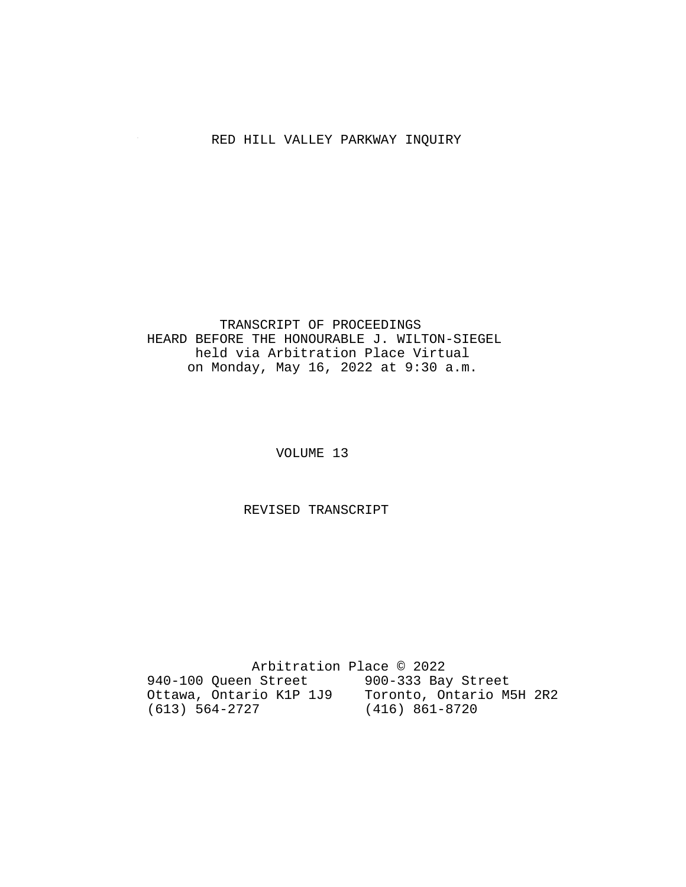# RED HILL VALLEY PARKWAY INQUIRY

TRANSCRIPT OF PROCEEDINGS
HEARD BEFORE THE HONOURABLE J. WILTON-SIEGEL
held via Arbitration Place Virtual
on Monday, May 16, 2022 at 9:30 a.m.

VOLUME 13

REVISED TRANSCRIPT

Arbitration Place © 2022

940-100 Queen Street
Ottawa, Ontario K1P 1J9
(613) 564-2727

900-333 Bay Street
Toronto, Ontario M5H 2R2
(416) 861-8720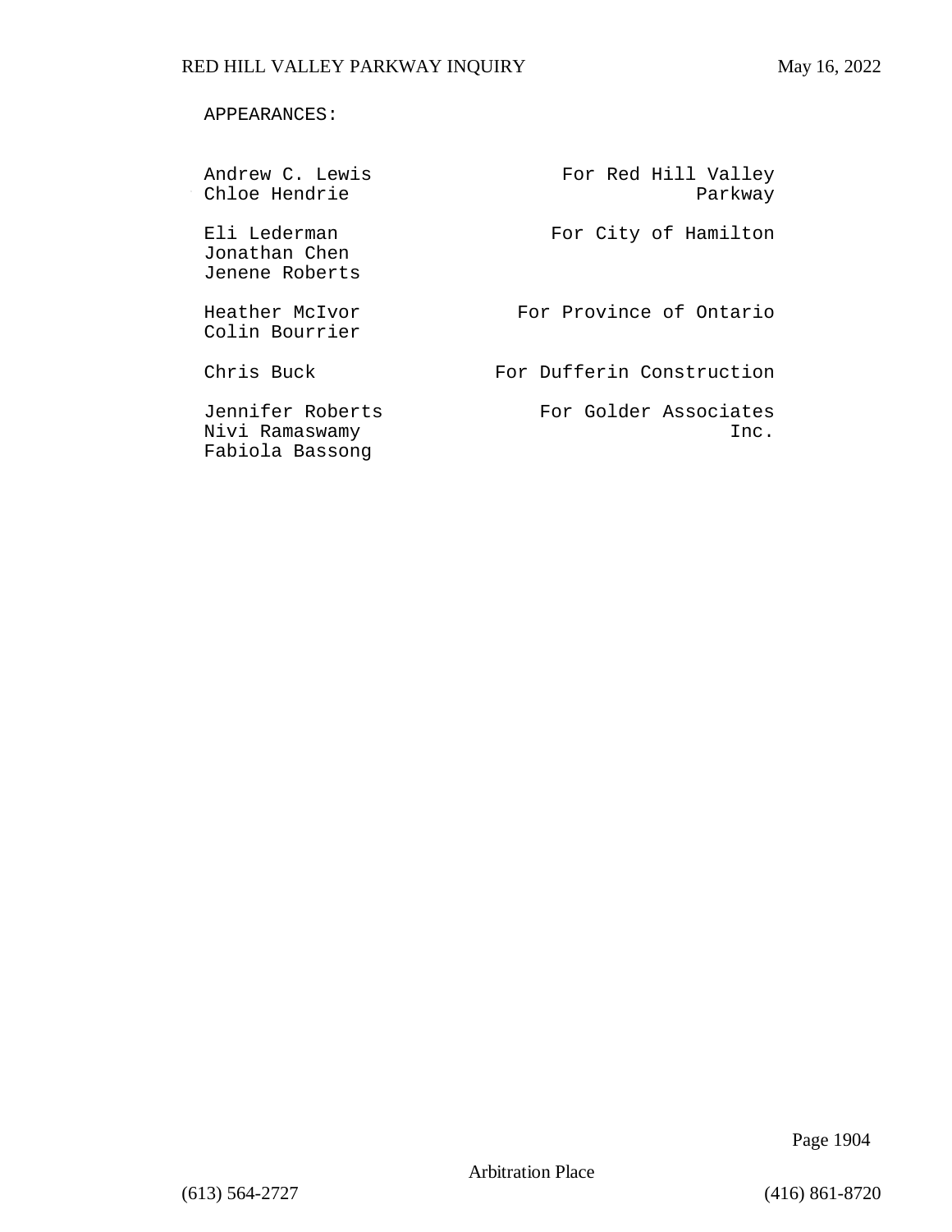APPEARANCES:

| | |
|---|---|
| Andrew C. Lewis<br>Chloe Hendrie | For Red Hill Valley Parkway |
| Eli Lederman<br>Jonathan Chen<br>Jenene Roberts | For City of Hamilton |
| Heather McIvor<br>Colin Bourrier | For Province of Ontario |
| Chris Buck | For Dufferin Construction |
| Jennifer Roberts<br>Nivi Ramaswamy<br>Fabiola Bassong | For Golder Associates Inc. |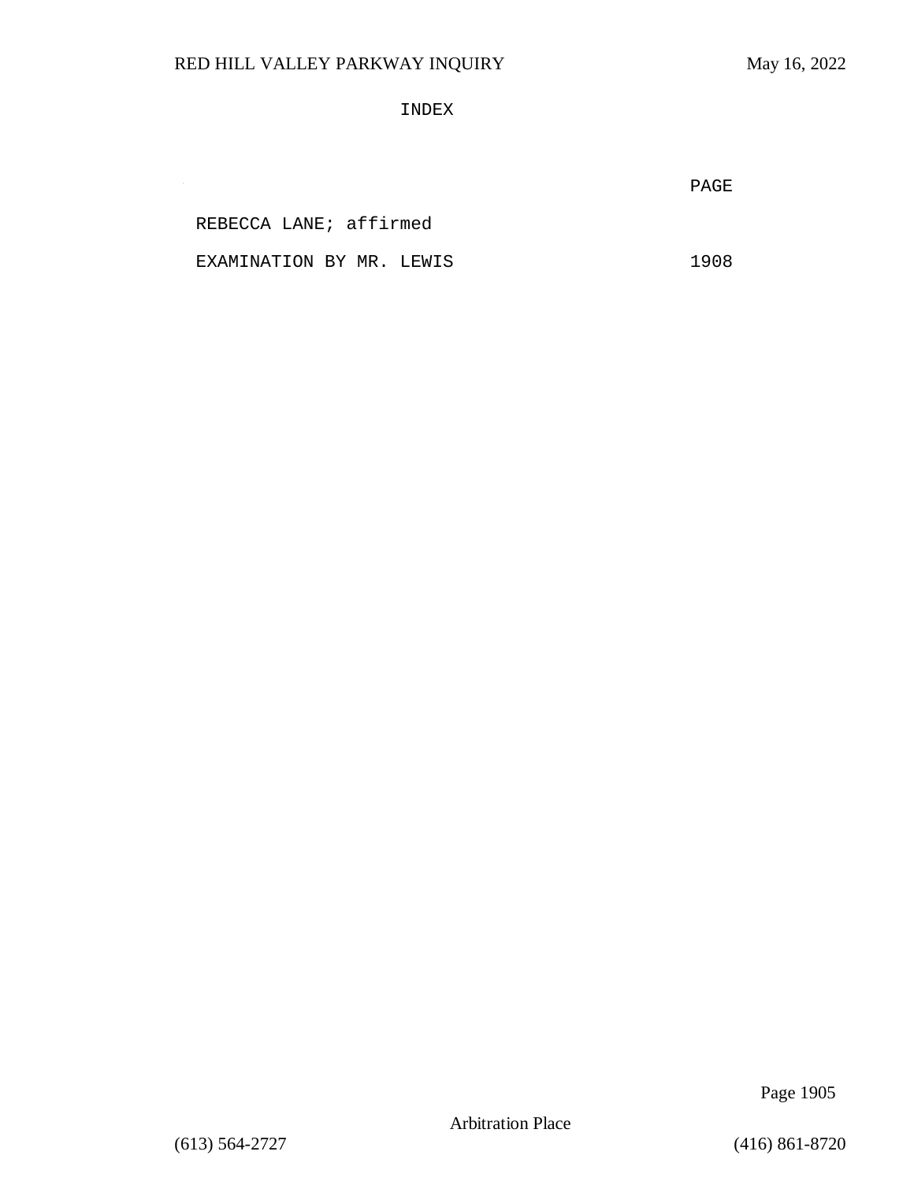INDEX

| | PAGE |
|---|---|
| REBECCA LANE; affirmed | |
| EXAMINATION BY MR. LEWIS | 1908 |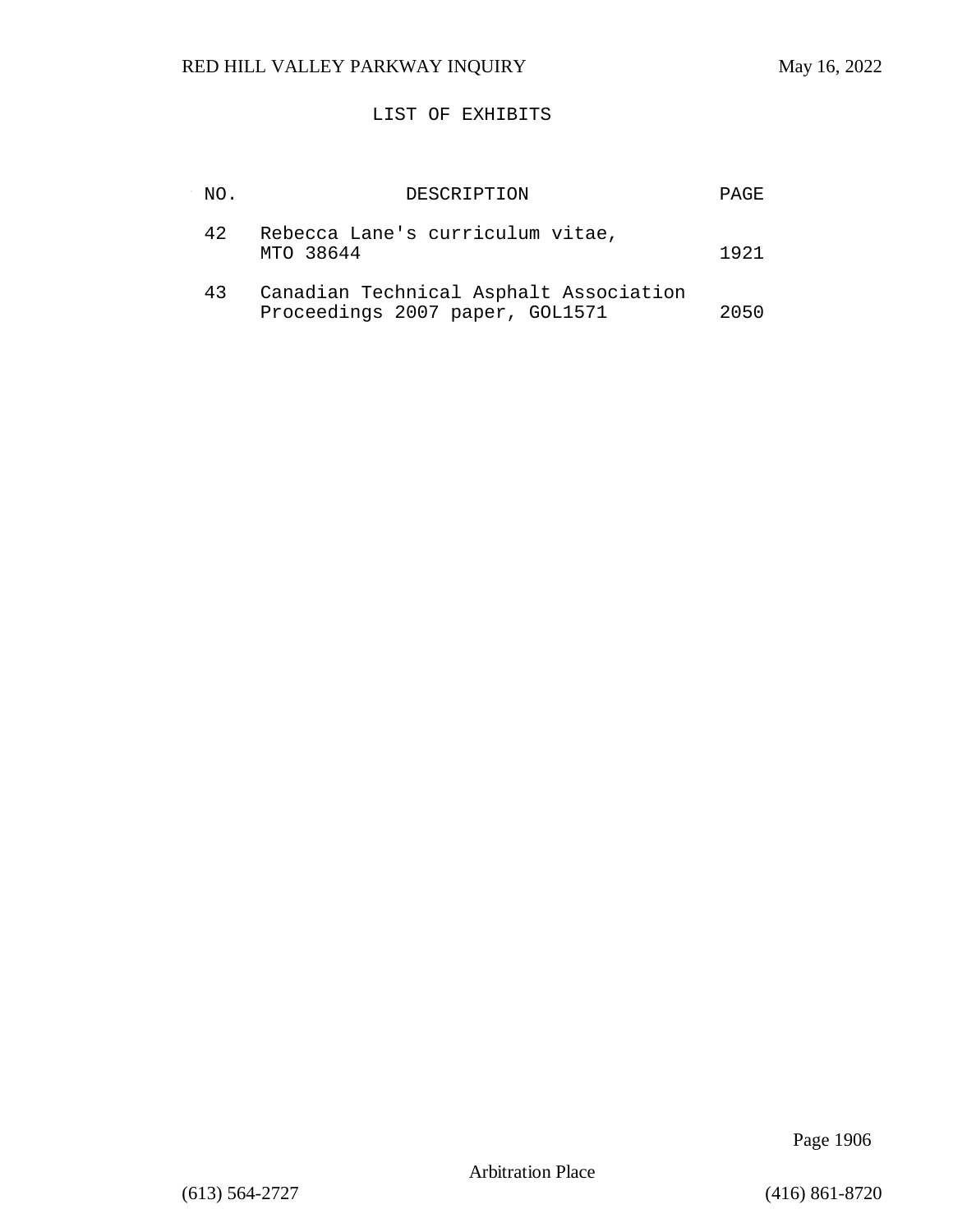## LIST OF EXHIBITS

| NO. | DESCRIPTION | PAGE |
|---|---|---|
| 42 | Rebecca Lane's curriculum vitae, MTO 38644 | 1921 |
| 43 | Canadian Technical Asphalt Association Proceedings 2007 paper, GOL1571 | 2050 |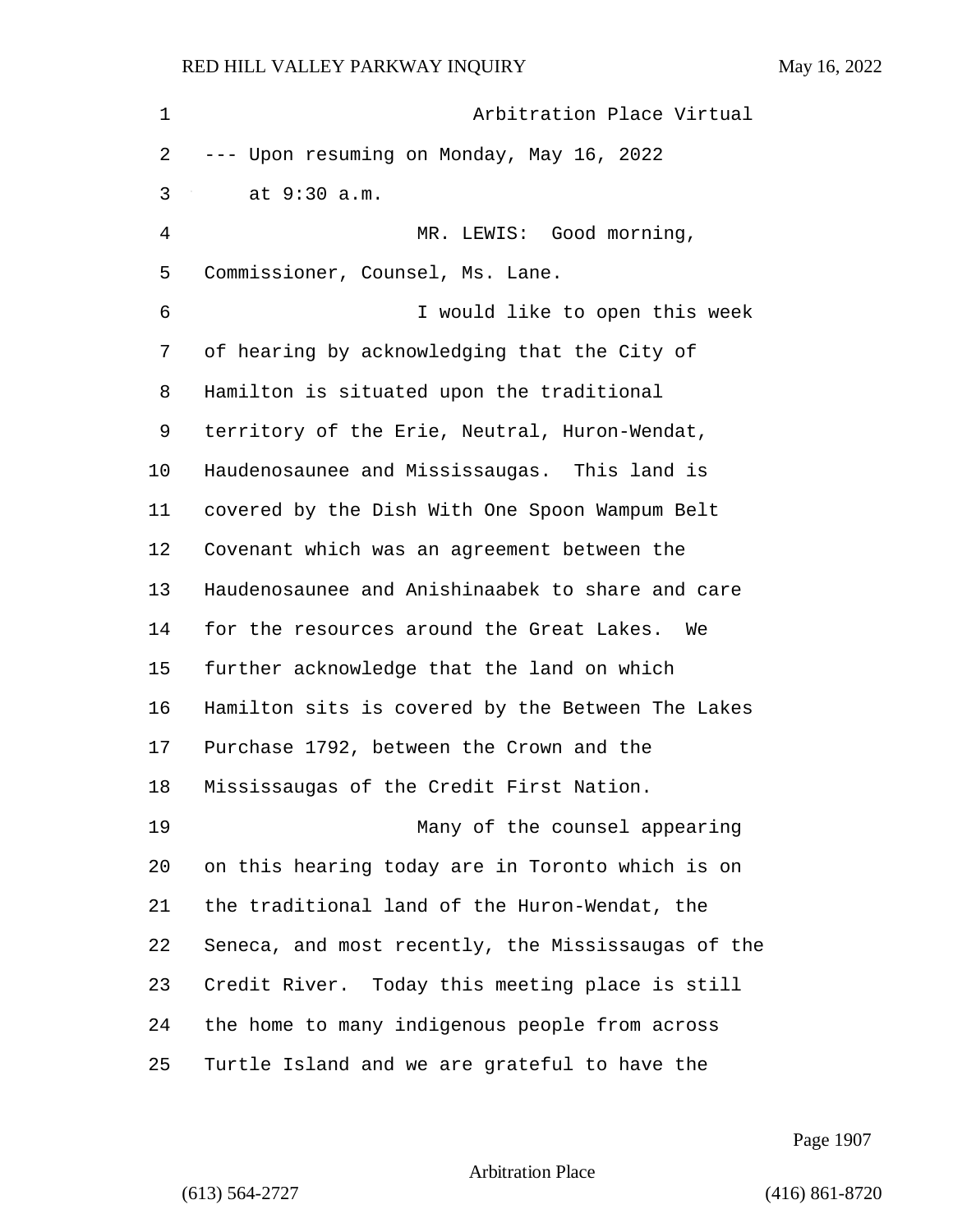Arbitration Place Virtual

--- Upon resuming on Monday, May 16, 2022 at 9:30 a.m.

MR. LEWIS: Good morning, Commissioner, Counsel, Ms. Lane.

I would like to open this week of hearing by acknowledging that the City of Hamilton is situated upon the traditional territory of the Erie, Neutral, Huron-Wendat, Haudenosaunee and Mississaugas. This land is covered by the Dish With One Spoon Wampum Belt Covenant which was an agreement between the Haudenosaunee and Anishinaabek to share and care for the resources around the Great Lakes. We further acknowledge that the land on which Hamilton sits is covered by the Between The Lakes Purchase 1792, between the Crown and the Mississaugas of the Credit First Nation.

Many of the counsel appearing on this hearing today are in Toronto which is on the traditional land of the Huron-Wendat, the Seneca, and most recently, the Mississaugas of the Credit River. Today this meeting place is still the home to many indigenous people from across Turtle Island and we are grateful to have the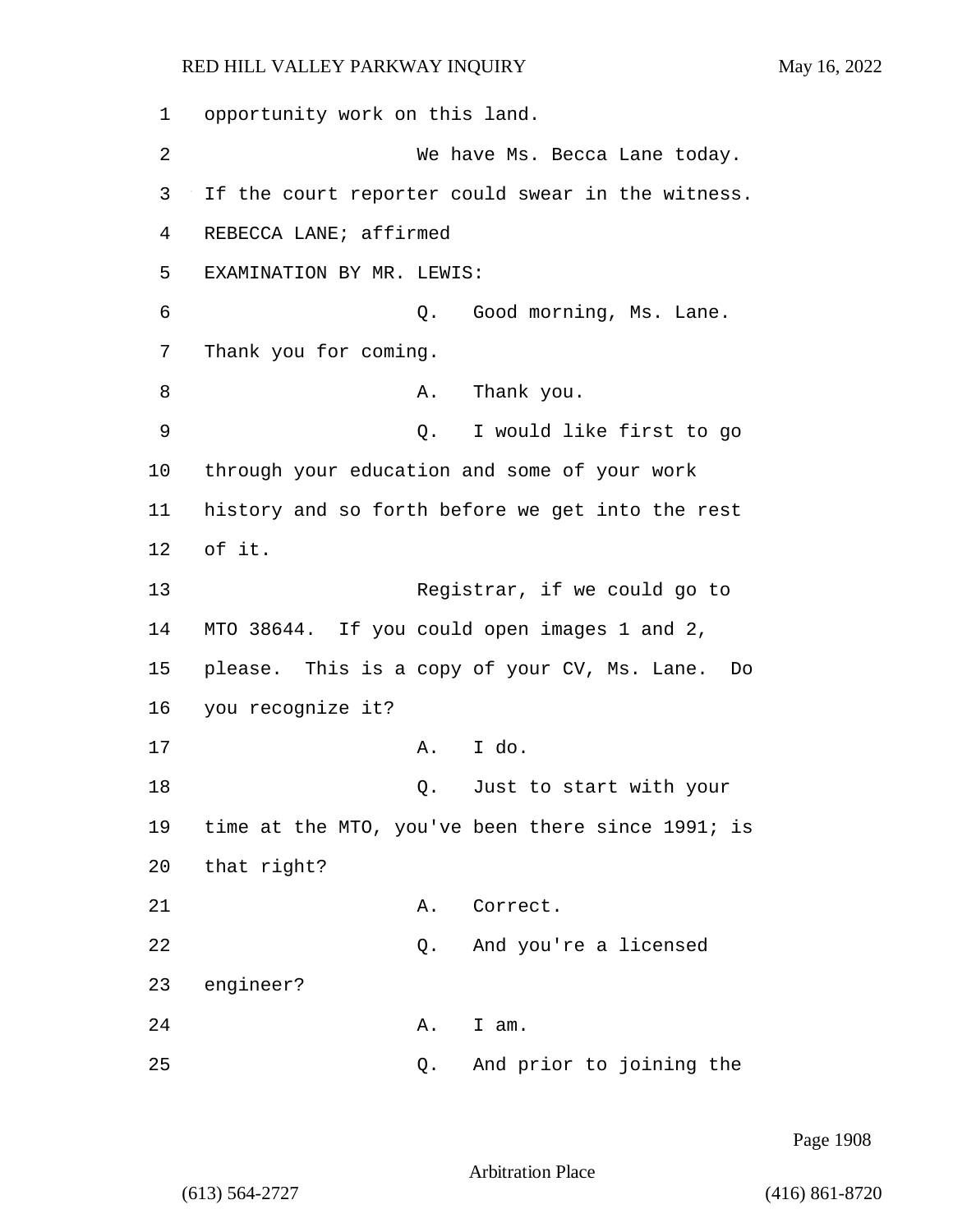opportunity work on this land.

We have Ms. Becca Lane today. If the court reporter could swear in the witness.

REBECCA LANE; affirmed

EXAMINATION BY MR. LEWIS:

Q. Good morning, Ms. Lane. Thank you for coming.

A. Thank you.

Q. I would like first to go through your education and some of your work history and so forth before we get into the rest of it.

Registrar, if we could go to MTO 38644. If you could open images 1 and 2, please. This is a copy of your CV, Ms. Lane. Do you recognize it?

A. I do.

Q. Just to start with your time at the MTO, you've been there since 1991; is that right?

A. Correct.

Q. And you're a licensed engineer?

A. I am.

Q. And prior to joining the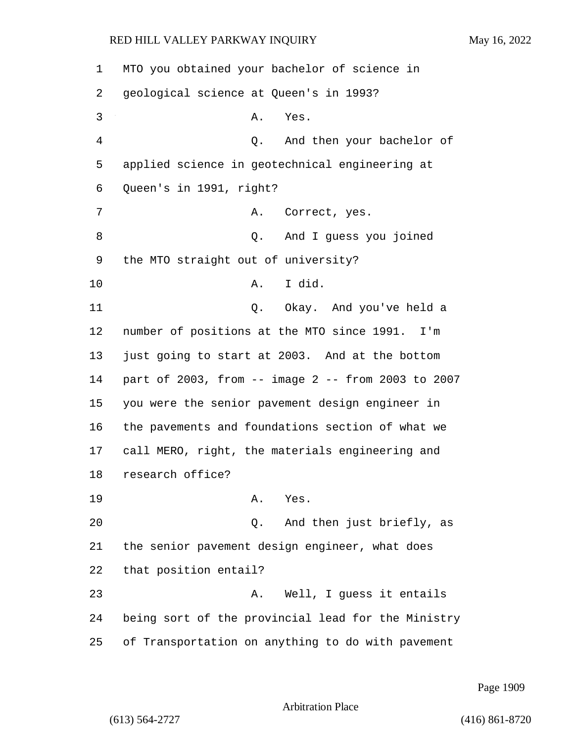MTO you obtained your bachelor of science in geological science at Queen's in 1993?

A. Yes.

Q. And then your bachelor of applied science in geotechnical engineering at Queen's in 1991, right?

A. Correct, yes.

Q. And I guess you joined the MTO straight out of university?

A. I did.

Q. Okay. And you've held a number of positions at the MTO since 1991. I'm just going to start at 2003. And at the bottom part of 2003, from -- image 2 -- from 2003 to 2007 you were the senior pavement design engineer in the pavements and foundations section of what we call MERO, right, the materials engineering and research office?

A. Yes.

Q. And then just briefly, as the senior pavement design engineer, what does that position entail?

A. Well, I guess it entails being sort of the provincial lead for the Ministry of Transportation on anything to do with pavement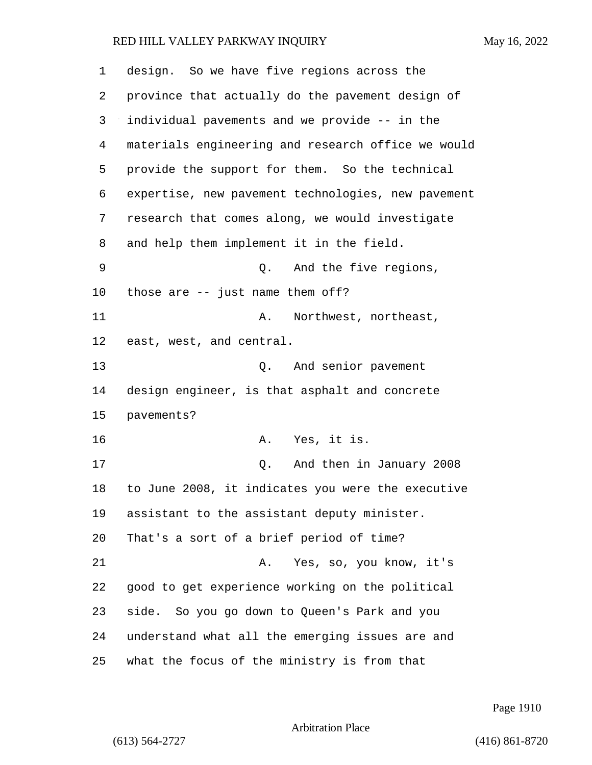design. So we have five regions across the province that actually do the pavement design of individual pavements and we provide -- in the materials engineering and research office we would provide the support for them. So the technical expertise, new pavement technologies, new pavement research that comes along, we would investigate and help them implement it in the field.

Q. And the five regions, those are -- just name them off?

A. Northwest, northeast, east, west, and central.

Q. And senior pavement design engineer, is that asphalt and concrete pavements?

A. Yes, it is.

Q. And then in January 2008 to June 2008, it indicates you were the executive assistant to the assistant deputy minister. That's a sort of a brief period of time?

A. Yes, so, you know, it's good to get experience working on the political side. So you go down to Queen's Park and you understand what all the emerging issues are and what the focus of the ministry is from that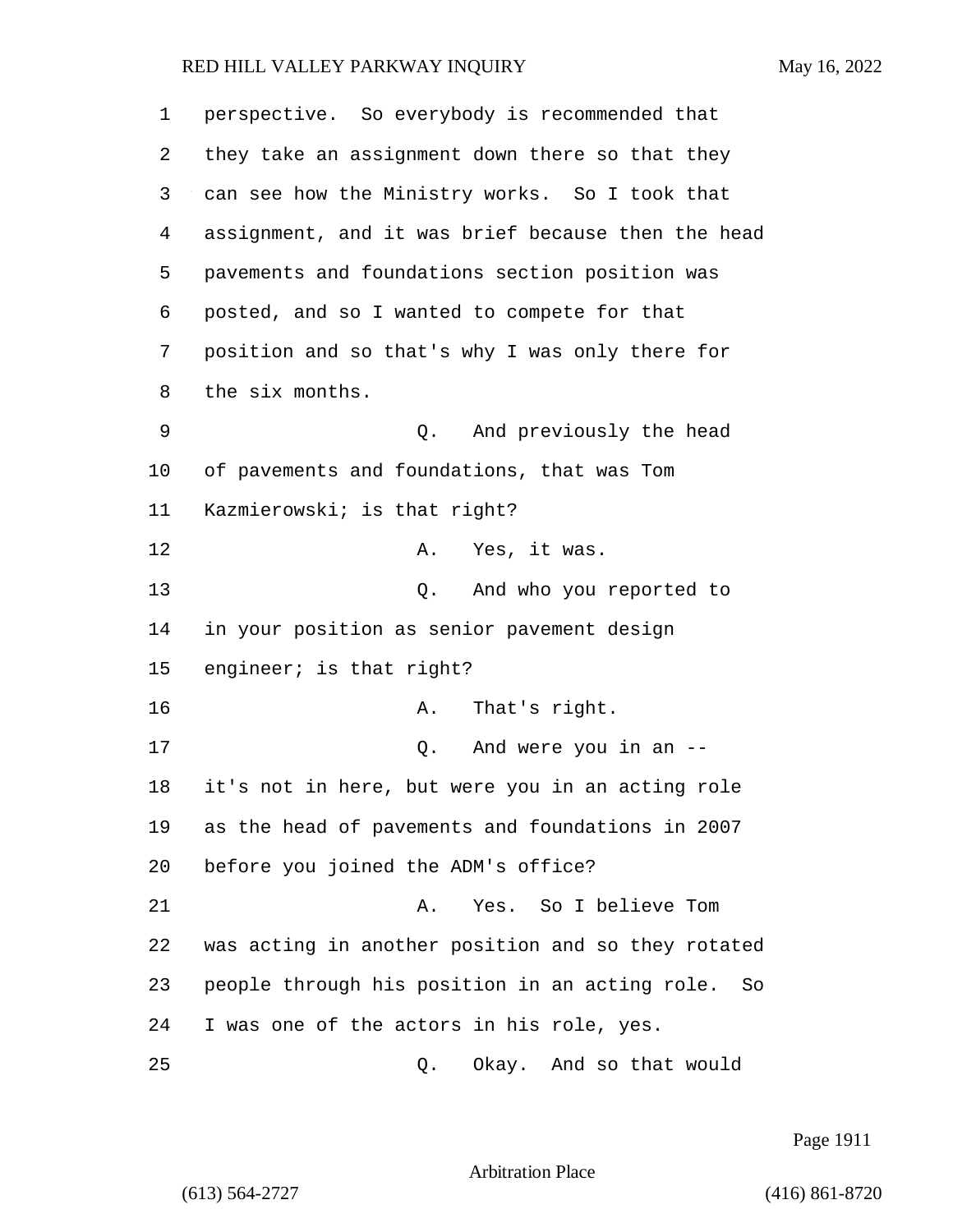perspective. So everybody is recommended that they take an assignment down there so that they can see how the Ministry works. So I took that assignment, and it was brief because then the head pavements and foundations section position was posted, and so I wanted to compete for that position and so that's why I was only there for the six months.

Q. And previously the head of pavements and foundations, that was Tom Kazmierowski; is that right?

A. Yes, it was.

Q. And who you reported to in your position as senior pavement design engineer; is that right?

A. That's right.

Q. And were you in an -- it's not in here, but were you in an acting role as the head of pavements and foundations in 2007 before you joined the ADM's office?

A. Yes. So I believe Tom was acting in another position and so they rotated people through his position in an acting role. So I was one of the actors in his role, yes.

Q. Okay. And so that would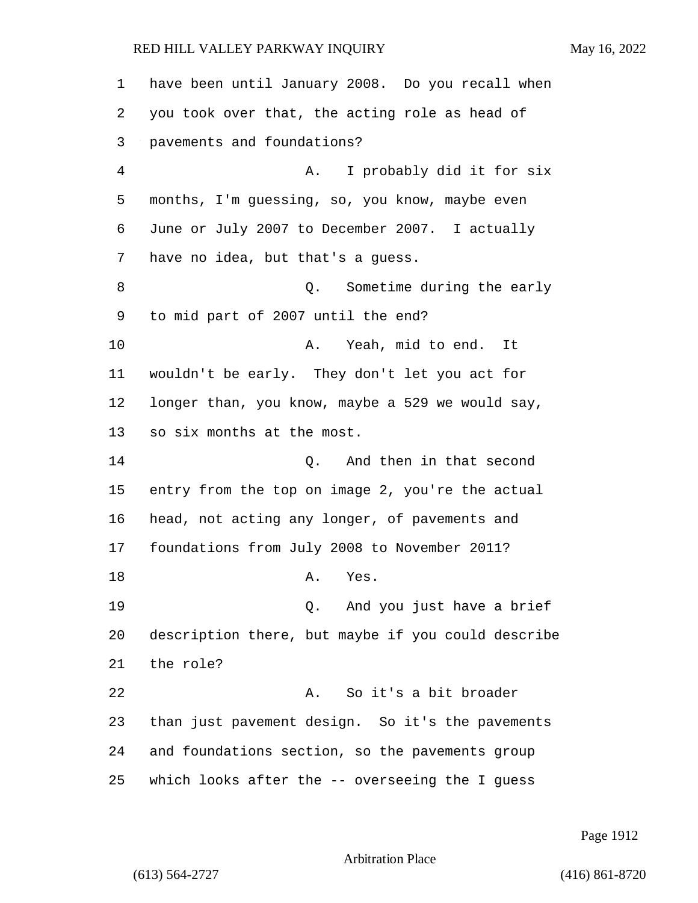have been until January 2008. Do you recall when you took over that, the acting role as head of pavements and foundations?

A. I probably did it for six months, I'm guessing, so, you know, maybe even June or July 2007 to December 2007. I actually have no idea, but that's a guess.

Q. Sometime during the early to mid part of 2007 until the end?

A. Yeah, mid to end. It wouldn't be early. They don't let you act for longer than, you know, maybe a 529 we would say, so six months at the most.

Q. And then in that second entry from the top on image 2, you're the actual head, not acting any longer, of pavements and foundations from July 2008 to November 2011?

A. Yes.

Q. And you just have a brief description there, but maybe if you could describe the role?

A. So it's a bit broader than just pavement design. So it's the pavements and foundations section, so the pavements group which looks after the -- overseeing the I guess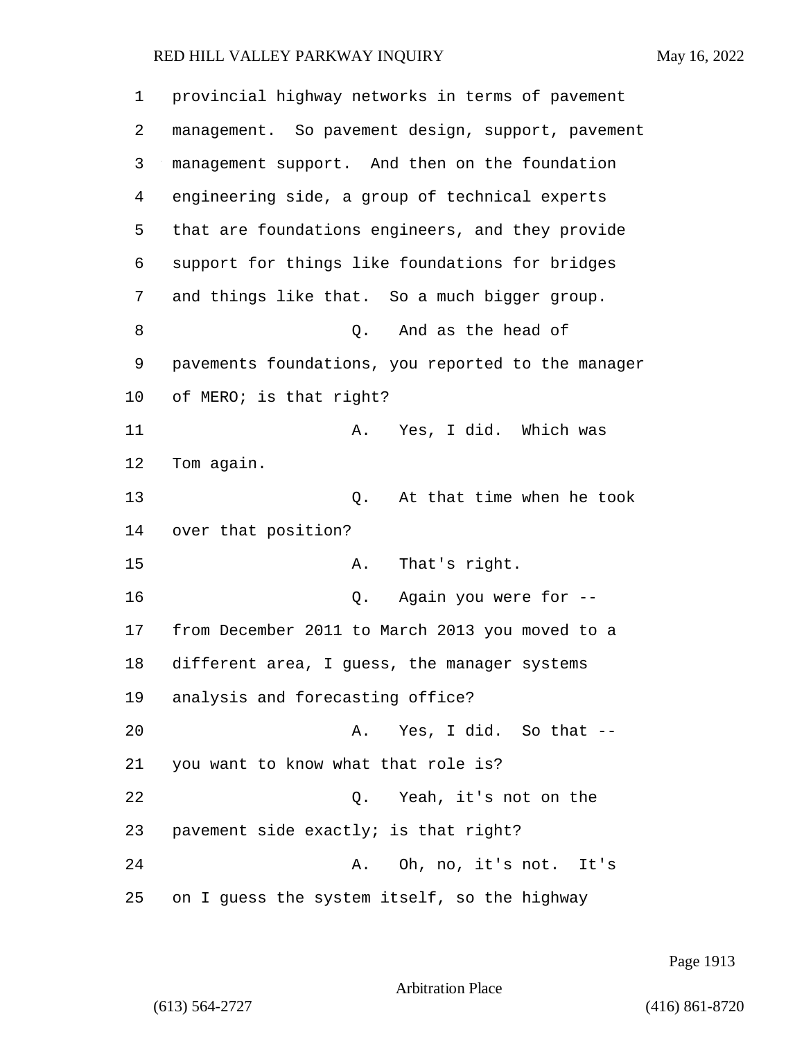provincial highway networks in terms of pavement management. So pavement design, support, pavement management support. And then on the foundation engineering side, a group of technical experts that are foundations engineers, and they provide support for things like foundations for bridges and things like that. So a much bigger group.

Q. And as the head of pavements foundations, you reported to the manager of MERO; is that right?

A. Yes, I did. Which was Tom again.

Q. At that time when he took over that position?

A. That's right.

Q. Again you were for -- from December 2011 to March 2013 you moved to a different area, I guess, the manager systems analysis and forecasting office?

A. Yes, I did. So that -- you want to know what that role is?

Q. Yeah, it's not on the pavement side exactly; is that right?

A. Oh, no, it's not. It's on I guess the system itself, so the highway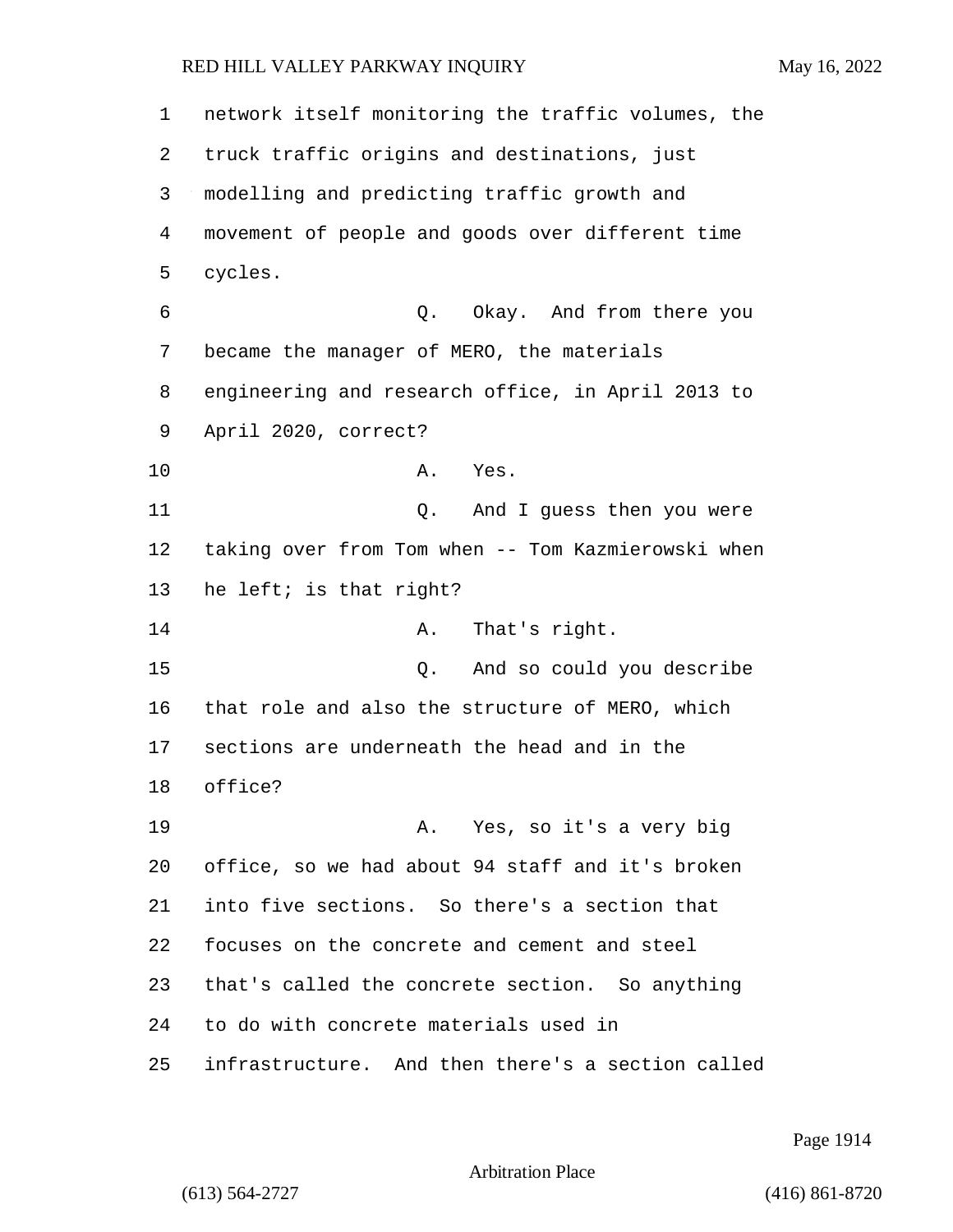network itself monitoring the traffic volumes, the truck traffic origins and destinations, just modelling and predicting traffic growth and movement of people and goods over different time cycles.

Q. Okay. And from there you became the manager of MERO, the materials engineering and research office, in April 2013 to April 2020, correct?

A. Yes.

Q. And I guess then you were taking over from Tom when -- Tom Kazmierowski when he left; is that right?

A. That's right.

Q. And so could you describe that role and also the structure of MERO, which sections are underneath the head and in the office?

A. Yes, so it's a very big office, so we had about 94 staff and it's broken into five sections. So there's a section that focuses on the concrete and cement and steel that's called the concrete section. So anything to do with concrete materials used in infrastructure. And then there's a section called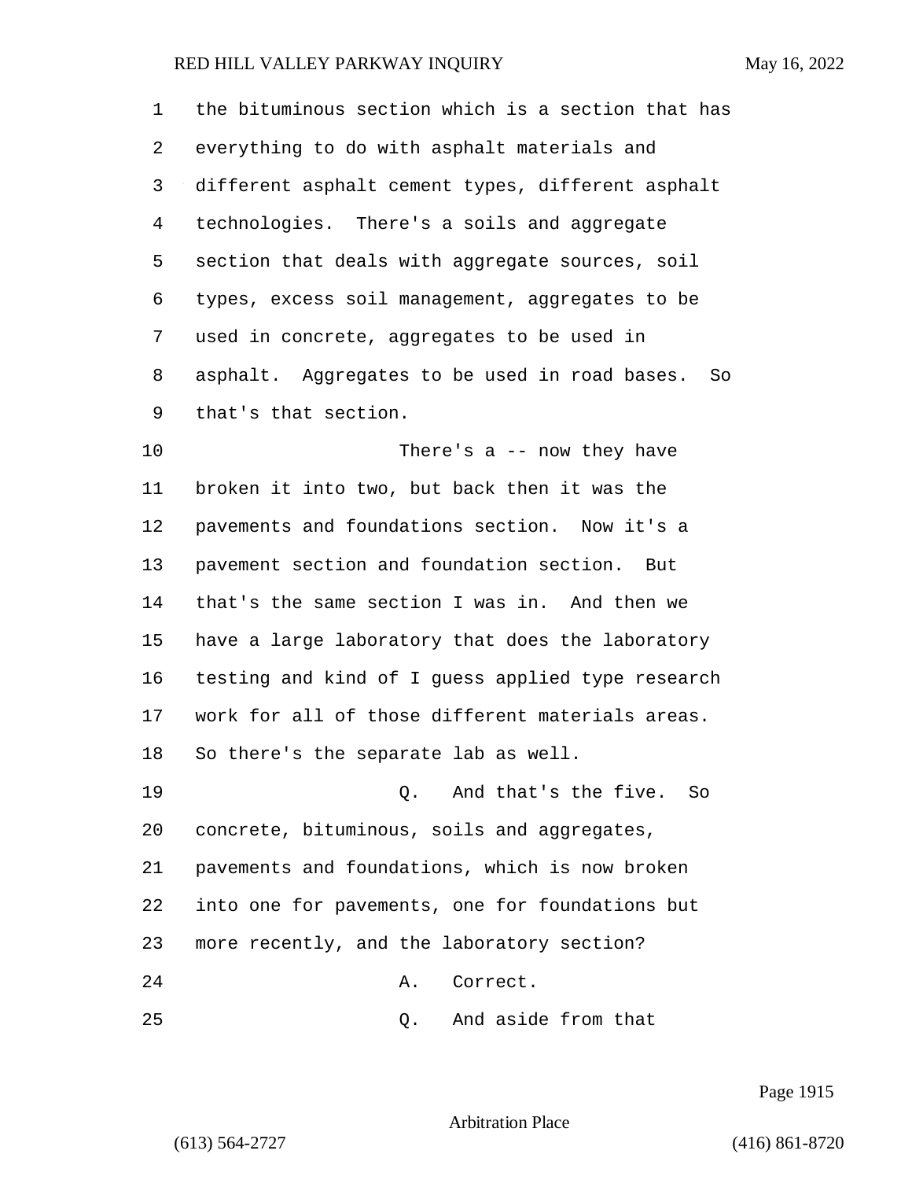the bituminous section which is a section that has everything to do with asphalt materials and different asphalt cement types, different asphalt technologies. There's a soils and aggregate section that deals with aggregate sources, soil types, excess soil management, aggregates to be used in concrete, aggregates to be used in asphalt. Aggregates to be used in road bases. So that's that section.

There's a -- now they have broken it into two, but back then it was the pavements and foundations section. Now it's a pavement section and foundation section. But that's the same section I was in. And then we have a large laboratory that does the laboratory testing and kind of I guess applied type research work for all of those different materials areas. So there's the separate lab as well.

Q. And that's the five. So concrete, bituminous, soils and aggregates, pavements and foundations, which is now broken into one for pavements, one for foundations but more recently, and the laboratory section?

A. Correct.

Q. And aside from that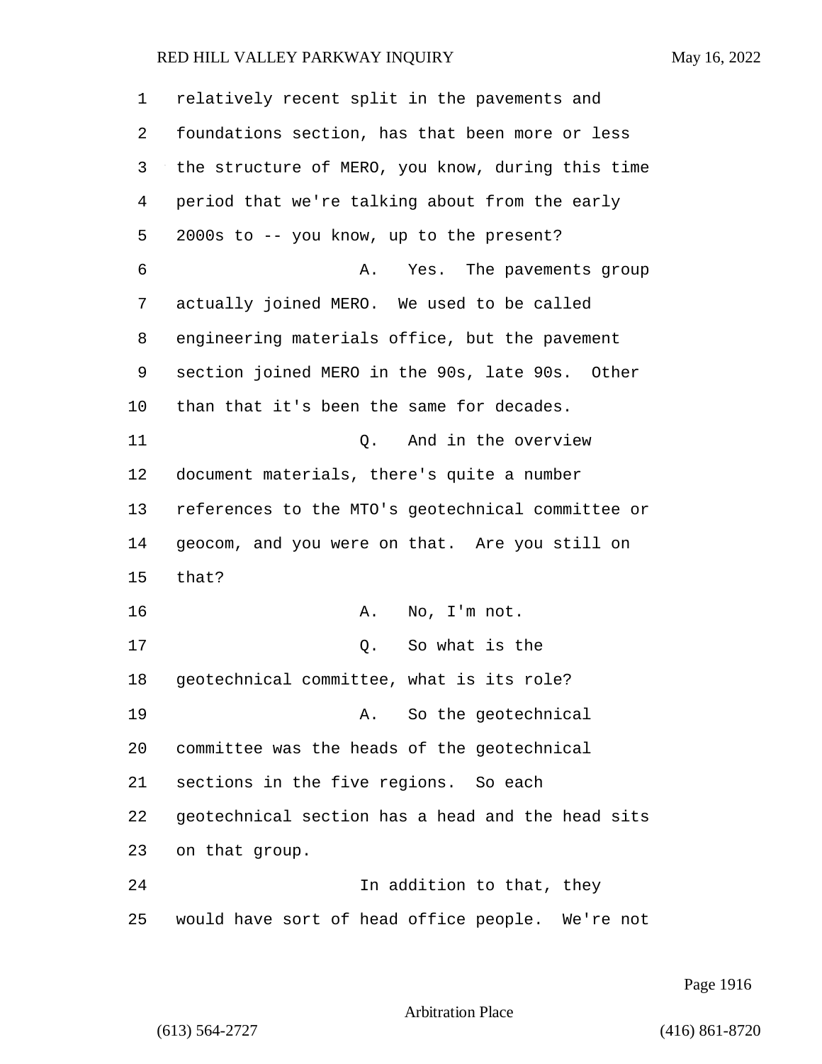1 relatively recent split in the pavements and
2 foundations section, has that been more or less
3 the structure of MERO, you know, during this time
4 period that we're talking about from the early
5 2000s to -- you know, up to the present?
6 A. Yes. The pavements group
7 actually joined MERO. We used to be called
8 engineering materials office, but the pavement
9 section joined MERO in the 90s, late 90s. Other
10 than that it's been the same for decades.
11 Q. And in the overview
12 document materials, there's quite a number
13 references to the MTO's geotechnical committee or
14 geocom, and you were on that. Are you still on
15 that?
16 A. No, I'm not.
17 Q. So what is the
18 geotechnical committee, what is its role?
19 A. So the geotechnical
20 committee was the heads of the geotechnical
21 sections in the five regions. So each
22 geotechnical section has a head and the head sits
23 on that group.
24 In addition to that, they
25 would have sort of head office people. We're not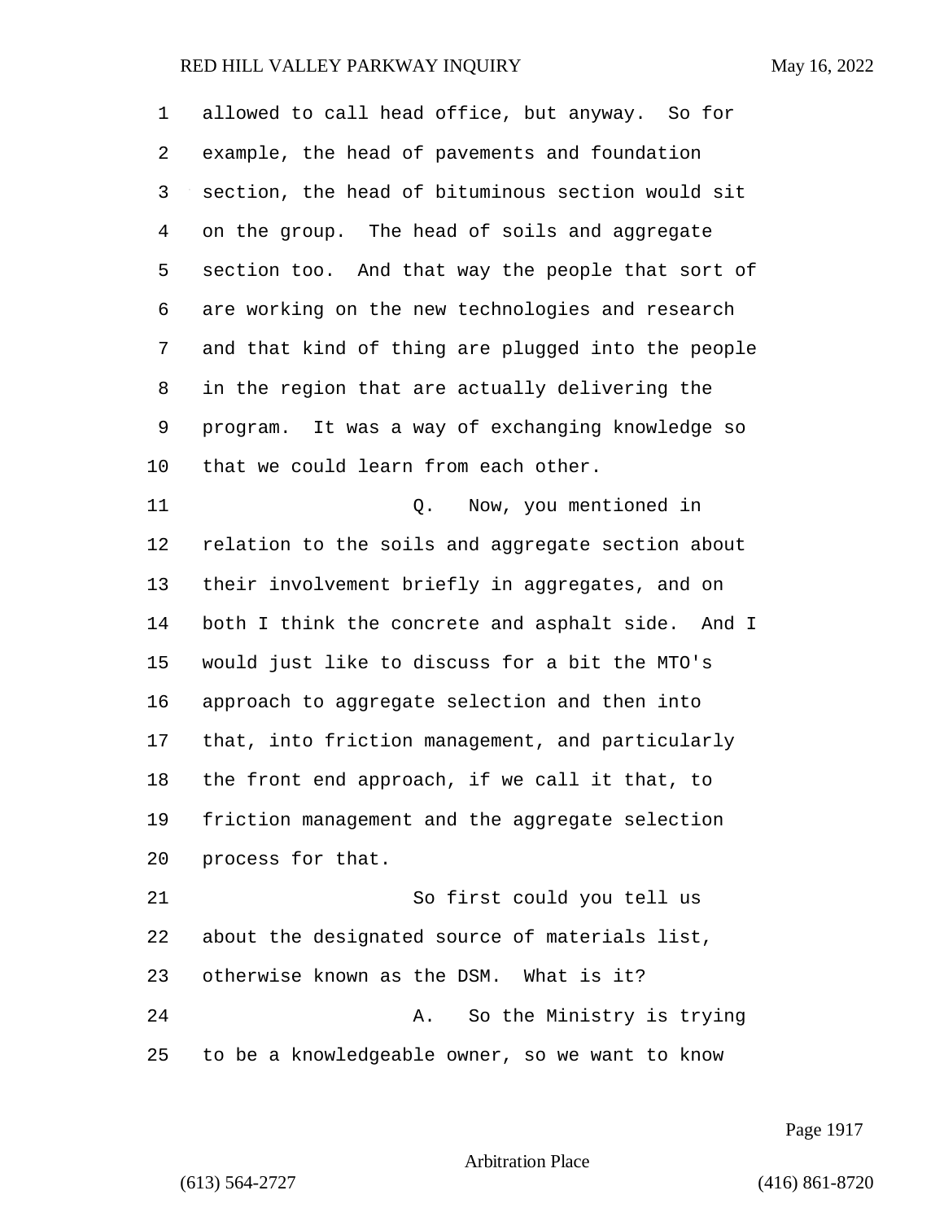allowed to call head office, but anyway. So for example, the head of pavements and foundation section, the head of bituminous section would sit on the group. The head of soils and aggregate section too. And that way the people that sort of are working on the new technologies and research and that kind of thing are plugged into the people in the region that are actually delivering the program. It was a way of exchanging knowledge so that we could learn from each other.

Q. Now, you mentioned in relation to the soils and aggregate section about their involvement briefly in aggregates, and on both I think the concrete and asphalt side. And I would just like to discuss for a bit the MTO's approach to aggregate selection and then into that, into friction management, and particularly the front end approach, if we call it that, to friction management and the aggregate selection process for that.

So first could you tell us about the designated source of materials list, otherwise known as the DSM. What is it?

A. So the Ministry is trying to be a knowledgeable owner, so we want to know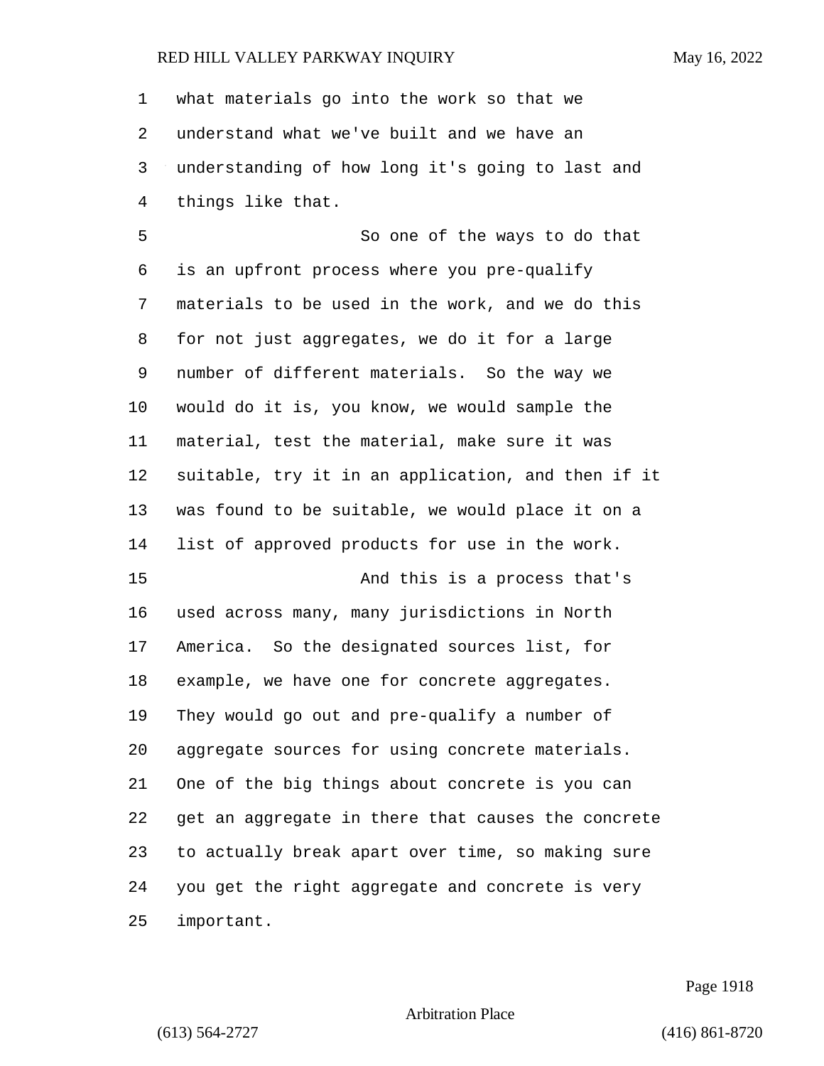what materials go into the work so that we understand what we've built and we have an understanding of how long it's going to last and things like that.

So one of the ways to do that is an upfront process where you pre-qualify materials to be used in the work, and we do this for not just aggregates, we do it for a large number of different materials. So the way we would do it is, you know, we would sample the material, test the material, make sure it was suitable, try it in an application, and then if it was found to be suitable, we would place it on a list of approved products for use in the work.

And this is a process that's used across many, many jurisdictions in North America. So the designated sources list, for example, we have one for concrete aggregates. They would go out and pre-qualify a number of aggregate sources for using concrete materials. One of the big things about concrete is you can get an aggregate in there that causes the concrete to actually break apart over time, so making sure you get the right aggregate and concrete is very important.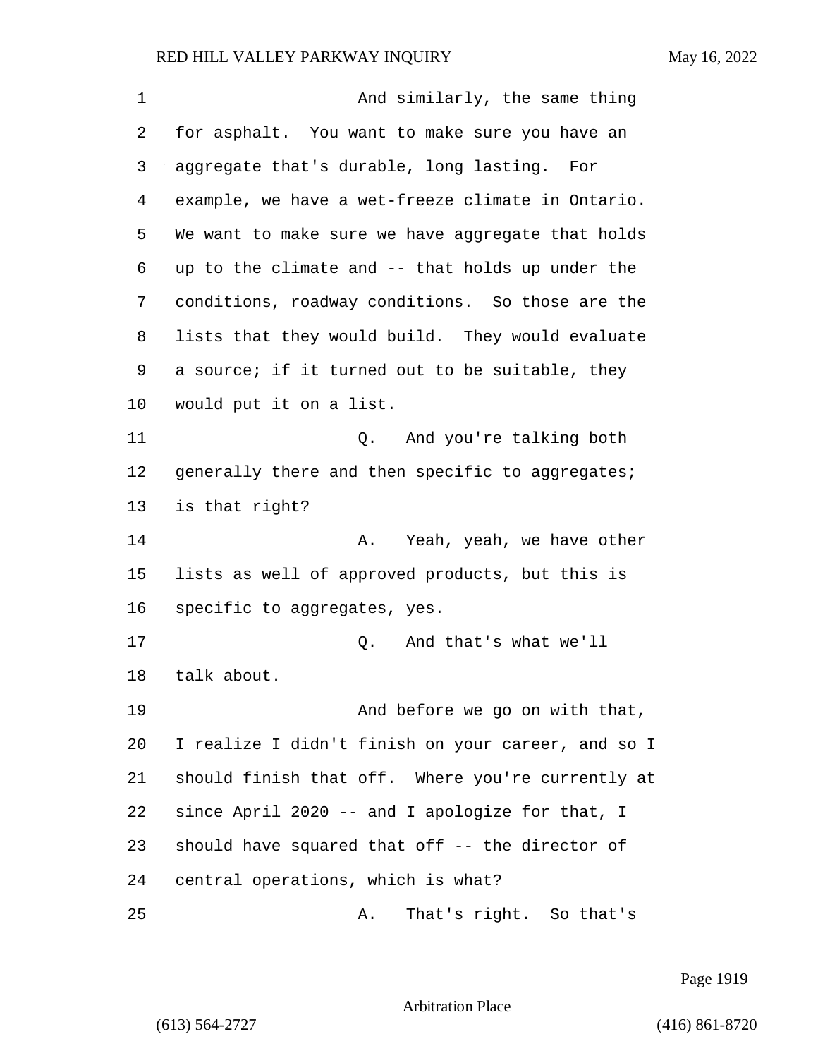And similarly, the same thing for asphalt. You want to make sure you have an aggregate that's durable, long lasting. For example, we have a wet-freeze climate in Ontario. We want to make sure we have aggregate that holds up to the climate and -- that holds up under the conditions, roadway conditions. So those are the lists that they would build. They would evaluate a source; if it turned out to be suitable, they would put it on a list.

Q. And you're talking both generally there and then specific to aggregates; is that right?

A. Yeah, yeah, we have other lists as well of approved products, but this is specific to aggregates, yes.

Q. And that's what we'll talk about.

And before we go on with that, I realize I didn't finish on your career, and so I should finish that off. Where you're currently at since April 2020 -- and I apologize for that, I should have squared that off -- the director of central operations, which is what?

A. That's right. So that's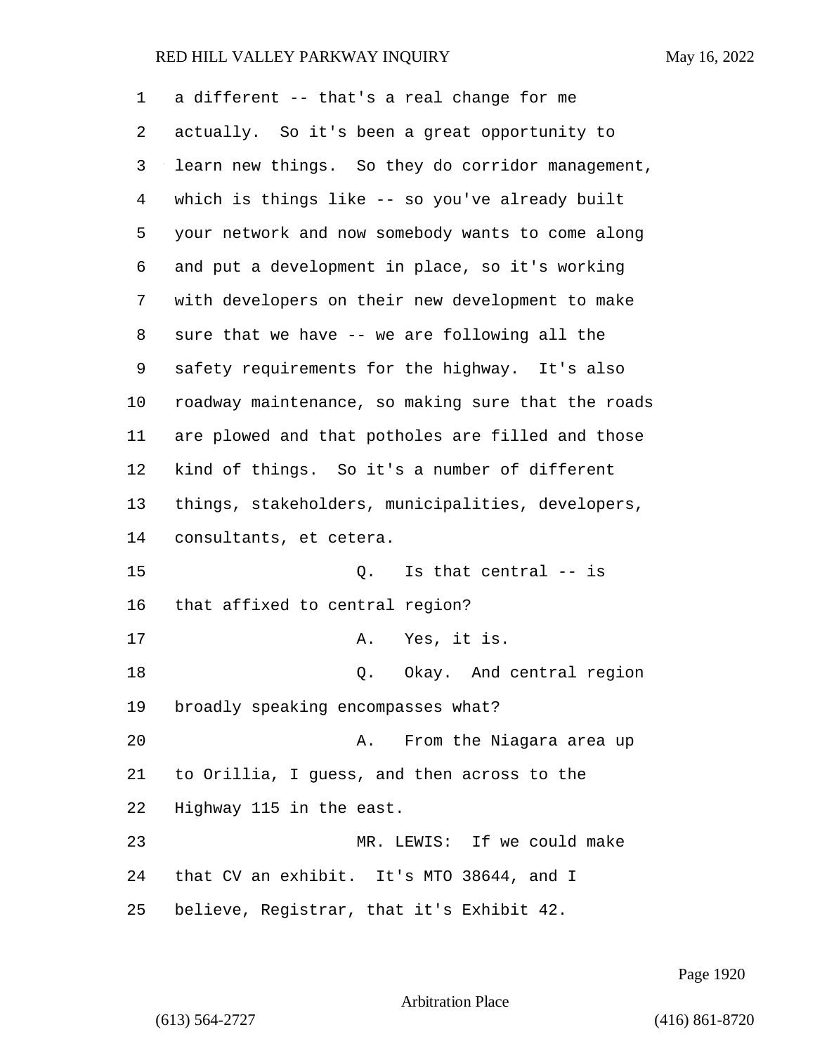a different -- that's a real change for me actually. So it's been a great opportunity to learn new things. So they do corridor management, which is things like -- so you've already built your network and now somebody wants to come along and put a development in place, so it's working with developers on their new development to make sure that we have -- we are following all the safety requirements for the highway. It's also roadway maintenance, so making sure that the roads are plowed and that potholes are filled and those kind of things. So it's a number of different things, stakeholders, municipalities, developers, consultants, et cetera.

Q. Is that central -- is that affixed to central region?

A. Yes, it is.

Q. Okay. And central region broadly speaking encompasses what?

A. From the Niagara area up to Orillia, I guess, and then across to the Highway 115 in the east.

MR. LEWIS: If we could make that CV an exhibit. It's MTO 38644, and I believe, Registrar, that it's Exhibit 42.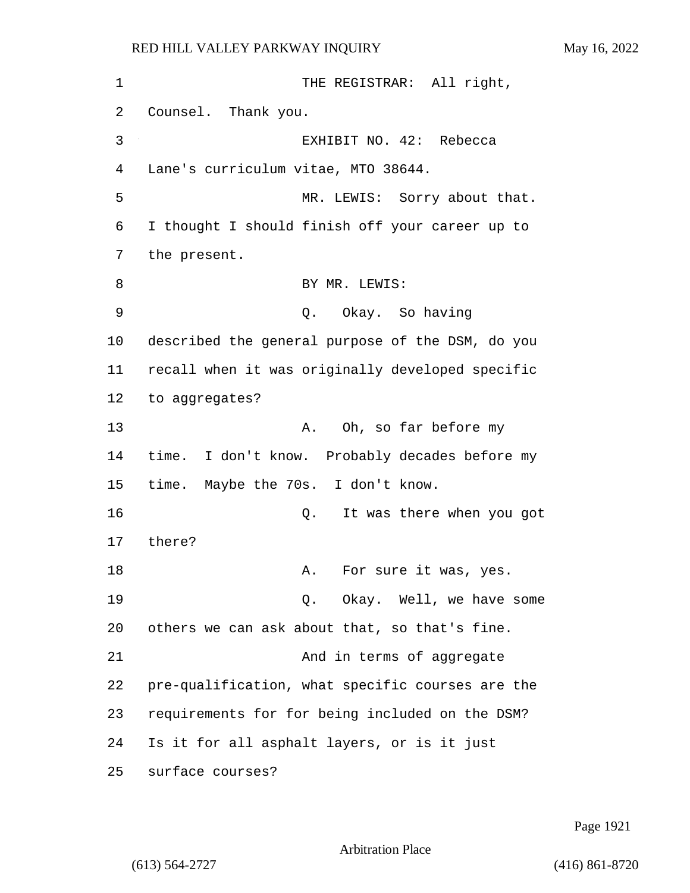THE REGISTRAR: All right, Counsel. Thank you.

EXHIBIT NO. 42: Rebecca Lane's curriculum vitae, MTO 38644.

MR. LEWIS: Sorry about that. I thought I should finish off your career up to the present.

BY MR. LEWIS:

Q. Okay. So having described the general purpose of the DSM, do you recall when it was originally developed specific to aggregates?

A. Oh, so far before my time. I don't know. Probably decades before my time. Maybe the 70s. I don't know.

Q. It was there when you got there?

A. For sure it was, yes.

Q. Okay. Well, we have some others we can ask about that, so that's fine.

And in terms of aggregate pre-qualification, what specific courses are the requirements for for being included on the DSM? Is it for all asphalt layers, or is it just surface courses?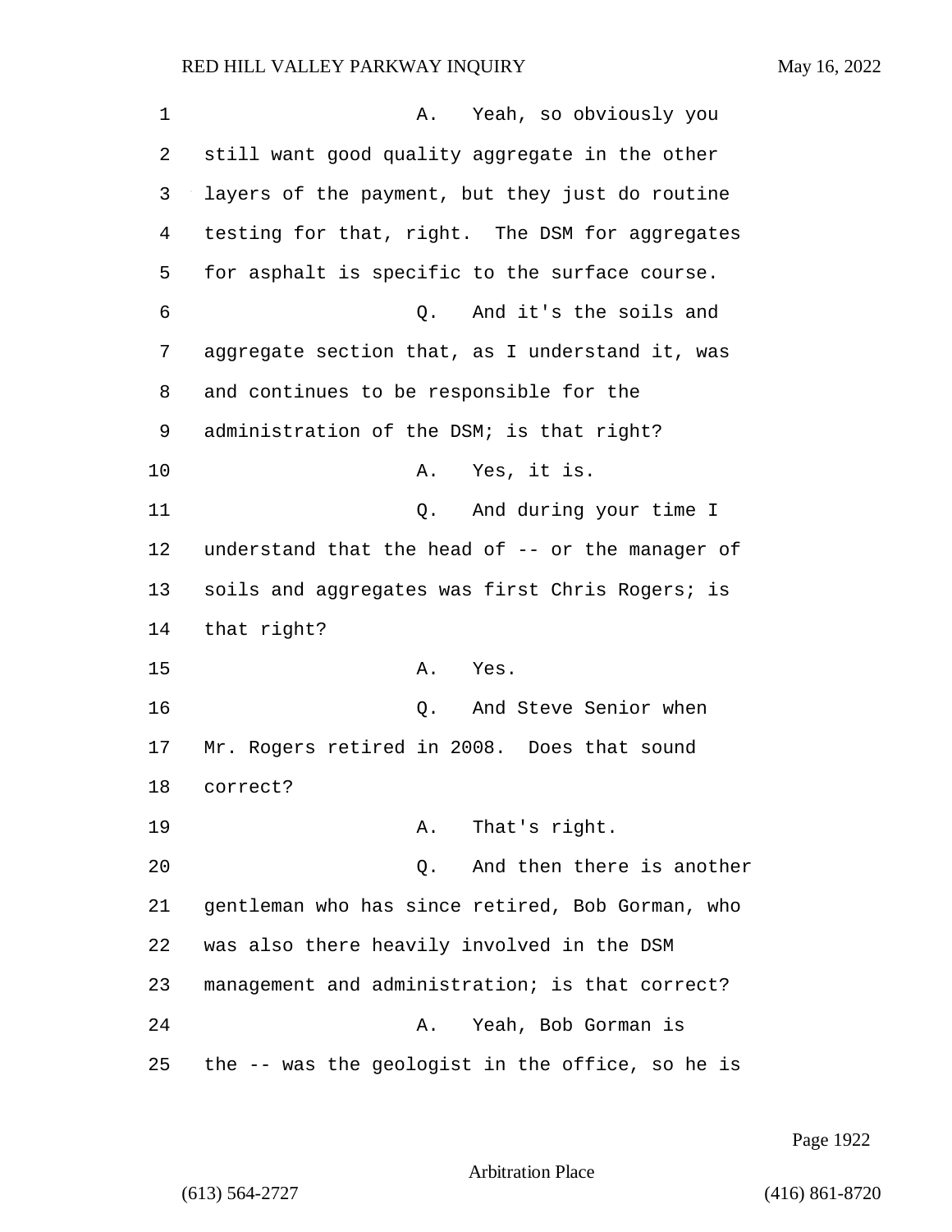A. Yeah, so obviously you still want good quality aggregate in the other layers of the payment, but they just do routine testing for that, right. The DSM for aggregates for asphalt is specific to the surface course.

Q. And it's the soils and aggregate section that, as I understand it, was and continues to be responsible for the administration of the DSM; is that right?

A. Yes, it is.

Q. And during your time I understand that the head of -- or the manager of soils and aggregates was first Chris Rogers; is that right?

A. Yes.

Q. And Steve Senior when Mr. Rogers retired in 2008. Does that sound correct?

A. That's right.

Q. And then there is another gentleman who has since retired, Bob Gorman, who was also there heavily involved in the DSM management and administration; is that correct?

A. Yeah, Bob Gorman is the -- was the geologist in the office, so he is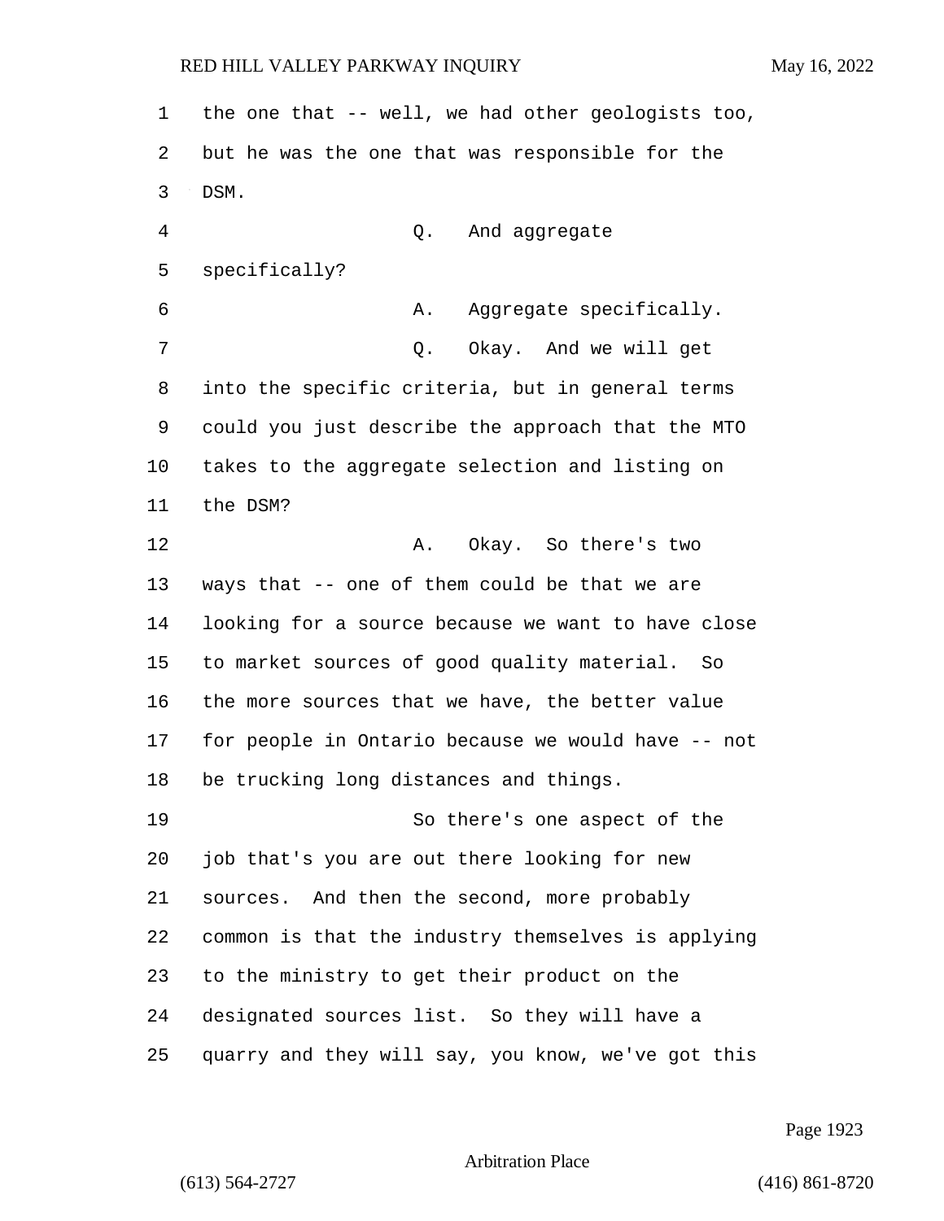the one that -- well, we had other geologists too, but he was the one that was responsible for the DSM.

Q. And aggregate specifically?

A. Aggregate specifically.

Q. Okay. And we will get into the specific criteria, but in general terms could you just describe the approach that the MTO takes to the aggregate selection and listing on the DSM?

A. Okay. So there's two ways that -- one of them could be that we are looking for a source because we want to have close to market sources of good quality material. So the more sources that we have, the better value for people in Ontario because we would have -- not be trucking long distances and things.

So there's one aspect of the job that's you are out there looking for new sources. And then the second, more probably common is that the industry themselves is applying to the ministry to get their product on the designated sources list. So they will have a quarry and they will say, you know, we've got this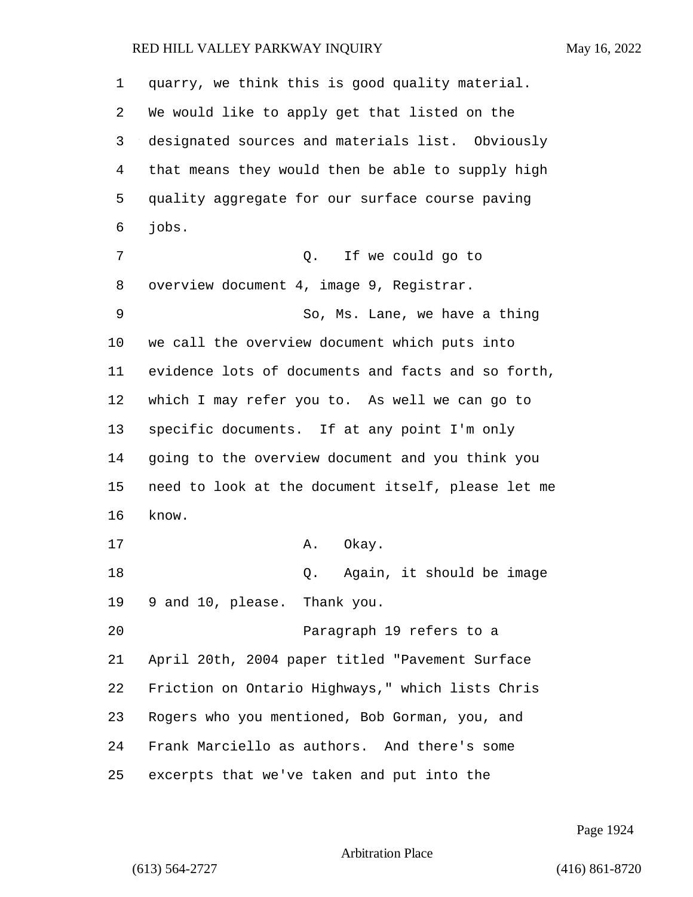quarry, we think this is good quality material. We would like to apply get that listed on the designated sources and materials list. Obviously that means they would then be able to supply high quality aggregate for our surface course paving jobs.

Q. If we could go to overview document 4, image 9, Registrar.

So, Ms. Lane, we have a thing we call the overview document which puts into evidence lots of documents and facts and so forth, which I may refer you to. As well we can go to specific documents. If at any point I'm only going to the overview document and you think you need to look at the document itself, please let me know.

A. Okay.

Q. Again, it should be image 9 and 10, please. Thank you.

Paragraph 19 refers to a April 20th, 2004 paper titled "Pavement Surface Friction on Ontario Highways," which lists Chris Rogers who you mentioned, Bob Gorman, you, and Frank Marciello as authors. And there's some excerpts that we've taken and put into the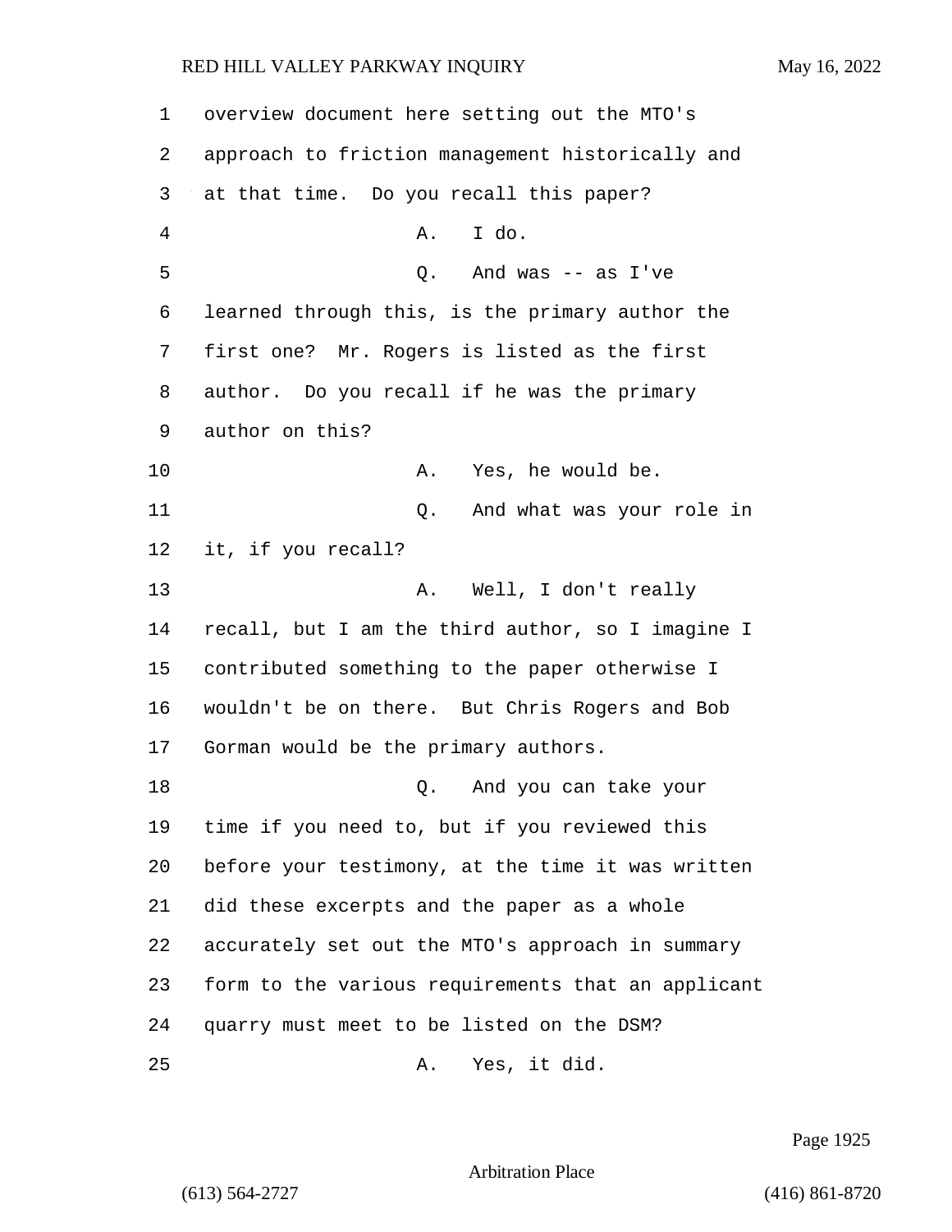overview document here setting out the MTO's approach to friction management historically and at that time. Do you recall this paper?

A. I do.

Q. And was -- as I've learned through this, is the primary author the first one? Mr. Rogers is listed as the first author. Do you recall if he was the primary author on this?

A. Yes, he would be.

Q. And what was your role in it, if you recall?

A. Well, I don't really recall, but I am the third author, so I imagine I contributed something to the paper otherwise I wouldn't be on there. But Chris Rogers and Bob Gorman would be the primary authors.

Q. And you can take your time if you need to, but if you reviewed this before your testimony, at the time it was written did these excerpts and the paper as a whole accurately set out the MTO's approach in summary form to the various requirements that an applicant quarry must meet to be listed on the DSM?

A. Yes, it did.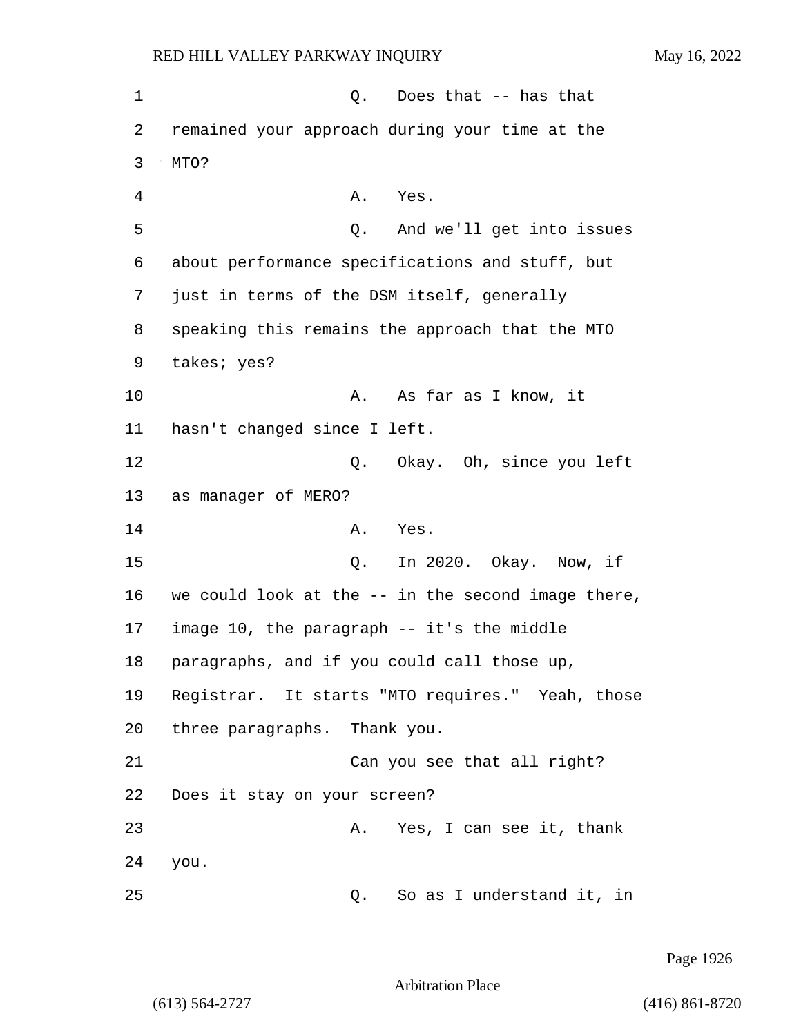Q. Does that -- has that remained your approach during your time at the MTO?

A. Yes.

Q. And we'll get into issues about performance specifications and stuff, but just in terms of the DSM itself, generally speaking this remains the approach that the MTO takes; yes?

A. As far as I know, it hasn't changed since I left.

Q. Okay. Oh, since you left as manager of MERO?

A. Yes.

Q. In 2020. Okay. Now, if we could look at the -- in the second image there, image 10, the paragraph -- it's the middle paragraphs, and if you could call those up, Registrar. It starts "MTO requires." Yeah, those three paragraphs. Thank you.

Can you see that all right? Does it stay on your screen?

A. Yes, I can see it, thank you.

Q. So as I understand it, in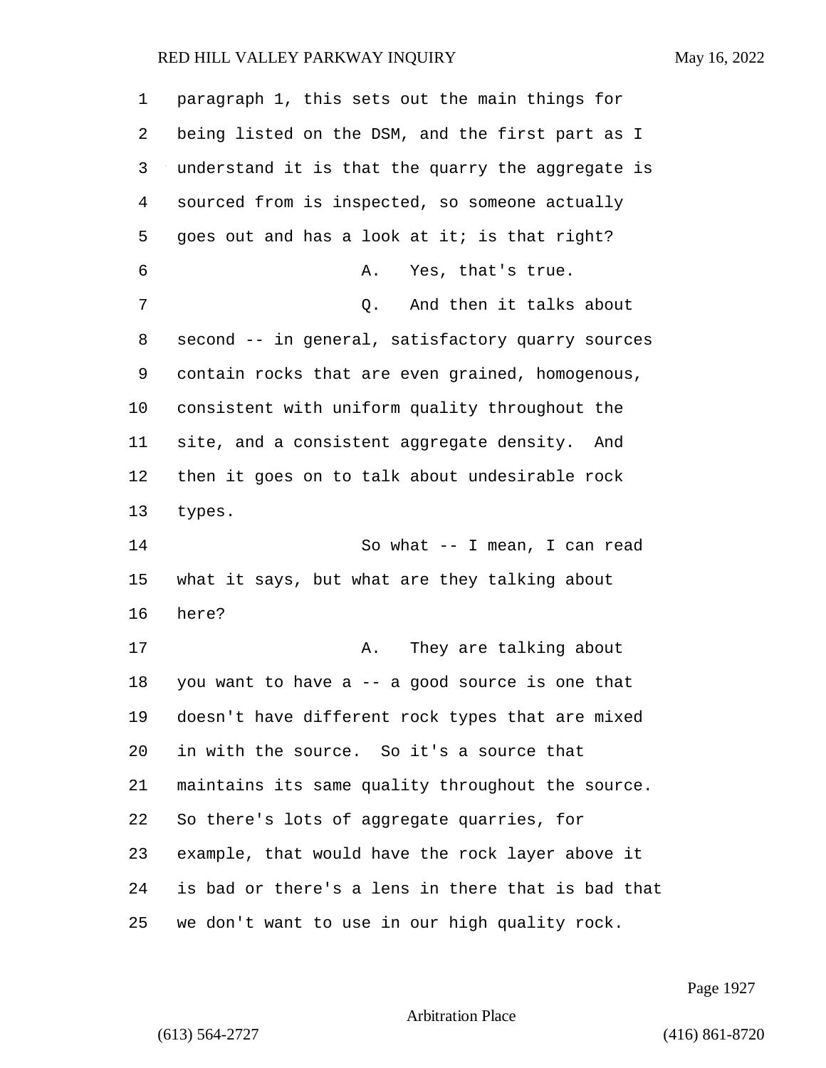paragraph 1, this sets out the main things for being listed on the DSM, and the first part as I understand it is that the quarry the aggregate is sourced from is inspected, so someone actually goes out and has a look at it; is that right?

A. Yes, that's true.

Q. And then it talks about second -- in general, satisfactory quarry sources contain rocks that are even grained, homogenous, consistent with uniform quality throughout the site, and a consistent aggregate density. And then it goes on to talk about undesirable rock types.

So what -- I mean, I can read what it says, but what are they talking about here?

A. They are talking about you want to have a -- a good source is one that doesn't have different rock types that are mixed in with the source. So it's a source that maintains its same quality throughout the source. So there's lots of aggregate quarries, for example, that would have the rock layer above it is bad or there's a lens in there that is bad that we don't want to use in our high quality rock.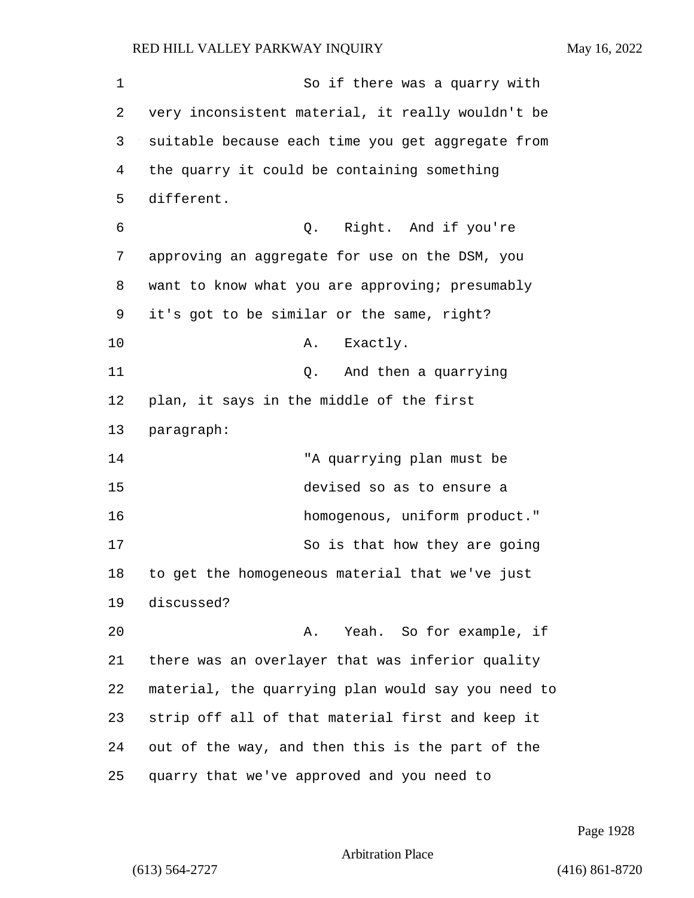So if there was a quarry with very inconsistent material, it really wouldn't be suitable because each time you get aggregate from the quarry it could be containing something different.

Q. Right. And if you're approving an aggregate for use on the DSM, you want to know what you are approving; presumably it's got to be similar or the same, right?

A. Exactly.

Q. And then a quarrying plan, it says in the middle of the first paragraph:

> "A quarrying plan must be devised so as to ensure a homogenous, uniform product."

So is that how they are going to get the homogeneous material that we've just discussed?

A. Yeah. So for example, if there was an overlayer that was inferior quality material, the quarrying plan would say you need to strip off all of that material first and keep it out of the way, and then this is the part of the quarry that we've approved and you need to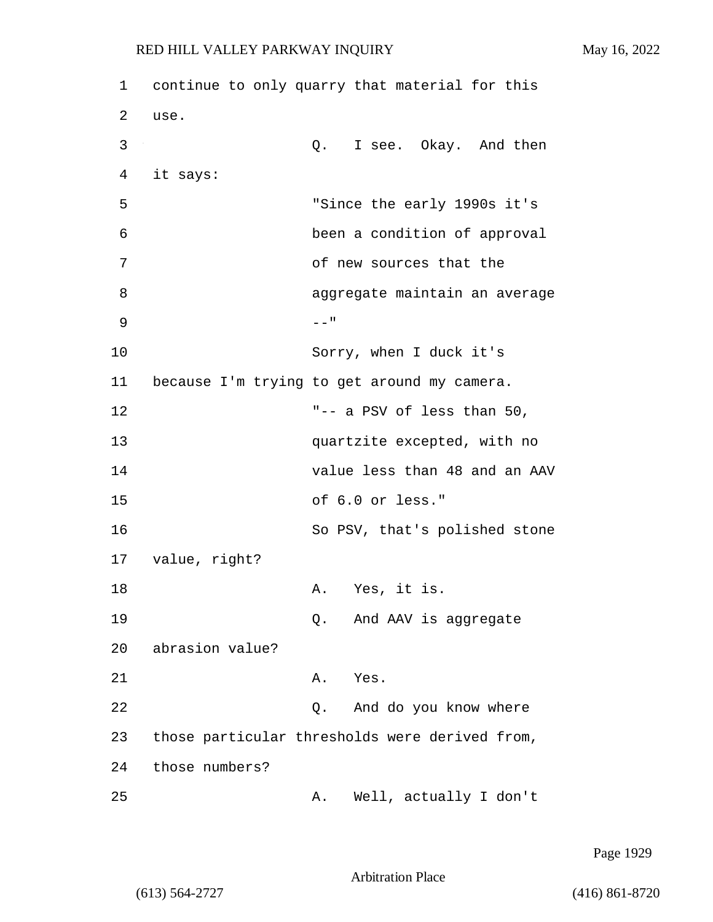continue to only quarry that material for this use.

Q. I see. Okay. And then it says:

"Since the early 1990s it's been a condition of approval of new sources that the aggregate maintain an average --"

Sorry, when I duck it's because I'm trying to get around my camera.

"-- a PSV of less than 50, quartzite excepted, with no value less than 48 and an AAV of 6.0 or less."

So PSV, that's polished stone value, right?

A. Yes, it is.

Q. And AAV is aggregate abrasion value?

A. Yes.

Q. And do you know where those particular thresholds were derived from, those numbers?

A. Well, actually I don't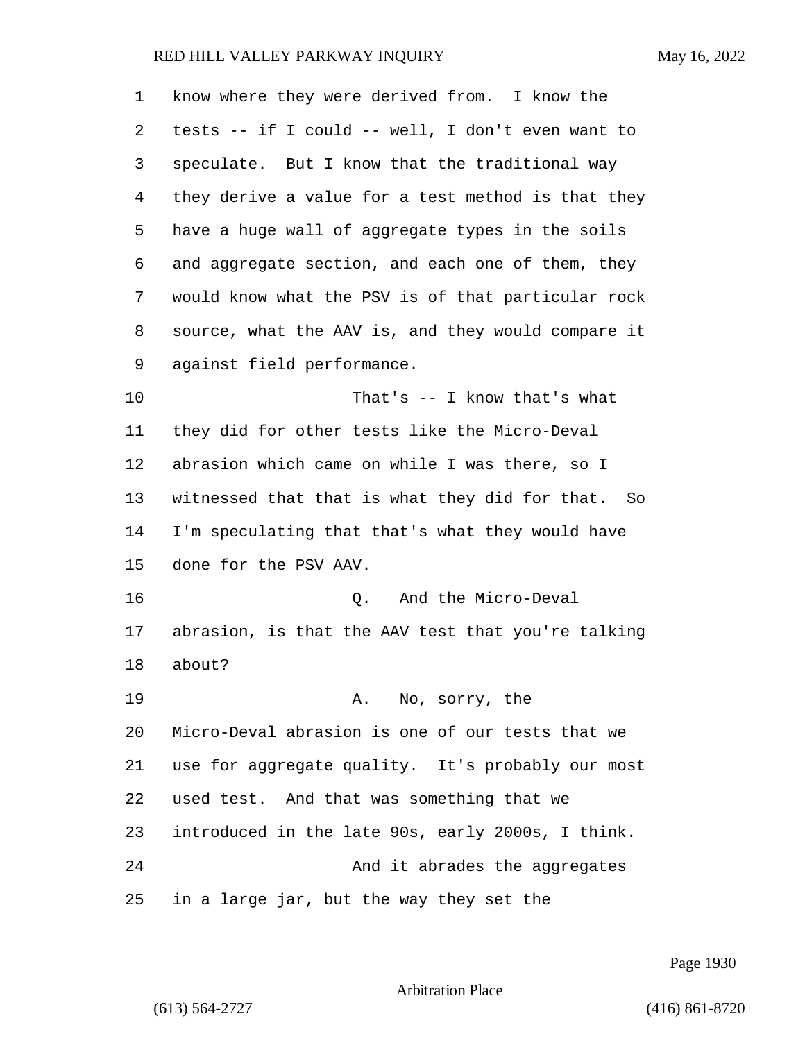know where they were derived from. I know the tests -- if I could -- well, I don't even want to speculate. But I know that the traditional way they derive a value for a test method is that they have a huge wall of aggregate types in the soils and aggregate section, and each one of them, they would know what the PSV is of that particular rock source, what the AAV is, and they would compare it against field performance.

That's -- I know that's what they did for other tests like the Micro-Deval abrasion which came on while I was there, so I witnessed that that is what they did for that. So I'm speculating that that's what they would have done for the PSV AAV.

Q. And the Micro-Deval abrasion, is that the AAV test that you're talking about?

A. No, sorry, the Micro-Deval abrasion is one of our tests that we use for aggregate quality. It's probably our most used test. And that was something that we introduced in the late 90s, early 2000s, I think.

And it abrades the aggregates in a large jar, but the way they set the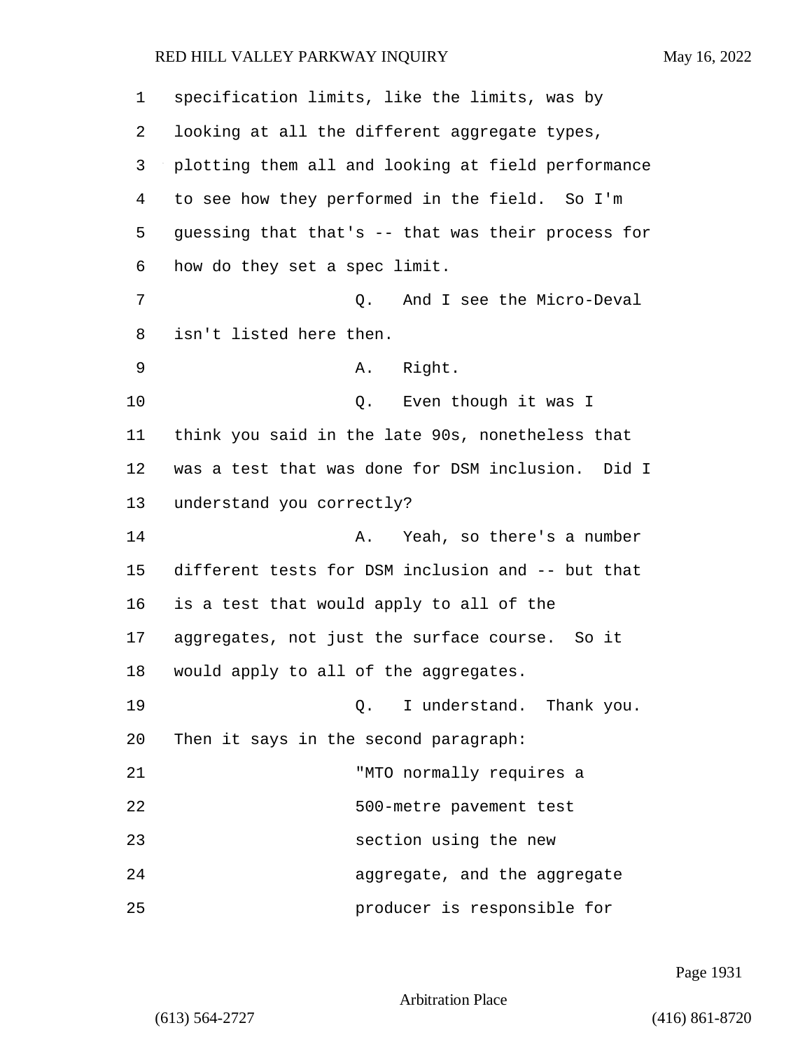specification limits, like the limits, was by looking at all the different aggregate types, plotting them all and looking at field performance to see how they performed in the field. So I'm guessing that that's -- that was their process for how do they set a spec limit.

Q. And I see the Micro-Deval isn't listed here then.

A. Right.

Q. Even though it was I think you said in the late 90s, nonetheless that was a test that was done for DSM inclusion. Did I understand you correctly?

A. Yeah, so there's a number different tests for DSM inclusion and -- but that is a test that would apply to all of the aggregates, not just the surface course. So it would apply to all of the aggregates.

Q. I understand. Thank you. Then it says in the second paragraph:

"MTO normally requires a 500-metre pavement test section using the new aggregate, and the aggregate producer is responsible for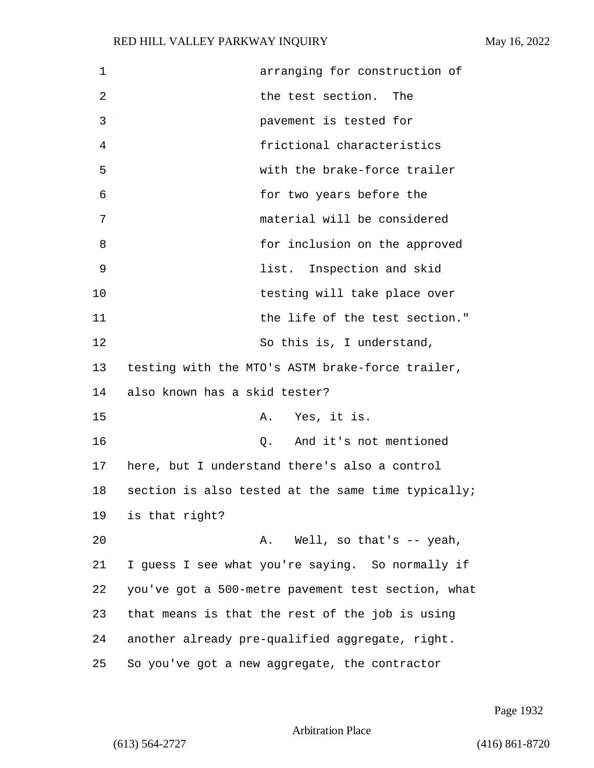arranging for construction of the test section. The pavement is tested for frictional characteristics with the brake-force trailer for two years before the material will be considered for inclusion on the approved list. Inspection and skid testing will take place over the life of the test section."

So this is, I understand, testing with the MTO's ASTM brake-force trailer, also known has a skid tester?

A. Yes, it is.

Q. And it's not mentioned here, but I understand there's also a control section is also tested at the same time typically; is that right?

A. Well, so that's -- yeah, I guess I see what you're saying. So normally if you've got a 500-metre pavement test section, what that means is that the rest of the job is using another already pre-qualified aggregate, right. So you've got a new aggregate, the contractor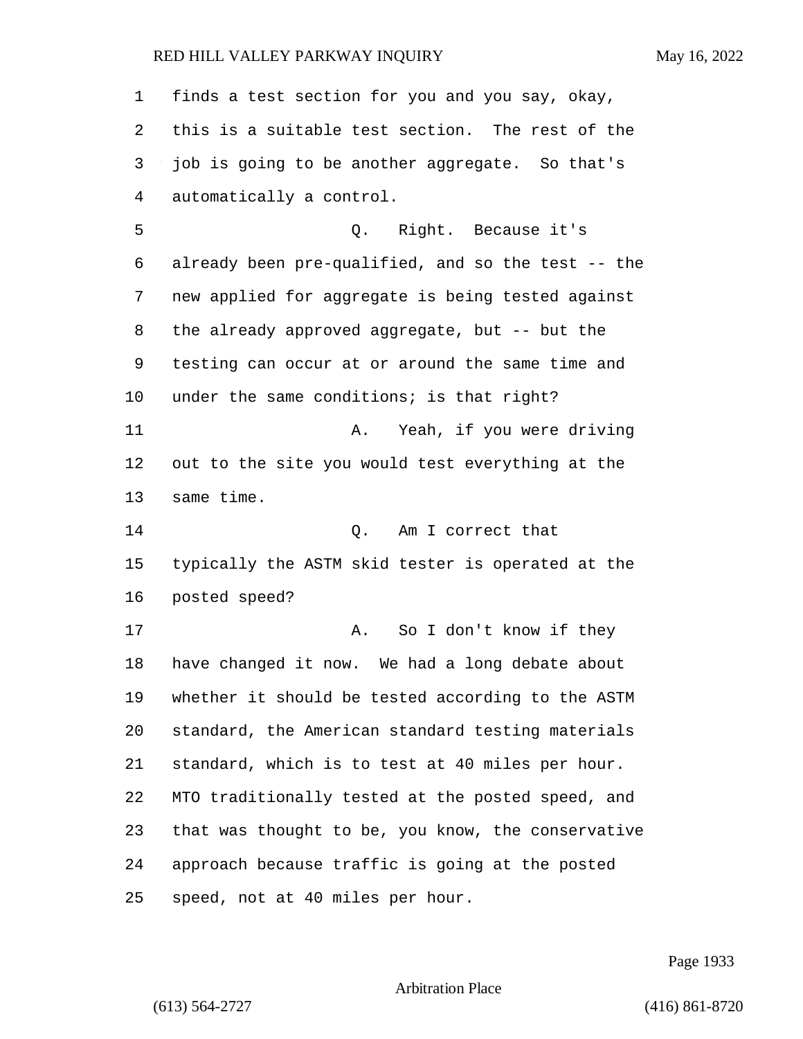finds a test section for you and you say, okay, this is a suitable test section. The rest of the job is going to be another aggregate. So that's automatically a control.

Q. Right. Because it's already been pre-qualified, and so the test -- the new applied for aggregate is being tested against the already approved aggregate, but -- but the testing can occur at or around the same time and under the same conditions; is that right?

A. Yeah, if you were driving out to the site you would test everything at the same time.

Q. Am I correct that typically the ASTM skid tester is operated at the posted speed?

A. So I don't know if they have changed it now. We had a long debate about whether it should be tested according to the ASTM standard, the American standard testing materials standard, which is to test at 40 miles per hour. MTO traditionally tested at the posted speed, and that was thought to be, you know, the conservative approach because traffic is going at the posted speed, not at 40 miles per hour.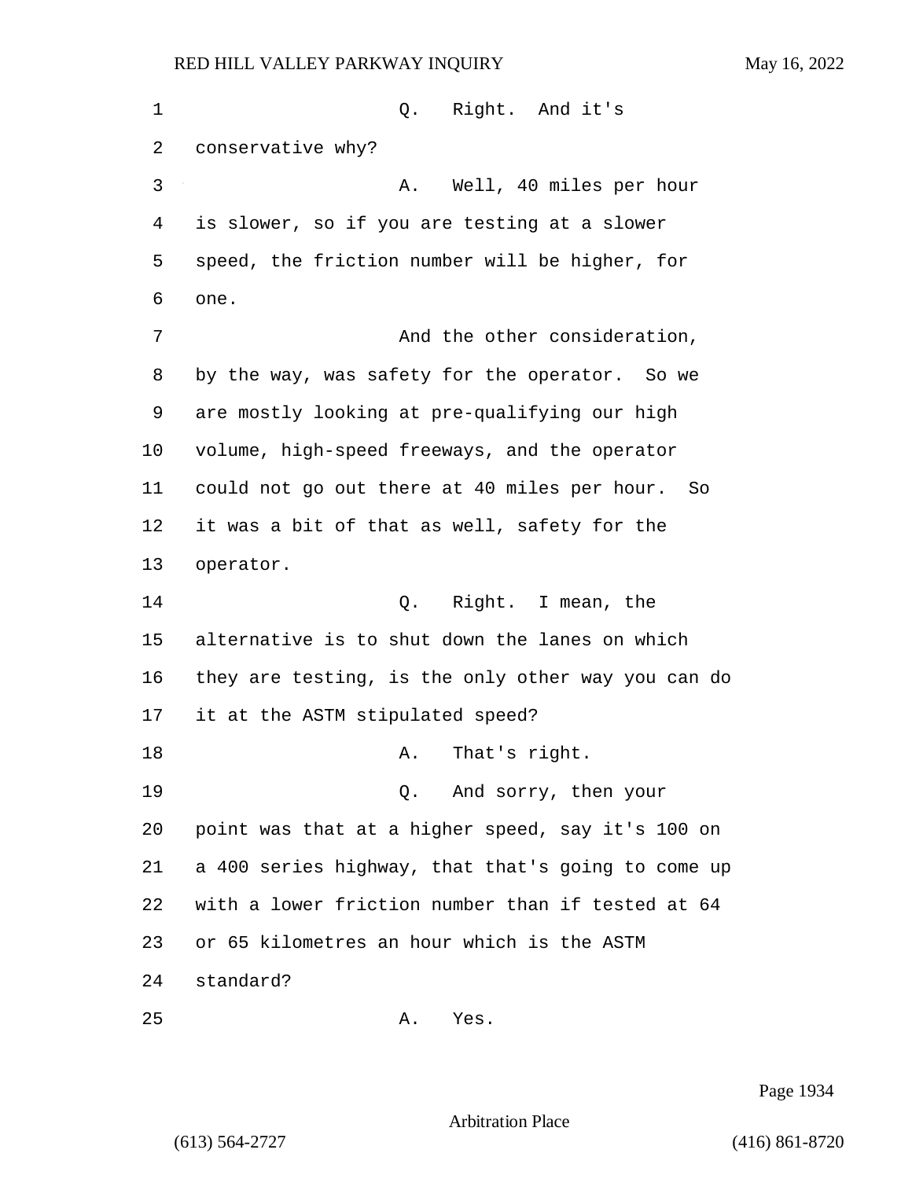Q. Right. And it's conservative why?

A. Well, 40 miles per hour is slower, so if you are testing at a slower speed, the friction number will be higher, for one.

And the other consideration, by the way, was safety for the operator. So we are mostly looking at pre-qualifying our high volume, high-speed freeways, and the operator could not go out there at 40 miles per hour. So it was a bit of that as well, safety for the operator.

Q. Right. I mean, the alternative is to shut down the lanes on which they are testing, is the only other way you can do it at the ASTM stipulated speed?

A. That's right.

Q. And sorry, then your point was that at a higher speed, say it's 100 on a 400 series highway, that that's going to come up with a lower friction number than if tested at 64 or 65 kilometres an hour which is the ASTM standard?

A. Yes.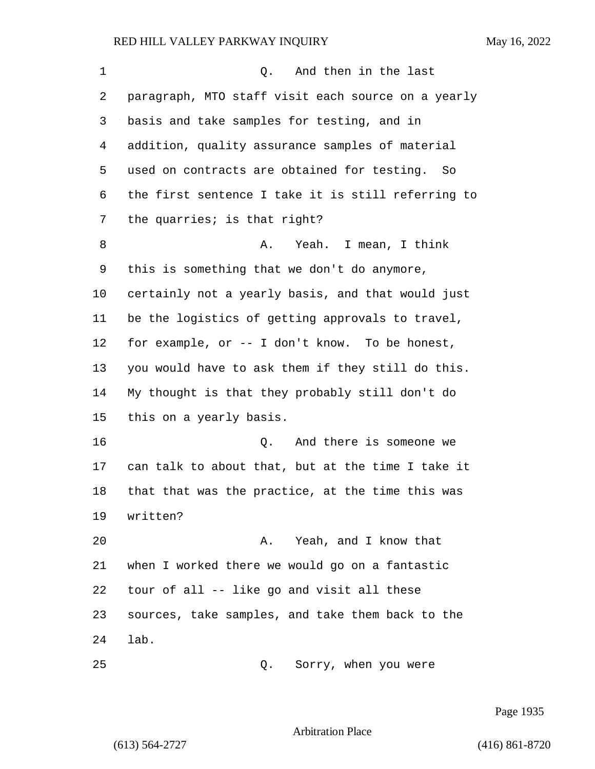Q. And then in the last paragraph, MTO staff visit each source on a yearly basis and take samples for testing, and in addition, quality assurance samples of material used on contracts are obtained for testing. So the first sentence I take it is still referring to the quarries; is that right?

A. Yeah. I mean, I think this is something that we don't do anymore, certainly not a yearly basis, and that would just be the logistics of getting approvals to travel, for example, or -- I don't know. To be honest, you would have to ask them if they still do this. My thought is that they probably still don't do this on a yearly basis.

Q. And there is someone we can talk to about that, but at the time I take it that that was the practice, at the time this was written?

A. Yeah, and I know that when I worked there we would go on a fantastic tour of all -- like go and visit all these sources, take samples, and take them back to the lab.

Q. Sorry, when you were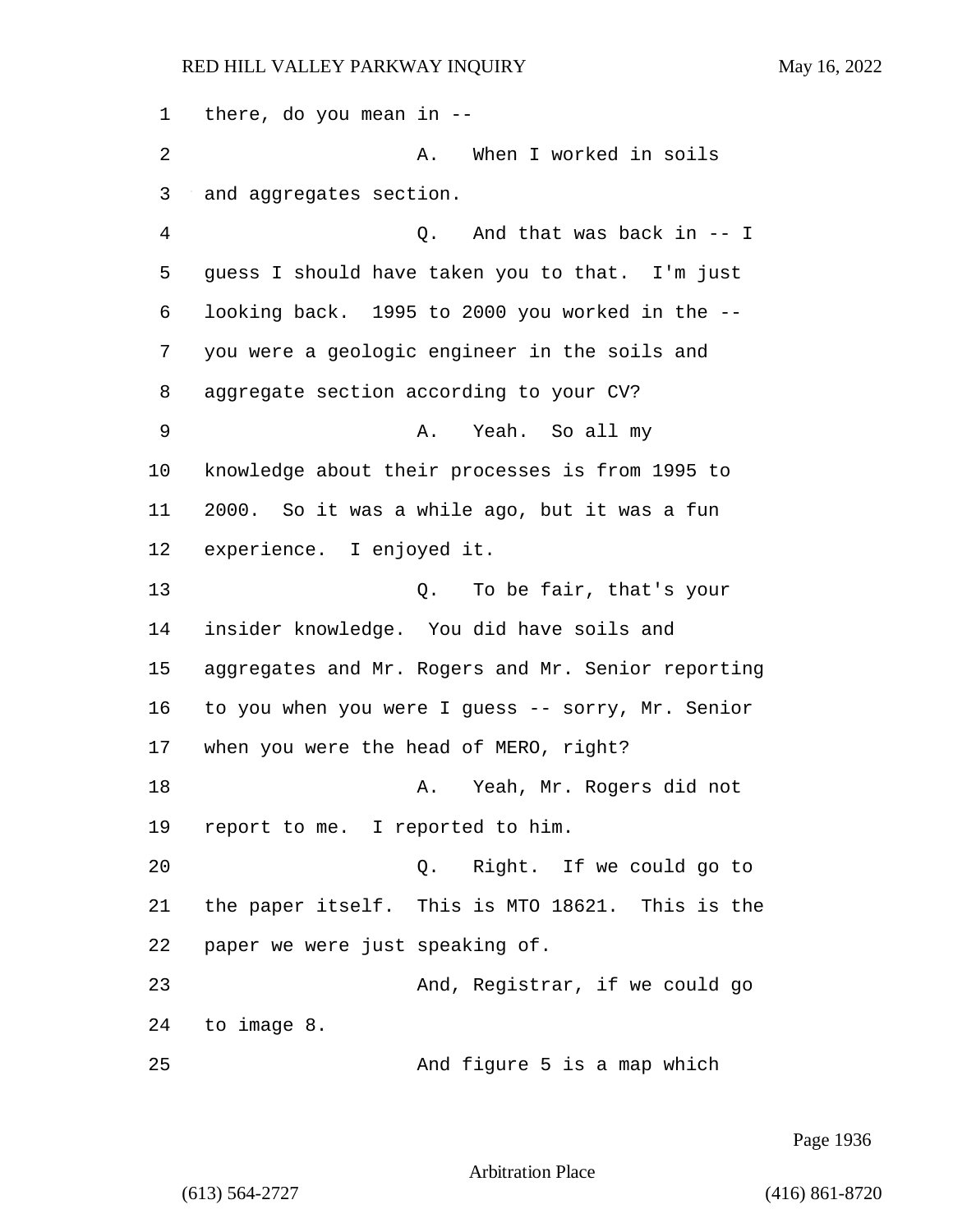there, do you mean in --

A. When I worked in soils and aggregates section.

Q. And that was back in -- I guess I should have taken you to that. I'm just looking back. 1995 to 2000 you worked in the -- you were a geologic engineer in the soils and aggregate section according to your CV?

A. Yeah. So all my knowledge about their processes is from 1995 to 2000. So it was a while ago, but it was a fun experience. I enjoyed it.

Q. To be fair, that's your insider knowledge. You did have soils and aggregates and Mr. Rogers and Mr. Senior reporting to you when you were I guess -- sorry, Mr. Senior when you were the head of MERO, right?

A. Yeah, Mr. Rogers did not report to me. I reported to him.

Q. Right. If we could go to the paper itself. This is MTO 18621. This is the paper we were just speaking of.

And, Registrar, if we could go to image 8.

And figure 5 is a map which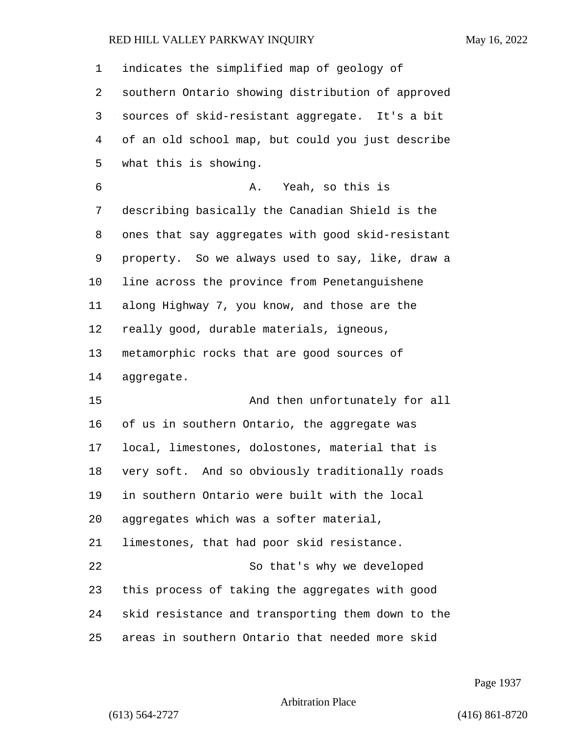indicates the simplified map of geology of southern Ontario showing distribution of approved sources of skid-resistant aggregate. It's a bit of an old school map, but could you just describe what this is showing.

A. Yeah, so this is describing basically the Canadian Shield is the ones that say aggregates with good skid-resistant property. So we always used to say, like, draw a line across the province from Penetanguishene along Highway 7, you know, and those are the really good, durable materials, igneous, metamorphic rocks that are good sources of aggregate.

And then unfortunately for all of us in southern Ontario, the aggregate was local, limestones, dolostones, material that is very soft. And so obviously traditionally roads in southern Ontario were built with the local aggregates which was a softer material, limestones, that had poor skid resistance.

So that's why we developed this process of taking the aggregates with good skid resistance and transporting them down to the areas in southern Ontario that needed more skid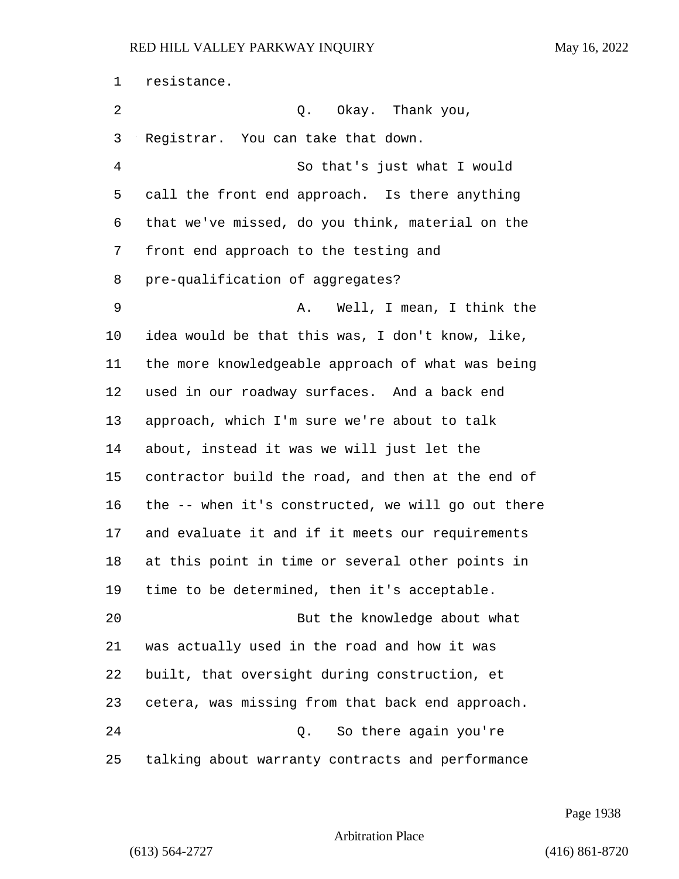resistance.

Q. Okay. Thank you, Registrar. You can take that down.

So that's just what I would call the front end approach. Is there anything that we've missed, do you think, material on the front end approach to the testing and pre-qualification of aggregates?

A. Well, I mean, I think the idea would be that this was, I don't know, like, the more knowledgeable approach of what was being used in our roadway surfaces. And a back end approach, which I'm sure we're about to talk about, instead it was we will just let the contractor build the road, and then at the end of the -- when it's constructed, we will go out there and evaluate it and if it meets our requirements at this point in time or several other points in time to be determined, then it's acceptable.

But the knowledge about what was actually used in the road and how it was built, that oversight during construction, et cetera, was missing from that back end approach.

Q. So there again you're talking about warranty contracts and performance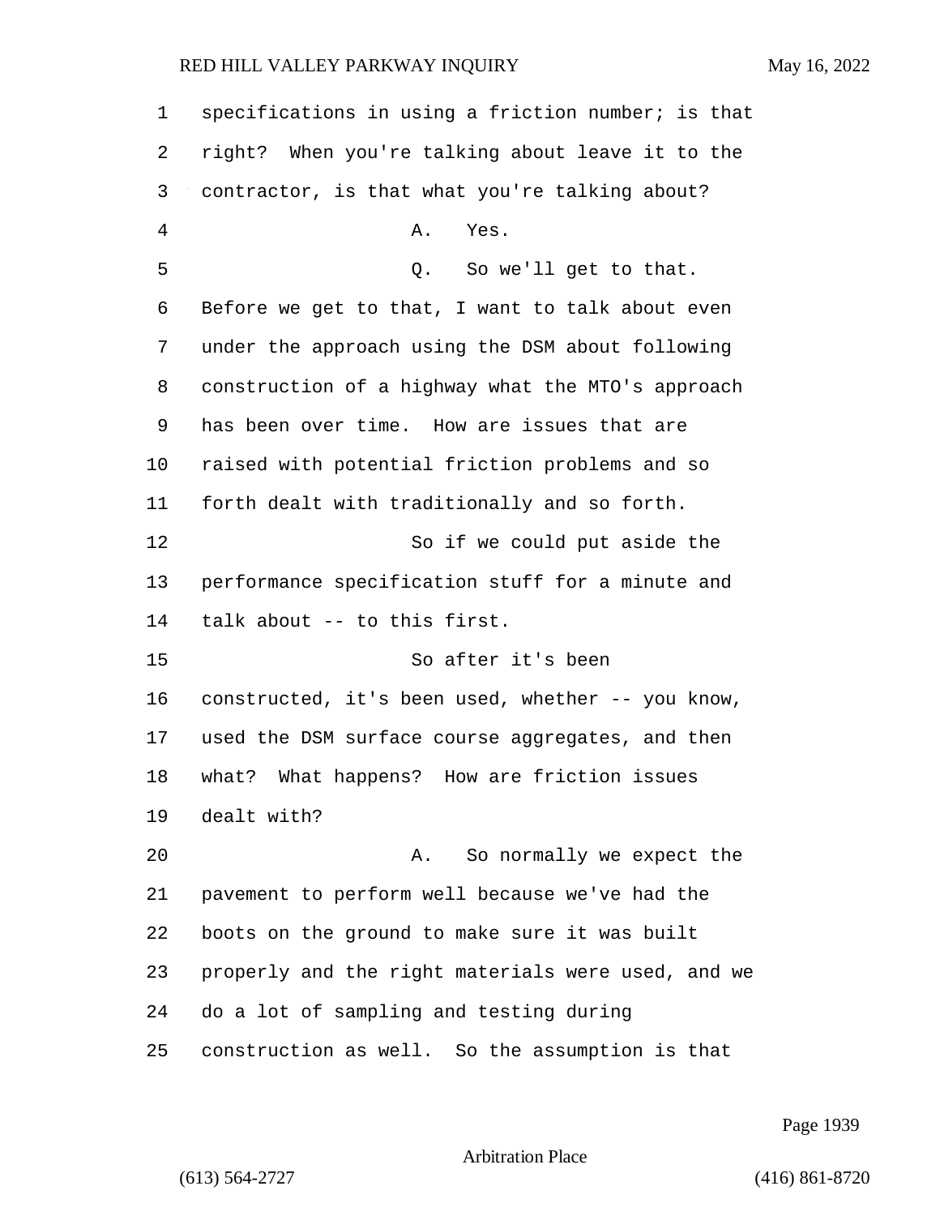specifications in using a friction number; is that right? When you're talking about leave it to the contractor, is that what you're talking about?

A. Yes.

Q. So we'll get to that. Before we get to that, I want to talk about even under the approach using the DSM about following construction of a highway what the MTO's approach has been over time. How are issues that are raised with potential friction problems and so forth dealt with traditionally and so forth.

So if we could put aside the performance specification stuff for a minute and talk about -- to this first.

So after it's been constructed, it's been used, whether -- you know, used the DSM surface course aggregates, and then what? What happens? How are friction issues dealt with?

A. So normally we expect the pavement to perform well because we've had the boots on the ground to make sure it was built properly and the right materials were used, and we do a lot of sampling and testing during construction as well. So the assumption is that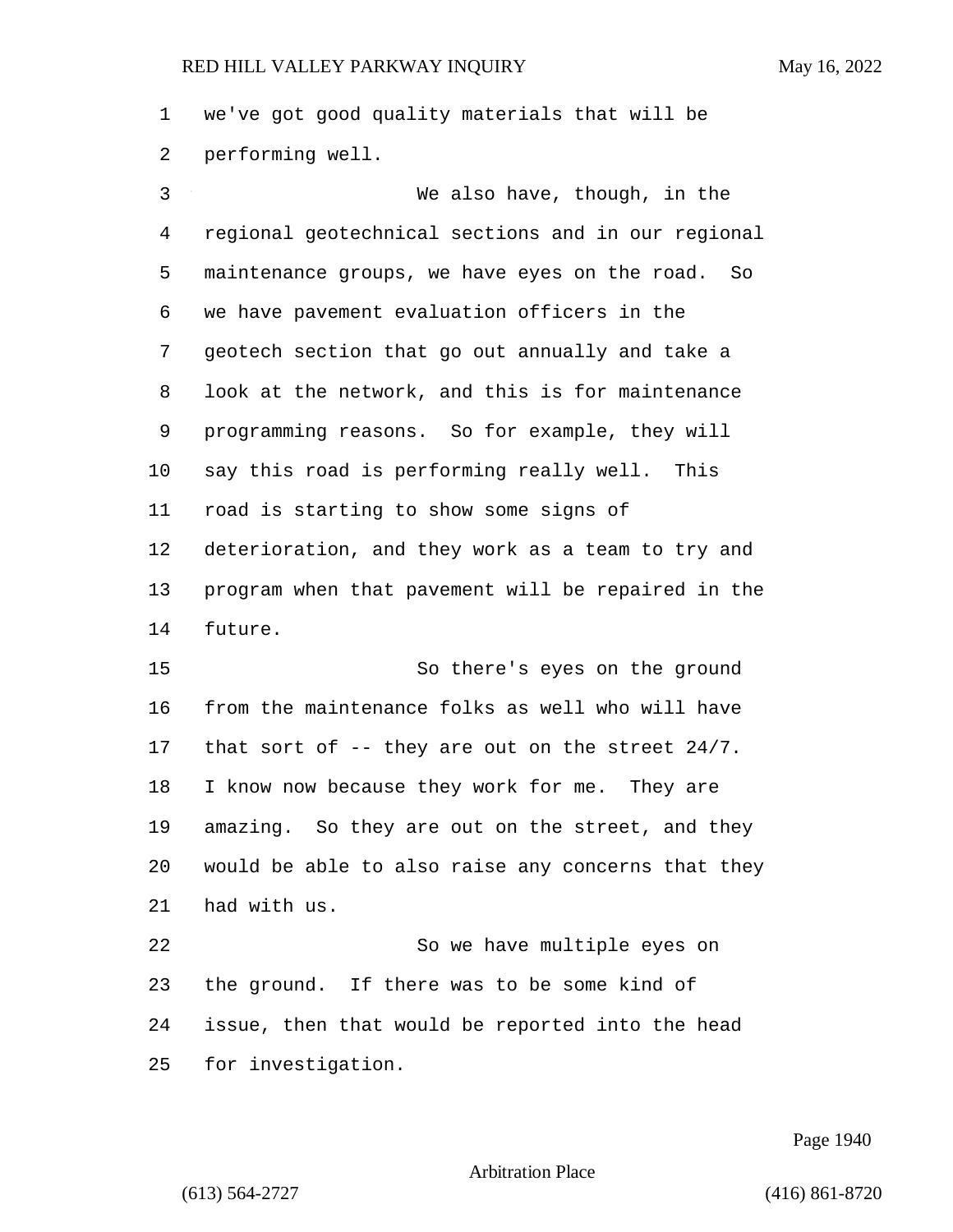we've got good quality materials that will be performing well.

We also have, though, in the regional geotechnical sections and in our regional maintenance groups, we have eyes on the road. So we have pavement evaluation officers in the geotech section that go out annually and take a look at the network, and this is for maintenance programming reasons. So for example, they will say this road is performing really well. This road is starting to show some signs of deterioration, and they work as a team to try and program when that pavement will be repaired in the future.

So there's eyes on the ground from the maintenance folks as well who will have that sort of -- they are out on the street 24/7. I know now because they work for me. They are amazing. So they are out on the street, and they would be able to also raise any concerns that they had with us.

So we have multiple eyes on the ground. If there was to be some kind of issue, then that would be reported into the head for investigation.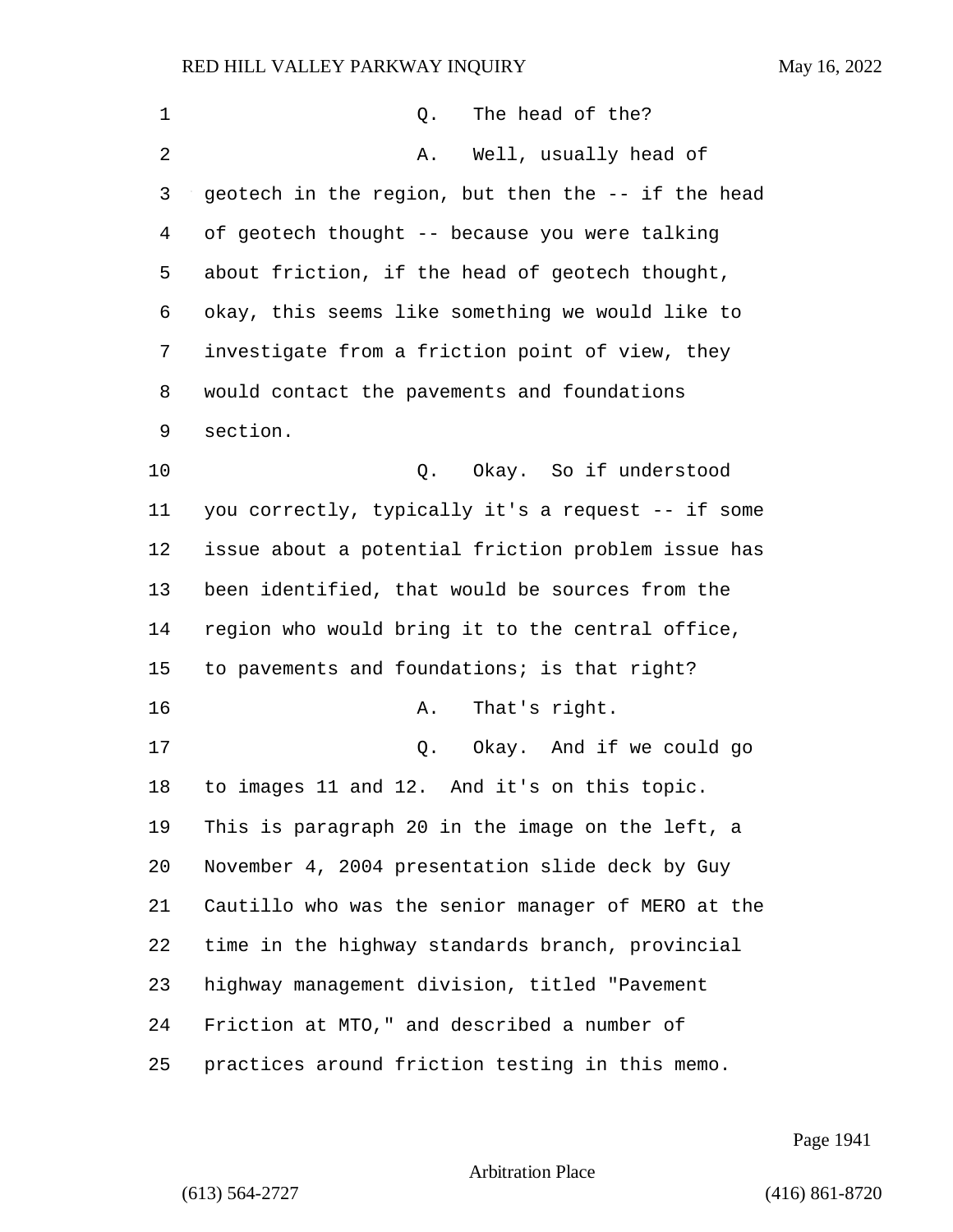Q. The head of the?

A. Well, usually head of geotech in the region, but then the -- if the head of geotech thought -- because you were talking about friction, if the head of geotech thought, okay, this seems like something we would like to investigate from a friction point of view, they would contact the pavements and foundations section.

Q. Okay. So if understood you correctly, typically it's a request -- if some issue about a potential friction problem issue has been identified, that would be sources from the region who would bring it to the central office, to pavements and foundations; is that right?

A. That's right.

Q. Okay. And if we could go to images 11 and 12. And it's on this topic. This is paragraph 20 in the image on the left, a November 4, 2004 presentation slide deck by Guy Cautillo who was the senior manager of MERO at the time in the highway standards branch, provincial highway management division, titled "Pavement Friction at MTO," and described a number of practices around friction testing in this memo.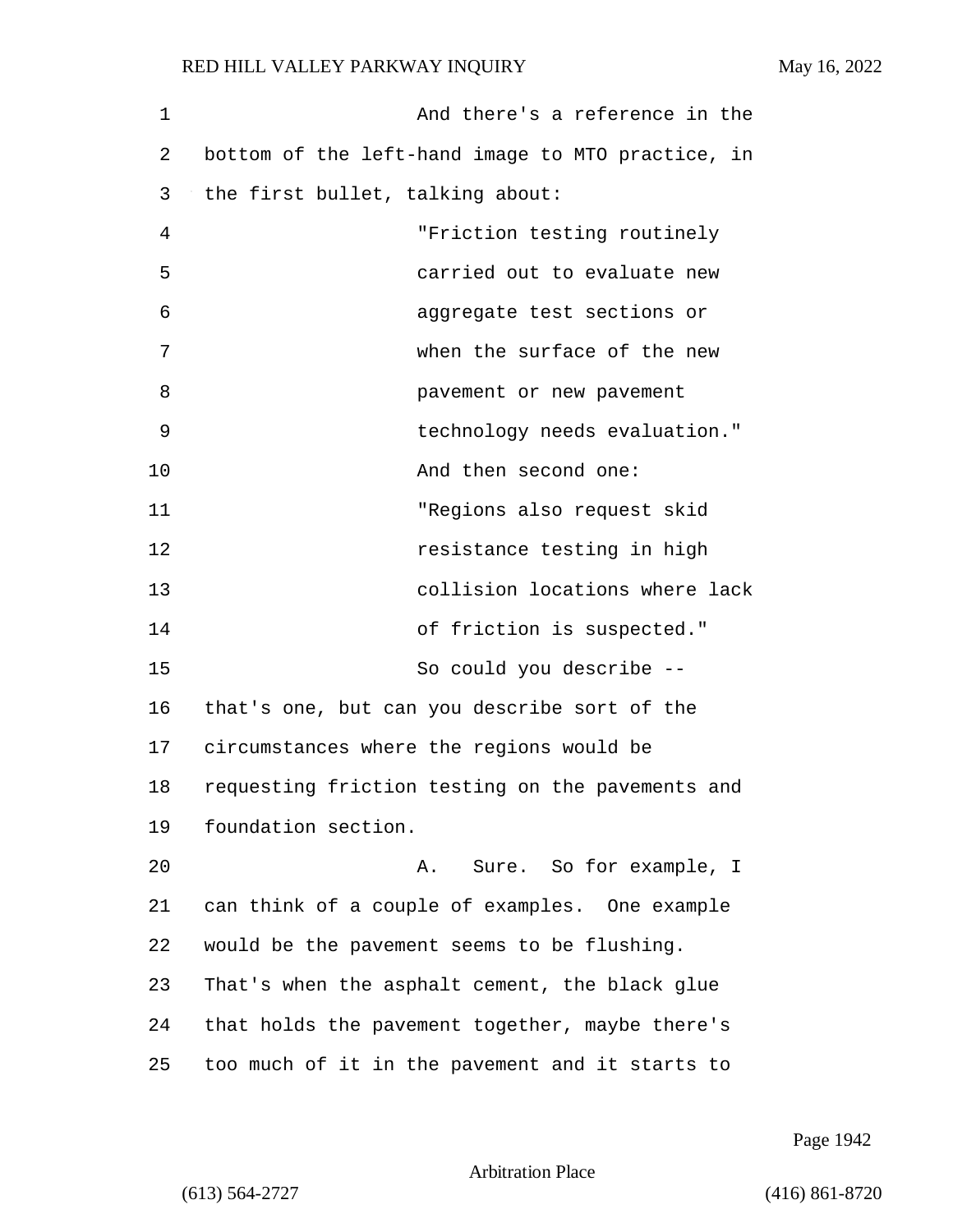And there's a reference in the bottom of the left-hand image to MTO practice, in the first bullet, talking about:

> "Friction testing routinely carried out to evaluate new aggregate test sections or when the surface of the new pavement or new pavement technology needs evaluation."

And then second one:

> "Regions also request skid resistance testing in high collision locations where lack of friction is suspected."

So could you describe -- that's one, but can you describe sort of the circumstances where the regions would be requesting friction testing on the pavements and foundation section.

A. Sure. So for example, I can think of a couple of examples. One example would be the pavement seems to be flushing. That's when the asphalt cement, the black glue that holds the pavement together, maybe there's too much of it in the pavement and it starts to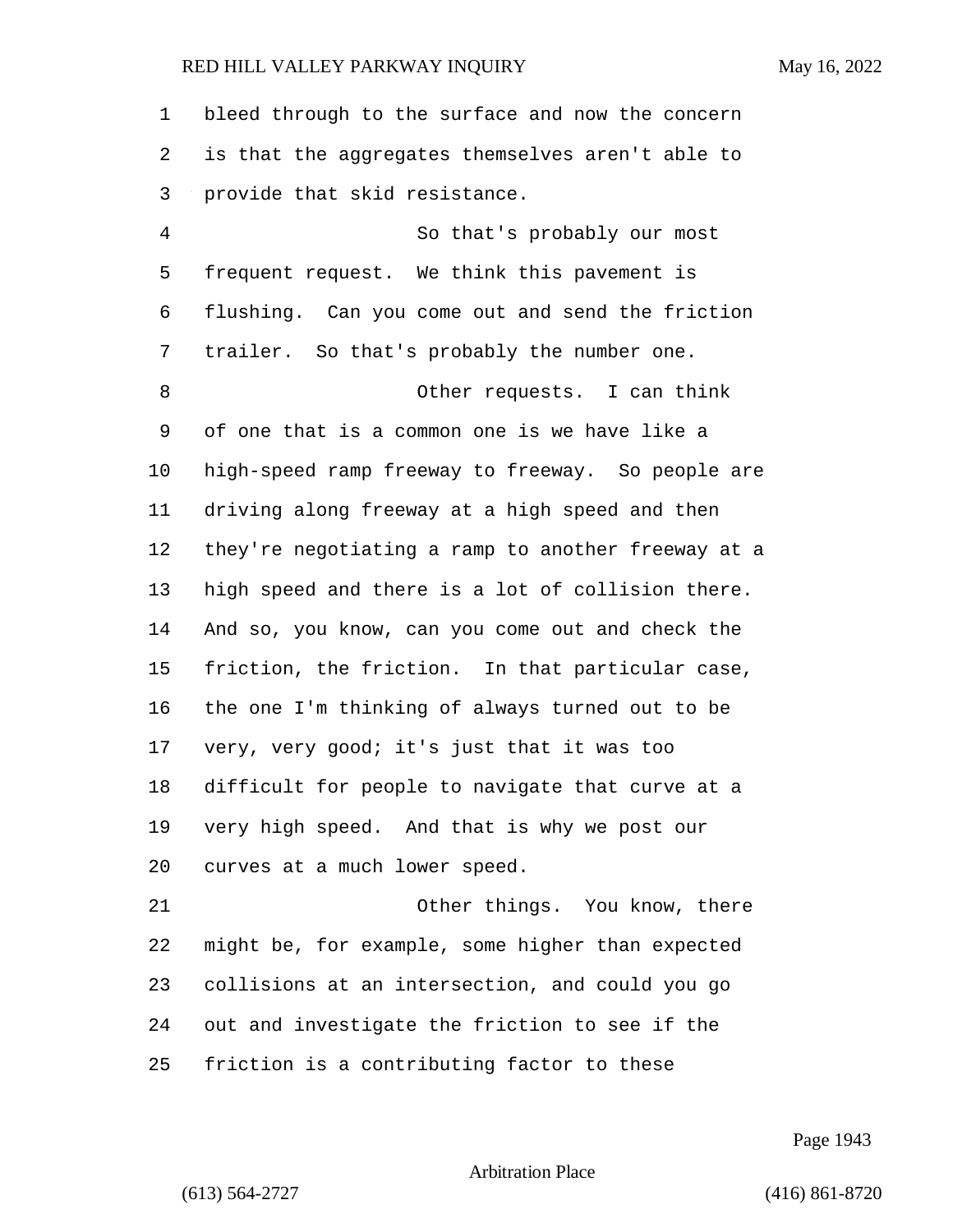bleed through to the surface and now the concern is that the aggregates themselves aren't able to provide that skid resistance.

So that's probably our most frequent request. We think this pavement is flushing. Can you come out and send the friction trailer. So that's probably the number one.

Other requests. I can think of one that is a common one is we have like a high-speed ramp freeway to freeway. So people are driving along freeway at a high speed and then they're negotiating a ramp to another freeway at a high speed and there is a lot of collision there. And so, you know, can you come out and check the friction, the friction. In that particular case, the one I'm thinking of always turned out to be very, very good; it's just that it was too difficult for people to navigate that curve at a very high speed. And that is why we post our curves at a much lower speed.

Other things. You know, there might be, for example, some higher than expected collisions at an intersection, and could you go out and investigate the friction to see if the friction is a contributing factor to these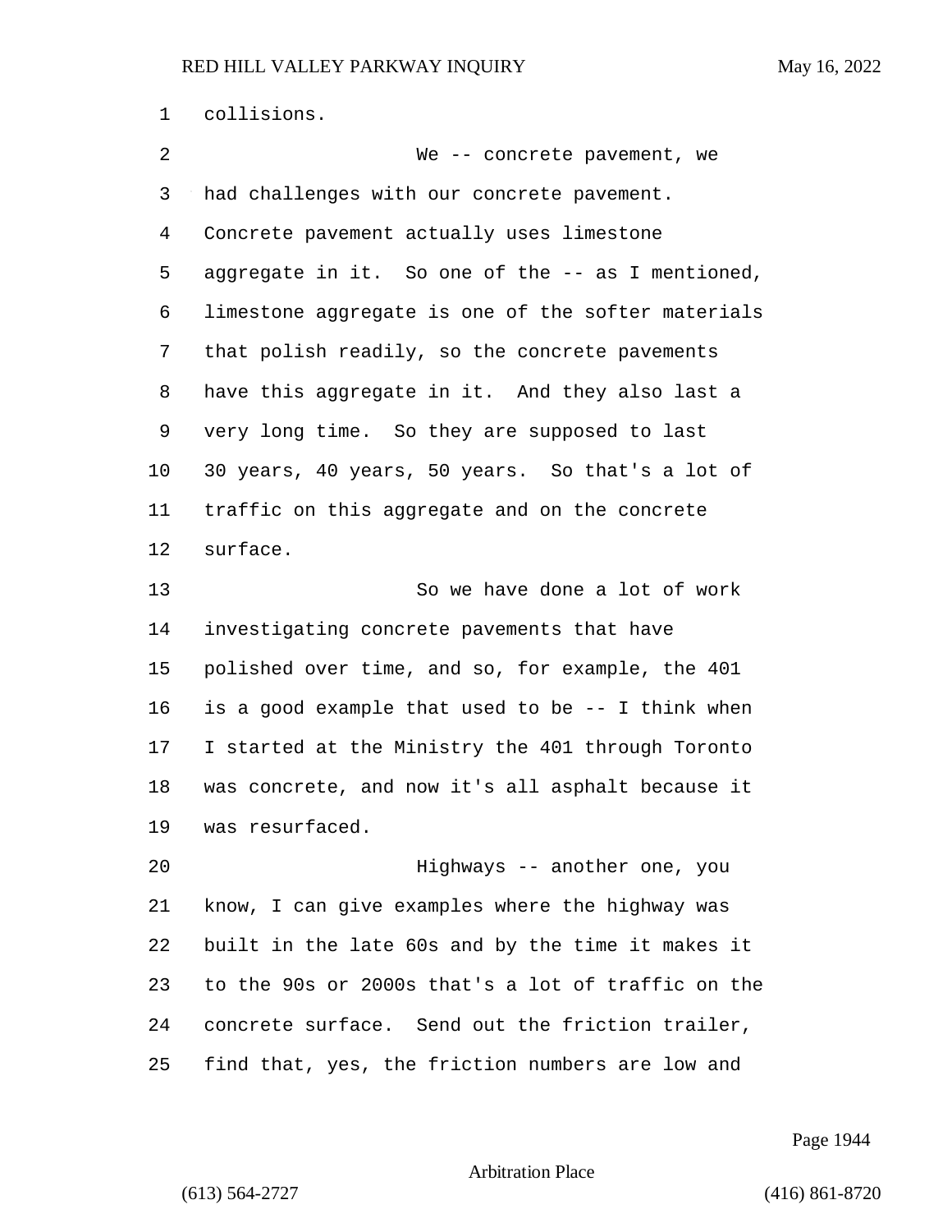collisions.

We -- concrete pavement, we had challenges with our concrete pavement. Concrete pavement actually uses limestone aggregate in it. So one of the -- as I mentioned, limestone aggregate is one of the softer materials that polish readily, so the concrete pavements have this aggregate in it. And they also last a very long time. So they are supposed to last 30 years, 40 years, 50 years. So that's a lot of traffic on this aggregate and on the concrete surface.

So we have done a lot of work investigating concrete pavements that have polished over time, and so, for example, the 401 is a good example that used to be -- I think when I started at the Ministry the 401 through Toronto was concrete, and now it's all asphalt because it was resurfaced.

Highways -- another one, you know, I can give examples where the highway was built in the late 60s and by the time it makes it to the 90s or 2000s that's a lot of traffic on the concrete surface. Send out the friction trailer, find that, yes, the friction numbers are low and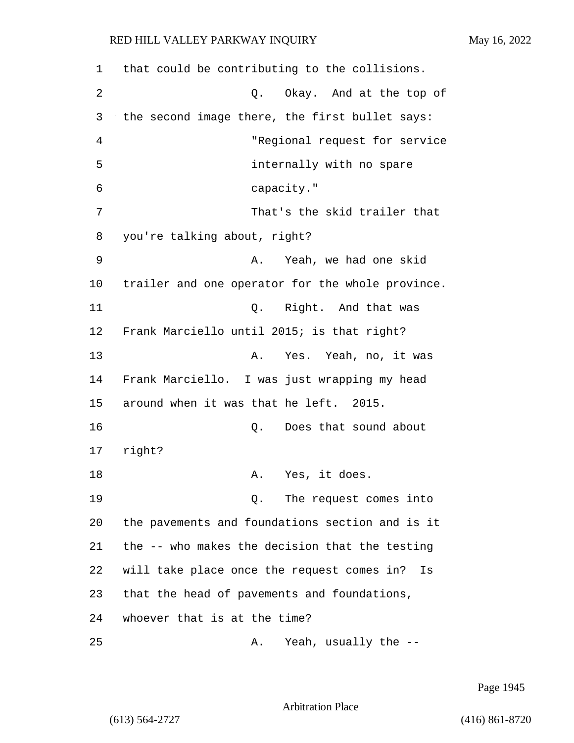that could be contributing to the collisions.

Q. Okay. And at the top of the second image there, the first bullet says:

"Regional request for service internally with no spare capacity."

That's the skid trailer that you're talking about, right?

A. Yeah, we had one skid trailer and one operator for the whole province.

Q. Right. And that was Frank Marciello until 2015; is that right?

A. Yes. Yeah, no, it was Frank Marciello. I was just wrapping my head around when it was that he left. 2015.

Q. Does that sound about right?

A. Yes, it does.

Q. The request comes into the pavements and foundations section and is it the -- who makes the decision that the testing will take place once the request comes in? Is that the head of pavements and foundations, whoever that is at the time?

A. Yeah, usually the --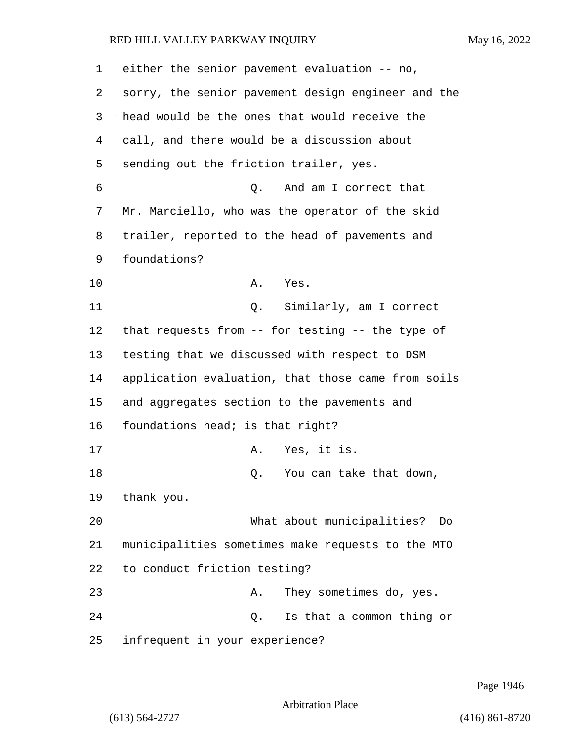either the senior pavement evaluation -- no, sorry, the senior pavement design engineer and the head would be the ones that would receive the call, and there would be a discussion about sending out the friction trailer, yes.

Q. And am I correct that Mr. Marciello, who was the operator of the skid trailer, reported to the head of pavements and foundations?

A. Yes.

Q. Similarly, am I correct that requests from -- for testing -- the type of testing that we discussed with respect to DSM application evaluation, that those came from soils and aggregates section to the pavements and foundations head; is that right?

A. Yes, it is.

Q. You can take that down, thank you.

What about municipalities? Do municipalities sometimes make requests to the MTO to conduct friction testing?

A. They sometimes do, yes.

Q. Is that a common thing or infrequent in your experience?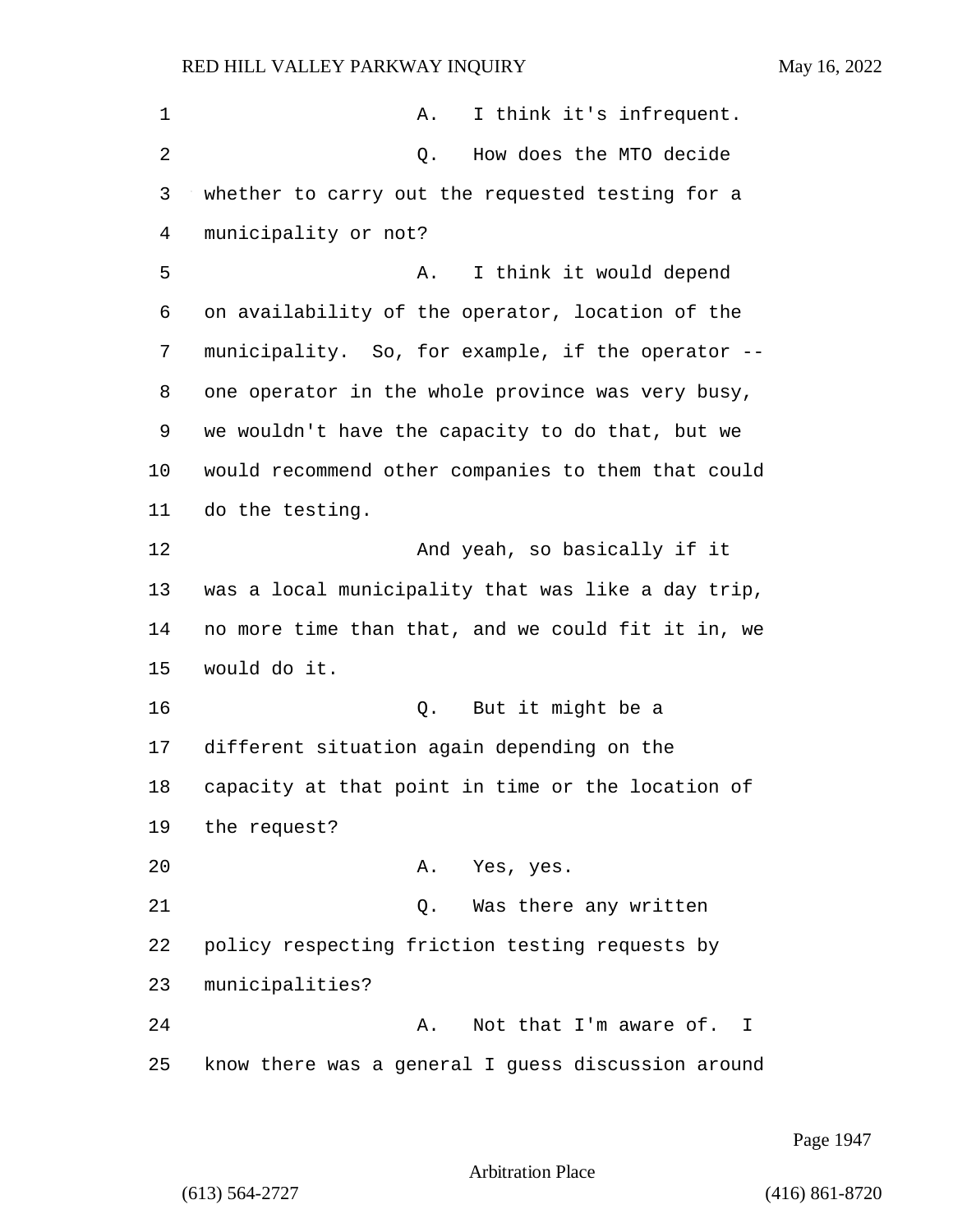A. I think it's infrequent.

Q. How does the MTO decide whether to carry out the requested testing for a municipality or not?

A. I think it would depend on availability of the operator, location of the municipality. So, for example, if the operator -- one operator in the whole province was very busy, we wouldn't have the capacity to do that, but we would recommend other companies to them that could do the testing.

And yeah, so basically if it was a local municipality that was like a day trip, no more time than that, and we could fit it in, we would do it.

Q. But it might be a different situation again depending on the capacity at that point in time or the location of the request?

A. Yes, yes.

Q. Was there any written policy respecting friction testing requests by municipalities?

A. Not that I'm aware of. I know there was a general I guess discussion around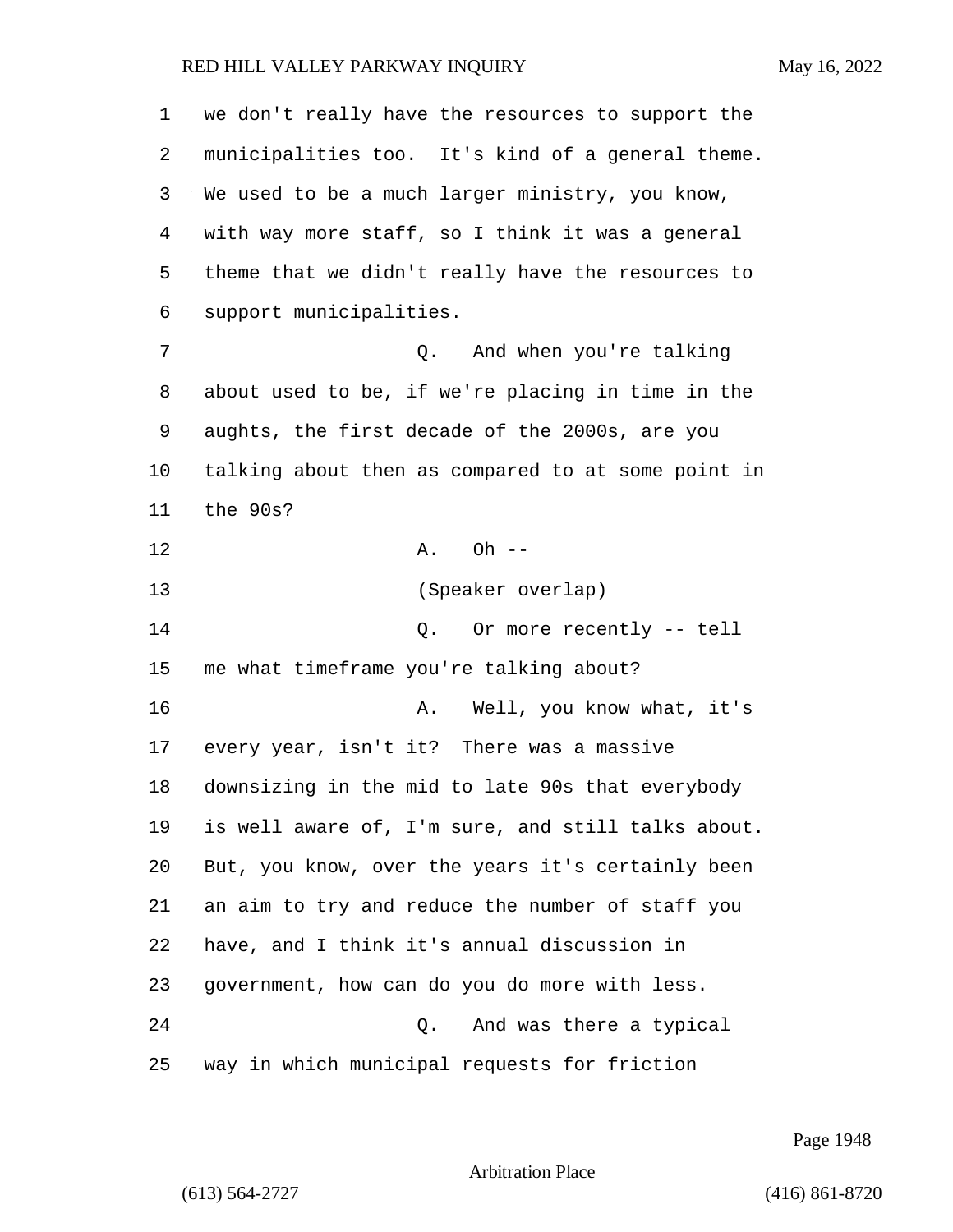1 we don't really have the resources to support the
2 municipalities too. It's kind of a general theme.
3 We used to be a much larger ministry, you know,
4 with way more staff, so I think it was a general
5 theme that we didn't really have the resources to
6 support municipalities.

7 Q. And when you're talking
8 about used to be, if we're placing in time in the
9 aughts, the first decade of the 2000s, are you
10 talking about then as compared to at some point in
11 the 90s?

12 A. Oh --

13 (Speaker overlap)

14 Q. Or more recently -- tell
15 me what timeframe you're talking about?

16 A. Well, you know what, it's
17 every year, isn't it? There was a massive
18 downsizing in the mid to late 90s that everybody
19 is well aware of, I'm sure, and still talks about.
20 But, you know, over the years it's certainly been
21 an aim to try and reduce the number of staff you
22 have, and I think it's annual discussion in
23 government, how can do you do more with less.

24 Q. And was there a typical
25 way in which municipal requests for friction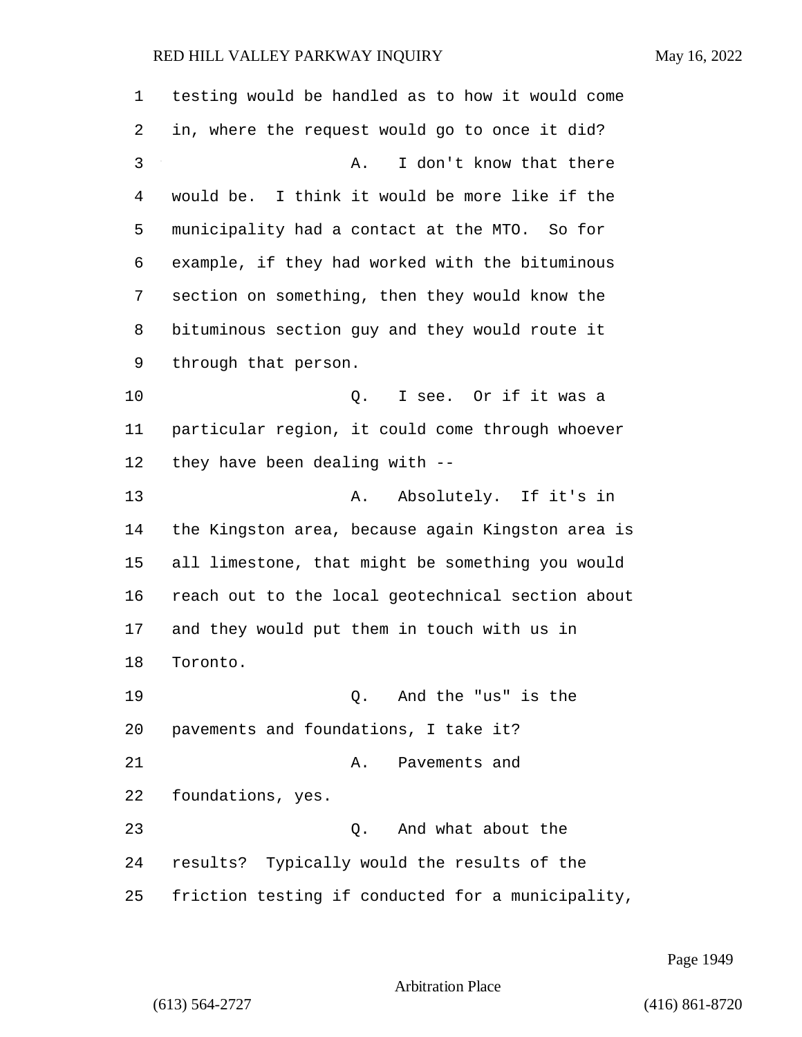testing would be handled as to how it would come in, where the request would go to once it did?

A. I don't know that there would be. I think it would be more like if the municipality had a contact at the MTO. So for example, if they had worked with the bituminous section on something, then they would know the bituminous section guy and they would route it through that person.

Q. I see. Or if it was a particular region, it could come through whoever they have been dealing with --

A. Absolutely. If it's in the Kingston area, because again Kingston area is all limestone, that might be something you would reach out to the local geotechnical section about and they would put them in touch with us in Toronto.

Q. And the "us" is the pavements and foundations, I take it?

A. Pavements and foundations, yes.

Q. And what about the results? Typically would the results of the friction testing if conducted for a municipality,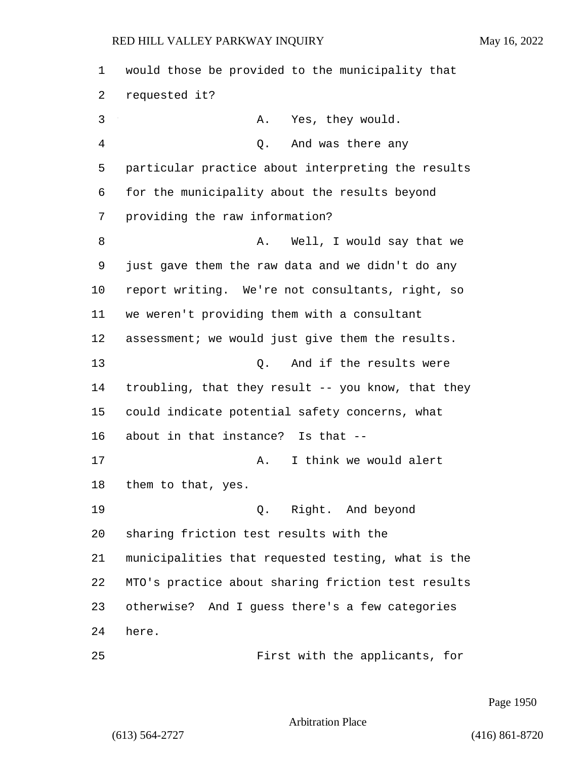would those be provided to the municipality that requested it?

A. Yes, they would.

Q. And was there any particular practice about interpreting the results for the municipality about the results beyond providing the raw information?

A. Well, I would say that we just gave them the raw data and we didn't do any report writing. We're not consultants, right, so we weren't providing them with a consultant assessment; we would just give them the results.

Q. And if the results were troubling, that they result -- you know, that they could indicate potential safety concerns, what about in that instance? Is that --

A. I think we would alert them to that, yes.

Q. Right. And beyond sharing friction test results with the municipalities that requested testing, what is the MTO's practice about sharing friction test results otherwise? And I guess there's a few categories here.

First with the applicants, for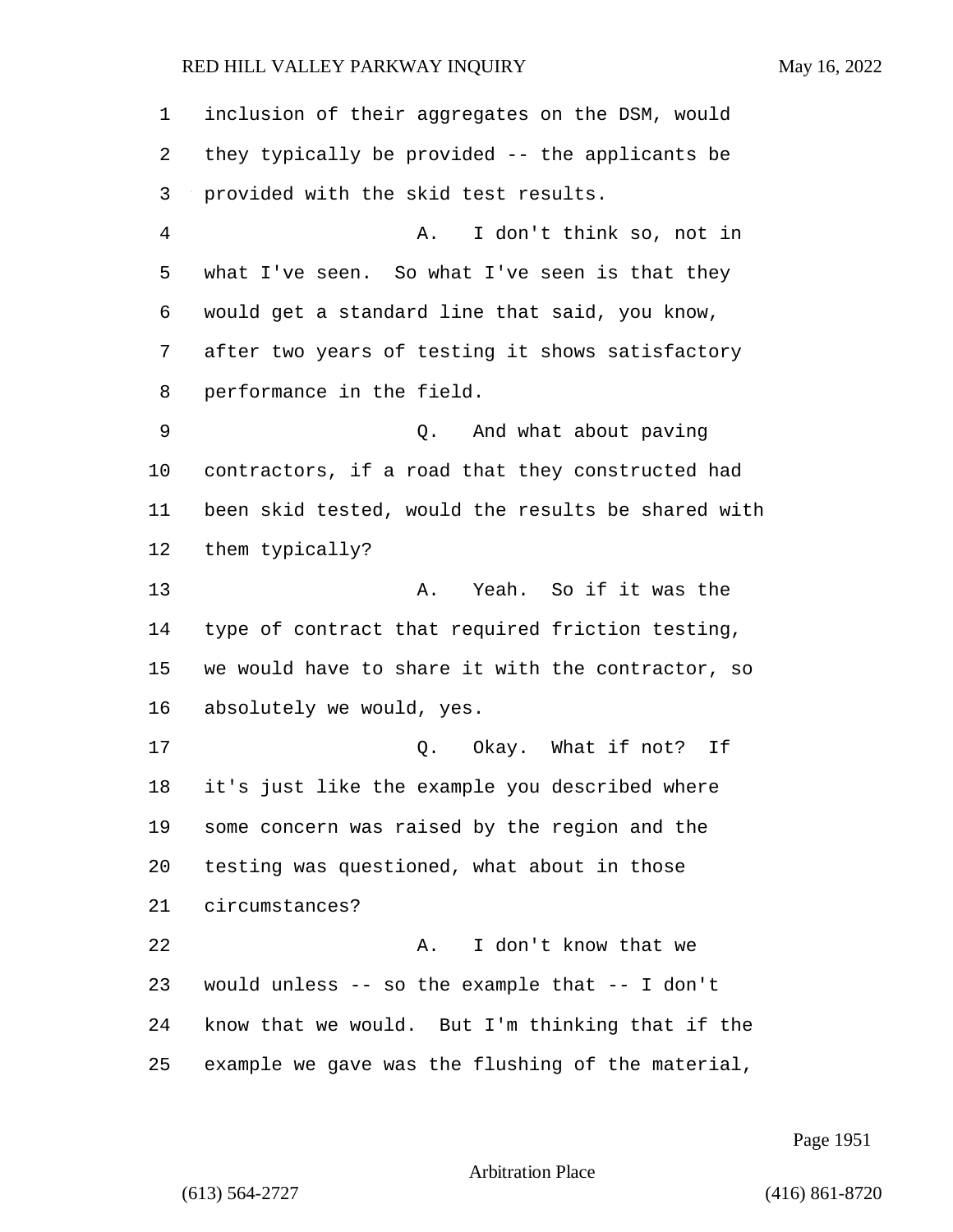inclusion of their aggregates on the DSM, would they typically be provided -- the applicants be provided with the skid test results.

A. I don't think so, not in what I've seen. So what I've seen is that they would get a standard line that said, you know, after two years of testing it shows satisfactory performance in the field.

Q. And what about paving contractors, if a road that they constructed had been skid tested, would the results be shared with them typically?

A. Yeah. So if it was the type of contract that required friction testing, we would have to share it with the contractor, so absolutely we would, yes.

Q. Okay. What if not? If it's just like the example you described where some concern was raised by the region and the testing was questioned, what about in those circumstances?

A. I don't know that we would unless -- so the example that -- I don't know that we would. But I'm thinking that if the example we gave was the flushing of the material,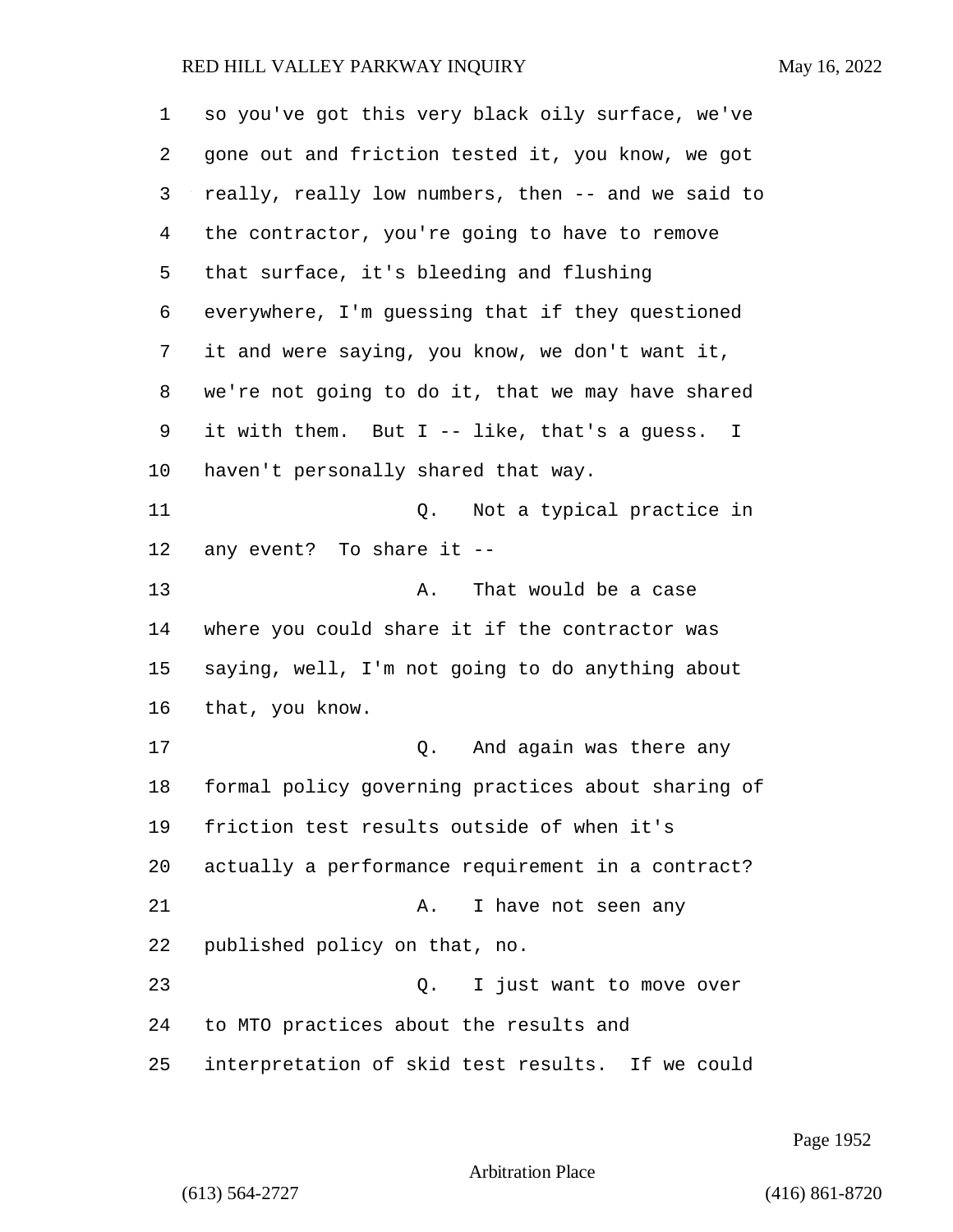so you've got this very black oily surface, we've gone out and friction tested it, you know, we got really, really low numbers, then -- and we said to the contractor, you're going to have to remove that surface, it's bleeding and flushing everywhere, I'm guessing that if they questioned it and were saying, you know, we don't want it, we're not going to do it, that we may have shared it with them. But I -- like, that's a guess. I haven't personally shared that way.

Q. Not a typical practice in any event? To share it --

A. That would be a case where you could share it if the contractor was saying, well, I'm not going to do anything about that, you know.

Q. And again was there any formal policy governing practices about sharing of friction test results outside of when it's actually a performance requirement in a contract?

A. I have not seen any published policy on that, no.

Q. I just want to move over to MTO practices about the results and interpretation of skid test results. If we could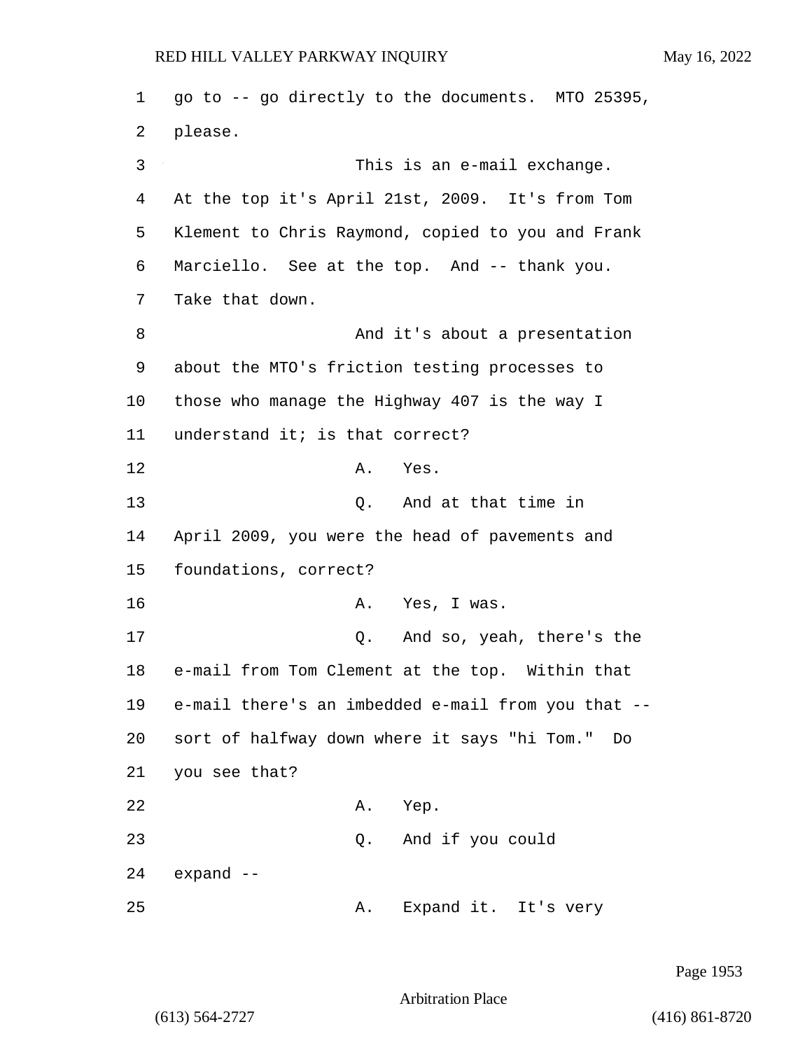go to -- go directly to the documents. MTO 25395, please.

This is an e-mail exchange. At the top it's April 21st, 2009. It's from Tom Klement to Chris Raymond, copied to you and Frank Marciello. See at the top. And -- thank you. Take that down.

And it's about a presentation about the MTO's friction testing processes to those who manage the Highway 407 is the way I understand it; is that correct?

A. Yes.

Q. And at that time in April 2009, you were the head of pavements and foundations, correct?

A. Yes, I was.

Q. And so, yeah, there's the e-mail from Tom Clement at the top. Within that e-mail there's an imbedded e-mail from you that -- sort of halfway down where it says "hi Tom." Do you see that?

A. Yep.

Q. And if you could expand --

A. Expand it. It's very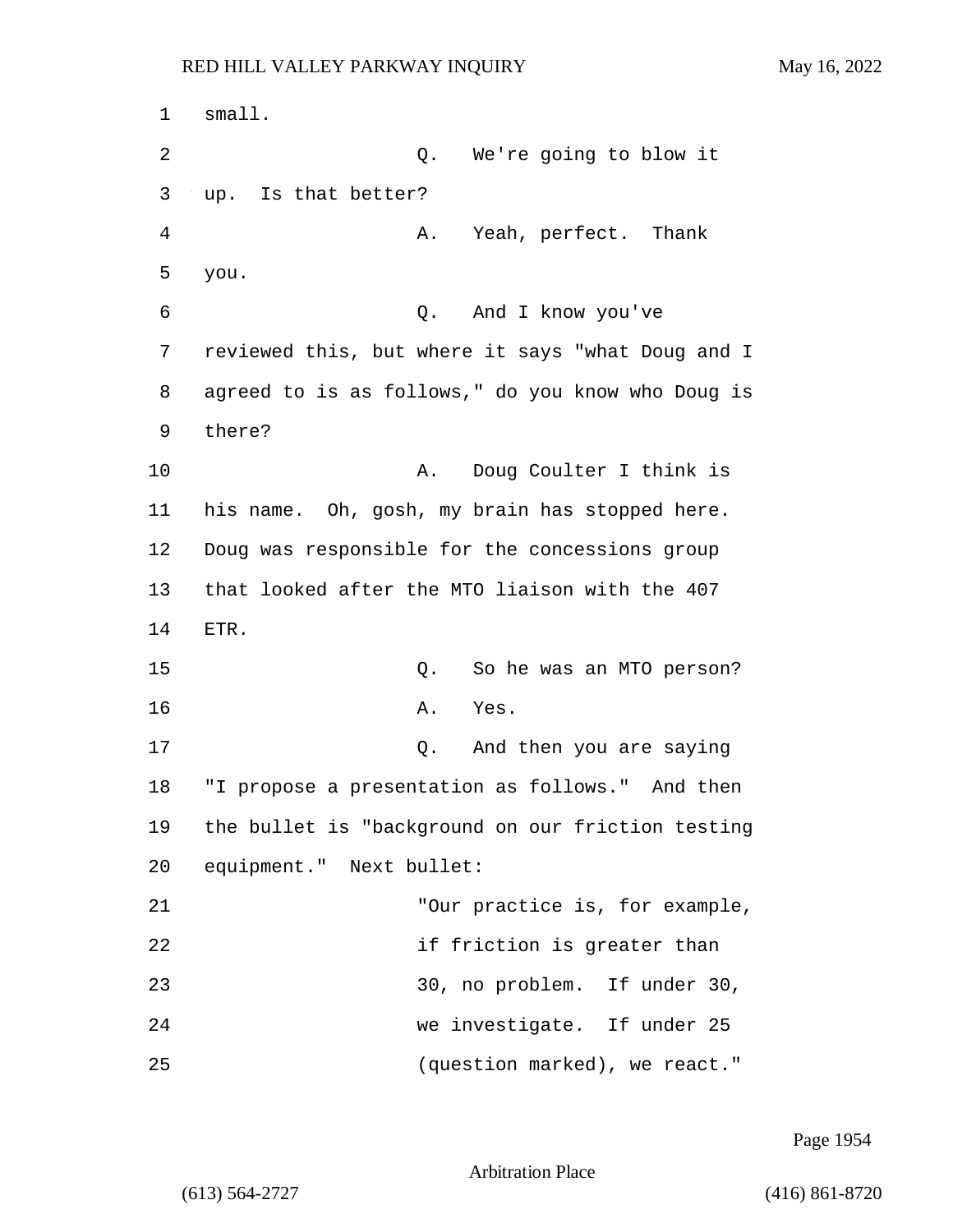small.

Q. We're going to blow it up. Is that better?

A. Yeah, perfect. Thank you.

Q. And I know you've reviewed this, but where it says "what Doug and I agreed to is as follows," do you know who Doug is there?

A. Doug Coulter I think is his name. Oh, gosh, my brain has stopped here. Doug was responsible for the concessions group that looked after the MTO liaison with the 407 ETR.

Q. So he was an MTO person?

A. Yes.

Q. And then you are saying "I propose a presentation as follows." And then the bullet is "background on our friction testing equipment." Next bullet:

> "Our practice is, for example, if friction is greater than 30, no problem. If under 30, we investigate. If under 25 (question marked), we react."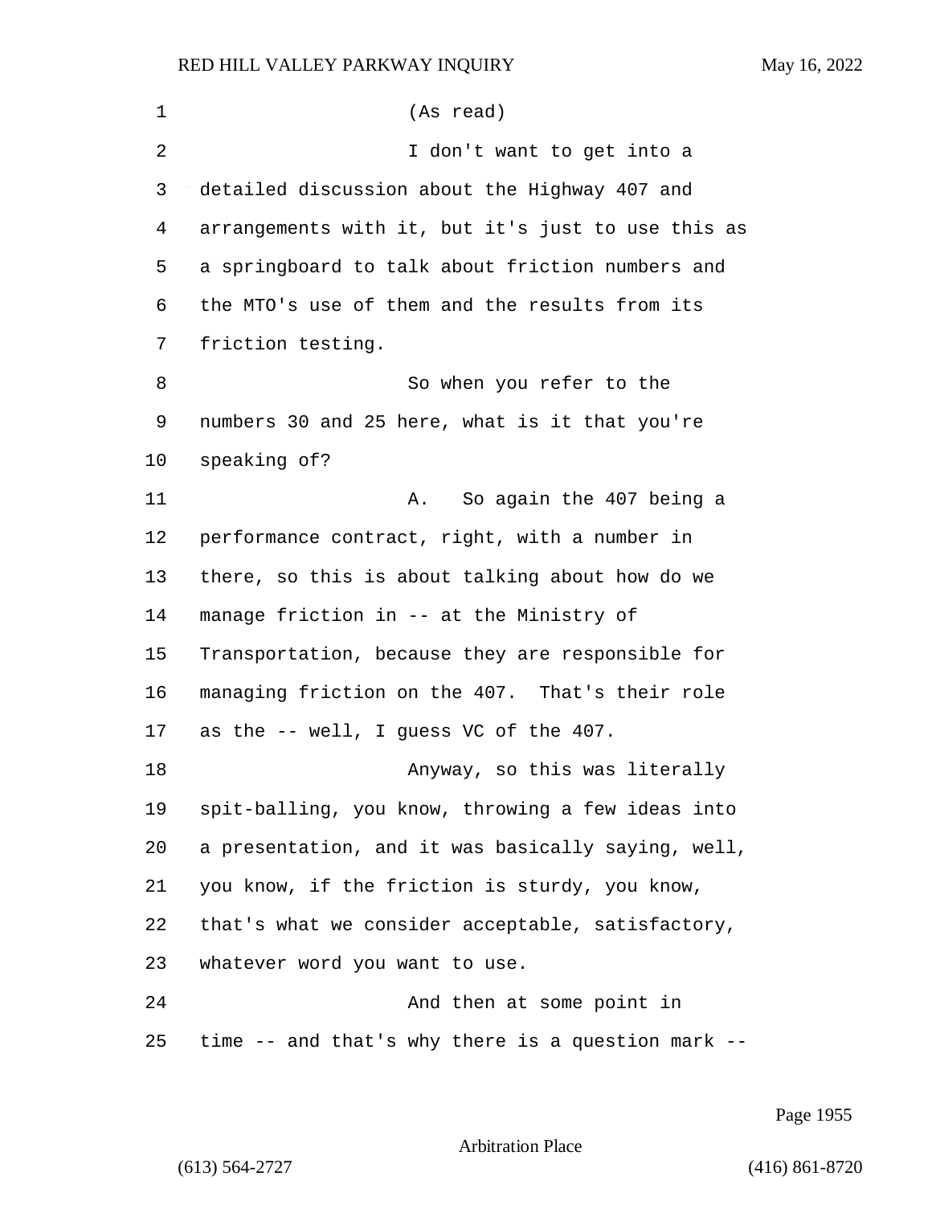(As read)

I don't want to get into a detailed discussion about the Highway 407 and arrangements with it, but it's just to use this as a springboard to talk about friction numbers and the MTO's use of them and the results from its friction testing.

So when you refer to the numbers 30 and 25 here, what is it that you're speaking of?

A. So again the 407 being a performance contract, right, with a number in there, so this is about talking about how do we manage friction in -- at the Ministry of Transportation, because they are responsible for managing friction on the 407. That's their role as the -- well, I guess VC of the 407.

Anyway, so this was literally spit-balling, you know, throwing a few ideas into a presentation, and it was basically saying, well, you know, if the friction is sturdy, you know, that's what we consider acceptable, satisfactory, whatever word you want to use.

And then at some point in time -- and that's why there is a question mark --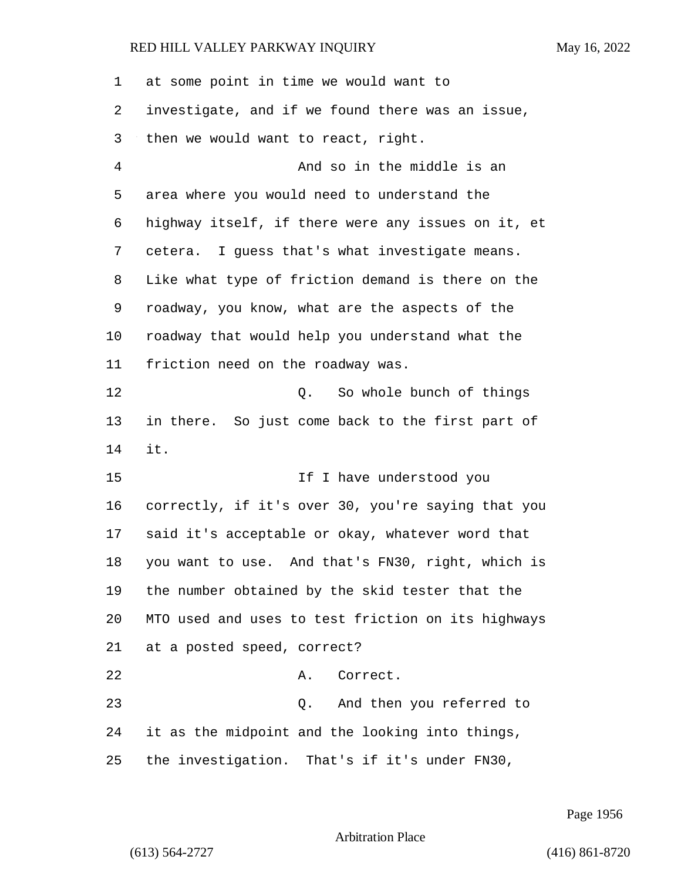at some point in time we would want to investigate, and if we found there was an issue, then we would want to react, right.

And so in the middle is an area where you would need to understand the highway itself, if there were any issues on it, et cetera. I guess that's what investigate means. Like what type of friction demand is there on the roadway, you know, what are the aspects of the roadway that would help you understand what the friction need on the roadway was.

Q. So whole bunch of things in there. So just come back to the first part of it.

If I have understood you correctly, if it's over 30, you're saying that you said it's acceptable or okay, whatever word that you want to use. And that's FN30, right, which is the number obtained by the skid tester that the MTO used and uses to test friction on its highways at a posted speed, correct?

A. Correct.

Q. And then you referred to it as the midpoint and the looking into things, the investigation. That's if it's under FN30,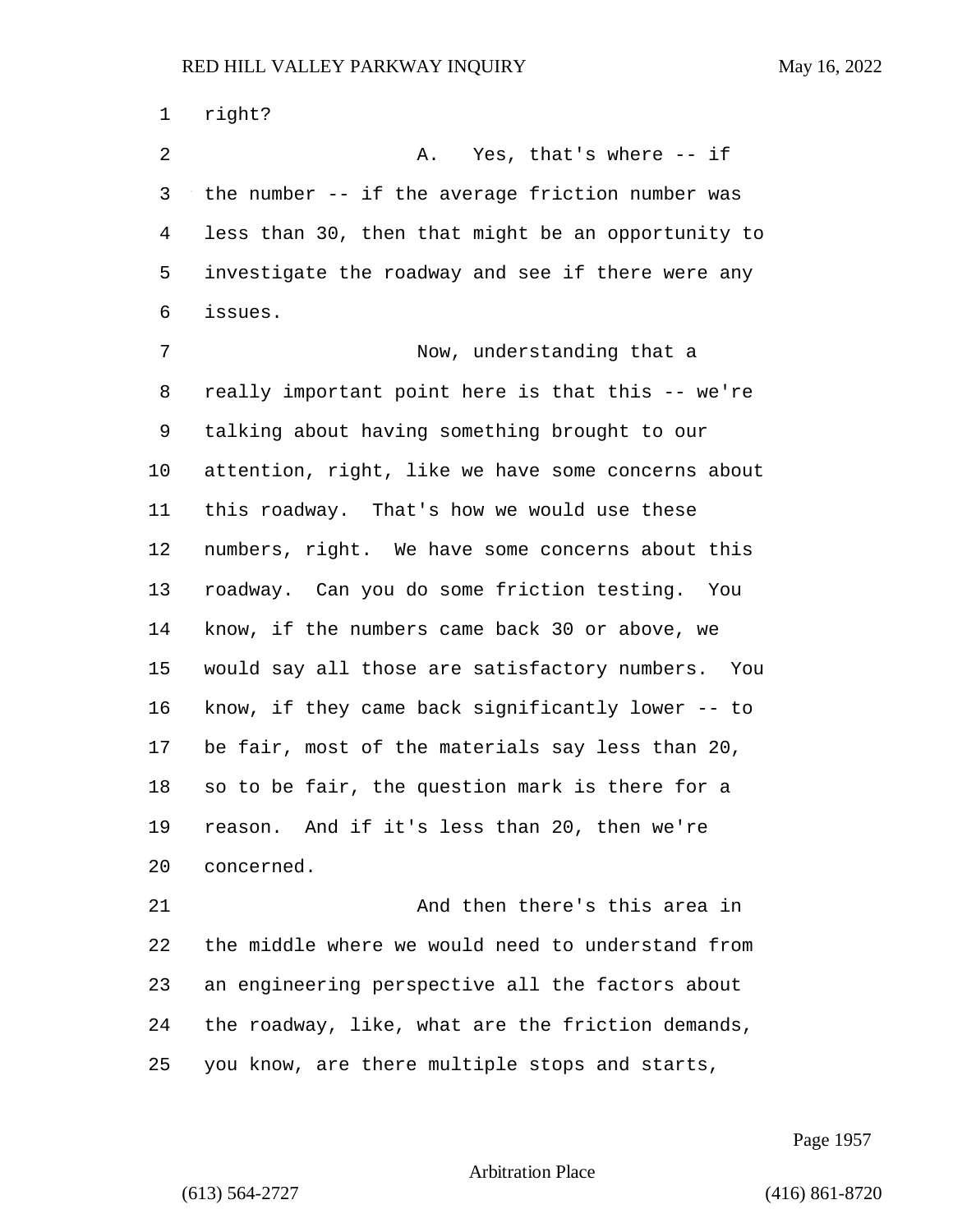right?

A. Yes, that's where -- if the number -- if the average friction number was less than 30, then that might be an opportunity to investigate the roadway and see if there were any issues.

Now, understanding that a really important point here is that this -- we're talking about having something brought to our attention, right, like we have some concerns about this roadway. That's how we would use these numbers, right. We have some concerns about this roadway. Can you do some friction testing. You know, if the numbers came back 30 or above, we would say all those are satisfactory numbers. You know, if they came back significantly lower -- to be fair, most of the materials say less than 20, so to be fair, the question mark is there for a reason. And if it's less than 20, then we're concerned.

And then there's this area in the middle where we would need to understand from an engineering perspective all the factors about the roadway, like, what are the friction demands, you know, are there multiple stops and starts,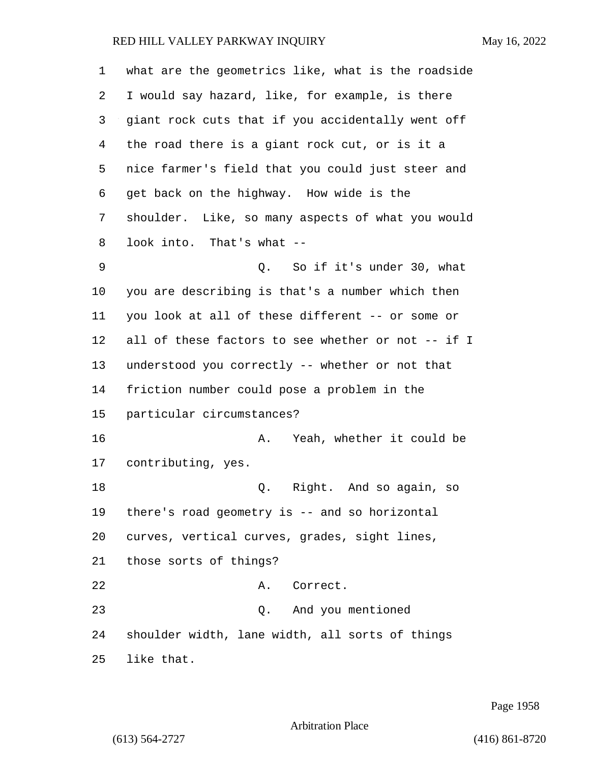what are the geometrics like, what is the roadside I would say hazard, like, for example, is there giant rock cuts that if you accidentally went off the road there is a giant rock cut, or is it a nice farmer's field that you could just steer and get back on the highway. How wide is the shoulder. Like, so many aspects of what you would look into. That's what --

Q. So if it's under 30, what you are describing is that's a number which then you look at all of these different -- or some or all of these factors to see whether or not -- if I understood you correctly -- whether or not that friction number could pose a problem in the particular circumstances?

A. Yeah, whether it could be contributing, yes.

Q. Right. And so again, so there's road geometry is -- and so horizontal curves, vertical curves, grades, sight lines, those sorts of things?

A. Correct.

Q. And you mentioned shoulder width, lane width, all sorts of things like that.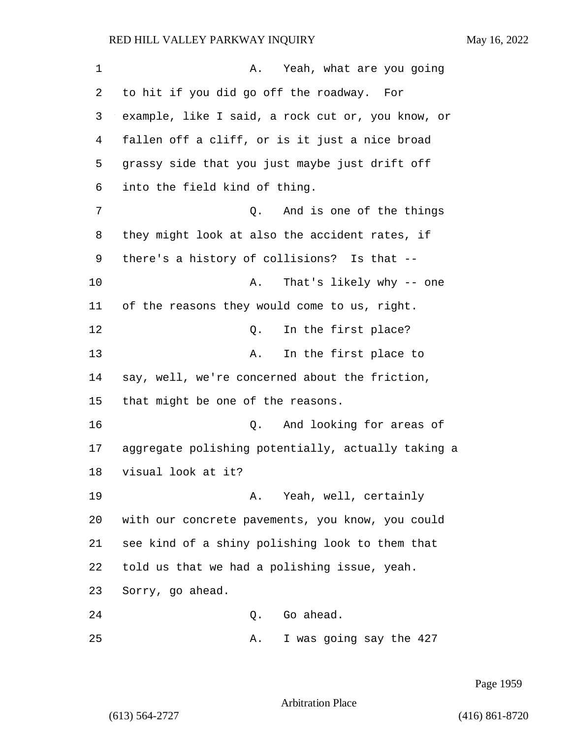A. Yeah, what are you going to hit if you did go off the roadway. For example, like I said, a rock cut or, you know, or fallen off a cliff, or is it just a nice broad grassy side that you just maybe just drift off into the field kind of thing.

Q. And is one of the things they might look at also the accident rates, if there's a history of collisions? Is that --

A. That's likely why -- one of the reasons they would come to us, right.

Q. In the first place?

A. In the first place to say, well, we're concerned about the friction, that might be one of the reasons.

Q. And looking for areas of aggregate polishing potentially, actually taking a visual look at it?

A. Yeah, well, certainly with our concrete pavements, you know, you could see kind of a shiny polishing look to them that told us that we had a polishing issue, yeah. Sorry, go ahead.

Q. Go ahead.

A. I was going say the 427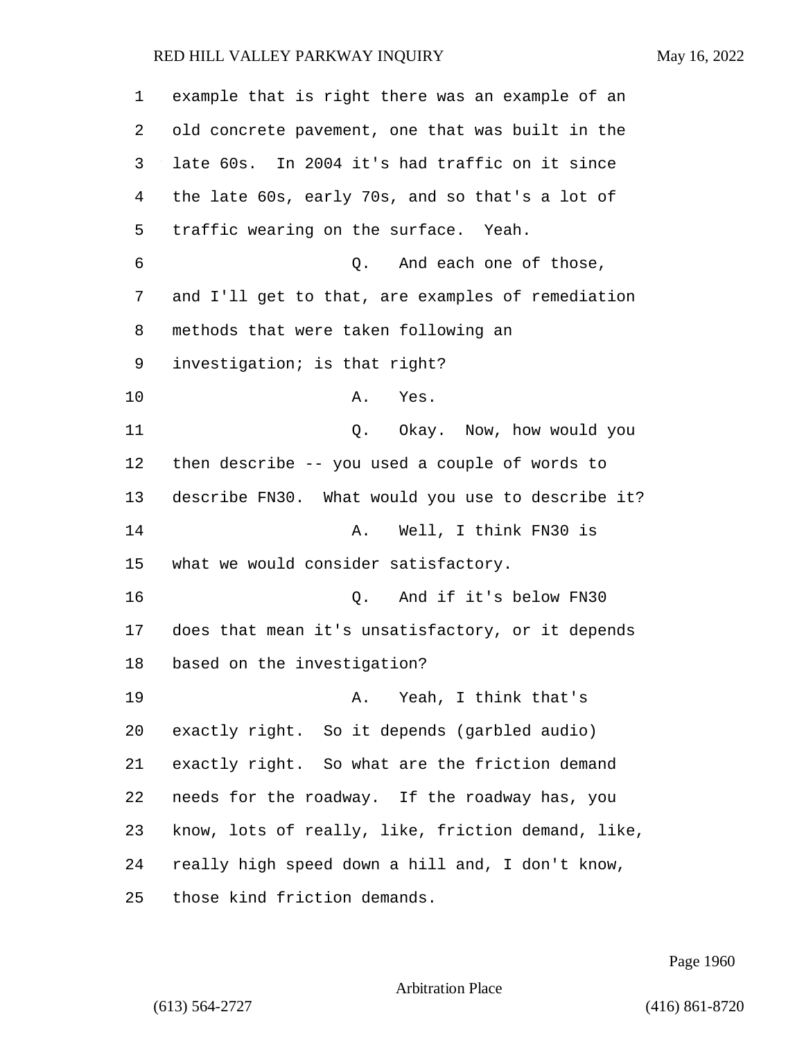example that is right there was an example of an old concrete pavement, one that was built in the late 60s. In 2004 it's had traffic on it since the late 60s, early 70s, and so that's a lot of traffic wearing on the surface. Yeah.

Q. And each one of those, and I'll get to that, are examples of remediation methods that were taken following an investigation; is that right?

A. Yes.

Q. Okay. Now, how would you then describe -- you used a couple of words to describe FN30. What would you use to describe it?

A. Well, I think FN30 is what we would consider satisfactory.

Q. And if it's below FN30 does that mean it's unsatisfactory, or it depends based on the investigation?

A. Yeah, I think that's exactly right. So it depends (garbled audio) exactly right. So what are the friction demand needs for the roadway. If the roadway has, you know, lots of really, like, friction demand, like, really high speed down a hill and, I don't know, those kind friction demands.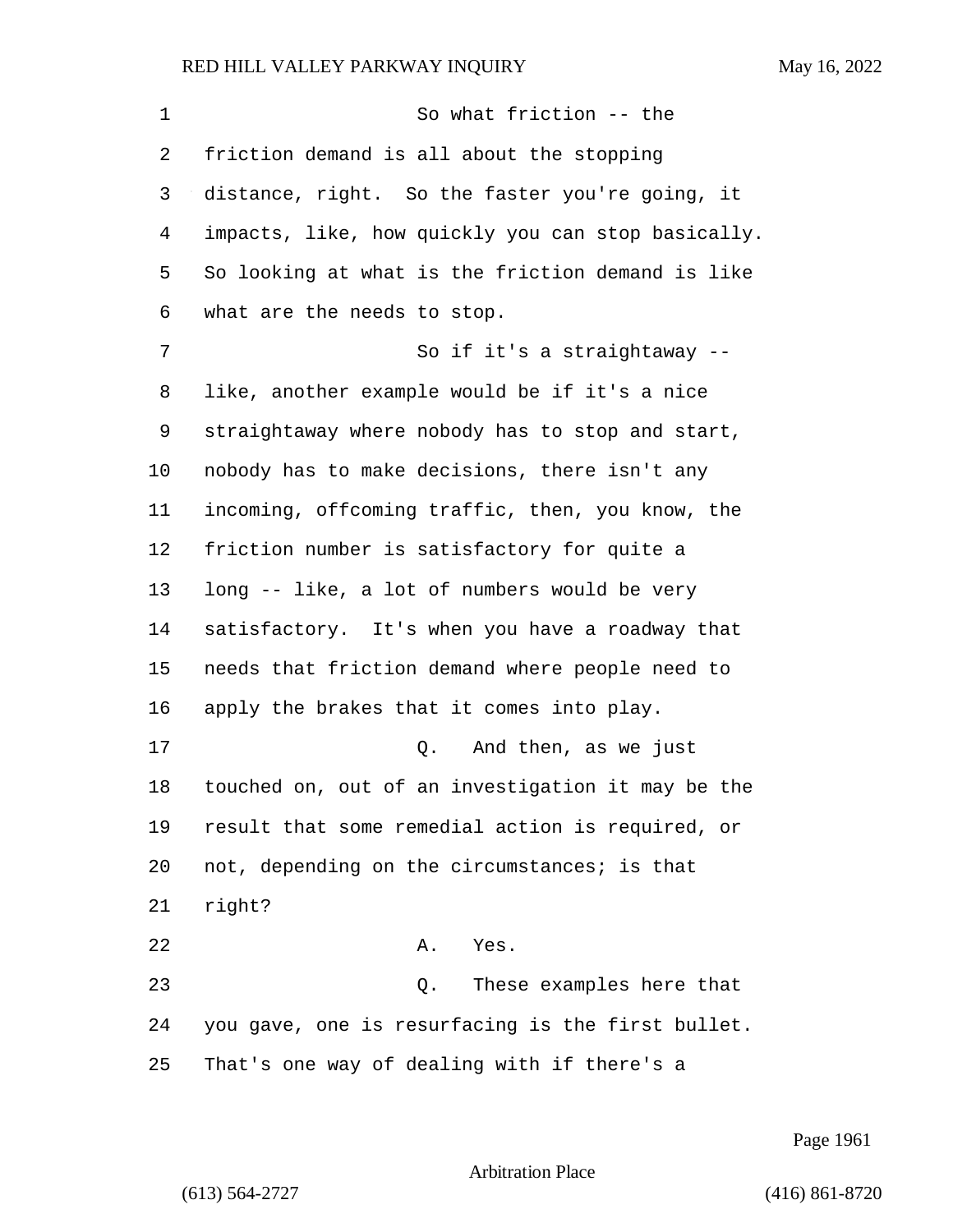So what friction -- the friction demand is all about the stopping distance, right. So the faster you're going, it impacts, like, how quickly you can stop basically. So looking at what is the friction demand is like what are the needs to stop.

So if it's a straightaway -- like, another example would be if it's a nice straightaway where nobody has to stop and start, nobody has to make decisions, there isn't any incoming, offcoming traffic, then, you know, the friction number is satisfactory for quite a long -- like, a lot of numbers would be very satisfactory. It's when you have a roadway that needs that friction demand where people need to apply the brakes that it comes into play.

Q. And then, as we just touched on, out of an investigation it may be the result that some remedial action is required, or not, depending on the circumstances; is that right?

A. Yes.

Q. These examples here that you gave, one is resurfacing is the first bullet. That's one way of dealing with if there's a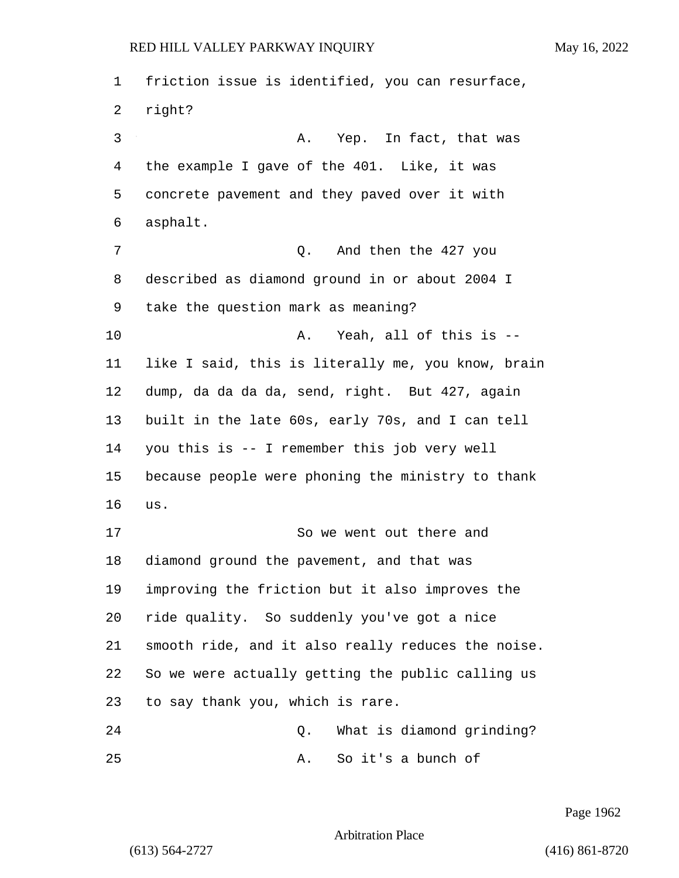friction issue is identified, you can resurface, right?

A. Yep. In fact, that was the example I gave of the 401. Like, it was concrete pavement and they paved over it with asphalt.

Q. And then the 427 you described as diamond ground in or about 2004 I take the question mark as meaning?

A. Yeah, all of this is -- like I said, this is literally me, you know, brain dump, da da da da, send, right. But 427, again built in the late 60s, early 70s, and I can tell you this is -- I remember this job very well because people were phoning the ministry to thank us.

So we went out there and diamond ground the pavement, and that was improving the friction but it also improves the ride quality. So suddenly you've got a nice smooth ride, and it also really reduces the noise. So we were actually getting the public calling us to say thank you, which is rare.

Q. What is diamond grinding?

A. So it's a bunch of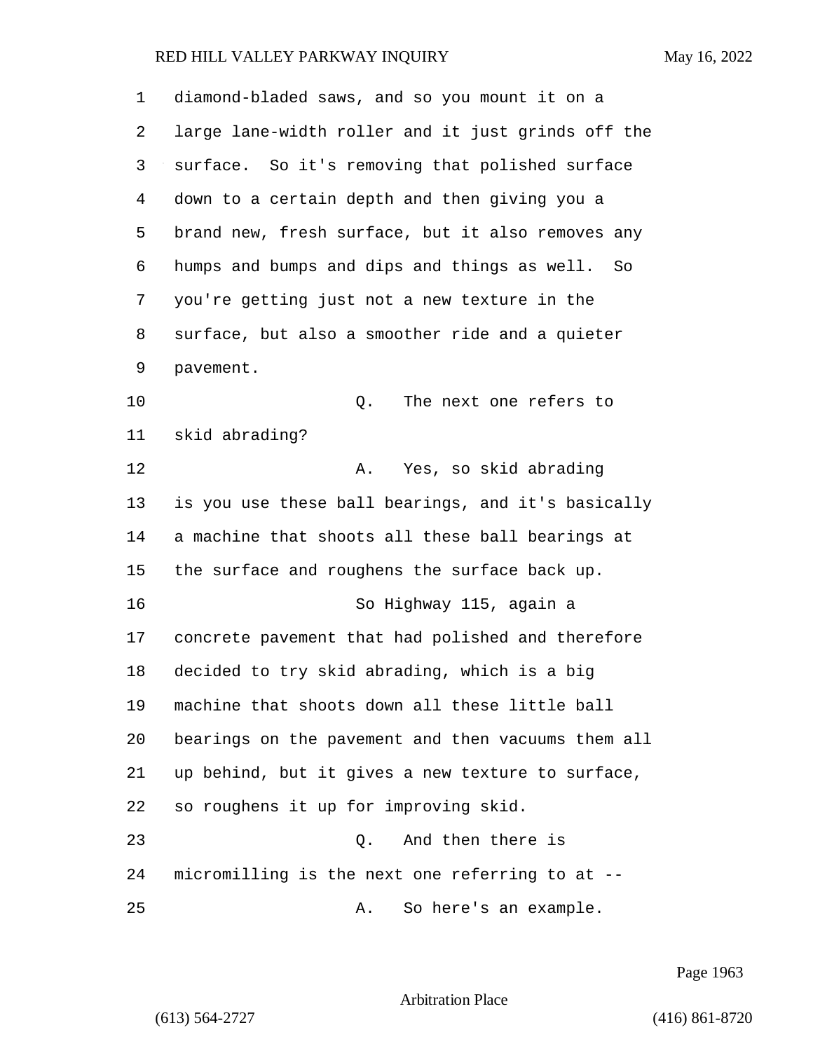diamond-bladed saws, and so you mount it on a large lane-width roller and it just grinds off the surface. So it's removing that polished surface down to a certain depth and then giving you a brand new, fresh surface, but it also removes any humps and bumps and dips and things as well. So you're getting just not a new texture in the surface, but also a smoother ride and a quieter pavement.

Q. The next one refers to skid abrading?

A. Yes, so skid abrading is you use these ball bearings, and it's basically a machine that shoots all these ball bearings at the surface and roughens the surface back up.

So Highway 115, again a concrete pavement that had polished and therefore decided to try skid abrading, which is a big machine that shoots down all these little ball bearings on the pavement and then vacuums them all up behind, but it gives a new texture to surface, so roughens it up for improving skid.

Q. And then there is micromilling is the next one referring to at --

A. So here's an example.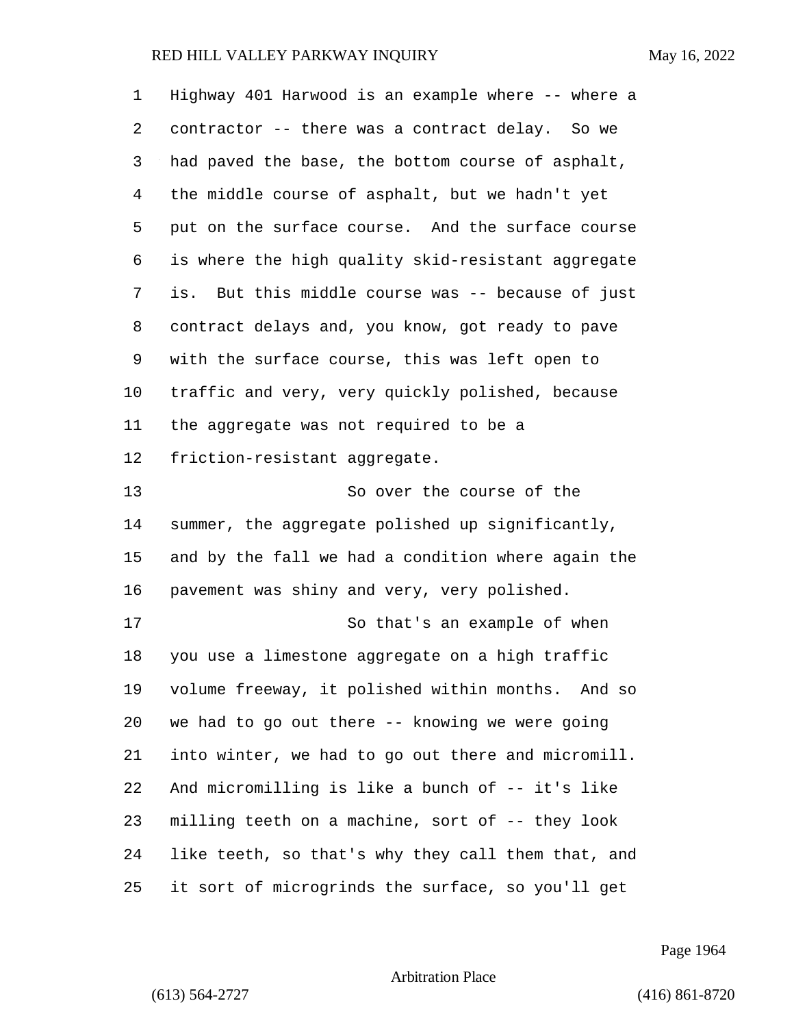Highway 401 Harwood is an example where -- where a contractor -- there was a contract delay. So we had paved the base, the bottom course of asphalt, the middle course of asphalt, but we hadn't yet put on the surface course. And the surface course is where the high quality skid-resistant aggregate is. But this middle course was -- because of just contract delays and, you know, got ready to pave with the surface course, this was left open to traffic and very, very quickly polished, because the aggregate was not required to be a friction-resistant aggregate.

So over the course of the summer, the aggregate polished up significantly, and by the fall we had a condition where again the pavement was shiny and very, very polished.

So that's an example of when you use a limestone aggregate on a high traffic volume freeway, it polished within months. And so we had to go out there -- knowing we were going into winter, we had to go out there and micromill. And micromilling is like a bunch of -- it's like milling teeth on a machine, sort of -- they look like teeth, so that's why they call them that, and it sort of microgrinds the surface, so you'll get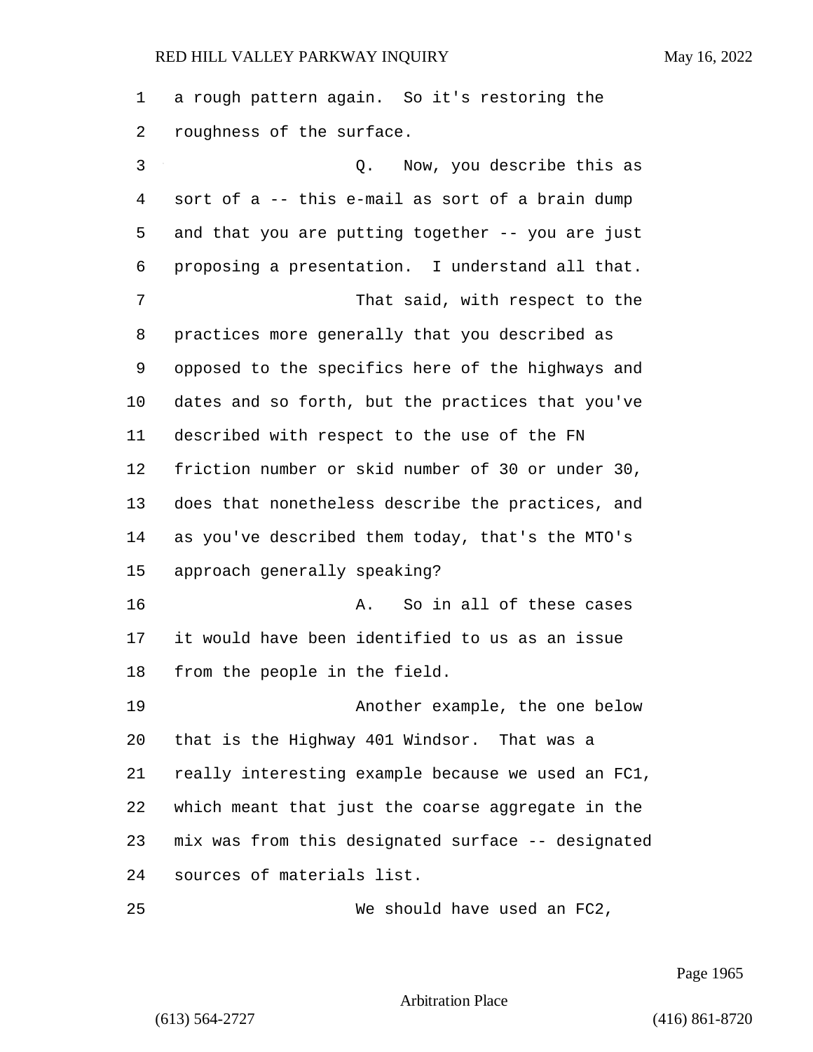a rough pattern again. So it's restoring the roughness of the surface.

Q. Now, you describe this as sort of a -- this e-mail as sort of a brain dump and that you are putting together -- you are just proposing a presentation. I understand all that.

That said, with respect to the practices more generally that you described as opposed to the specifics here of the highways and dates and so forth, but the practices that you've described with respect to the use of the FN friction number or skid number of 30 or under 30, does that nonetheless describe the practices, and as you've described them today, that's the MTO's approach generally speaking?

A. So in all of these cases it would have been identified to us as an issue from the people in the field.

Another example, the one below that is the Highway 401 Windsor. That was a really interesting example because we used an FC1, which meant that just the coarse aggregate in the mix was from this designated surface -- designated sources of materials list.

We should have used an FC2,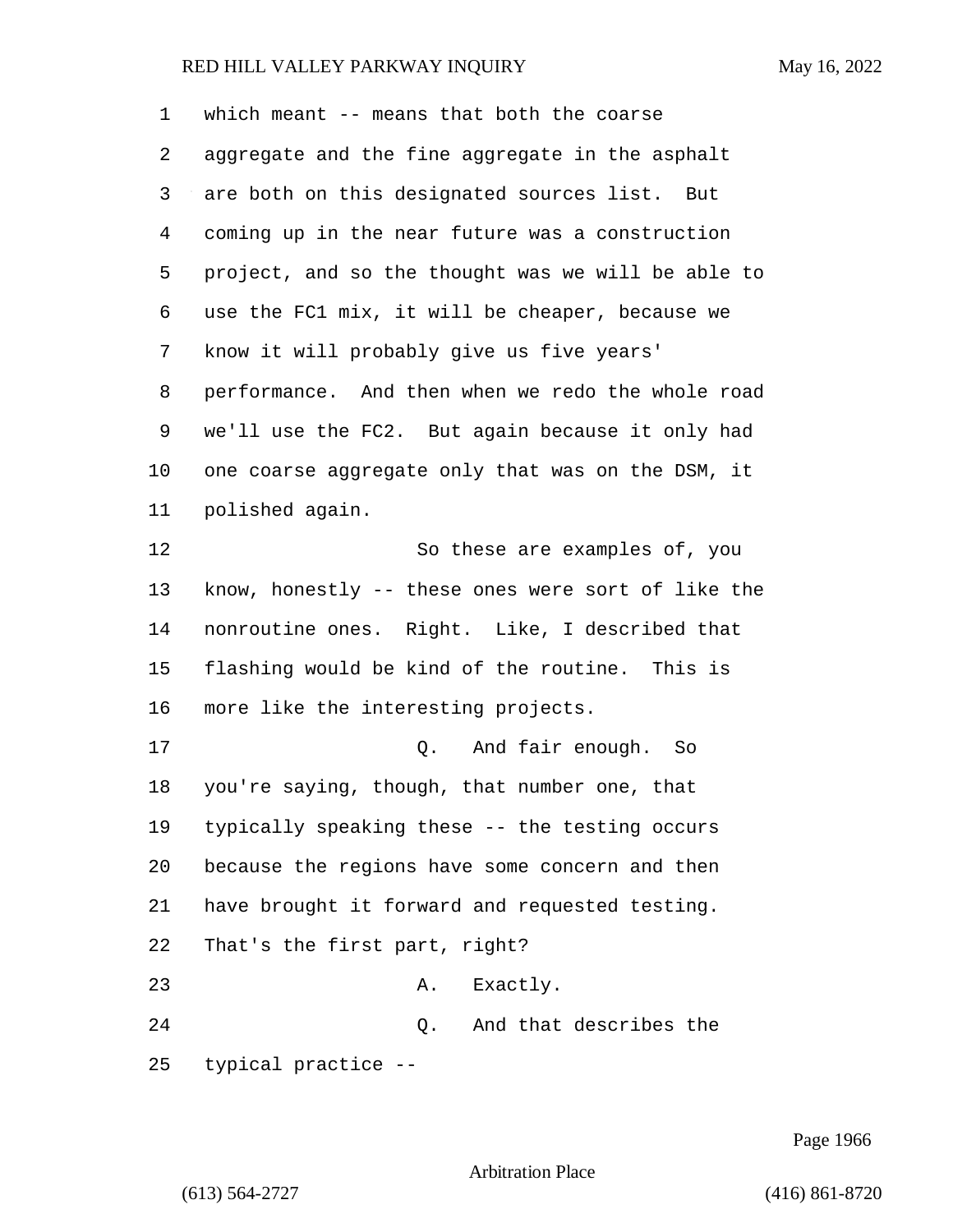which meant -- means that both the coarse aggregate and the fine aggregate in the asphalt are both on this designated sources list. But coming up in the near future was a construction project, and so the thought was we will be able to use the FC1 mix, it will be cheaper, because we know it will probably give us five years' performance. And then when we redo the whole road we'll use the FC2. But again because it only had one coarse aggregate only that was on the DSM, it polished again.

So these are examples of, you know, honestly -- these ones were sort of like the nonroutine ones. Right. Like, I described that flashing would be kind of the routine. This is more like the interesting projects.

Q. And fair enough. So you're saying, though, that number one, that typically speaking these -- the testing occurs because the regions have some concern and then have brought it forward and requested testing. That's the first part, right?

A. Exactly.

Q. And that describes the typical practice --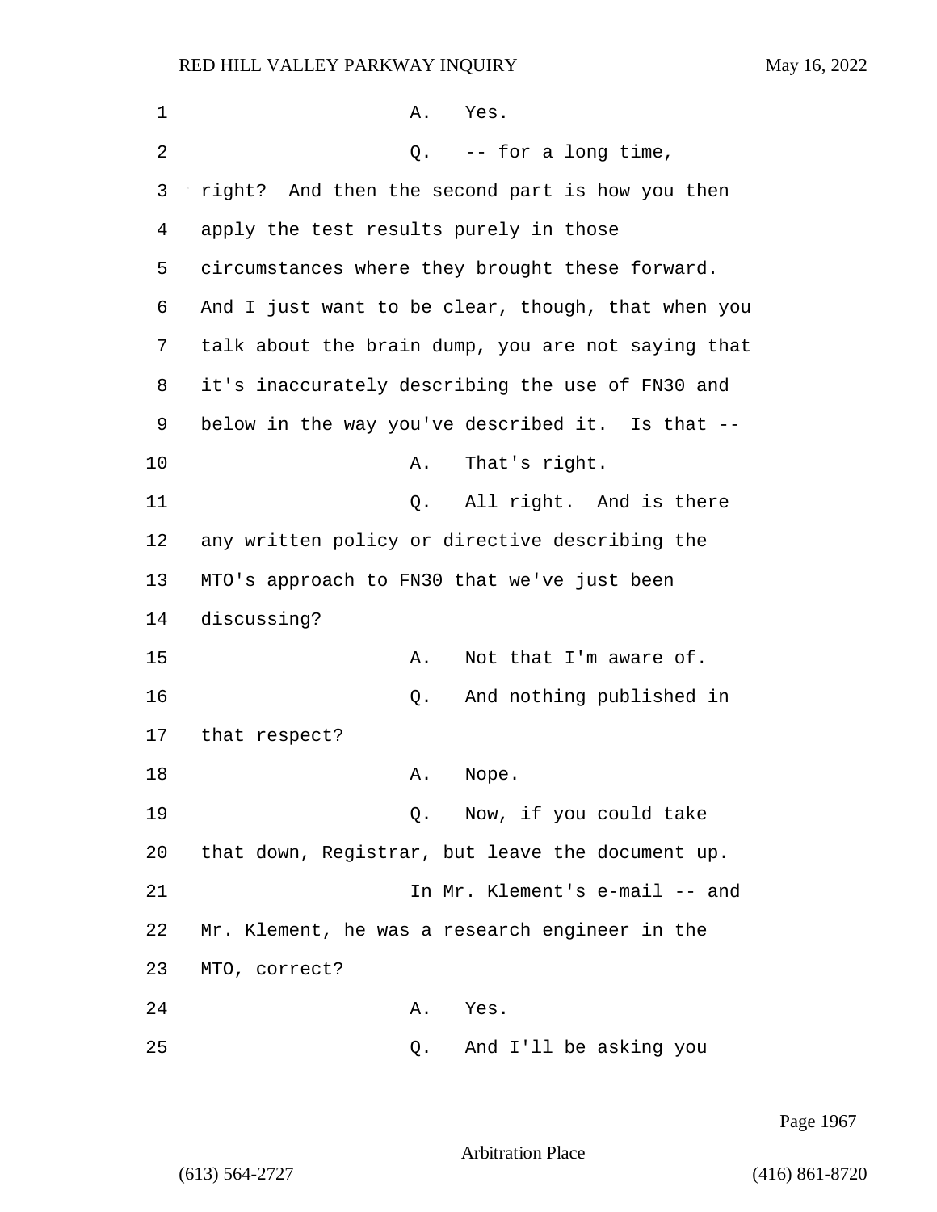A. Yes.

Q. -- for a long time, right? And then the second part is how you then apply the test results purely in those circumstances where they brought these forward. And I just want to be clear, though, that when you talk about the brain dump, you are not saying that it's inaccurately describing the use of FN30 and below in the way you've described it. Is that --

A. That's right.

Q. All right. And is there any written policy or directive describing the MTO's approach to FN30 that we've just been discussing?

A. Not that I'm aware of.

Q. And nothing published in that respect?

A. Nope.

Q. Now, if you could take that down, Registrar, but leave the document up.

In Mr. Klement's e-mail -- and Mr. Klement, he was a research engineer in the MTO, correct?

A. Yes.

Q. And I'll be asking you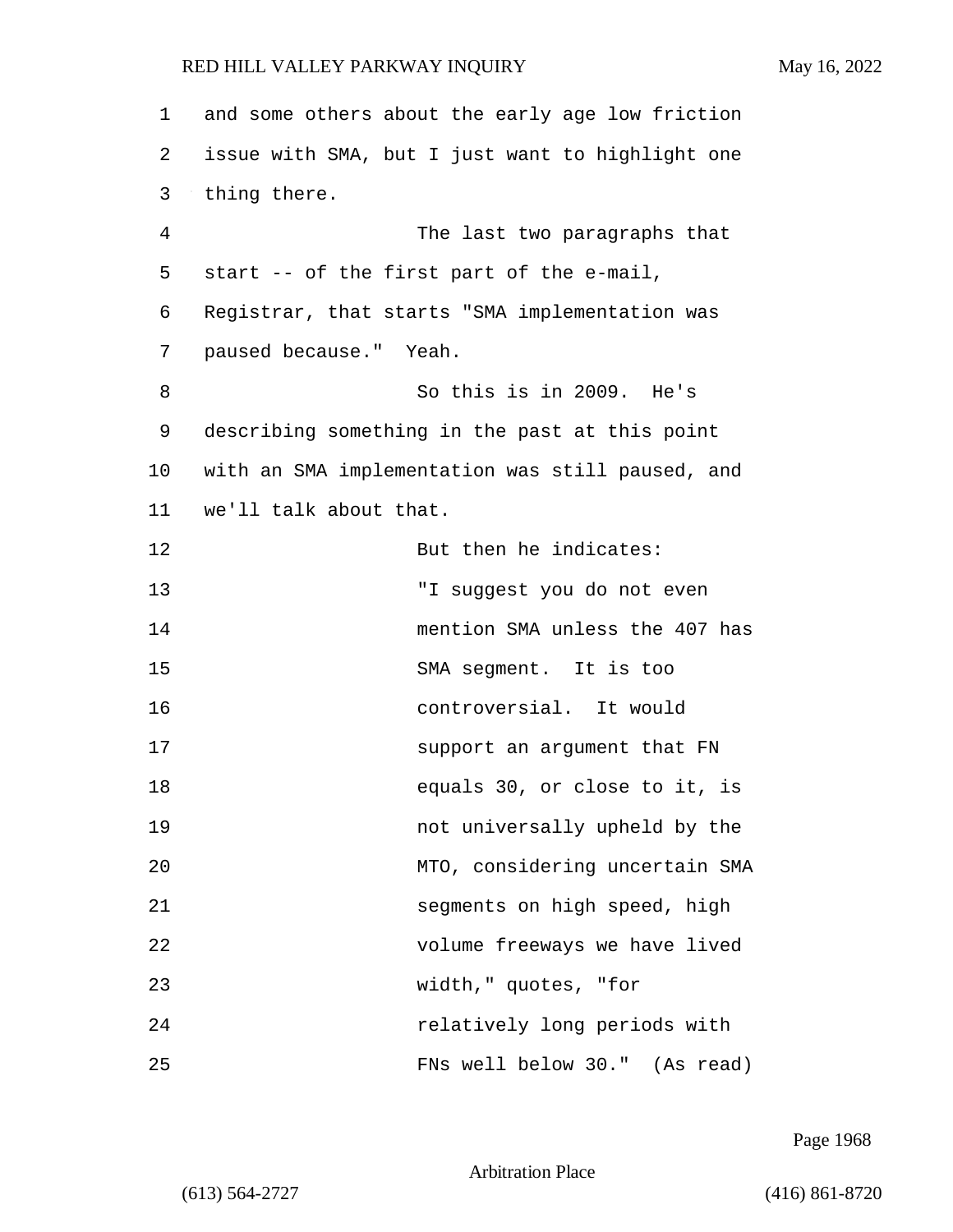and some others about the early age low friction issue with SMA, but I just want to highlight one thing there.

The last two paragraphs that start -- of the first part of the e-mail, Registrar, that starts "SMA implementation was paused because." Yeah.

So this is in 2009. He's describing something in the past at this point with an SMA implementation was still paused, and we'll talk about that.

But then he indicates:

> "I suggest you do not even mention SMA unless the 407 has SMA segment. It is too controversial. It would support an argument that FN equals 30, or close to it, is not universally upheld by the MTO, considering uncertain SMA segments on high speed, high volume freeways we have lived width," quotes, "for relatively long periods with FNs well below 30." (As read)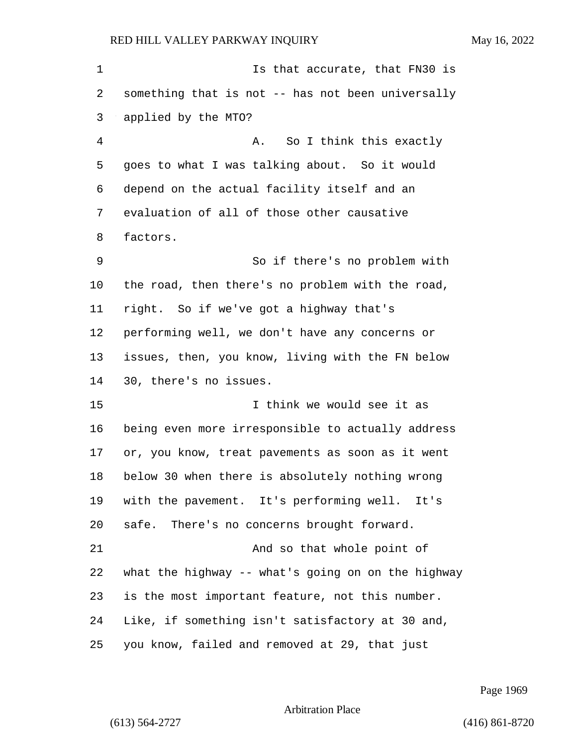Is that accurate, that FN30 is something that is not -- has not been universally applied by the MTO?

A. So I think this exactly goes to what I was talking about. So it would depend on the actual facility itself and an evaluation of all of those other causative factors.

So if there's no problem with the road, then there's no problem with the road, right. So if we've got a highway that's performing well, we don't have any concerns or issues, then, you know, living with the FN below 30, there's no issues.

I think we would see it as being even more irresponsible to actually address or, you know, treat pavements as soon as it went below 30 when there is absolutely nothing wrong with the pavement. It's performing well. It's safe. There's no concerns brought forward.

And so that whole point of what the highway -- what's going on on the highway is the most important feature, not this number. Like, if something isn't satisfactory at 30 and, you know, failed and removed at 29, that just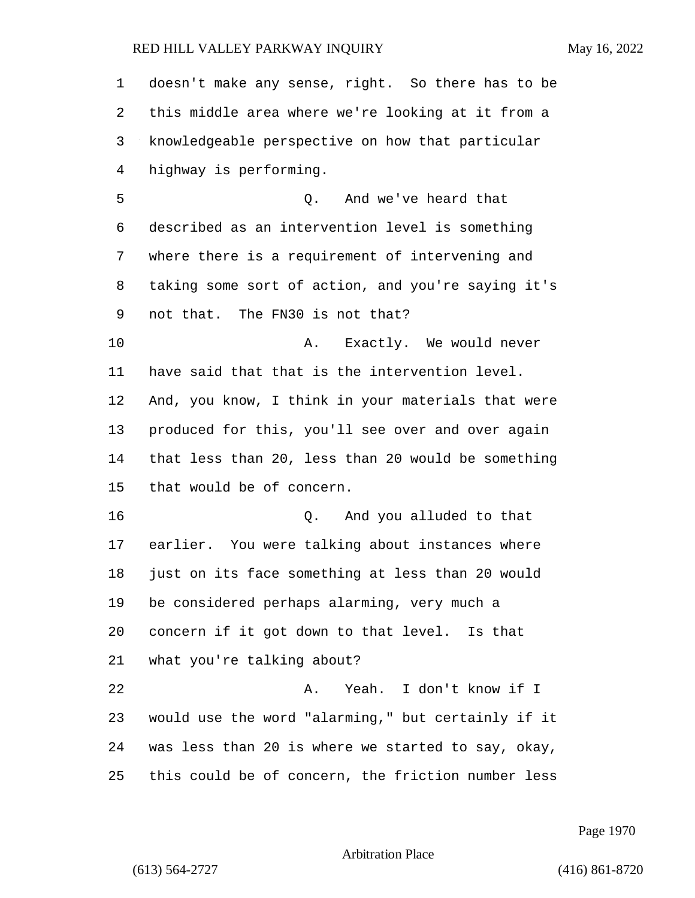doesn't make any sense, right. So there has to be this middle area where we're looking at it from a knowledgeable perspective on how that particular highway is performing.

Q. And we've heard that described as an intervention level is something where there is a requirement of intervening and taking some sort of action, and you're saying it's not that. The FN30 is not that?

A. Exactly. We would never have said that that is the intervention level. And, you know, I think in your materials that were produced for this, you'll see over and over again that less than 20, less than 20 would be something that would be of concern.

Q. And you alluded to that earlier. You were talking about instances where just on its face something at less than 20 would be considered perhaps alarming, very much a concern if it got down to that level. Is that what you're talking about?

A. Yeah. I don't know if I would use the word "alarming," but certainly if it was less than 20 is where we started to say, okay, this could be of concern, the friction number less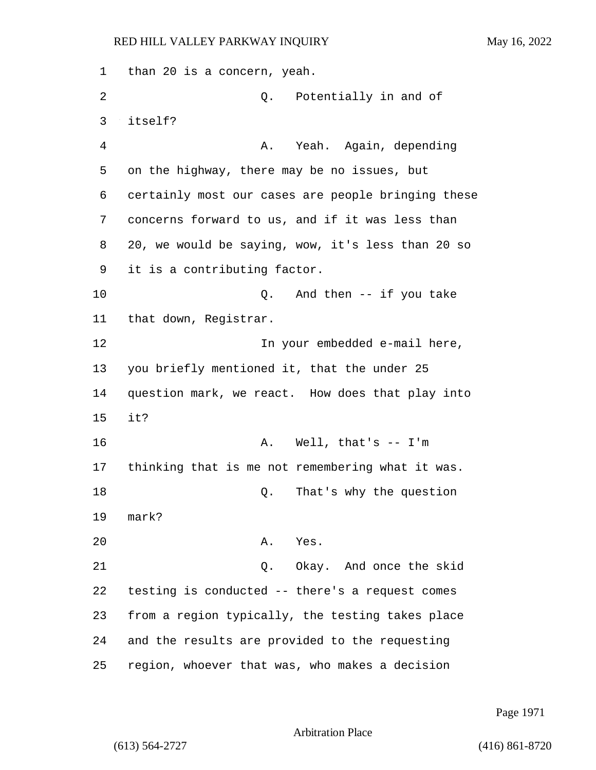than 20 is a concern, yeah.

Q. Potentially in and of itself?

A. Yeah. Again, depending on the highway, there may be no issues, but certainly most our cases are people bringing these concerns forward to us, and if it was less than 20, we would be saying, wow, it's less than 20 so it is a contributing factor.

Q. And then -- if you take that down, Registrar.

In your embedded e-mail here, you briefly mentioned it, that the under 25 question mark, we react. How does that play into it?

A. Well, that's -- I'm thinking that is me not remembering what it was.

Q. That's why the question mark?

A. Yes.

Q. Okay. And once the skid testing is conducted -- there's a request comes from a region typically, the testing takes place and the results are provided to the requesting region, whoever that was, who makes a decision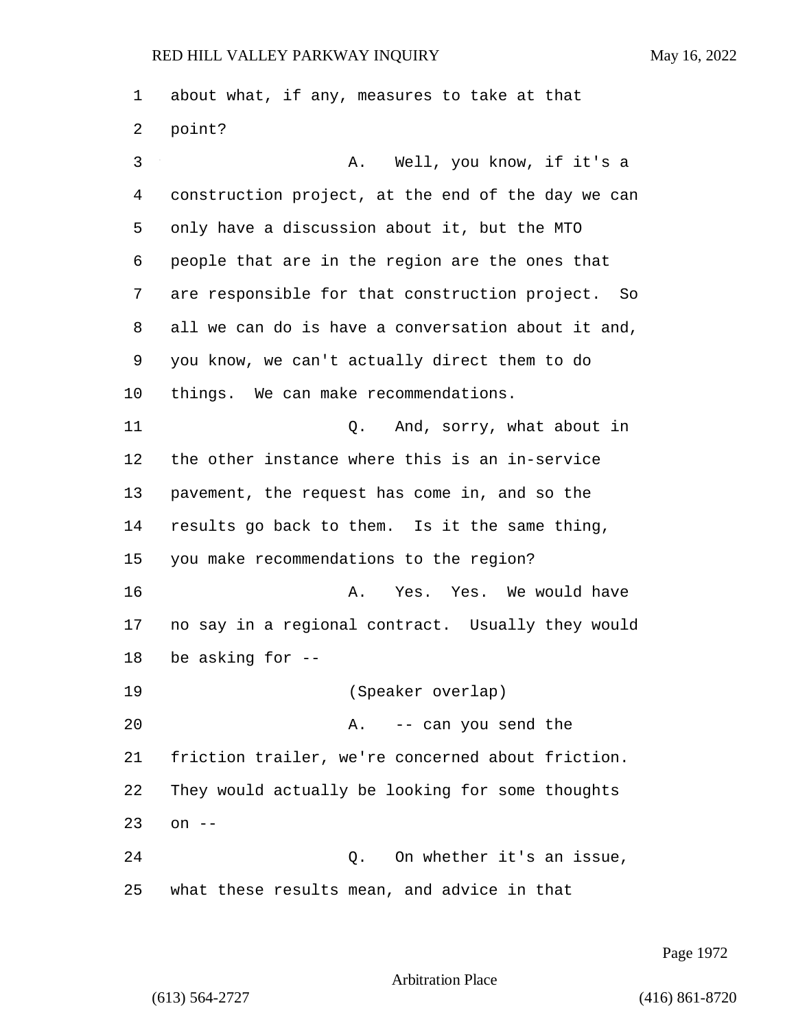about what, if any, measures to take at that point?

A. Well, you know, if it's a construction project, at the end of the day we can only have a discussion about it, but the MTO people that are in the region are the ones that are responsible for that construction project. So all we can do is have a conversation about it and, you know, we can't actually direct them to do things. We can make recommendations.

Q. And, sorry, what about in the other instance where this is an in-service pavement, the request has come in, and so the results go back to them. Is it the same thing, you make recommendations to the region?

A. Yes. Yes. We would have no say in a regional contract. Usually they would be asking for --

(Speaker overlap)

A. -- can you send the friction trailer, we're concerned about friction. They would actually be looking for some thoughts on --

Q. On whether it's an issue, what these results mean, and advice in that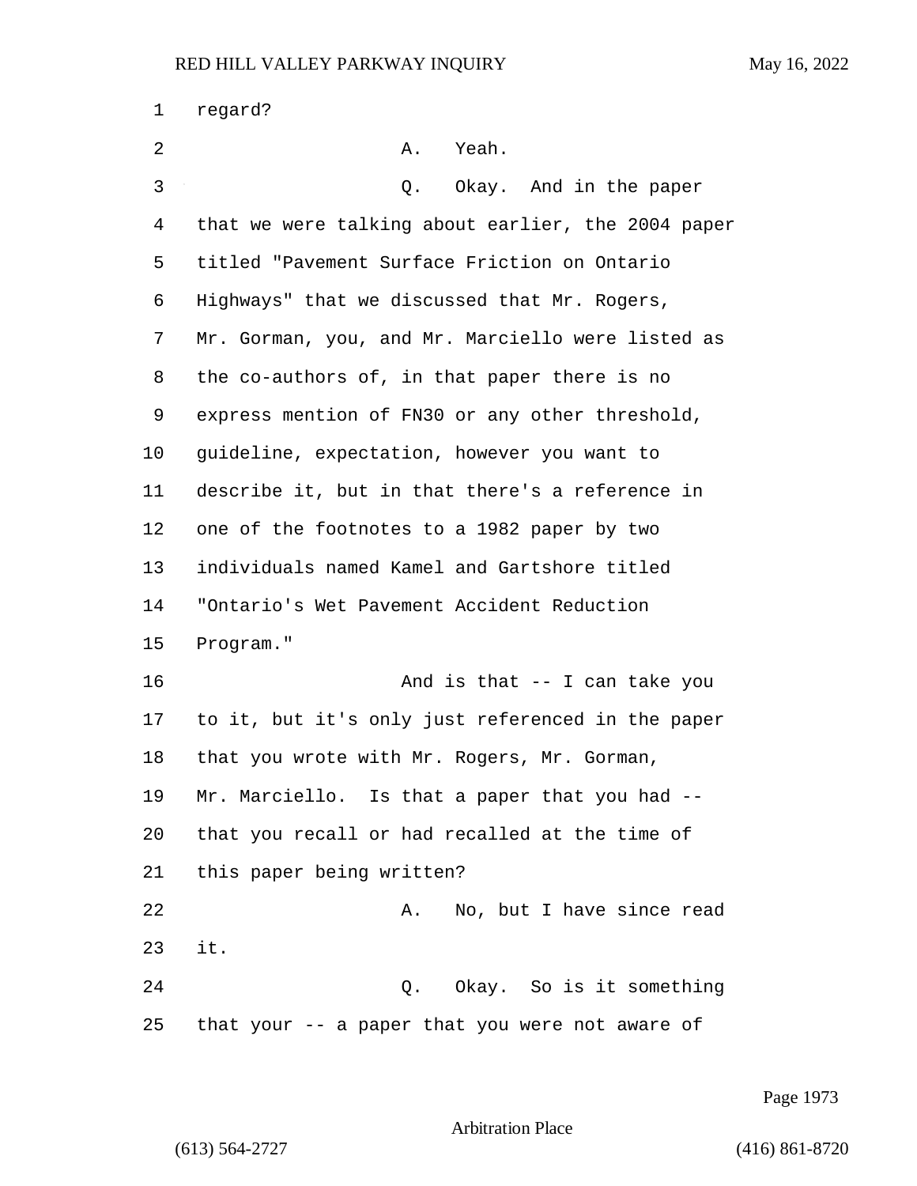regard?

A. Yeah.

Q. Okay. And in the paper that we were talking about earlier, the 2004 paper titled "Pavement Surface Friction on Ontario Highways" that we discussed that Mr. Rogers, Mr. Gorman, you, and Mr. Marciello were listed as the co-authors of, in that paper there is no express mention of FN30 or any other threshold, guideline, expectation, however you want to describe it, but in that there's a reference in one of the footnotes to a 1982 paper by two individuals named Kamel and Gartshore titled "Ontario's Wet Pavement Accident Reduction Program."

And is that -- I can take you to it, but it's only just referenced in the paper that you wrote with Mr. Rogers, Mr. Gorman, Mr. Marciello. Is that a paper that you had -- that you recall or had recalled at the time of this paper being written?

A. No, but I have since read it.

Q. Okay. So is it something that your -- a paper that you were not aware of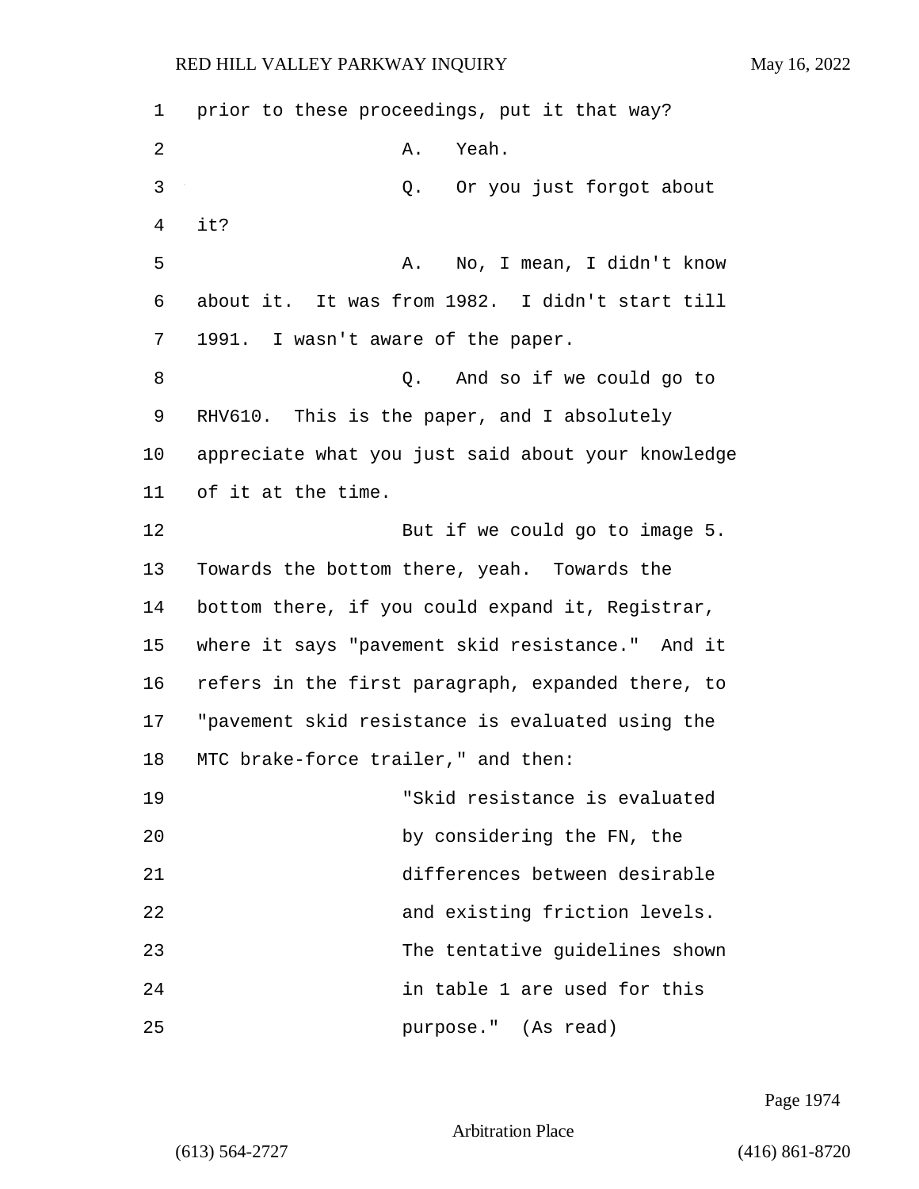prior to these proceedings, put it that way?

A. Yeah.

Q. Or you just forgot about it?

A. No, I mean, I didn't know about it. It was from 1982. I didn't start till 1991. I wasn't aware of the paper.

Q. And so if we could go to RHV610. This is the paper, and I absolutely appreciate what you just said about your knowledge of it at the time.

But if we could go to image 5. Towards the bottom there, yeah. Towards the bottom there, if you could expand it, Registrar, where it says "pavement skid resistance." And it refers in the first paragraph, expanded there, to "pavement skid resistance is evaluated using the MTC brake-force trailer," and then:

> "Skid resistance is evaluated by considering the FN, the differences between desirable and existing friction levels. The tentative guidelines shown in table 1 are used for this purpose." (As read)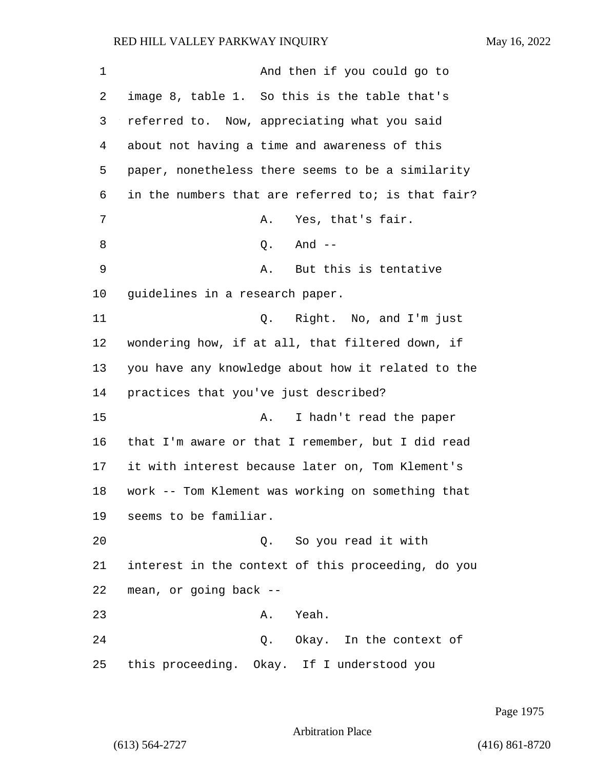And then if you could go to image 8, table 1. So this is the table that's referred to. Now, appreciating what you said about not having a time and awareness of this paper, nonetheless there seems to be a similarity in the numbers that are referred to; is that fair?

A. Yes, that's fair.

Q. And --

A. But this is tentative guidelines in a research paper.

Q. Right. No, and I'm just wondering how, if at all, that filtered down, if you have any knowledge about how it related to the practices that you've just described?

A. I hadn't read the paper that I'm aware or that I remember, but I did read it with interest because later on, Tom Klement's work -- Tom Klement was working on something that seems to be familiar.

Q. So you read it with interest in the context of this proceeding, do you mean, or going back --

A. Yeah.

Q. Okay. In the context of this proceeding. Okay. If I understood you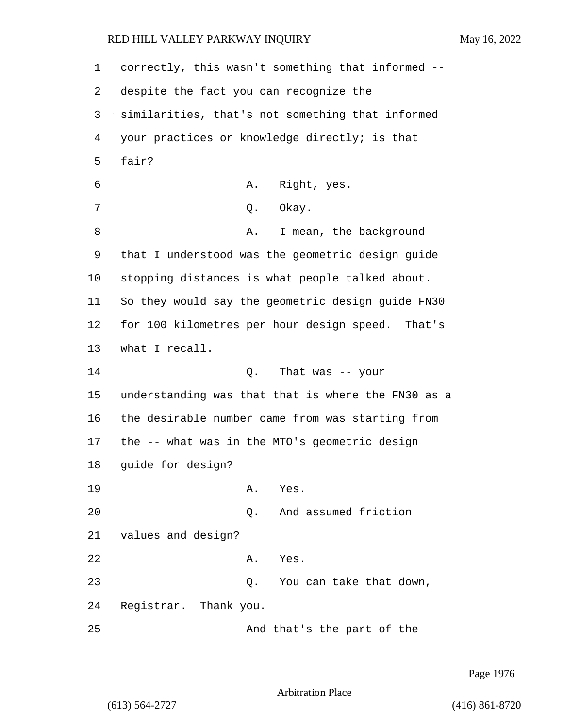correctly, this wasn't something that informed -- despite the fact you can recognize the similarities, that's not something that informed your practices or knowledge directly; is that fair?

A. Right, yes.

Q. Okay.

A. I mean, the background that I understood was the geometric design guide stopping distances is what people talked about. So they would say the geometric design guide FN30 for 100 kilometres per hour design speed. That's what I recall.

Q. That was -- your understanding was that that is where the FN30 as a the desirable number came from was starting from the -- what was in the MTO's geometric design guide for design?

A. Yes.

Q. And assumed friction values and design?

A. Yes.

Q. You can take that down, Registrar. Thank you.

And that's the part of the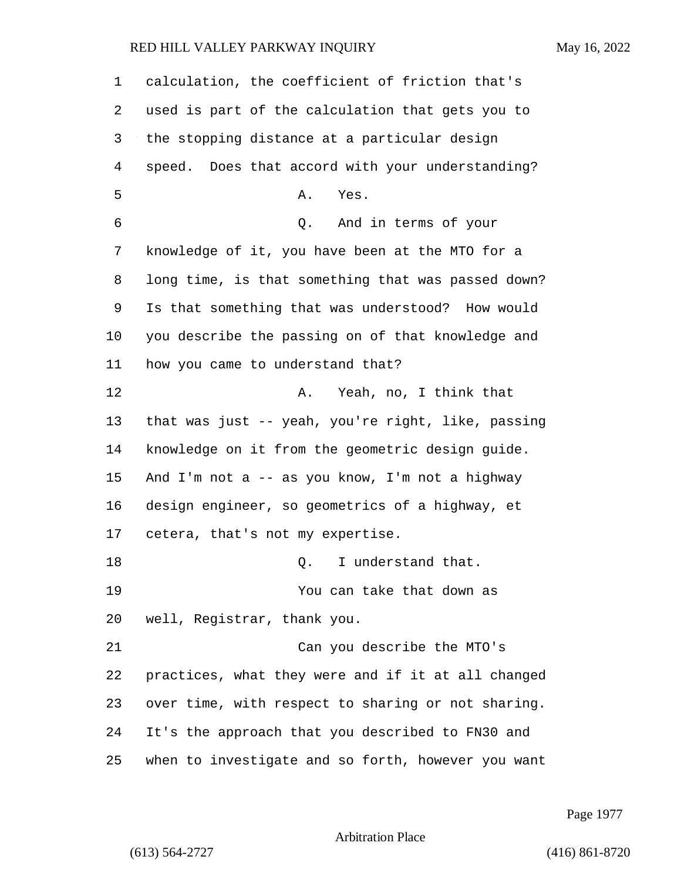calculation, the coefficient of friction that's used is part of the calculation that gets you to the stopping distance at a particular design speed. Does that accord with your understanding?

A. Yes.

Q. And in terms of your knowledge of it, you have been at the MTO for a long time, is that something that was passed down? Is that something that was understood? How would you describe the passing on of that knowledge and how you came to understand that?

A. Yeah, no, I think that that was just -- yeah, you're right, like, passing knowledge on it from the geometric design guide. And I'm not a -- as you know, I'm not a highway design engineer, so geometrics of a highway, et cetera, that's not my expertise.

Q. I understand that.

You can take that down as well, Registrar, thank you.

Can you describe the MTO's practices, what they were and if it at all changed over time, with respect to sharing or not sharing. It's the approach that you described to FN30 and when to investigate and so forth, however you want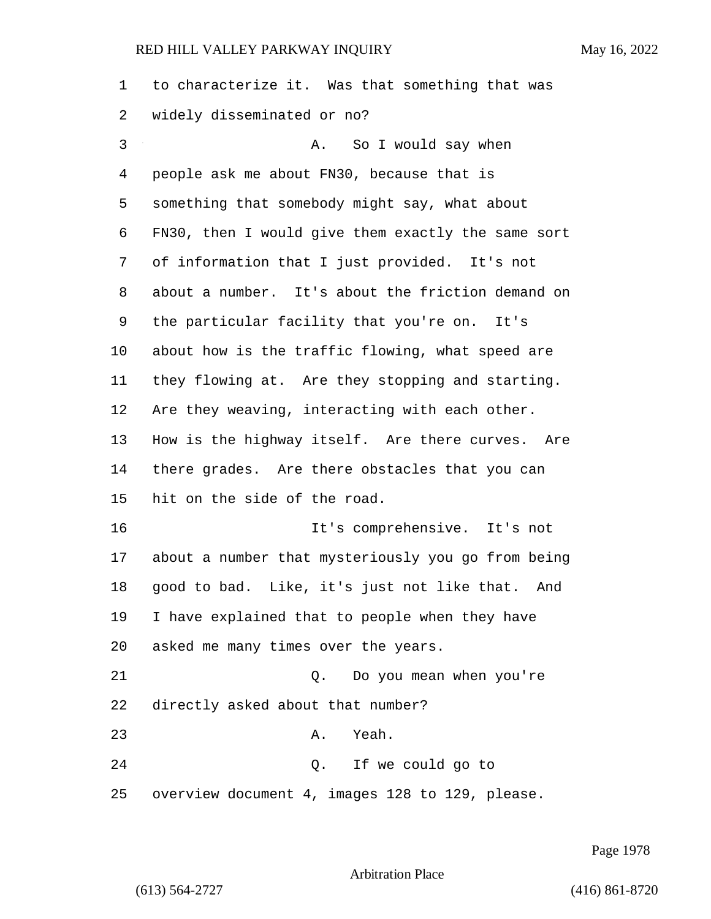to characterize it. Was that something that was widely disseminated or no?

A. So I would say when people ask me about FN30, because that is something that somebody might say, what about FN30, then I would give them exactly the same sort of information that I just provided. It's not about a number. It's about the friction demand on the particular facility that you're on. It's about how is the traffic flowing, what speed are they flowing at. Are they stopping and starting. Are they weaving, interacting with each other. How is the highway itself. Are there curves. Are there grades. Are there obstacles that you can hit on the side of the road.

It's comprehensive. It's not about a number that mysteriously you go from being good to bad. Like, it's just not like that. And I have explained that to people when they have asked me many times over the years.

Q. Do you mean when you're directly asked about that number?

A. Yeah.

Q. If we could go to overview document 4, images 128 to 129, please.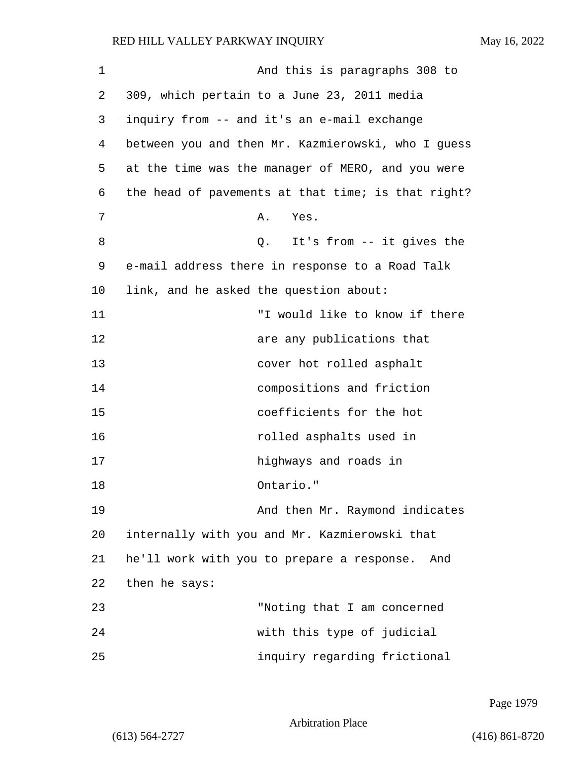And this is paragraphs 308 to 309, which pertain to a June 23, 2011 media inquiry from -- and it's an e-mail exchange between you and then Mr. Kazmierowski, who I guess at the time was the manager of MERO, and you were the head of pavements at that time; is that right?

A. Yes.

Q. It's from -- it gives the e-mail address there in response to a Road Talk link, and he asked the question about:

"I would like to know if there are any publications that cover hot rolled asphalt compositions and friction coefficients for the hot rolled asphalts used in highways and roads in Ontario."

And then Mr. Raymond indicates internally with you and Mr. Kazmierowski that he'll work with you to prepare a response. And then he says:

"Noting that I am concerned with this type of judicial inquiry regarding frictional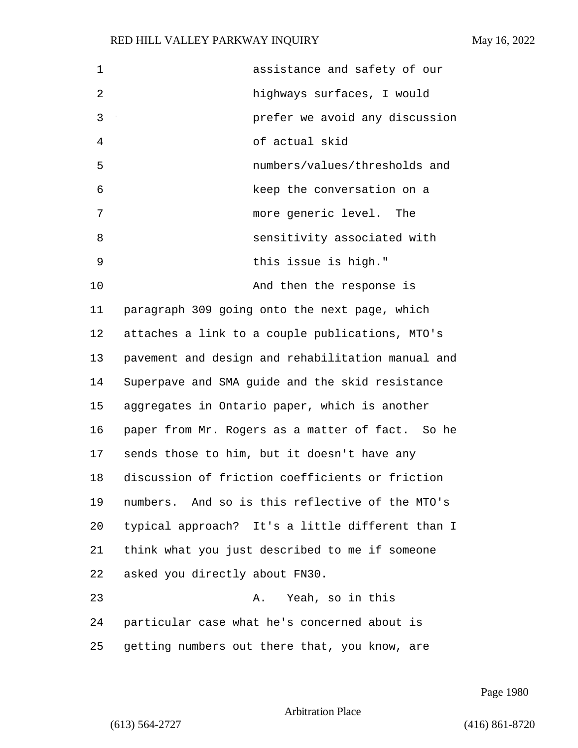assistance and safety of our highways surfaces, I would prefer we avoid any discussion of actual skid numbers/values/thresholds and keep the conversation on a more generic level. The sensitivity associated with this issue is high."

And then the response is paragraph 309 going onto the next page, which attaches a link to a couple publications, MTO's pavement and design and rehabilitation manual and Superpave and SMA guide and the skid resistance aggregates in Ontario paper, which is another paper from Mr. Rogers as a matter of fact. So he sends those to him, but it doesn't have any discussion of friction coefficients or friction numbers. And so is this reflective of the MTO's typical approach? It's a little different than I think what you just described to me if someone asked you directly about FN30.

A. Yeah, so in this particular case what he's concerned about is getting numbers out there that, you know, are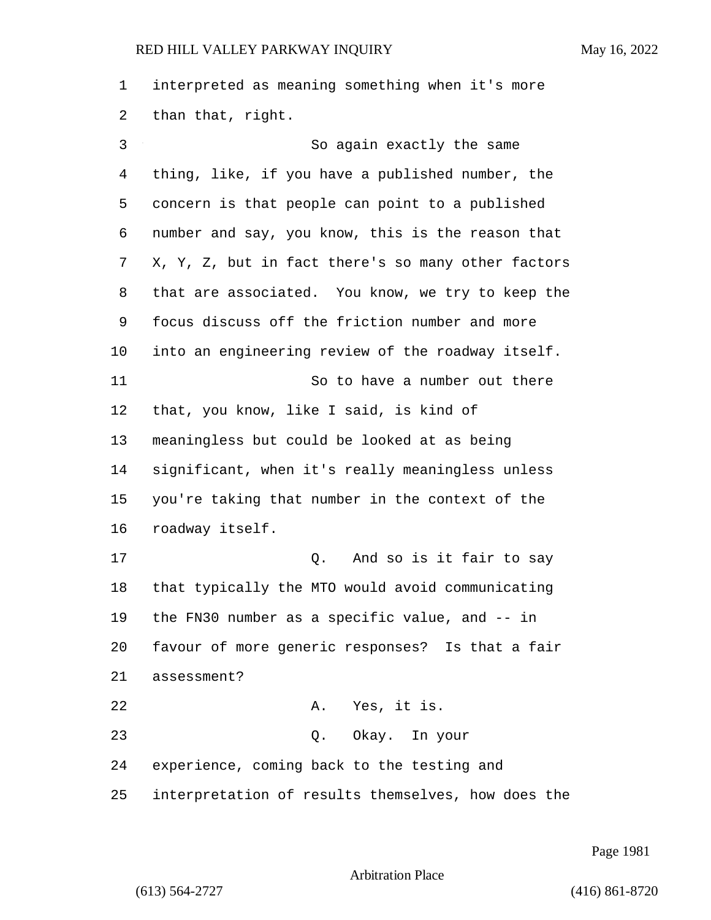interpreted as meaning something when it's more than that, right.

So again exactly the same thing, like, if you have a published number, the concern is that people can point to a published number and say, you know, this is the reason that X, Y, Z, but in fact there's so many other factors that are associated. You know, we try to keep the focus discuss off the friction number and more into an engineering review of the roadway itself.

So to have a number out there that, you know, like I said, is kind of meaningless but could be looked at as being significant, when it's really meaningless unless you're taking that number in the context of the roadway itself.

Q. And so is it fair to say that typically the MTO would avoid communicating the FN30 number as a specific value, and -- in favour of more generic responses? Is that a fair assessment?

A. Yes, it is.

Q. Okay. In your experience, coming back to the testing and interpretation of results themselves, how does the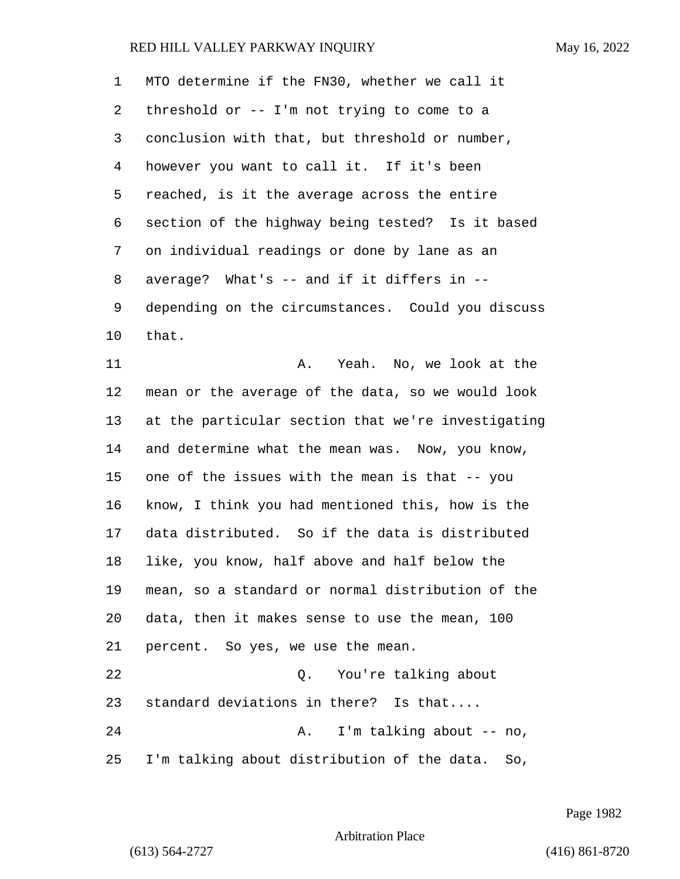MTO determine if the FN30, whether we call it threshold or -- I'm not trying to come to a conclusion with that, but threshold or number, however you want to call it. If it's been reached, is it the average across the entire section of the highway being tested? Is it based on individual readings or done by lane as an average? What's -- and if it differs in -- depending on the circumstances. Could you discuss that.

A. Yeah. No, we look at the mean or the average of the data, so we would look at the particular section that we're investigating and determine what the mean was. Now, you know, one of the issues with the mean is that -- you know, I think you had mentioned this, how is the data distributed. So if the data is distributed like, you know, half above and half below the mean, so a standard or normal distribution of the data, then it makes sense to use the mean, 100 percent. So yes, we use the mean.

Q. You're talking about standard deviations in there? Is that....

A. I'm talking about -- no, I'm talking about distribution of the data. So,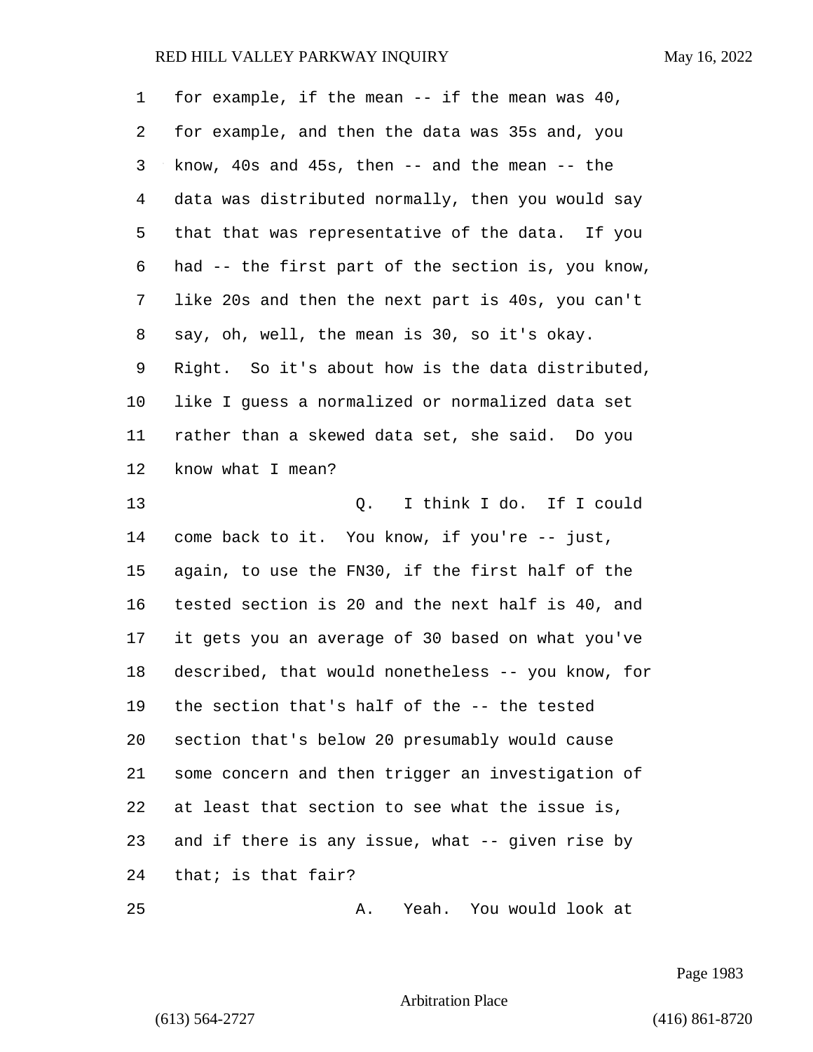for example, if the mean -- if the mean was 40, for example, and then the data was 35s and, you know, 40s and 45s, then -- and the mean -- the data was distributed normally, then you would say that that was representative of the data. If you had -- the first part of the section is, you know, like 20s and then the next part is 40s, you can't say, oh, well, the mean is 30, so it's okay. Right. So it's about how is the data distributed, like I guess a normalized or normalized data set rather than a skewed data set, she said. Do you know what I mean?

Q. I think I do. If I could come back to it. You know, if you're -- just, again, to use the FN30, if the first half of the tested section is 20 and the next half is 40, and it gets you an average of 30 based on what you've described, that would nonetheless -- you know, for the section that's half of the -- the tested section that's below 20 presumably would cause some concern and then trigger an investigation of at least that section to see what the issue is, and if there is any issue, what -- given rise by that; is that fair?

A. Yeah. You would look at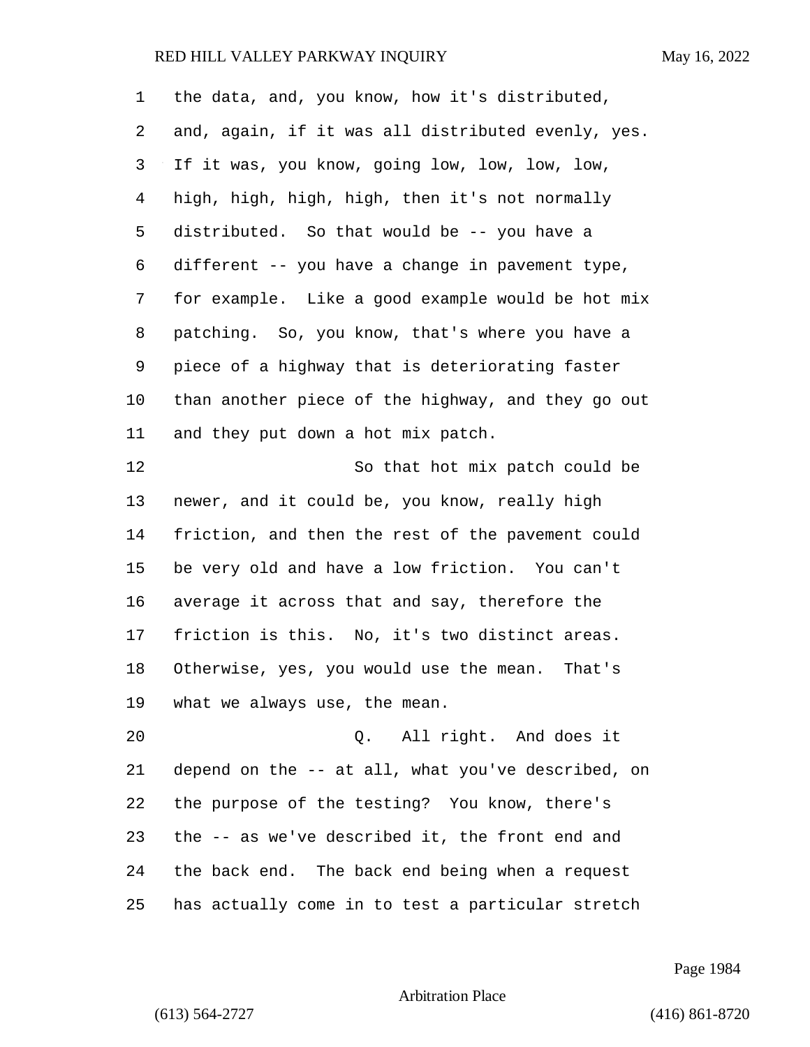the data, and, you know, how it's distributed, and, again, if it was all distributed evenly, yes. If it was, you know, going low, low, low, low, high, high, high, high, then it's not normally distributed. So that would be -- you have a different -- you have a change in pavement type, for example. Like a good example would be hot mix patching. So, you know, that's where you have a piece of a highway that is deteriorating faster than another piece of the highway, and they go out and they put down a hot mix patch.

So that hot mix patch could be newer, and it could be, you know, really high friction, and then the rest of the pavement could be very old and have a low friction. You can't average it across that and say, therefore the friction is this. No, it's two distinct areas. Otherwise, yes, you would use the mean. That's what we always use, the mean.

Q. All right. And does it depend on the -- at all, what you've described, on the purpose of the testing? You know, there's the -- as we've described it, the front end and the back end. The back end being when a request has actually come in to test a particular stretch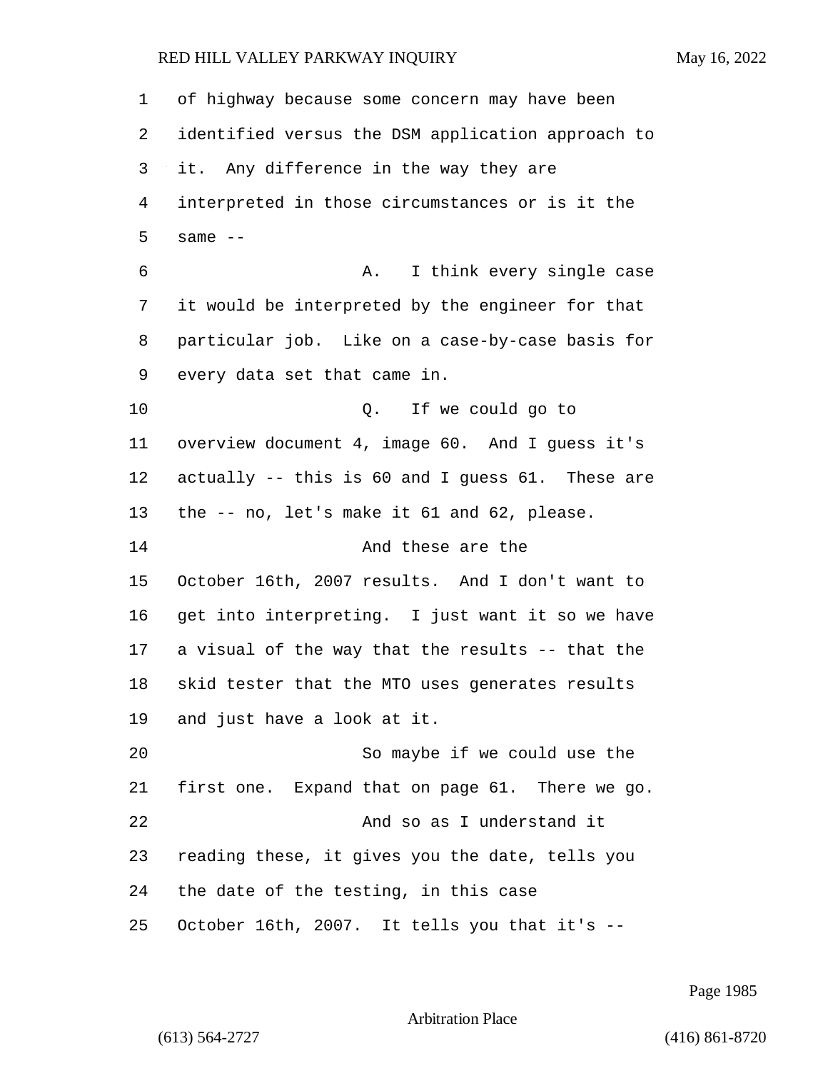of highway because some concern may have been identified versus the DSM application approach to it. Any difference in the way they are interpreted in those circumstances or is it the same --

A. I think every single case it would be interpreted by the engineer for that particular job. Like on a case-by-case basis for every data set that came in.

Q. If we could go to overview document 4, image 60. And I guess it's actually -- this is 60 and I guess 61. These are the -- no, let's make it 61 and 62, please.

And these are the October 16th, 2007 results. And I don't want to get into interpreting. I just want it so we have a visual of the way that the results -- that the skid tester that the MTO uses generates results and just have a look at it.

So maybe if we could use the first one. Expand that on page 61. There we go.

And so as I understand it reading these, it gives you the date, tells you the date of the testing, in this case October 16th, 2007. It tells you that it's --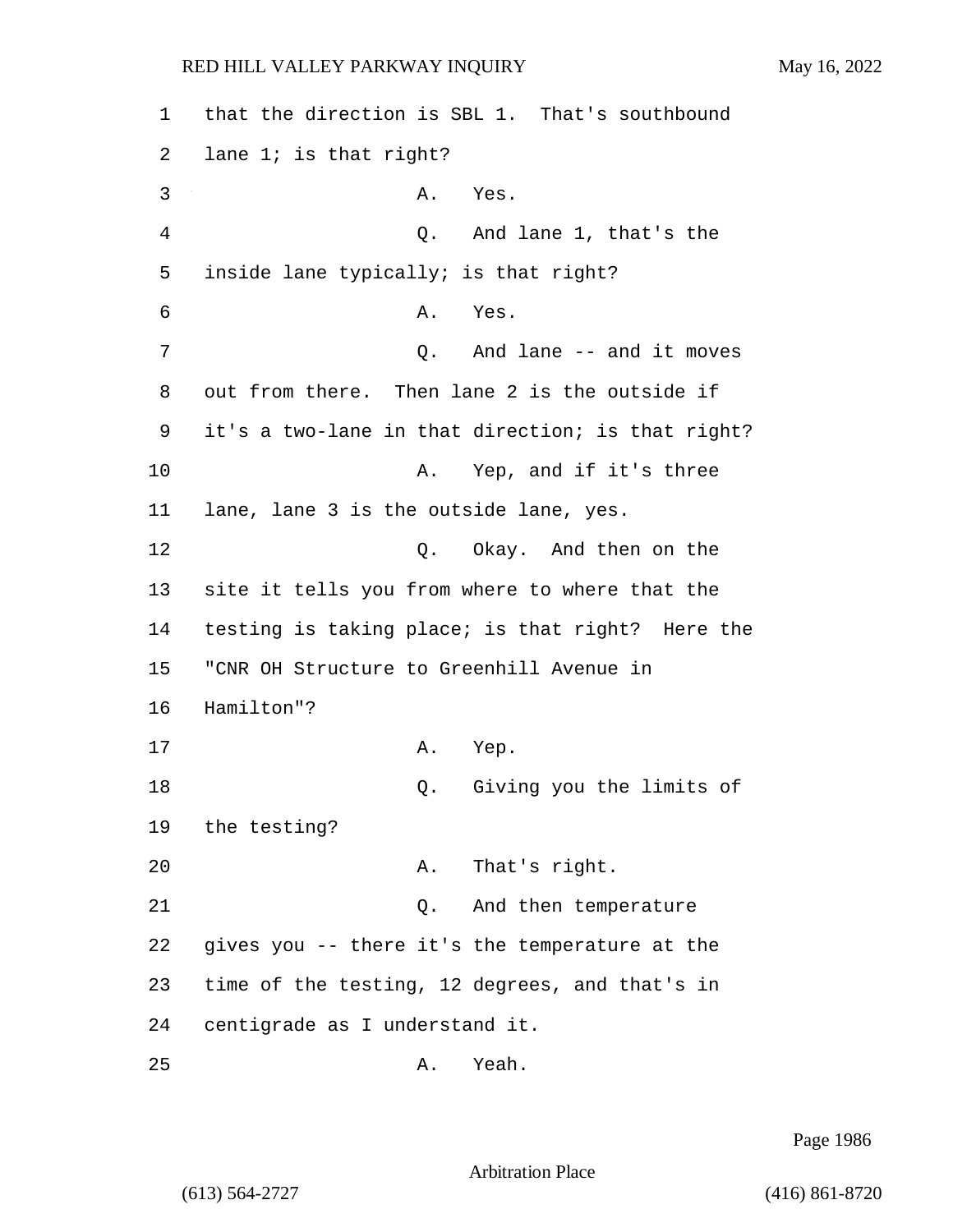that the direction is SBL 1. That's southbound lane 1; is that right?

A. Yes.

Q. And lane 1, that's the inside lane typically; is that right?

A. Yes.

Q. And lane -- and it moves out from there. Then lane 2 is the outside if it's a two-lane in that direction; is that right?

A. Yep, and if it's three lane, lane 3 is the outside lane, yes.

Q. Okay. And then on the site it tells you from where to where that the testing is taking place; is that right? Here the "CNR OH Structure to Greenhill Avenue in Hamilton"?

A. Yep.

Q. Giving you the limits of the testing?

A. That's right.

Q. And then temperature gives you -- there it's the temperature at the time of the testing, 12 degrees, and that's in centigrade as I understand it.

A. Yeah.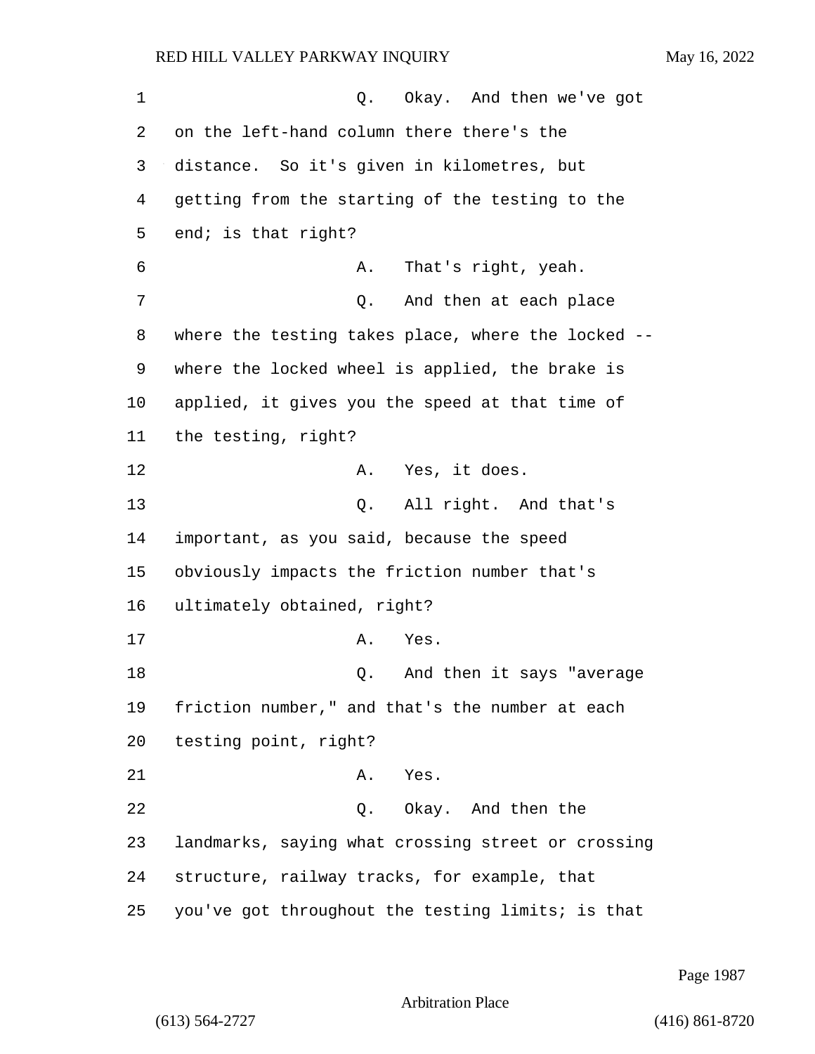Q. Okay. And then we've got on the left-hand column there there's the distance. So it's given in kilometres, but getting from the starting of the testing to the end; is that right?

A. That's right, yeah.

Q. And then at each place where the testing takes place, where the locked -- where the locked wheel is applied, the brake is applied, it gives you the speed at that time of the testing, right?

A. Yes, it does.

Q. All right. And that's important, as you said, because the speed obviously impacts the friction number that's ultimately obtained, right?

A. Yes.

Q. And then it says "average friction number," and that's the number at each testing point, right?

A. Yes.

Q. Okay. And then the landmarks, saying what crossing street or crossing structure, railway tracks, for example, that you've got throughout the testing limits; is that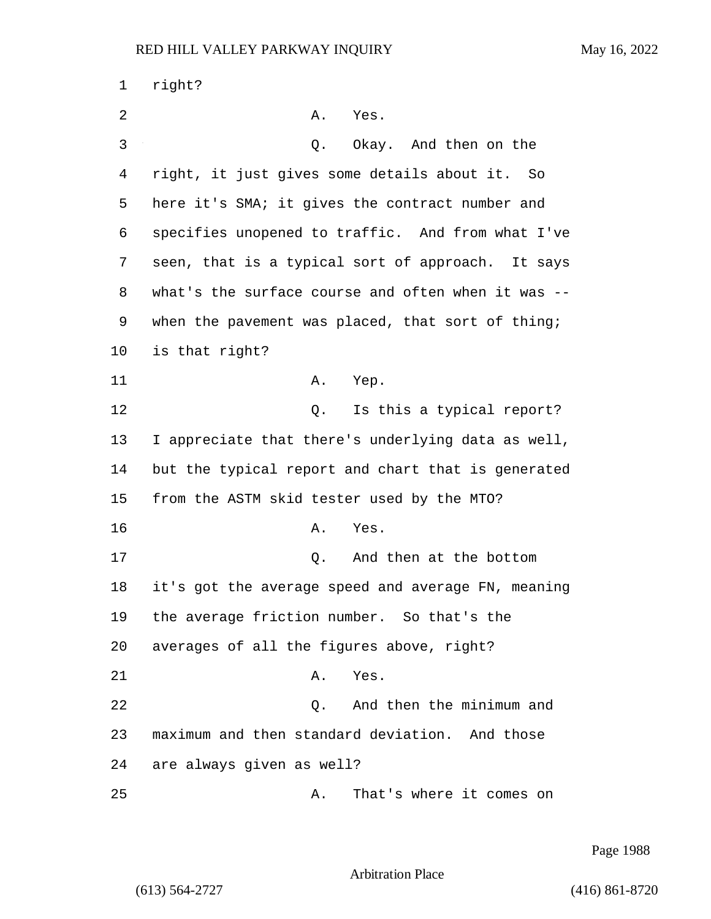right?

A. Yes.

Q. Okay. And then on the right, it just gives some details about it. So here it's SMA; it gives the contract number and specifies unopened to traffic. And from what I've seen, that is a typical sort of approach. It says what's the surface course and often when it was -- when the pavement was placed, that sort of thing; is that right?

A. Yep.

Q. Is this a typical report? I appreciate that there's underlying data as well, but the typical report and chart that is generated from the ASTM skid tester used by the MTO?

A. Yes.

Q. And then at the bottom it's got the average speed and average FN, meaning the average friction number. So that's the averages of all the figures above, right?

A. Yes.

Q. And then the minimum and maximum and then standard deviation. And those are always given as well?

A. That's where it comes on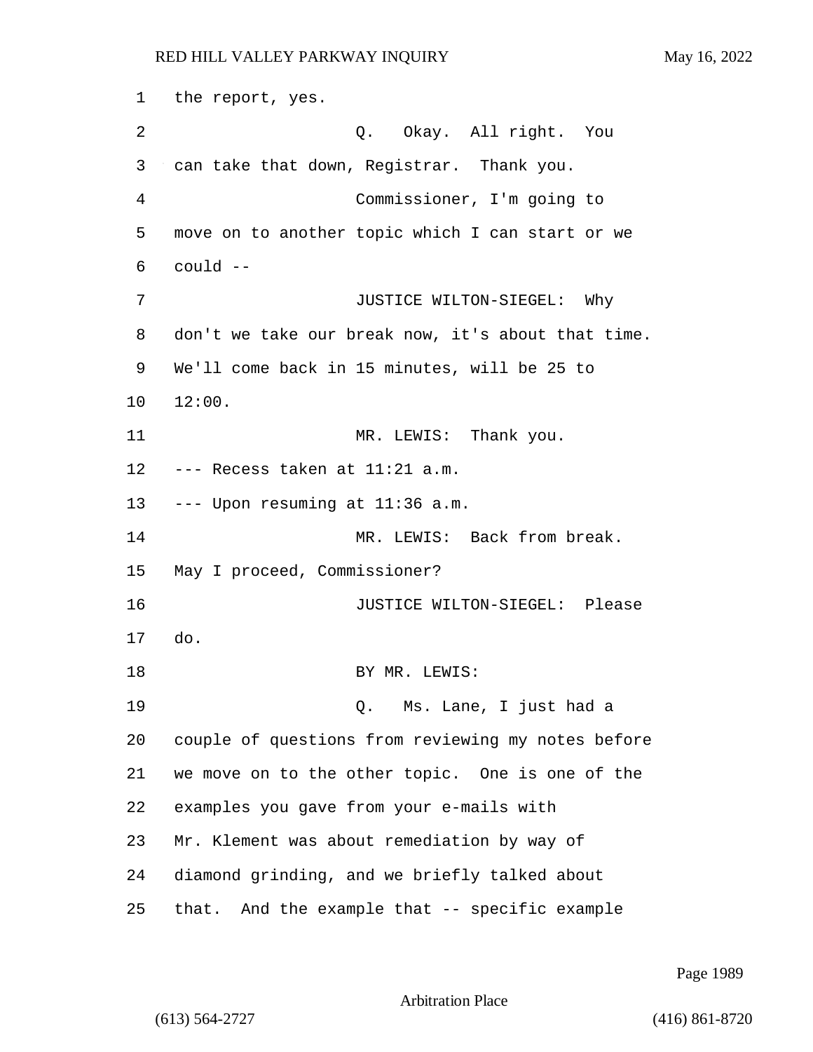the report, yes.

Q. Okay. All right. You can take that down, Registrar. Thank you.

Commissioner, I'm going to move on to another topic which I can start or we could --

JUSTICE WILTON-SIEGEL: Why don't we take our break now, it's about that time. We'll come back in 15 minutes, will be 25 to 12:00.

MR. LEWIS: Thank you.

--- Recess taken at 11:21 a.m.

--- Upon resuming at 11:36 a.m.

MR. LEWIS: Back from break. May I proceed, Commissioner?

JUSTICE WILTON-SIEGEL: Please do.

BY MR. LEWIS:

Q. Ms. Lane, I just had a couple of questions from reviewing my notes before we move on to the other topic. One is one of the examples you gave from your e-mails with Mr. Klement was about remediation by way of diamond grinding, and we briefly talked about that. And the example that -- specific example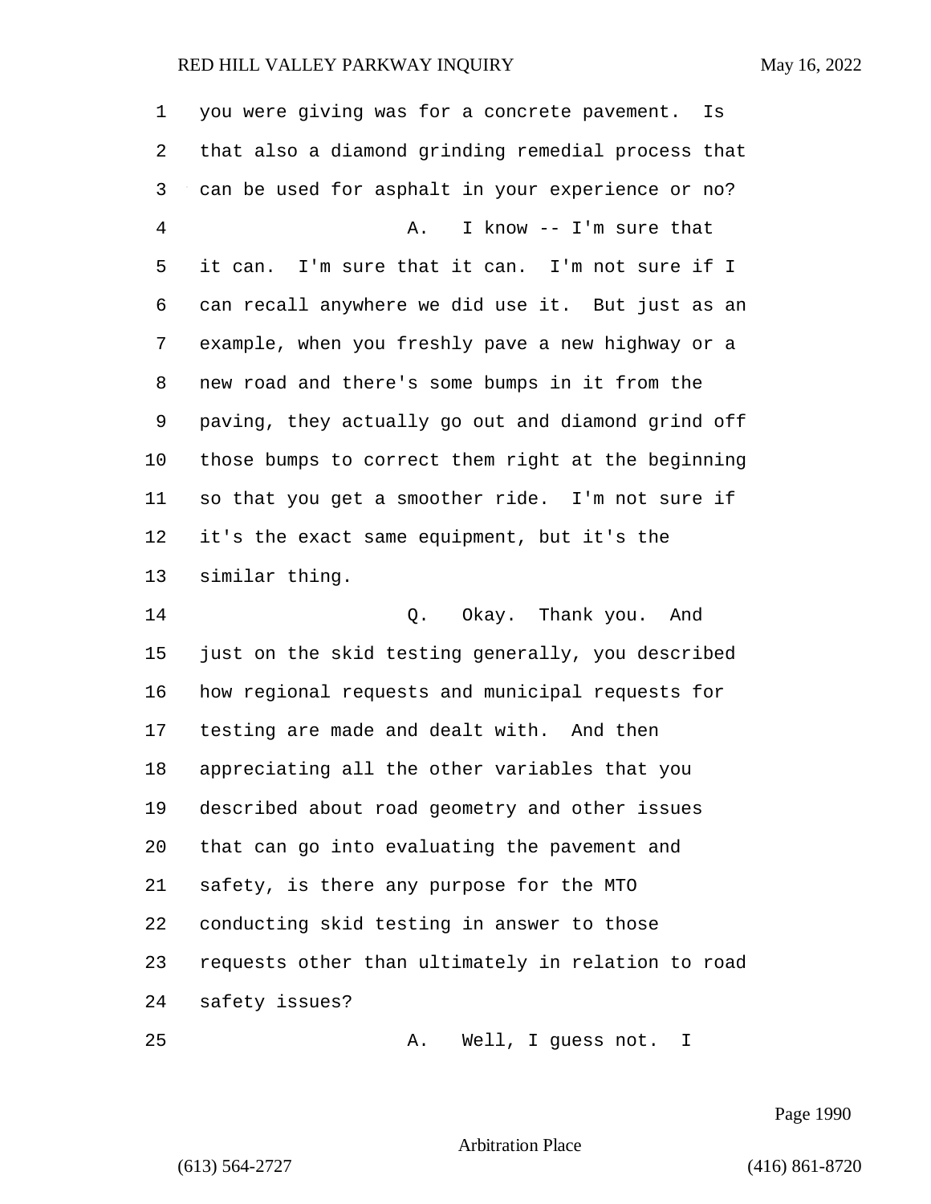you were giving was for a concrete pavement. Is that also a diamond grinding remedial process that can be used for asphalt in your experience or no?

A. I know -- I'm sure that it can. I'm sure that it can. I'm not sure if I can recall anywhere we did use it. But just as an example, when you freshly pave a new highway or a new road and there's some bumps in it from the paving, they actually go out and diamond grind off those bumps to correct them right at the beginning so that you get a smoother ride. I'm not sure if it's the exact same equipment, but it's the similar thing.

Q. Okay. Thank you. And just on the skid testing generally, you described how regional requests and municipal requests for testing are made and dealt with. And then appreciating all the other variables that you described about road geometry and other issues that can go into evaluating the pavement and safety, is there any purpose for the MTO conducting skid testing in answer to those requests other than ultimately in relation to road safety issues?

A. Well, I guess not. I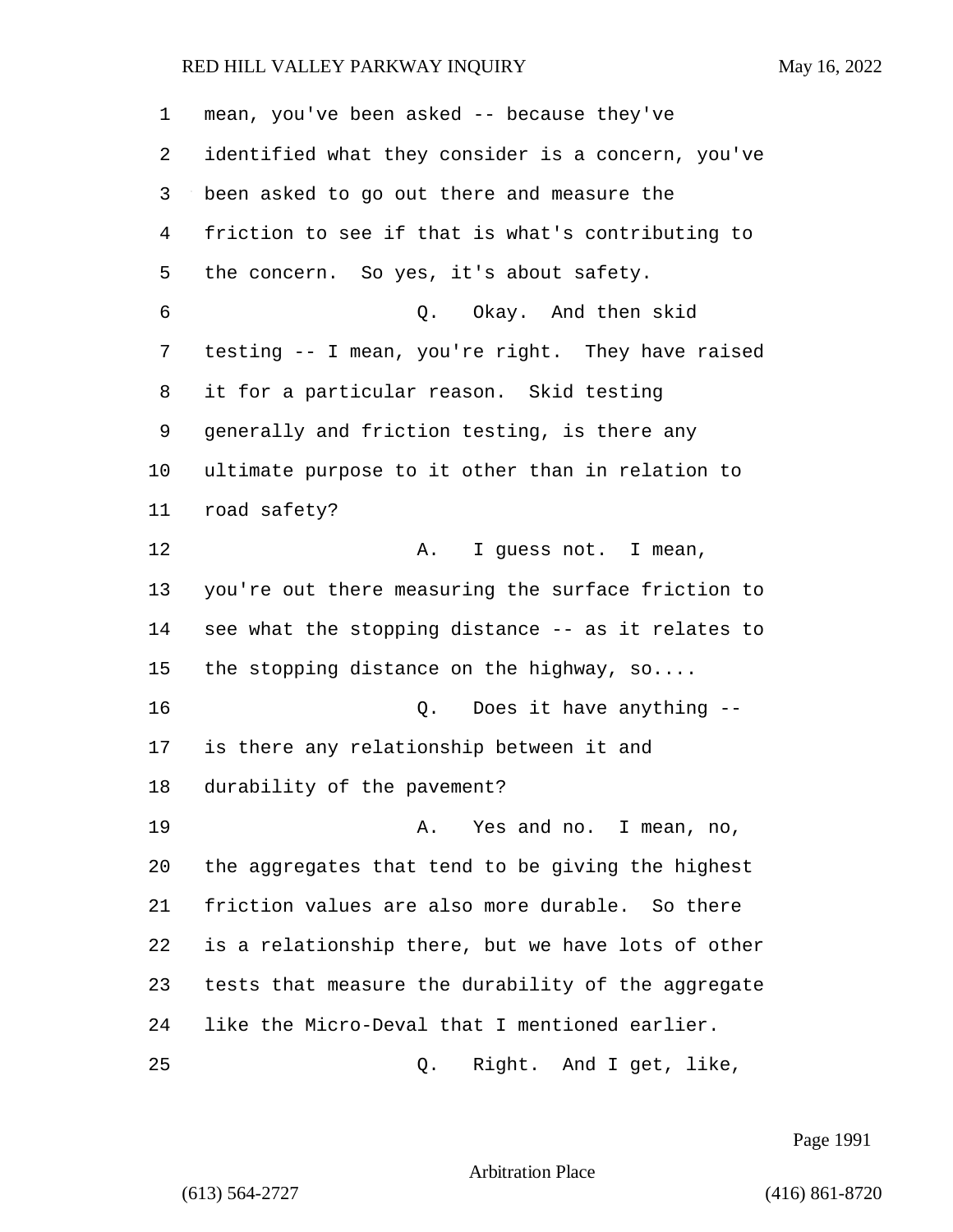mean, you've been asked -- because they've identified what they consider is a concern, you've been asked to go out there and measure the friction to see if that is what's contributing to the concern. So yes, it's about safety.

Q. Okay. And then skid testing -- I mean, you're right. They have raised it for a particular reason. Skid testing generally and friction testing, is there any ultimate purpose to it other than in relation to road safety?

A. I guess not. I mean, you're out there measuring the surface friction to see what the stopping distance -- as it relates to the stopping distance on the highway, so....

Q. Does it have anything -- is there any relationship between it and durability of the pavement?

A. Yes and no. I mean, no, the aggregates that tend to be giving the highest friction values are also more durable. So there is a relationship there, but we have lots of other tests that measure the durability of the aggregate like the Micro-Deval that I mentioned earlier.

Q. Right. And I get, like,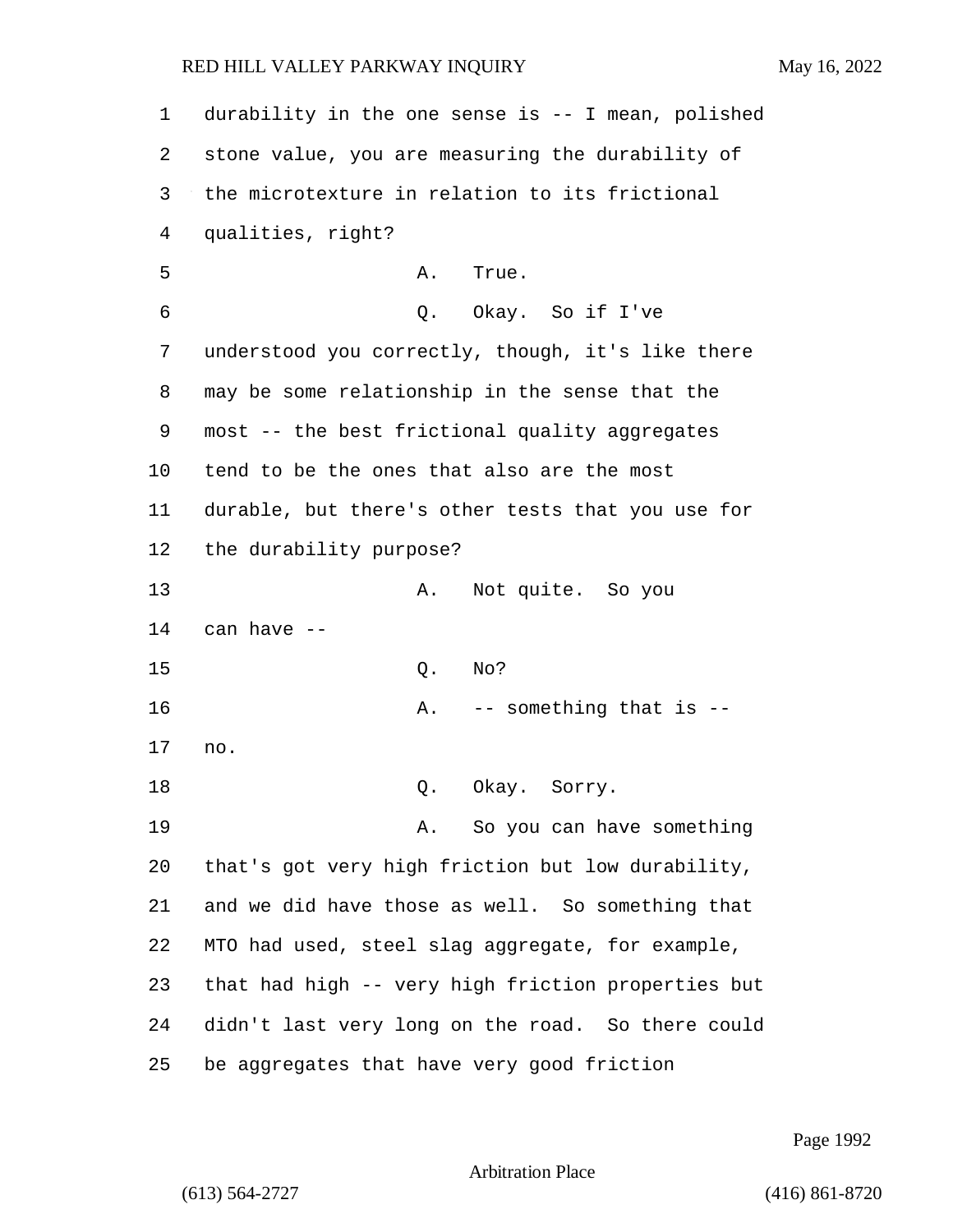durability in the one sense is -- I mean, polished stone value, you are measuring the durability of the microtexture in relation to its frictional qualities, right?

A. True.

Q. Okay. So if I've understood you correctly, though, it's like there may be some relationship in the sense that the most -- the best frictional quality aggregates tend to be the ones that also are the most durable, but there's other tests that you use for the durability purpose?

A. Not quite. So you can have --

Q. No?

A. -- something that is -- no.

Q. Okay. Sorry.

A. So you can have something that's got very high friction but low durability, and we did have those as well. So something that MTO had used, steel slag aggregate, for example, that had high -- very high friction properties but didn't last very long on the road. So there could be aggregates that have very good friction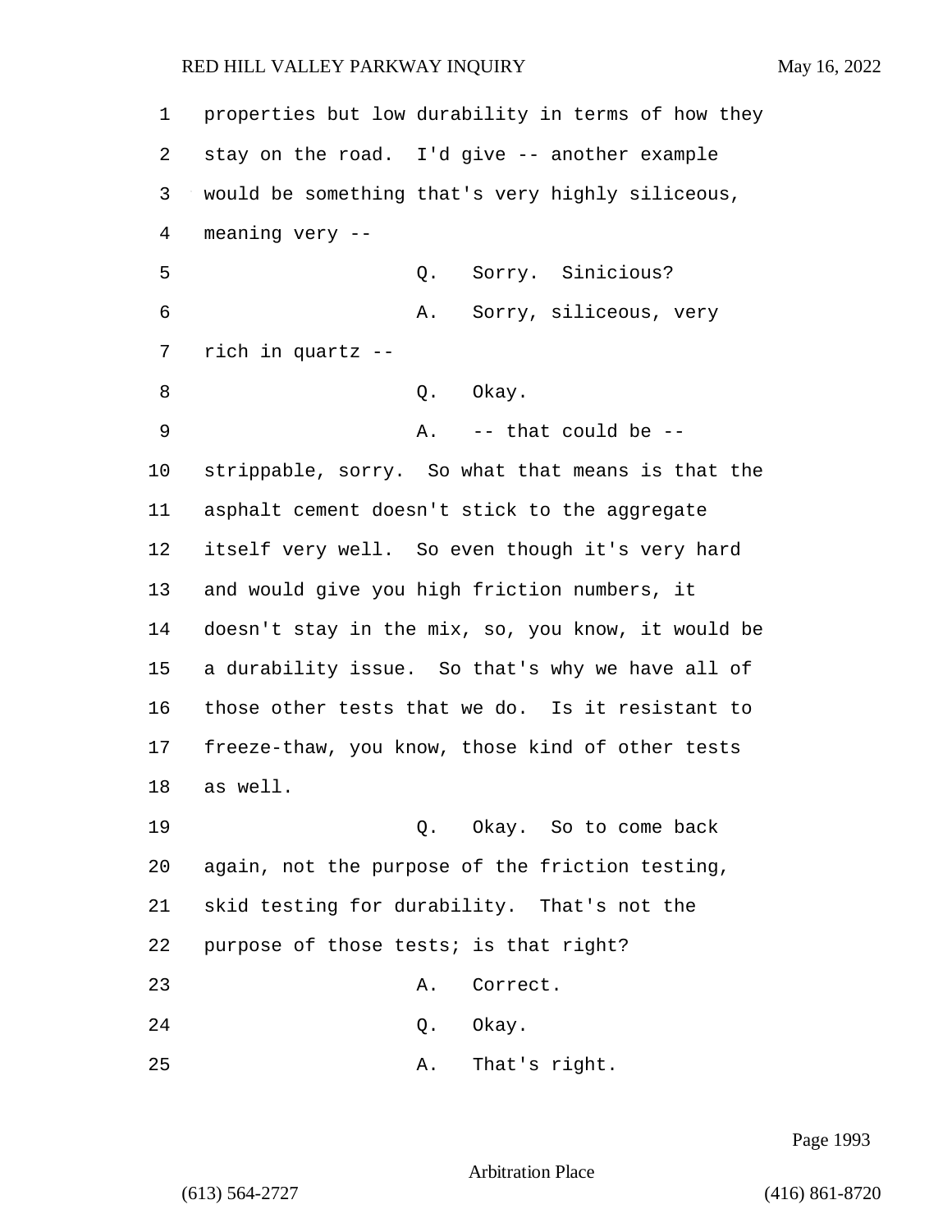properties but low durability in terms of how they stay on the road. I'd give -- another example would be something that's very highly siliceous, meaning very --

Q. Sorry. Sinicious?

A. Sorry, siliceous, very rich in quartz --

Q. Okay.

A. -- that could be -- strippable, sorry. So what that means is that the asphalt cement doesn't stick to the aggregate itself very well. So even though it's very hard and would give you high friction numbers, it doesn't stay in the mix, so, you know, it would be a durability issue. So that's why we have all of those other tests that we do. Is it resistant to freeze-thaw, you know, those kind of other tests as well.

Q. Okay. So to come back again, not the purpose of the friction testing, skid testing for durability. That's not the purpose of those tests; is that right?

A. Correct.

Q. Okay.

A. That's right.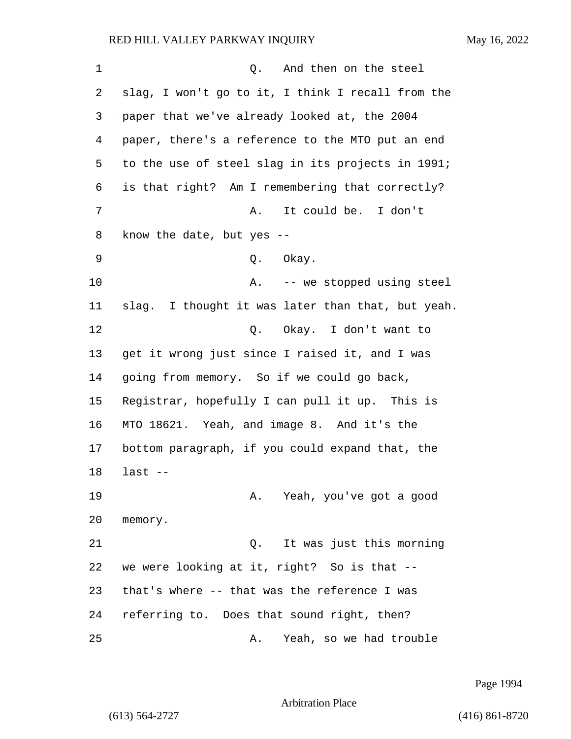Q. And then on the steel slag, I won't go to it, I think I recall from the paper that we've already looked at, the 2004 paper, there's a reference to the MTO put an end to the use of steel slag in its projects in 1991; is that right? Am I remembering that correctly?

A. It could be. I don't know the date, but yes --

Q. Okay.

A. -- we stopped using steel slag. I thought it was later than that, but yeah.

Q. Okay. I don't want to get it wrong just since I raised it, and I was going from memory. So if we could go back, Registrar, hopefully I can pull it up. This is MTO 18621. Yeah, and image 8. And it's the bottom paragraph, if you could expand that, the last --

A. Yeah, you've got a good memory.

Q. It was just this morning we were looking at it, right? So is that -- that's where -- that was the reference I was referring to. Does that sound right, then?

A. Yeah, so we had trouble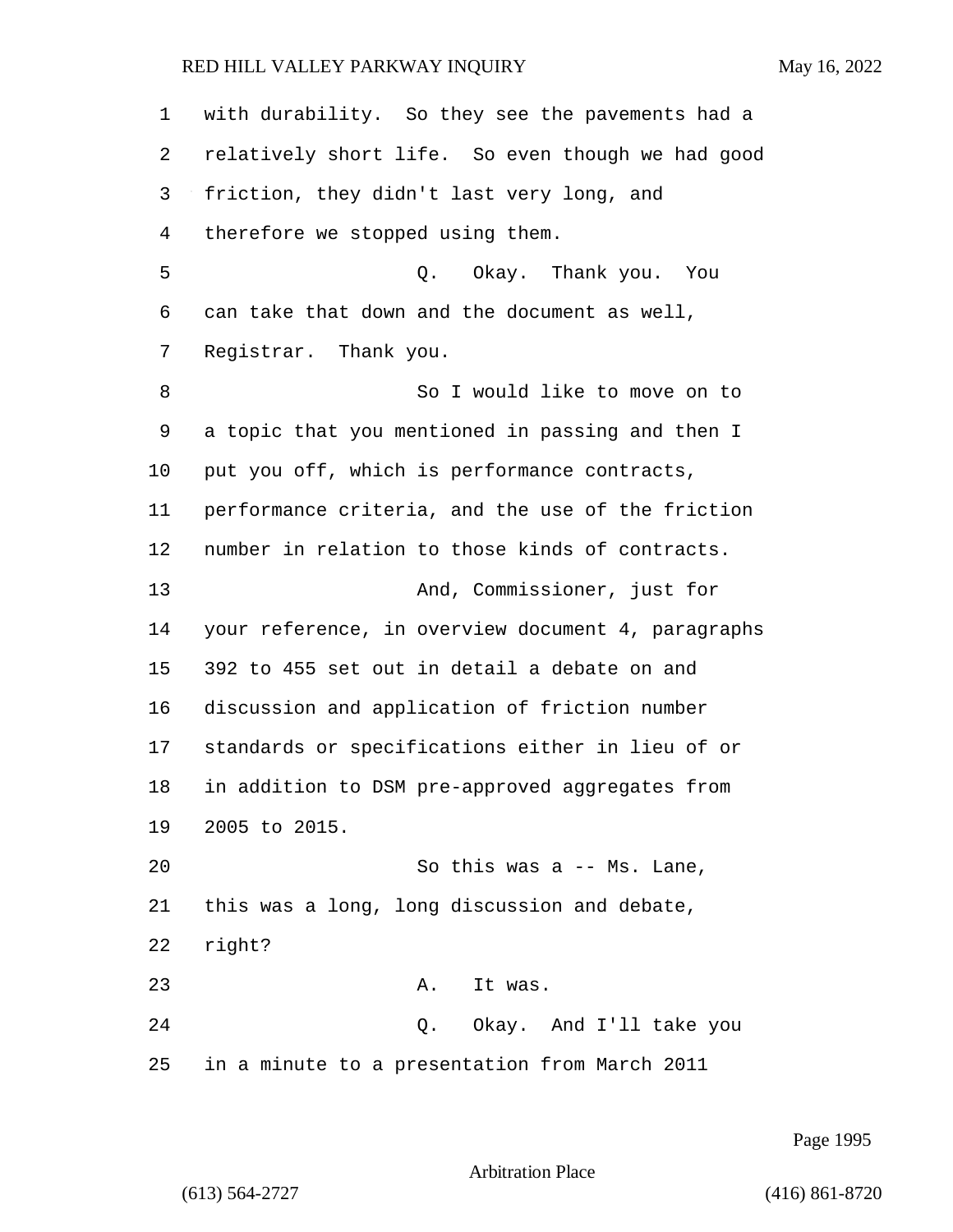with durability. So they see the pavements had a relatively short life. So even though we had good friction, they didn't last very long, and therefore we stopped using them.

Q. Okay. Thank you. You can take that down and the document as well, Registrar. Thank you.

So I would like to move on to a topic that you mentioned in passing and then I put you off, which is performance contracts, performance criteria, and the use of the friction number in relation to those kinds of contracts.

And, Commissioner, just for your reference, in overview document 4, paragraphs 392 to 455 set out in detail a debate on and discussion and application of friction number standards or specifications either in lieu of or in addition to DSM pre-approved aggregates from 2005 to 2015.

So this was a -- Ms. Lane, this was a long, long discussion and debate, right?

A. It was.

Q. Okay. And I'll take you in a minute to a presentation from March 2011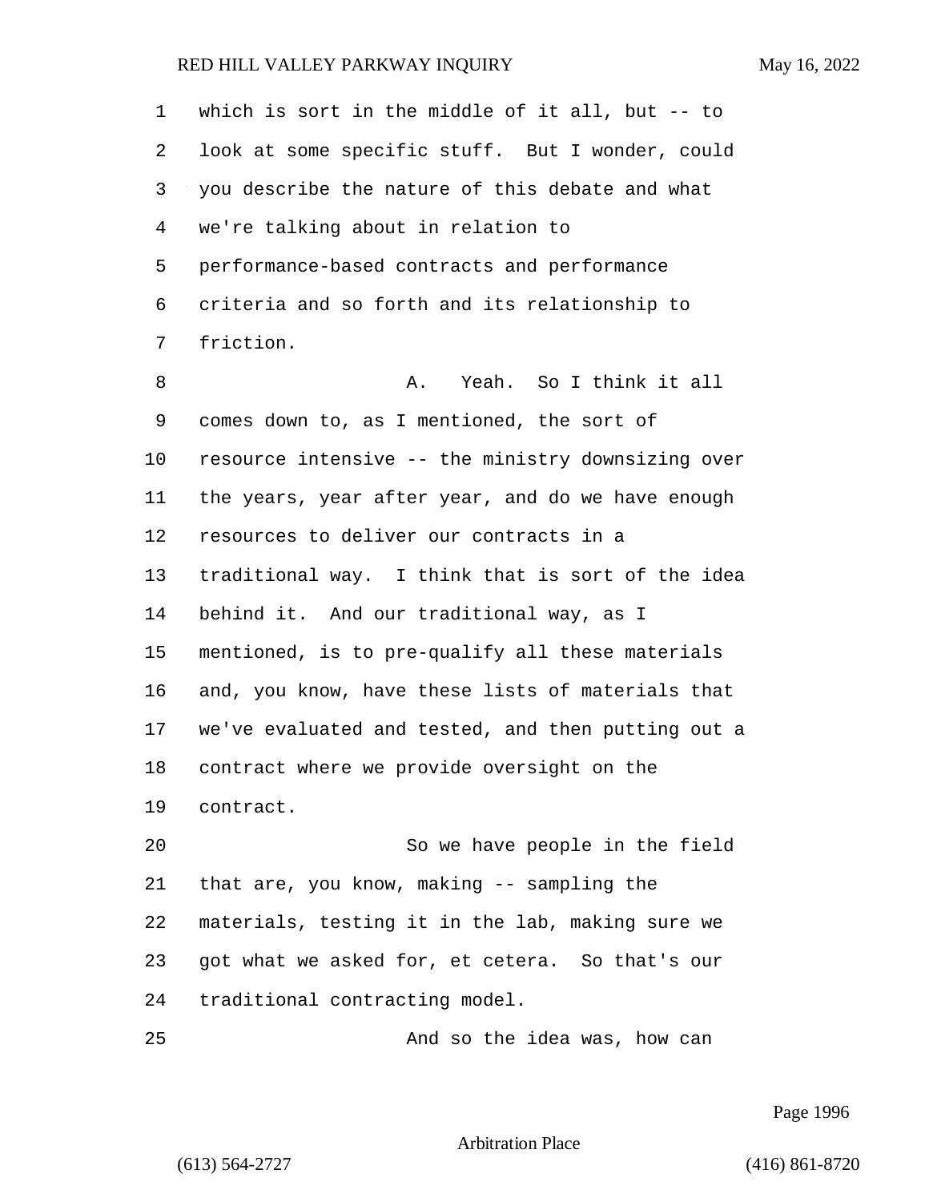which is sort in the middle of it all, but -- to look at some specific stuff. But I wonder, could you describe the nature of this debate and what we're talking about in relation to performance-based contracts and performance criteria and so forth and its relationship to friction.

A. Yeah. So I think it all comes down to, as I mentioned, the sort of resource intensive -- the ministry downsizing over the years, year after year, and do we have enough resources to deliver our contracts in a traditional way. I think that is sort of the idea behind it. And our traditional way, as I mentioned, is to pre-qualify all these materials and, you know, have these lists of materials that we've evaluated and tested, and then putting out a contract where we provide oversight on the contract.

So we have people in the field that are, you know, making -- sampling the materials, testing it in the lab, making sure we got what we asked for, et cetera. So that's our traditional contracting model.

And so the idea was, how can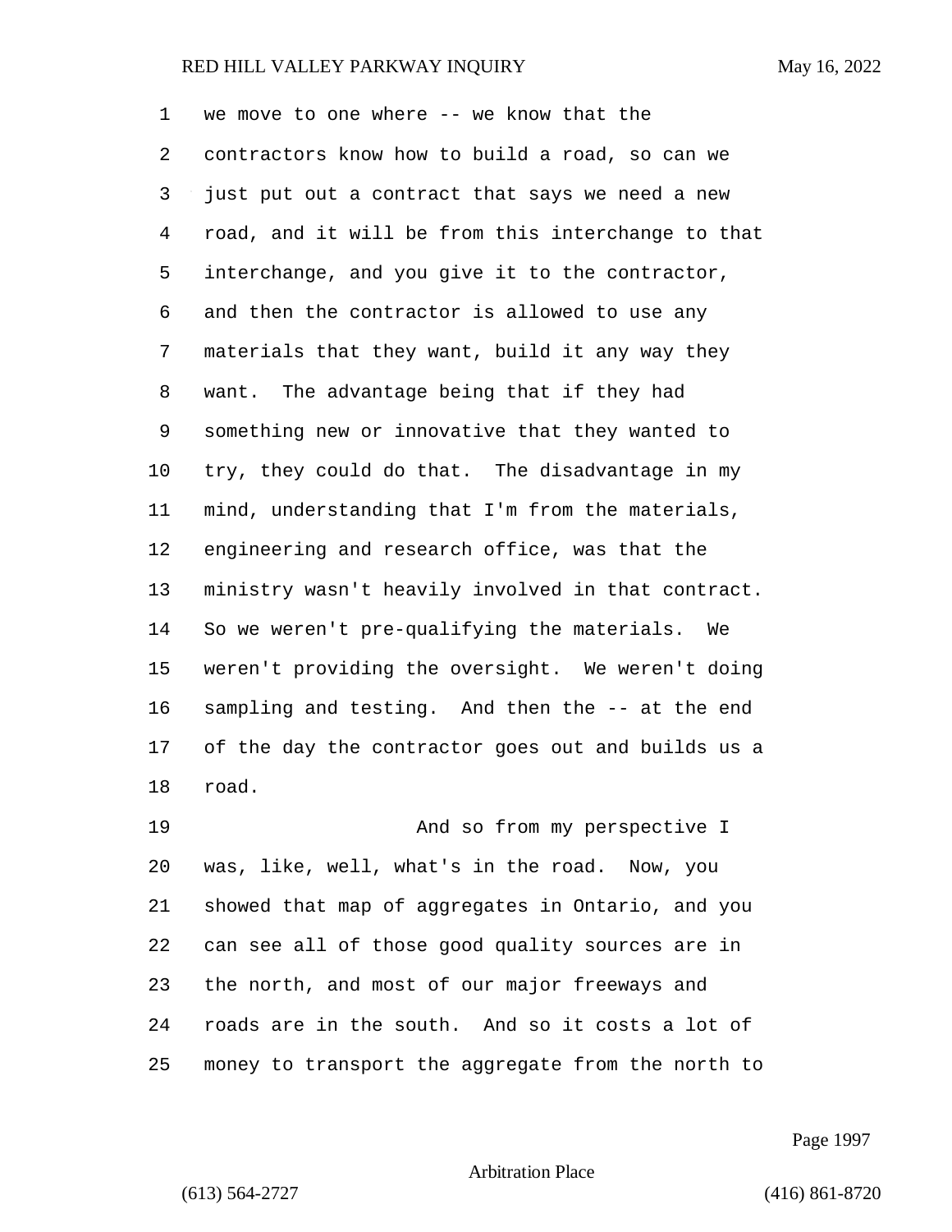we move to one where -- we know that the contractors know how to build a road, so can we just put out a contract that says we need a new road, and it will be from this interchange to that interchange, and you give it to the contractor, and then the contractor is allowed to use any materials that they want, build it any way they want. The advantage being that if they had something new or innovative that they wanted to try, they could do that. The disadvantage in my mind, understanding that I'm from the materials, engineering and research office, was that the ministry wasn't heavily involved in that contract. So we weren't pre-qualifying the materials. We weren't providing the oversight. We weren't doing sampling and testing. And then the -- at the end of the day the contractor goes out and builds us a road.

And so from my perspective I was, like, well, what's in the road. Now, you showed that map of aggregates in Ontario, and you can see all of those good quality sources are in the north, and most of our major freeways and roads are in the south. And so it costs a lot of money to transport the aggregate from the north to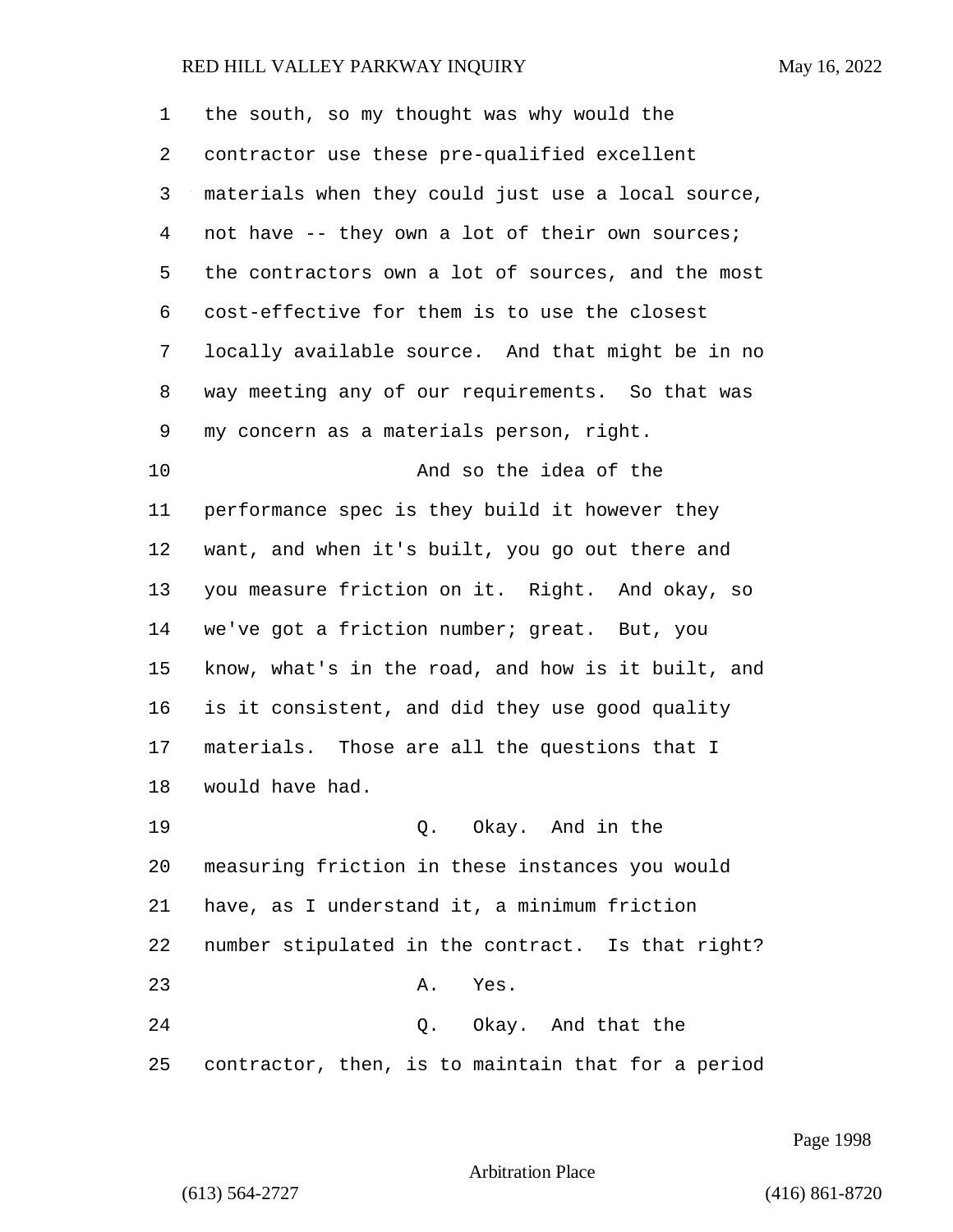the south, so my thought was why would the contractor use these pre-qualified excellent materials when they could just use a local source, not have -- they own a lot of their own sources; the contractors own a lot of sources, and the most cost-effective for them is to use the closest locally available source. And that might be in no way meeting any of our requirements. So that was my concern as a materials person, right.

And so the idea of the performance spec is they build it however they want, and when it's built, you go out there and you measure friction on it. Right. And okay, so we've got a friction number; great. But, you know, what's in the road, and how is it built, and is it consistent, and did they use good quality materials. Those are all the questions that I would have had.

Q. Okay. And in the measuring friction in these instances you would have, as I understand it, a minimum friction number stipulated in the contract. Is that right?

A. Yes.

Q. Okay. And that the contractor, then, is to maintain that for a period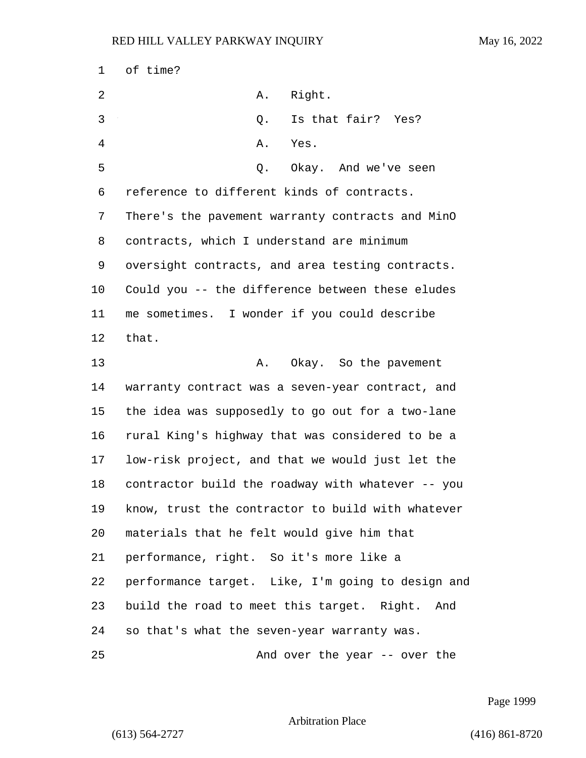of time?

A. Right.

Q. Is that fair? Yes?

A. Yes.

Q. Okay. And we've seen reference to different kinds of contracts. There's the pavement warranty contracts and MinO contracts, which I understand are minimum oversight contracts, and area testing contracts. Could you -- the difference between these eludes me sometimes. I wonder if you could describe that.

A. Okay. So the pavement warranty contract was a seven-year contract, and the idea was supposedly to go out for a two-lane rural King's highway that was considered to be a low-risk project, and that we would just let the contractor build the roadway with whatever -- you know, trust the contractor to build with whatever materials that he felt would give him that performance, right. So it's more like a performance target. Like, I'm going to design and build the road to meet this target. Right. And so that's what the seven-year warranty was.

And over the year -- over the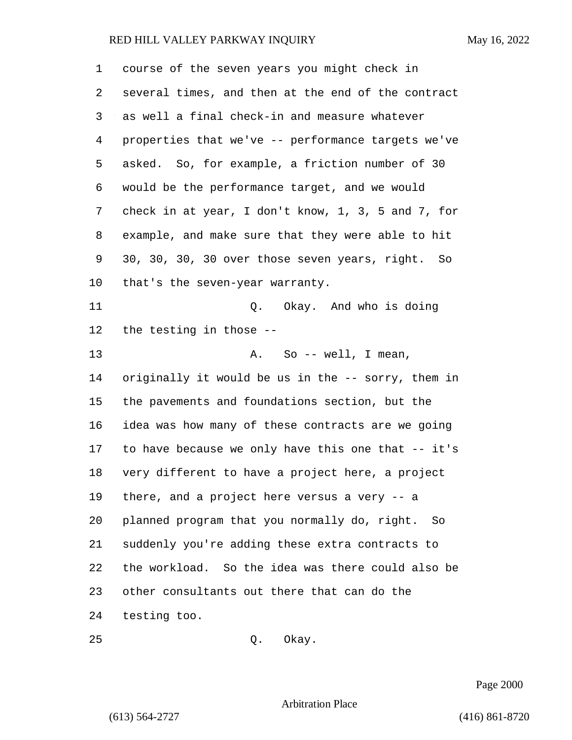course of the seven years you might check in several times, and then at the end of the contract as well a final check-in and measure whatever properties that we've -- performance targets we've asked. So, for example, a friction number of 30 would be the performance target, and we would check in at year, I don't know, 1, 3, 5 and 7, for example, and make sure that they were able to hit 30, 30, 30, 30 over those seven years, right. So that's the seven-year warranty.

Q. Okay. And who is doing the testing in those --

A. So -- well, I mean, originally it would be us in the -- sorry, them in the pavements and foundations section, but the idea was how many of these contracts are we going to have because we only have this one that -- it's very different to have a project here, a project there, and a project here versus a very -- a planned program that you normally do, right. So suddenly you're adding these extra contracts to the workload. So the idea was there could also be other consultants out there that can do the testing too.

Q. Okay.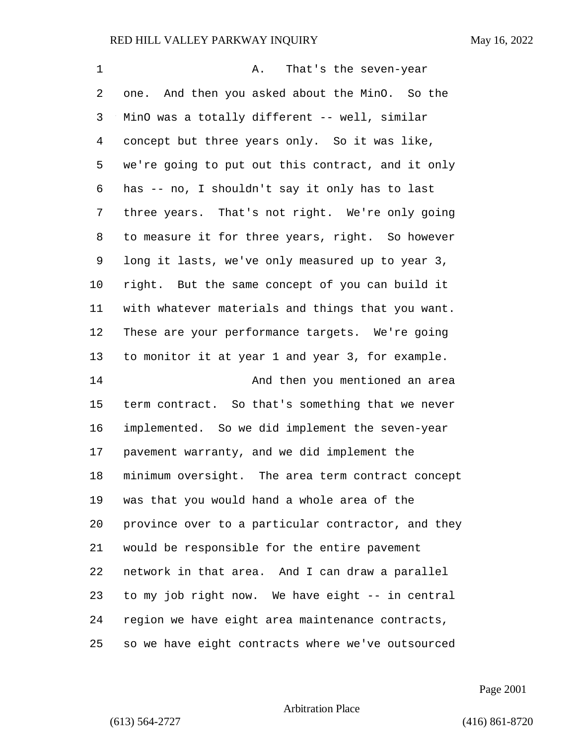A. That's the seven-year one. And then you asked about the MinO. So the MinO was a totally different -- well, similar concept but three years only. So it was like, we're going to put out this contract, and it only has -- no, I shouldn't say it only has to last three years. That's not right. We're only going to measure it for three years, right. So however long it lasts, we've only measured up to year 3, right. But the same concept of you can build it with whatever materials and things that you want. These are your performance targets. We're going to monitor it at year 1 and year 3, for example.

And then you mentioned an area term contract. So that's something that we never implemented. So we did implement the seven-year pavement warranty, and we did implement the minimum oversight. The area term contract concept was that you would hand a whole area of the province over to a particular contractor, and they would be responsible for the entire pavement network in that area. And I can draw a parallel to my job right now. We have eight -- in central region we have eight area maintenance contracts, so we have eight contracts where we've outsourced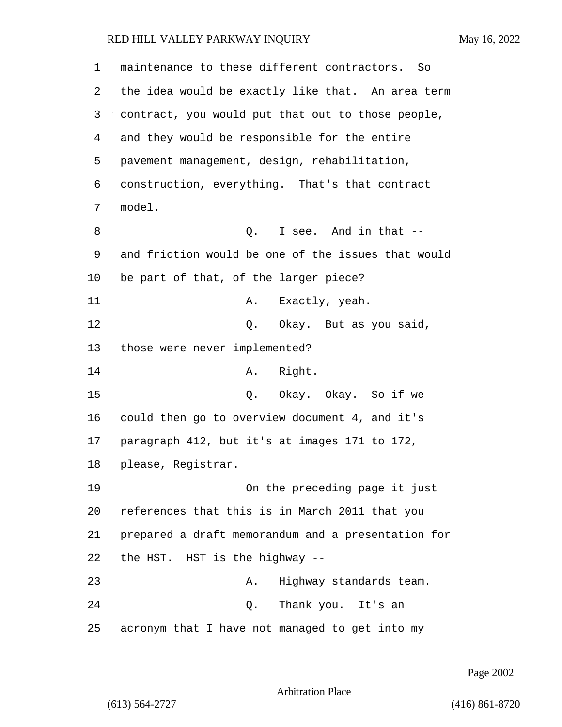maintenance to these different contractors. So the idea would be exactly like that. An area term contract, you would put that out to those people, and they would be responsible for the entire pavement management, design, rehabilitation, construction, everything. That's that contract model.

Q. I see. And in that -- and friction would be one of the issues that would be part of that, of the larger piece?

A. Exactly, yeah.

Q. Okay. But as you said, those were never implemented?

A. Right.

Q. Okay. Okay. So if we could then go to overview document 4, and it's paragraph 412, but it's at images 171 to 172, please, Registrar.

On the preceding page it just references that this is in March 2011 that you prepared a draft memorandum and a presentation for the HST. HST is the highway --

A. Highway standards team.

Q. Thank you. It's an acronym that I have not managed to get into my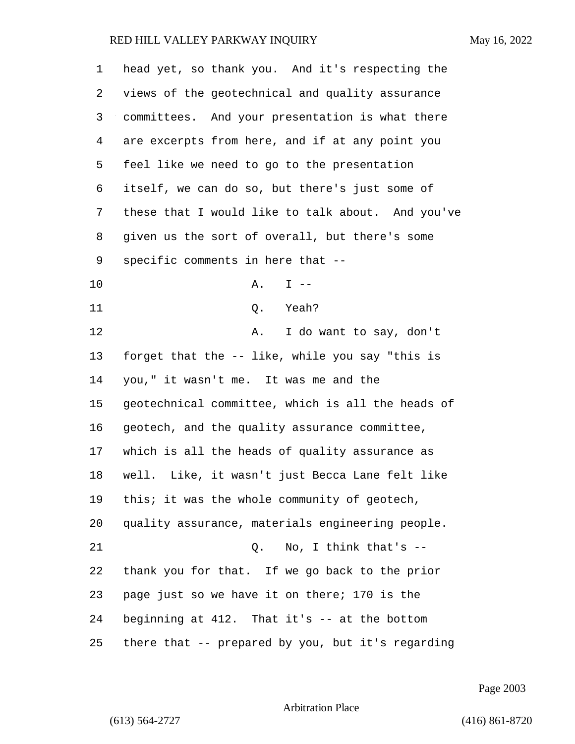head yet, so thank you. And it's respecting the views of the geotechnical and quality assurance committees. And your presentation is what there are excerpts from here, and if at any point you feel like we need to go to the presentation itself, we can do so, but there's just some of these that I would like to talk about. And you've given us the sort of overall, but there's some specific comments in here that --

A. I --

Q. Yeah?

A. I do want to say, don't forget that the -- like, while you say "this is you," it wasn't me. It was me and the geotechnical committee, which is all the heads of geotech, and the quality assurance committee, which is all the heads of quality assurance as well. Like, it wasn't just Becca Lane felt like this; it was the whole community of geotech, quality assurance, materials engineering people.

Q. No, I think that's -- thank you for that. If we go back to the prior page just so we have it on there; 170 is the beginning at 412. That it's -- at the bottom there that -- prepared by you, but it's regarding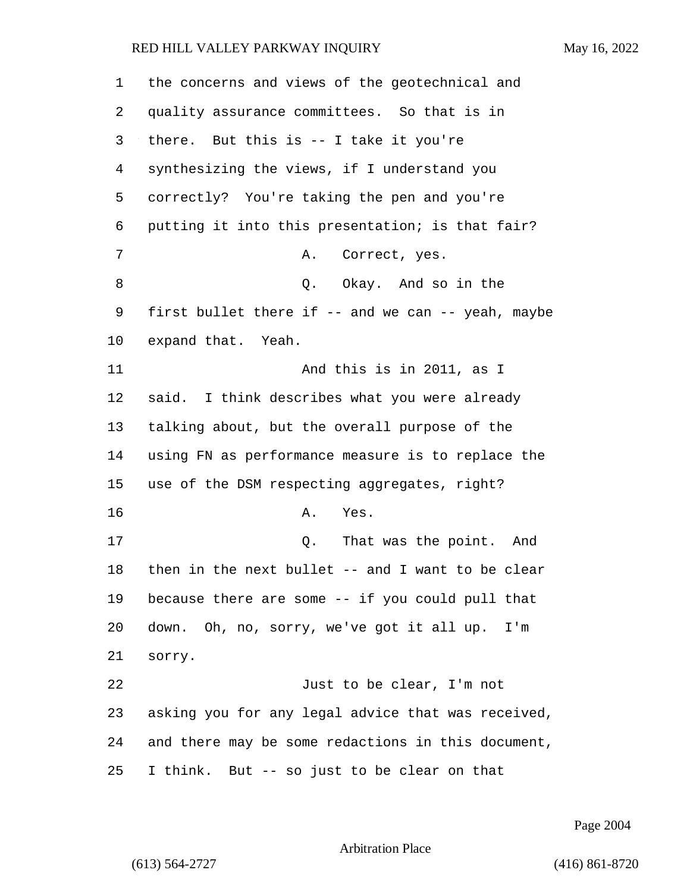1 the concerns and views of the geotechnical and
2 quality assurance committees. So that is in
3 there. But this is -- I take it you're
4 synthesizing the views, if I understand you
5 correctly? You're taking the pen and you're
6 putting it into this presentation; is that fair?
7 A. Correct, yes.
8 Q. Okay. And so in the
9 first bullet there if -- and we can -- yeah, maybe
10 expand that. Yeah.
11 And this is in 2011, as I
12 said. I think describes what you were already
13 talking about, but the overall purpose of the
14 using FN as performance measure is to replace the
15 use of the DSM respecting aggregates, right?
16 A. Yes.
17 Q. That was the point. And
18 then in the next bullet -- and I want to be clear
19 because there are some -- if you could pull that
20 down. Oh, no, sorry, we've got it all up. I'm
21 sorry.
22 Just to be clear, I'm not
23 asking you for any legal advice that was received,
24 and there may be some redactions in this document,
25 I think. But -- so just to be clear on that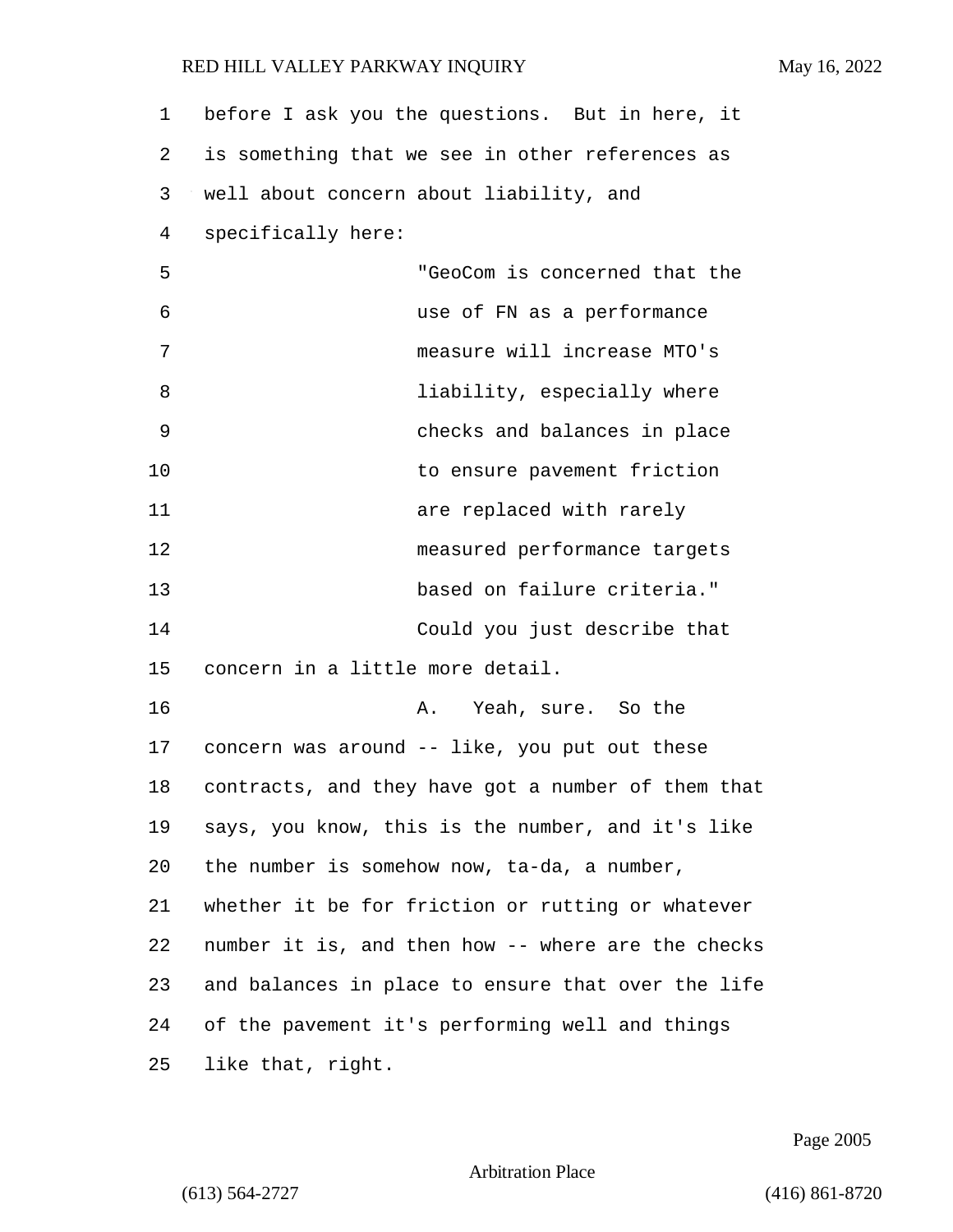before I ask you the questions. But in here, it is something that we see in other references as well about concern about liability, and specifically here:

> "GeoCom is concerned that the use of FN as a performance measure will increase MTO's liability, especially where checks and balances in place to ensure pavement friction are replaced with rarely measured performance targets based on failure criteria."

Could you just describe that concern in a little more detail.

A. Yeah, sure. So the concern was around -- like, you put out these contracts, and they have got a number of them that says, you know, this is the number, and it's like the number is somehow now, ta-da, a number, whether it be for friction or rutting or whatever number it is, and then how -- where are the checks and balances in place to ensure that over the life of the pavement it's performing well and things like that, right.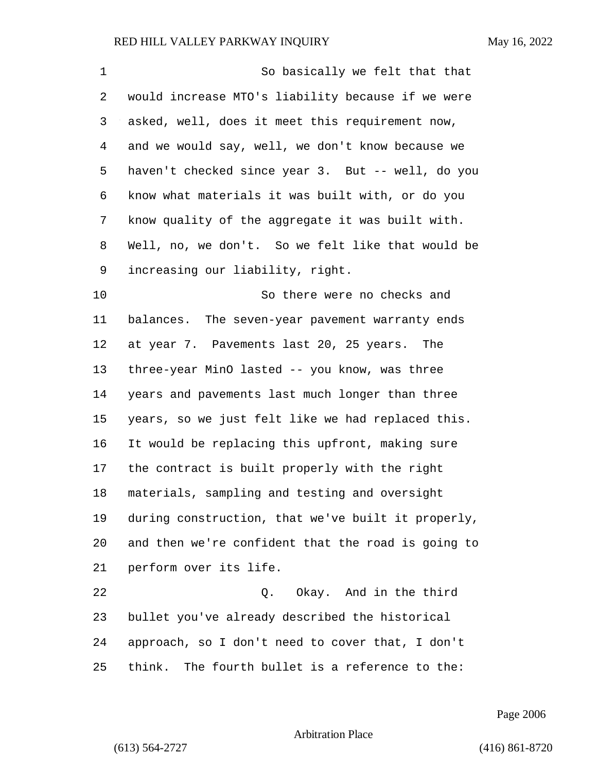So basically we felt that that would increase MTO's liability because if we were asked, well, does it meet this requirement now, and we would say, well, we don't know because we haven't checked since year 3. But -- well, do you know what materials it was built with, or do you know quality of the aggregate it was built with. Well, no, we don't. So we felt like that would be increasing our liability, right.

So there were no checks and balances. The seven-year pavement warranty ends at year 7. Pavements last 20, 25 years. The three-year MinO lasted -- you know, was three years and pavements last much longer than three years, so we just felt like we had replaced this. It would be replacing this upfront, making sure the contract is built properly with the right materials, sampling and testing and oversight during construction, that we've built it properly, and then we're confident that the road is going to perform over its life.

Q. Okay. And in the third bullet you've already described the historical approach, so I don't need to cover that, I don't think. The fourth bullet is a reference to the: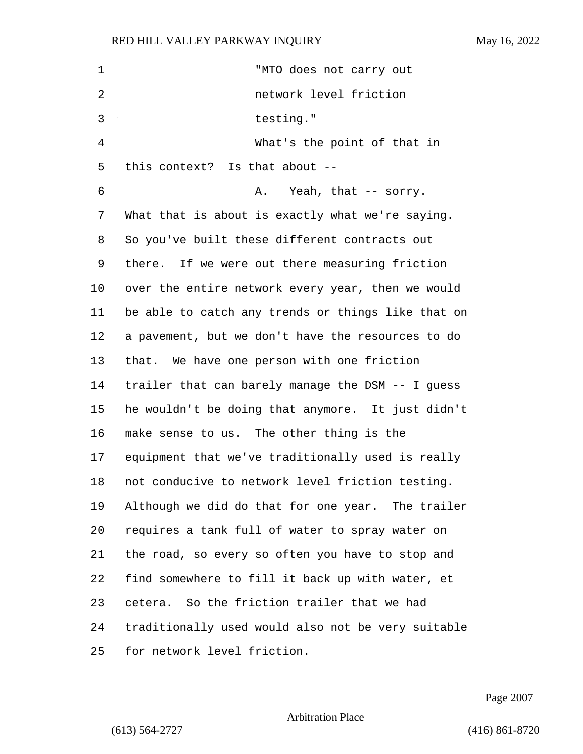"MTO does not carry out network level friction testing."

What's the point of that in this context? Is that about --

A. Yeah, that -- sorry. What that is about is exactly what we're saying. So you've built these different contracts out there. If we were out there measuring friction over the entire network every year, then we would be able to catch any trends or things like that on a pavement, but we don't have the resources to do that. We have one person with one friction trailer that can barely manage the DSM -- I guess he wouldn't be doing that anymore. It just didn't make sense to us. The other thing is the equipment that we've traditionally used is really not conducive to network level friction testing. Although we did do that for one year. The trailer requires a tank full of water to spray water on the road, so every so often you have to stop and find somewhere to fill it back up with water, et cetera. So the friction trailer that we had traditionally used would also not be very suitable for network level friction.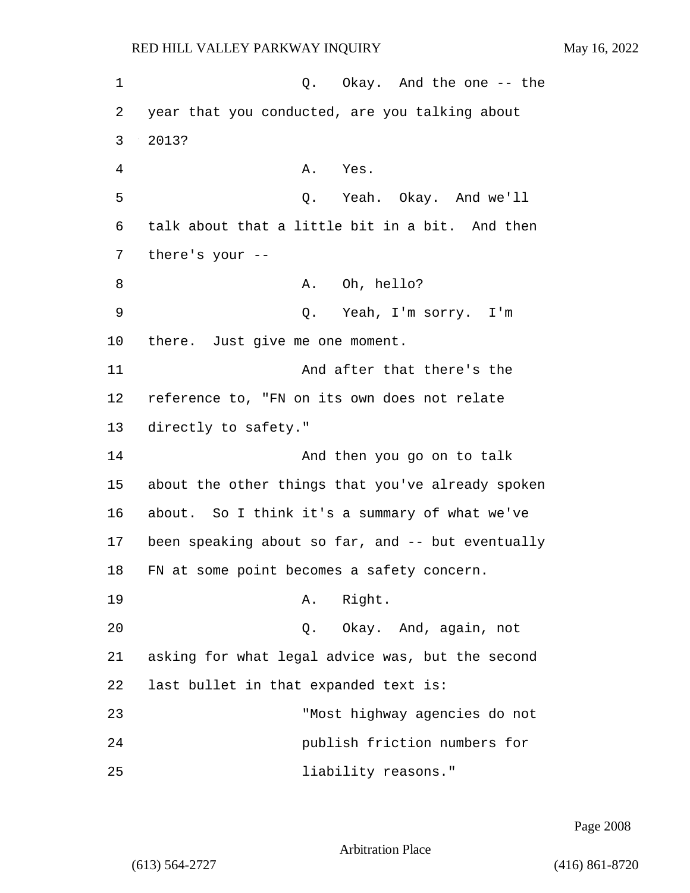Q. Okay. And the one -- the year that you conducted, are you talking about 2013?

A. Yes.

Q. Yeah. Okay. And we'll talk about that a little bit in a bit. And then there's your --

A. Oh, hello?

Q. Yeah, I'm sorry. I'm there. Just give me one moment.

And after that there's the reference to, "FN on its own does not relate directly to safety."

And then you go on to talk about the other things that you've already spoken about. So I think it's a summary of what we've been speaking about so far, and -- but eventually FN at some point becomes a safety concern.

A. Right.

Q. Okay. And, again, not asking for what legal advice was, but the second last bullet in that expanded text is:

> "Most highway agencies do not publish friction numbers for liability reasons."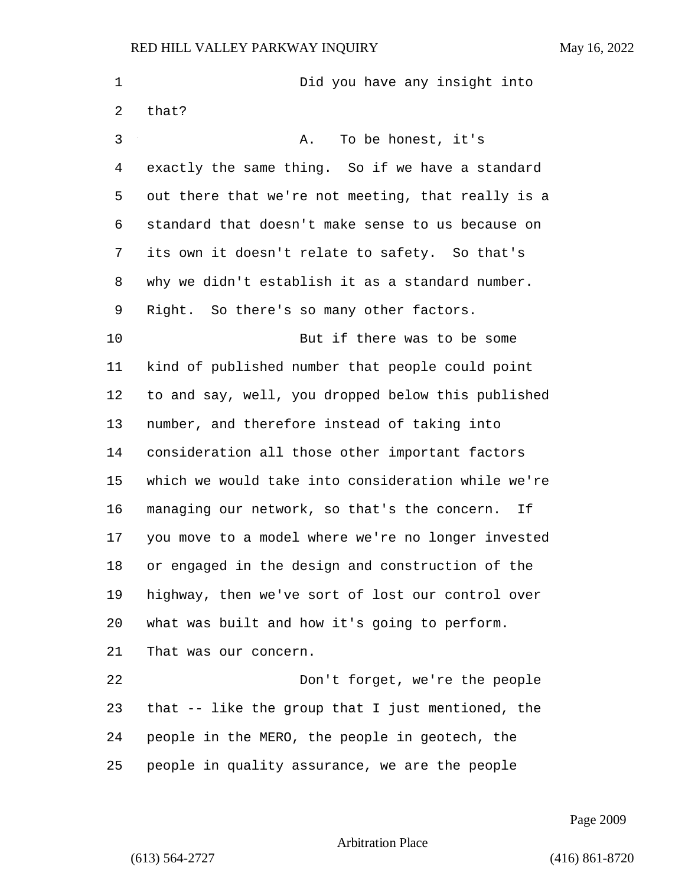Did you have any insight into that?

A. To be honest, it's exactly the same thing. So if we have a standard out there that we're not meeting, that really is a standard that doesn't make sense to us because on its own it doesn't relate to safety. So that's why we didn't establish it as a standard number. Right. So there's so many other factors.

But if there was to be some kind of published number that people could point to and say, well, you dropped below this published number, and therefore instead of taking into consideration all those other important factors which we would take into consideration while we're managing our network, so that's the concern. If you move to a model where we're no longer invested or engaged in the design and construction of the highway, then we've sort of lost our control over what was built and how it's going to perform. That was our concern.

Don't forget, we're the people that -- like the group that I just mentioned, the people in the MERO, the people in geotech, the people in quality assurance, we are the people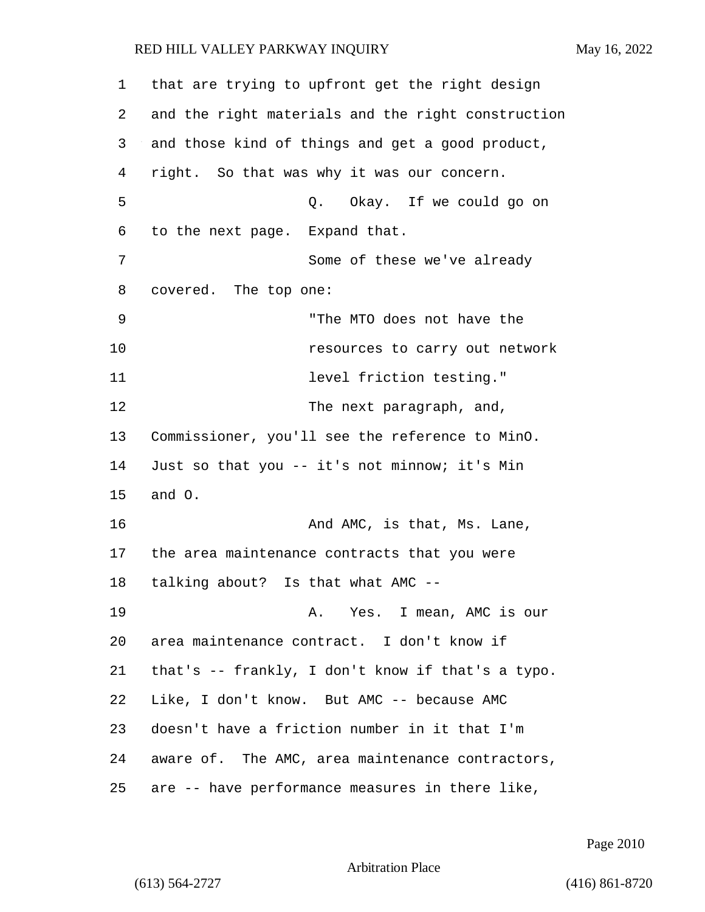that are trying to upfront get the right design and the right materials and the right construction and those kind of things and get a good product, right. So that was why it was our concern.

Q. Okay. If we could go on to the next page. Expand that.

Some of these we've already covered. The top one:

"The MTO does not have the resources to carry out network level friction testing."

The next paragraph, and, Commissioner, you'll see the reference to MinO. Just so that you -- it's not minnow; it's Min and O.

And AMC, is that, Ms. Lane, the area maintenance contracts that you were talking about? Is that what AMC --

A. Yes. I mean, AMC is our area maintenance contract. I don't know if that's -- frankly, I don't know if that's a typo. Like, I don't know. But AMC -- because AMC doesn't have a friction number in it that I'm aware of. The AMC, area maintenance contractors, are -- have performance measures in there like,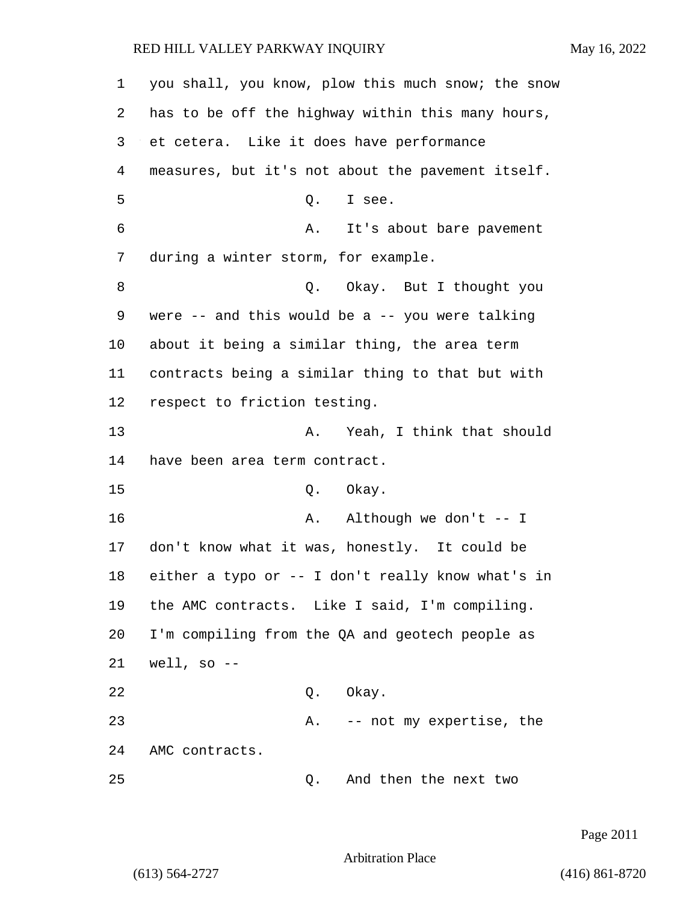you shall, you know, plow this much snow; the snow has to be off the highway within this many hours, et cetera. Like it does have performance measures, but it's not about the pavement itself.

Q. I see.

A. It's about bare pavement during a winter storm, for example.

Q. Okay. But I thought you were -- and this would be a -- you were talking about it being a similar thing, the area term contracts being a similar thing to that but with respect to friction testing.

A. Yeah, I think that should have been area term contract.

Q. Okay.

A. Although we don't -- I don't know what it was, honestly. It could be either a typo or -- I don't really know what's in the AMC contracts. Like I said, I'm compiling. I'm compiling from the QA and geotech people as well, so --

Q. Okay.

A. -- not my expertise, the AMC contracts.

Q. And then the next two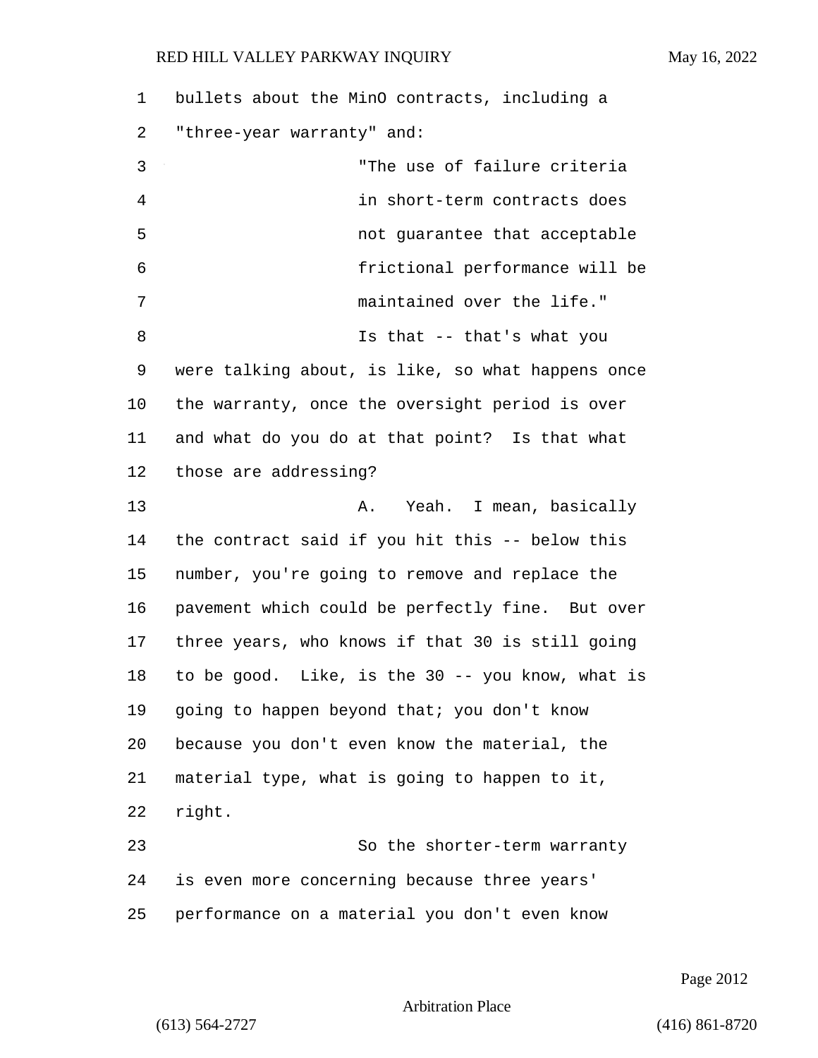bullets about the MinO contracts, including a "three-year warranty" and:

> "The use of failure criteria in short-term contracts does not guarantee that acceptable frictional performance will be maintained over the life."

Is that -- that's what you were talking about, is like, so what happens once the warranty, once the oversight period is over and what do you do at that point? Is that what those are addressing?

A. Yeah. I mean, basically the contract said if you hit this -- below this number, you're going to remove and replace the pavement which could be perfectly fine. But over three years, who knows if that 30 is still going to be good. Like, is the 30 -- you know, what is going to happen beyond that; you don't know because you don't even know the material, the material type, what is going to happen to it, right.

So the shorter-term warranty is even more concerning because three years' performance on a material you don't even know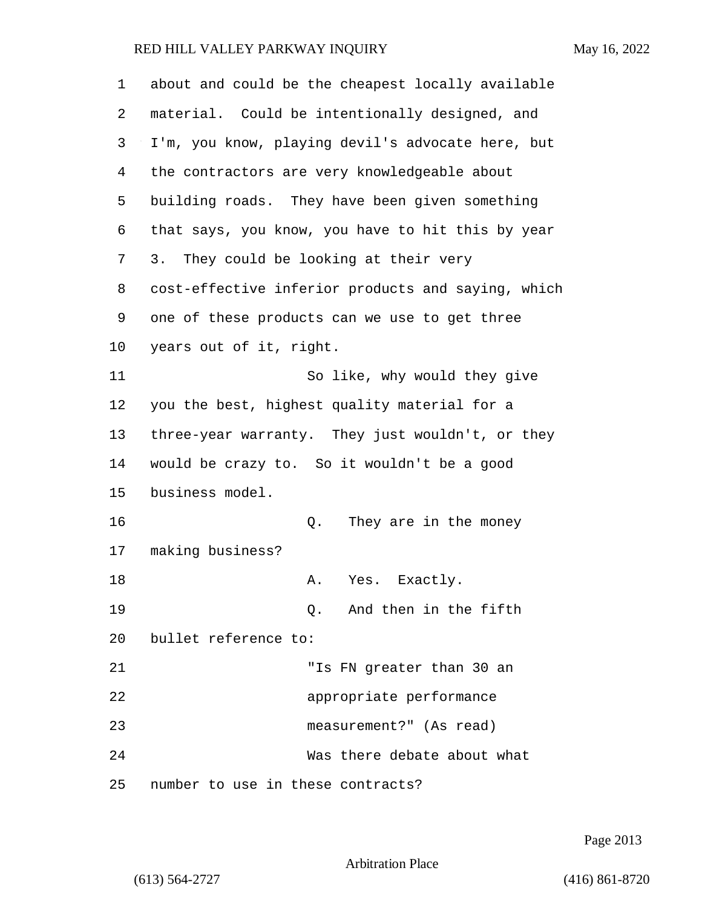about and could be the cheapest locally available material. Could be intentionally designed, and I'm, you know, playing devil's advocate here, but the contractors are very knowledgeable about building roads. They have been given something that says, you know, you have to hit this by year 3. They could be looking at their very cost-effective inferior products and saying, which one of these products can we use to get three years out of it, right.

So like, why would they give you the best, highest quality material for a three-year warranty. They just wouldn't, or they would be crazy to. So it wouldn't be a good business model.

Q. They are in the money making business?

A. Yes. Exactly.

Q. And then in the fifth bullet reference to:

"Is FN greater than 30 an appropriate performance measurement?" (As read)

Was there debate about what number to use in these contracts?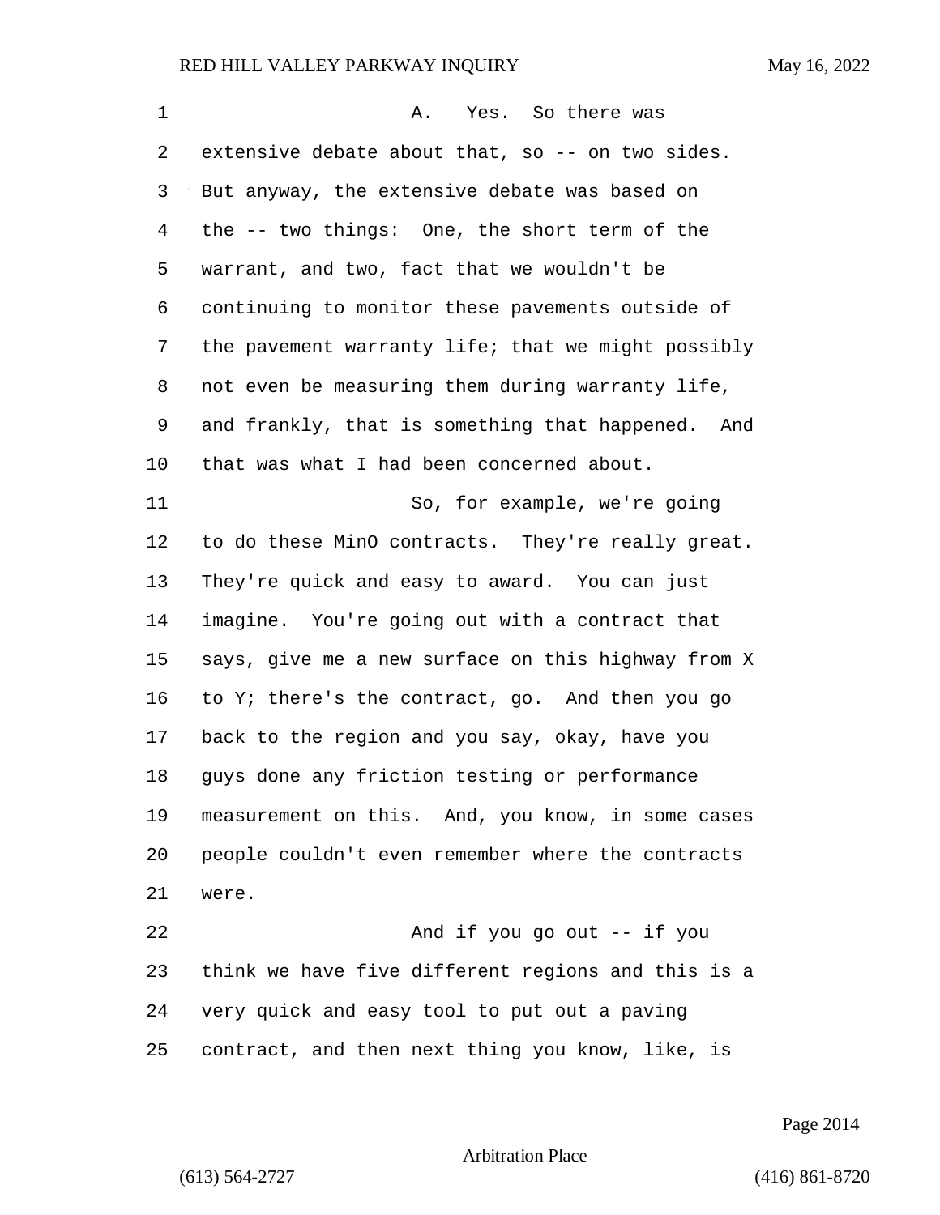A. Yes. So there was extensive debate about that, so -- on two sides. But anyway, the extensive debate was based on the -- two things: One, the short term of the warrant, and two, fact that we wouldn't be continuing to monitor these pavements outside of the pavement warranty life; that we might possibly not even be measuring them during warranty life, and frankly, that is something that happened. And that was what I had been concerned about.

So, for example, we're going to do these MinO contracts. They're really great. They're quick and easy to award. You can just imagine. You're going out with a contract that says, give me a new surface on this highway from X to Y; there's the contract, go. And then you go back to the region and you say, okay, have you guys done any friction testing or performance measurement on this. And, you know, in some cases people couldn't even remember where the contracts were.

And if you go out -- if you think we have five different regions and this is a very quick and easy tool to put out a paving contract, and then next thing you know, like, is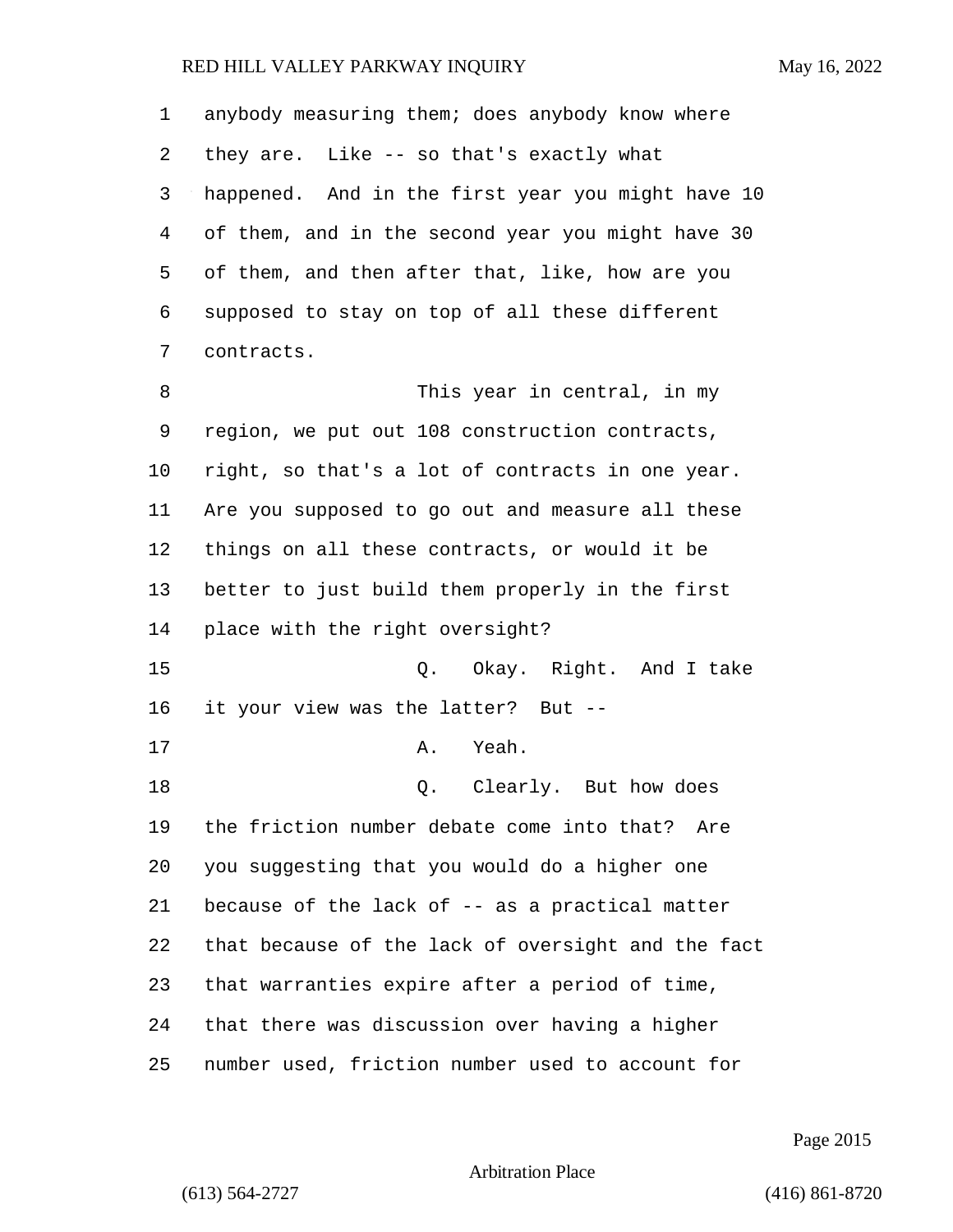anybody measuring them; does anybody know where they are. Like -- so that's exactly what happened. And in the first year you might have 10 of them, and in the second year you might have 30 of them, and then after that, like, how are you supposed to stay on top of all these different contracts.

This year in central, in my region, we put out 108 construction contracts, right, so that's a lot of contracts in one year. Are you supposed to go out and measure all these things on all these contracts, or would it be better to just build them properly in the first place with the right oversight?

Q. Okay. Right. And I take it your view was the latter? But --

A. Yeah.

Q. Clearly. But how does the friction number debate come into that? Are you suggesting that you would do a higher one because of the lack of -- as a practical matter that because of the lack of oversight and the fact that warranties expire after a period of time, that there was discussion over having a higher number used, friction number used to account for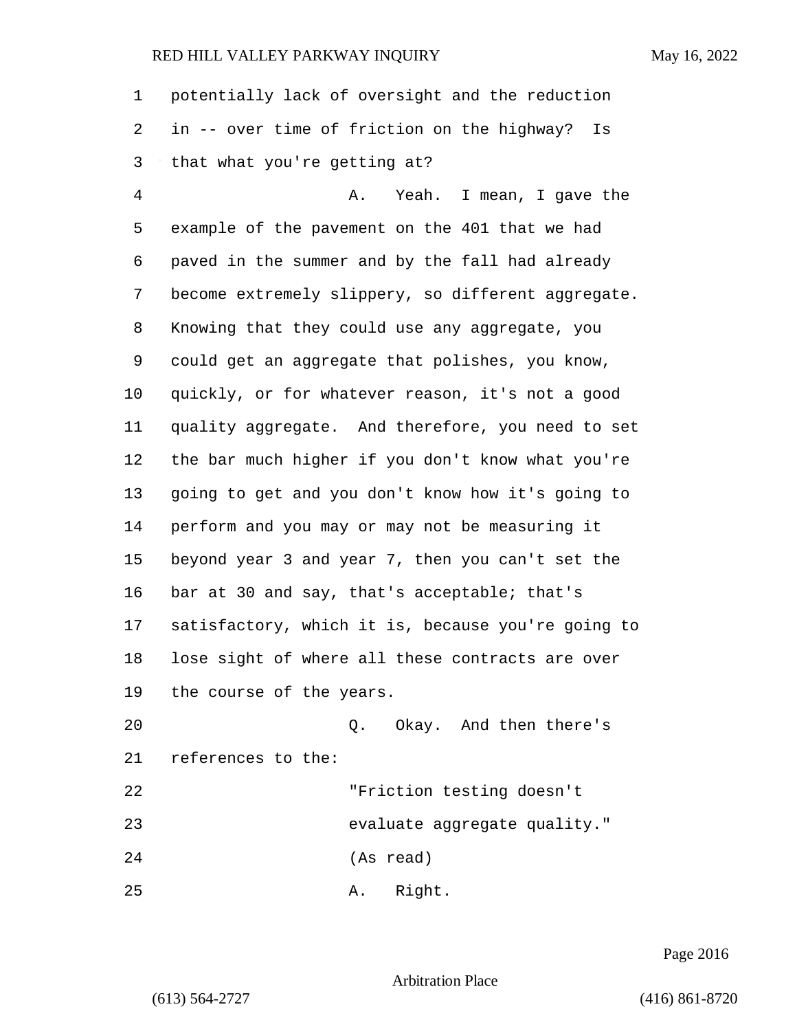potentially lack of oversight and the reduction in -- over time of friction on the highway? Is that what you're getting at?

A. Yeah. I mean, I gave the example of the pavement on the 401 that we had paved in the summer and by the fall had already become extremely slippery, so different aggregate. Knowing that they could use any aggregate, you could get an aggregate that polishes, you know, quickly, or for whatever reason, it's not a good quality aggregate. And therefore, you need to set the bar much higher if you don't know what you're going to get and you don't know how it's going to perform and you may or may not be measuring it beyond year 3 and year 7, then you can't set the bar at 30 and say, that's acceptable; that's satisfactory, which it is, because you're going to lose sight of where all these contracts are over the course of the years.

Q. Okay. And then there's references to the:

> "Friction testing doesn't evaluate aggregate quality." (As read)

A. Right.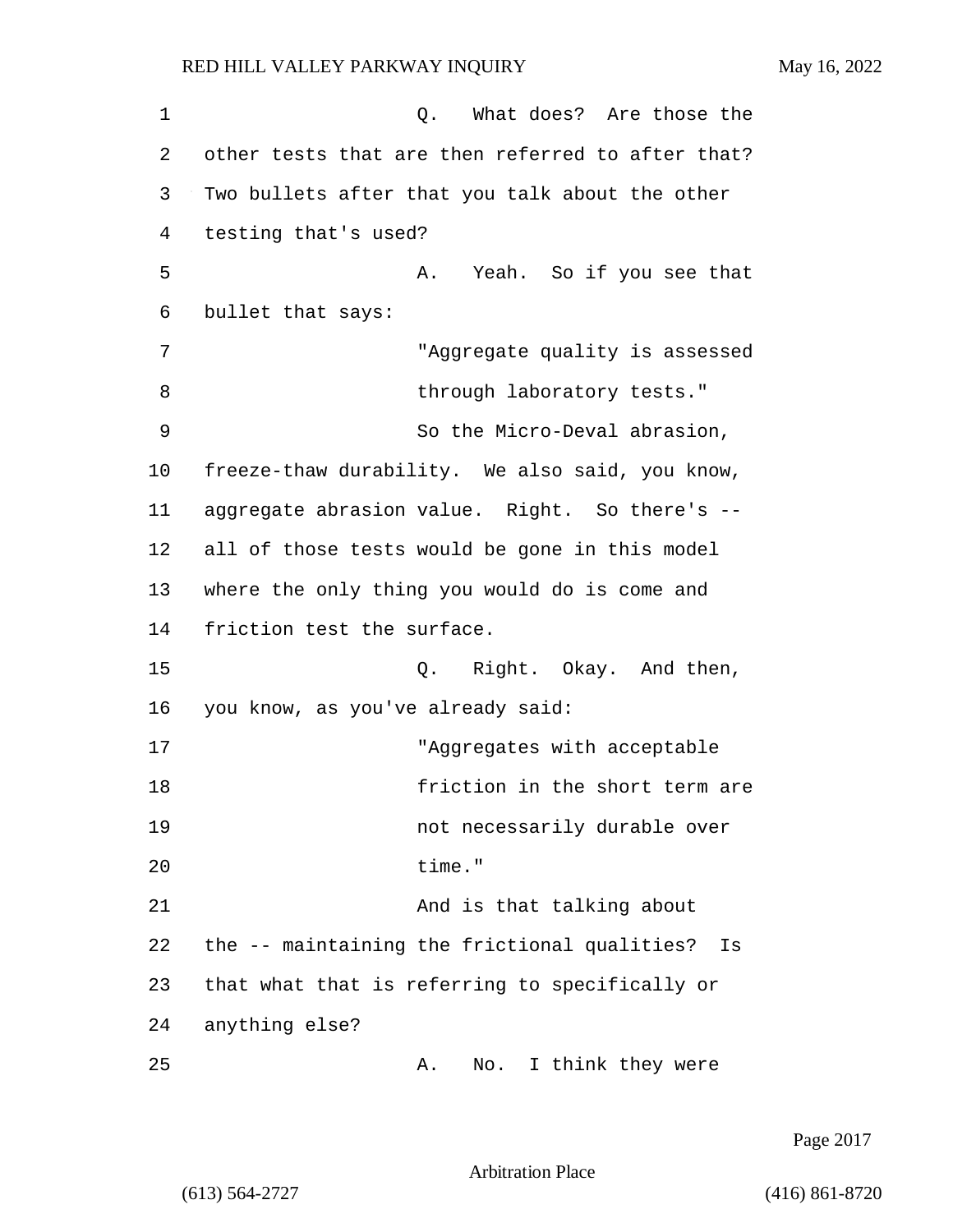Q. What does? Are those the other tests that are then referred to after that? Two bullets after that you talk about the other testing that's used?

A. Yeah. So if you see that bullet that says:

> "Aggregate quality is assessed through laboratory tests."

So the Micro-Deval abrasion, freeze-thaw durability. We also said, you know, aggregate abrasion value. Right. So there's -- all of those tests would be gone in this model where the only thing you would do is come and friction test the surface.

Q. Right. Okay. And then, you know, as you've already said:

> "Aggregates with acceptable friction in the short term are not necessarily durable over time."

And is that talking about the -- maintaining the frictional qualities? Is that what that is referring to specifically or anything else?

A. No. I think they were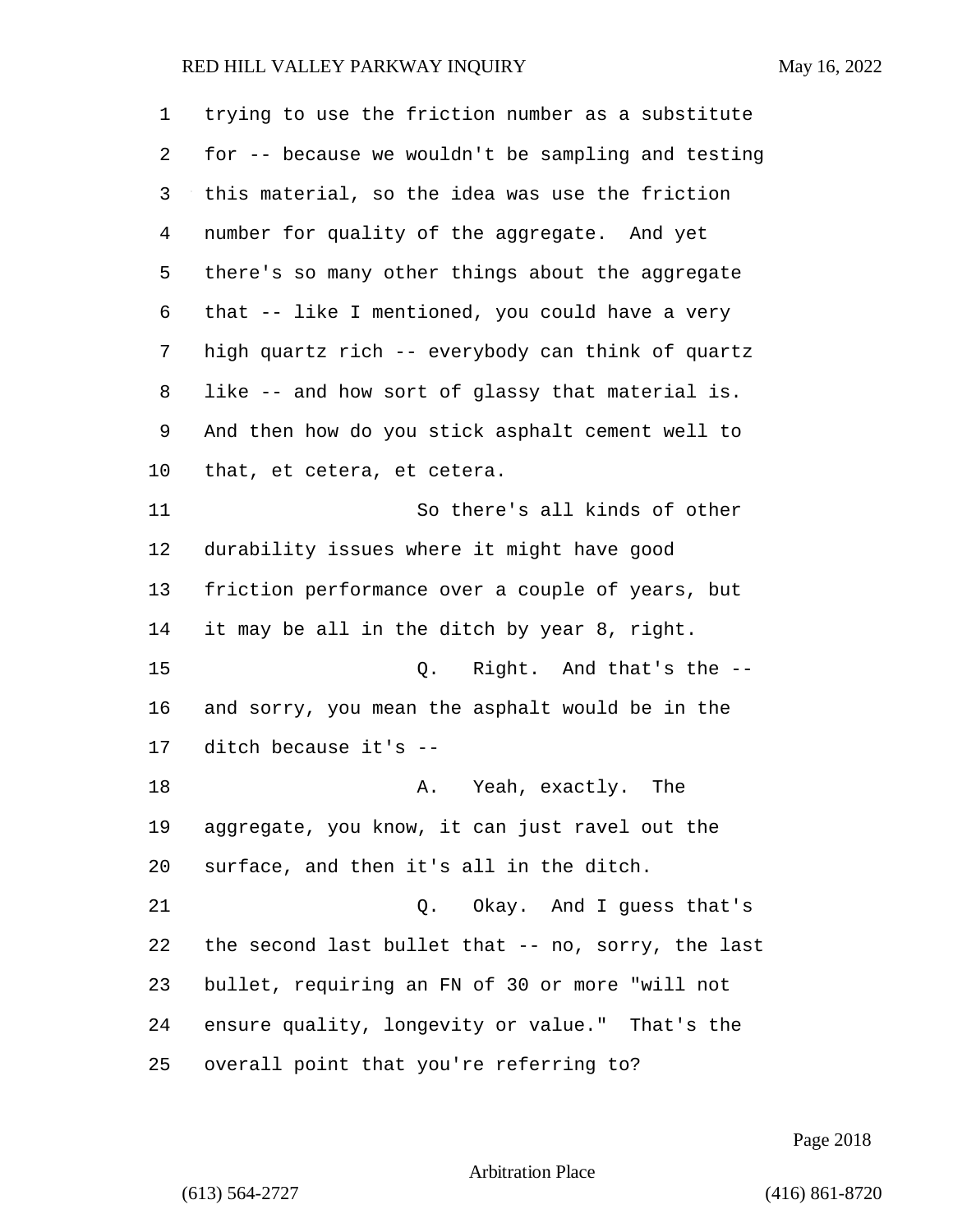trying to use the friction number as a substitute for -- because we wouldn't be sampling and testing this material, so the idea was use the friction number for quality of the aggregate. And yet there's so many other things about the aggregate that -- like I mentioned, you could have a very high quartz rich -- everybody can think of quartz like -- and how sort of glassy that material is. And then how do you stick asphalt cement well to that, et cetera, et cetera.

So there's all kinds of other durability issues where it might have good friction performance over a couple of years, but it may be all in the ditch by year 8, right.

Q. Right. And that's the -- and sorry, you mean the asphalt would be in the ditch because it's --

A. Yeah, exactly. The aggregate, you know, it can just ravel out the surface, and then it's all in the ditch.

Q. Okay. And I guess that's the second last bullet that -- no, sorry, the last bullet, requiring an FN of 30 or more "will not ensure quality, longevity or value." That's the overall point that you're referring to?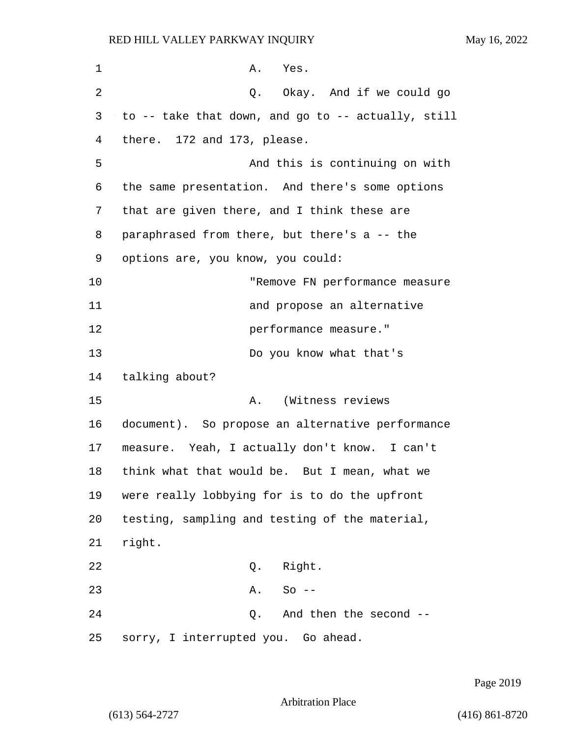A. Yes.

Q. Okay. And if we could go to -- take that down, and go to -- actually, still there. 172 and 173, please.

And this is continuing on with the same presentation. And there's some options that are given there, and I think these are paraphrased from there, but there's a -- the options are, you know, you could:

> "Remove FN performance measure and propose an alternative performance measure."

Do you know what that's talking about?

A. (Witness reviews document). So propose an alternative performance measure. Yeah, I actually don't know. I can't think what that would be. But I mean, what we were really lobbying for is to do the upfront testing, sampling and testing of the material, right.

Q. Right.

A. So --

Q. And then the second -- sorry, I interrupted you. Go ahead.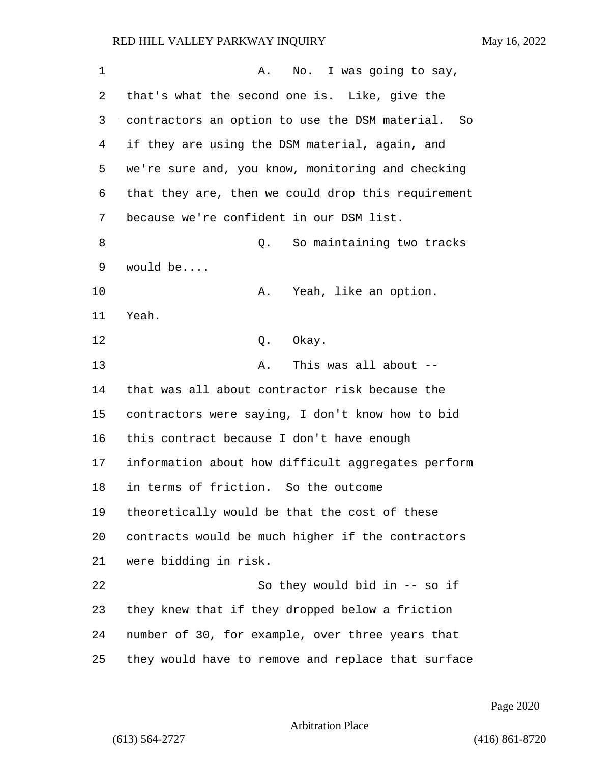A. No. I was going to say, that's what the second one is. Like, give the contractors an option to use the DSM material. So if they are using the DSM material, again, and we're sure and, you know, monitoring and checking that they are, then we could drop this requirement because we're confident in our DSM list.

Q. So maintaining two tracks would be....

A. Yeah, like an option. Yeah.

Q. Okay.

A. This was all about -- that was all about contractor risk because the contractors were saying, I don't know how to bid this contract because I don't have enough information about how difficult aggregates perform in terms of friction. So the outcome theoretically would be that the cost of these contracts would be much higher if the contractors were bidding in risk.

So they would bid in -- so if they knew that if they dropped below a friction number of 30, for example, over three years that they would have to remove and replace that surface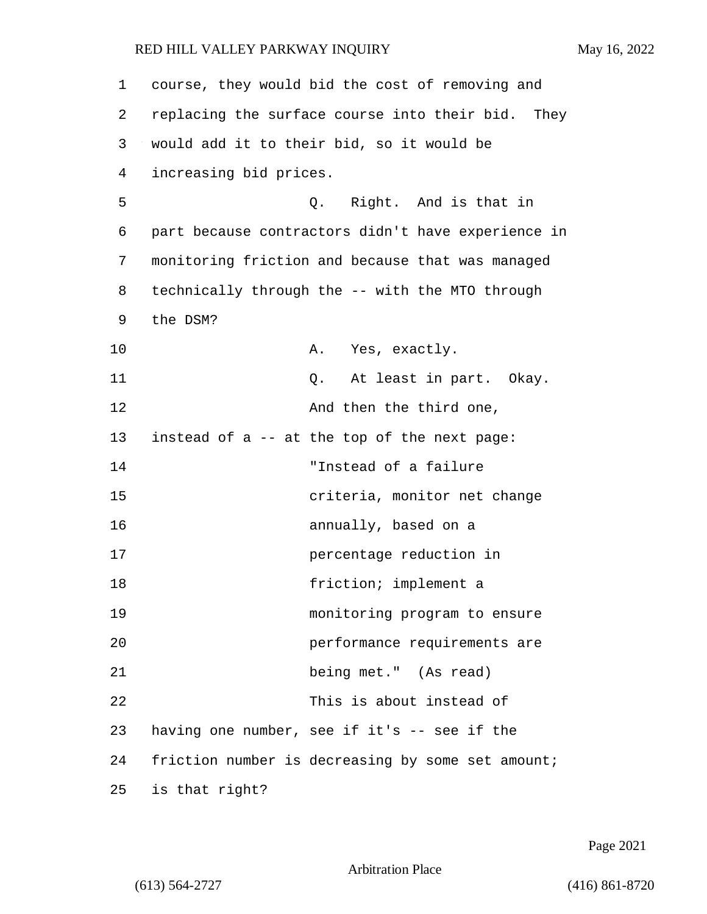course, they would bid the cost of removing and replacing the surface course into their bid. They would add it to their bid, so it would be increasing bid prices.

Q. Right. And is that in part because contractors didn't have experience in monitoring friction and because that was managed technically through the -- with the MTO through the DSM?

A. Yes, exactly.

Q. At least in part. Okay.

And then the third one, instead of a -- at the top of the next page:

"Instead of a failure criteria, monitor net change annually, based on a percentage reduction in friction; implement a monitoring program to ensure performance requirements are being met." (As read)

This is about instead of having one number, see if it's -- see if the friction number is decreasing by some set amount; is that right?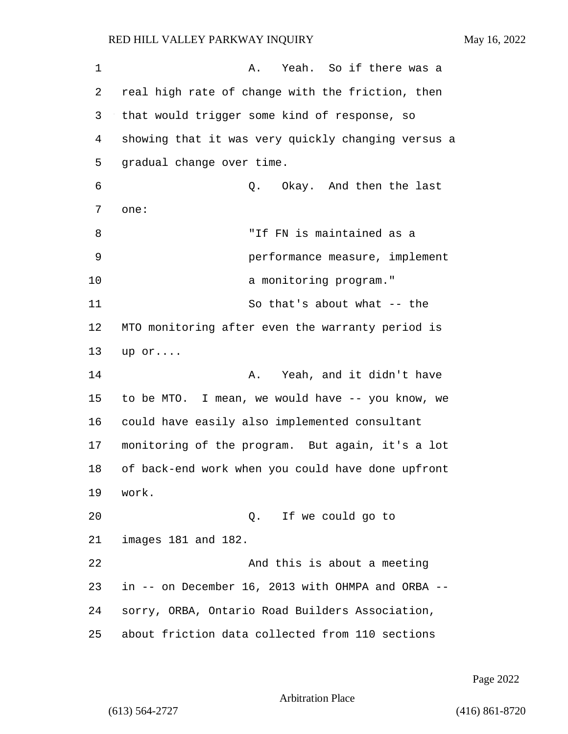A. Yeah. So if there was a real high rate of change with the friction, then that would trigger some kind of response, so showing that it was very quickly changing versus a gradual change over time.

Q. Okay. And then the last one:

"If FN is maintained as a performance measure, implement a monitoring program."

So that's about what -- the MTO monitoring after even the warranty period is up or....

A. Yeah, and it didn't have to be MTO. I mean, we would have -- you know, we could have easily also implemented consultant monitoring of the program. But again, it's a lot of back-end work when you could have done upfront work.

Q. If we could go to images 181 and 182.

And this is about a meeting in -- on December 16, 2013 with OHMPA and ORBA -- sorry, ORBA, Ontario Road Builders Association, about friction data collected from 110 sections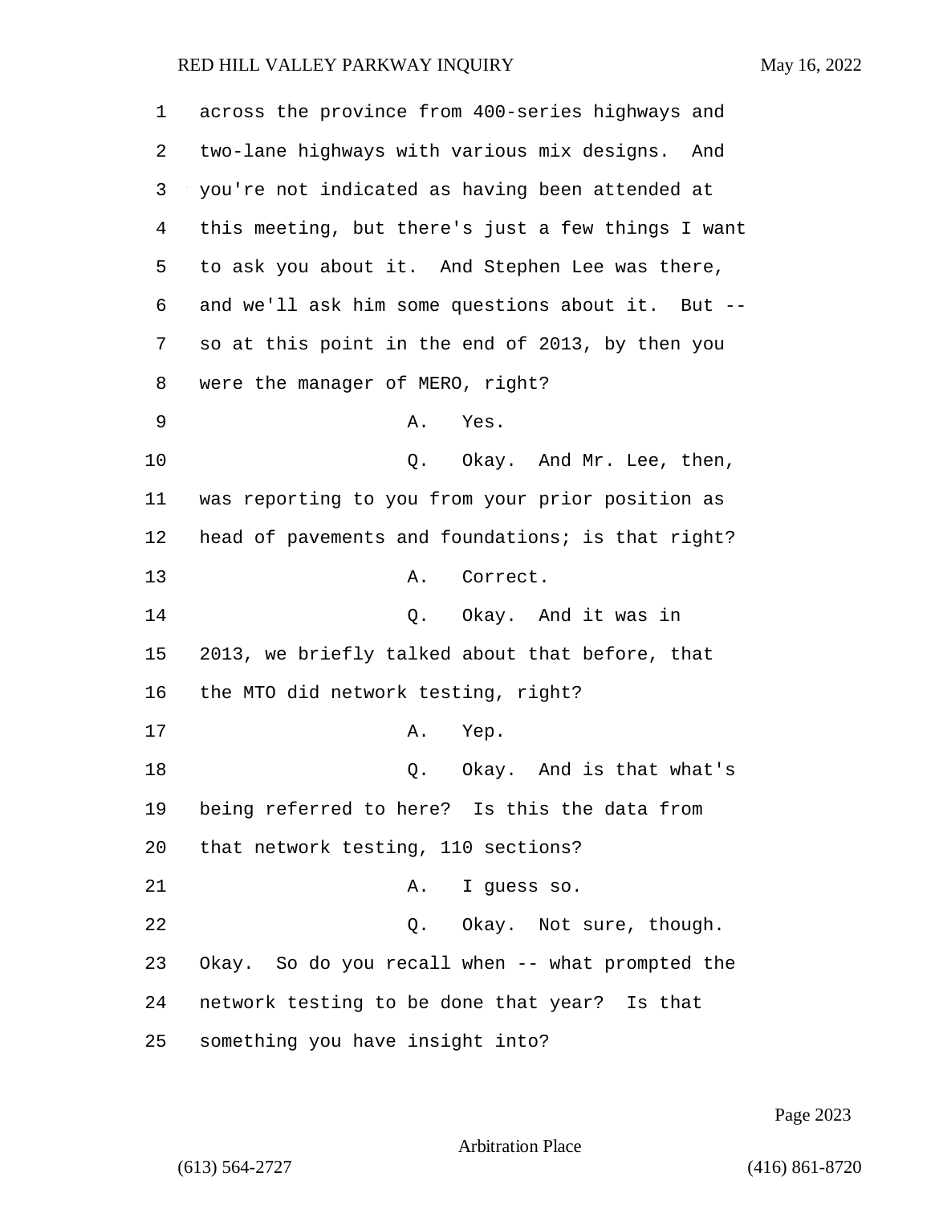across the province from 400-series highways and two-lane highways with various mix designs. And you're not indicated as having been attended at this meeting, but there's just a few things I want to ask you about it. And Stephen Lee was there, and we'll ask him some questions about it. But -- so at this point in the end of 2013, by then you were the manager of MERO, right?

A. Yes.

Q. Okay. And Mr. Lee, then, was reporting to you from your prior position as head of pavements and foundations; is that right?

A. Correct.

Q. Okay. And it was in 2013, we briefly talked about that before, that the MTO did network testing, right?

A. Yep.

Q. Okay. And is that what's being referred to here? Is this the data from that network testing, 110 sections?

A. I guess so.

Q. Okay. Not sure, though. Okay. So do you recall when -- what prompted the network testing to be done that year? Is that something you have insight into?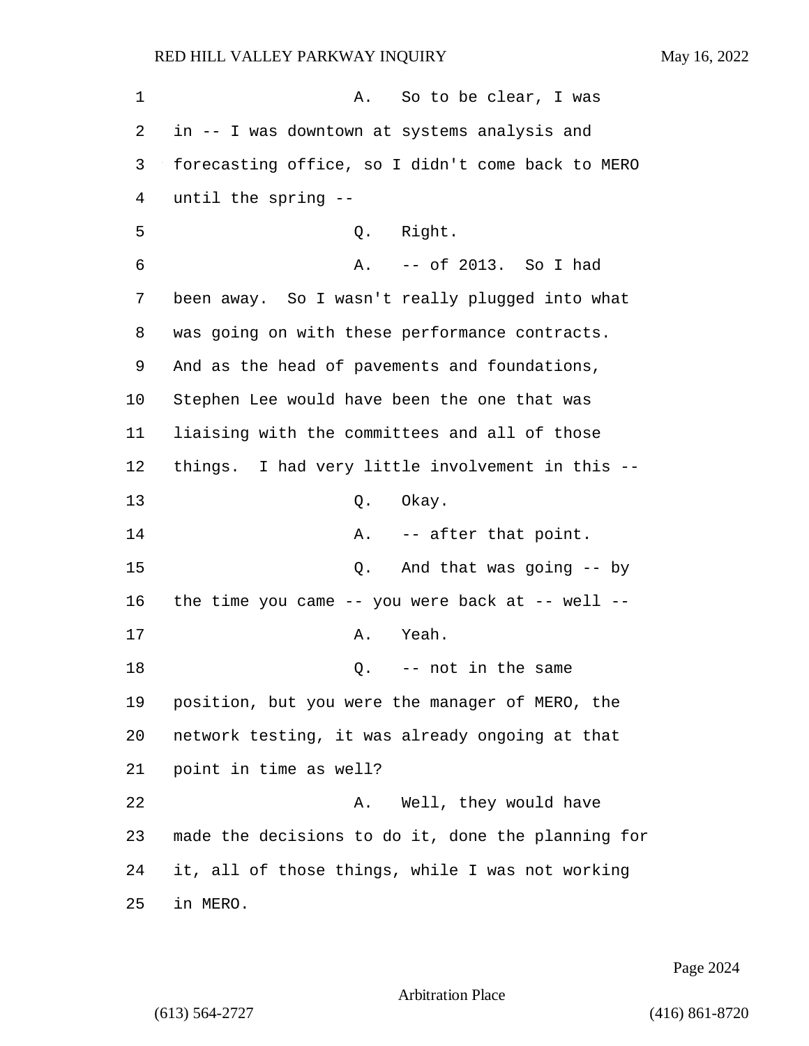A. So to be clear, I was in -- I was downtown at systems analysis and forecasting office, so I didn't come back to MERO until the spring --

Q. Right.

A. -- of 2013. So I had been away. So I wasn't really plugged into what was going on with these performance contracts. And as the head of pavements and foundations, Stephen Lee would have been the one that was liaising with the committees and all of those things. I had very little involvement in this --

Q. Okay.

A. -- after that point.

Q. And that was going -- by the time you came -- you were back at -- well --

A. Yeah.

Q. -- not in the same position, but you were the manager of MERO, the network testing, it was already ongoing at that point in time as well?

A. Well, they would have made the decisions to do it, done the planning for it, all of those things, while I was not working in MERO.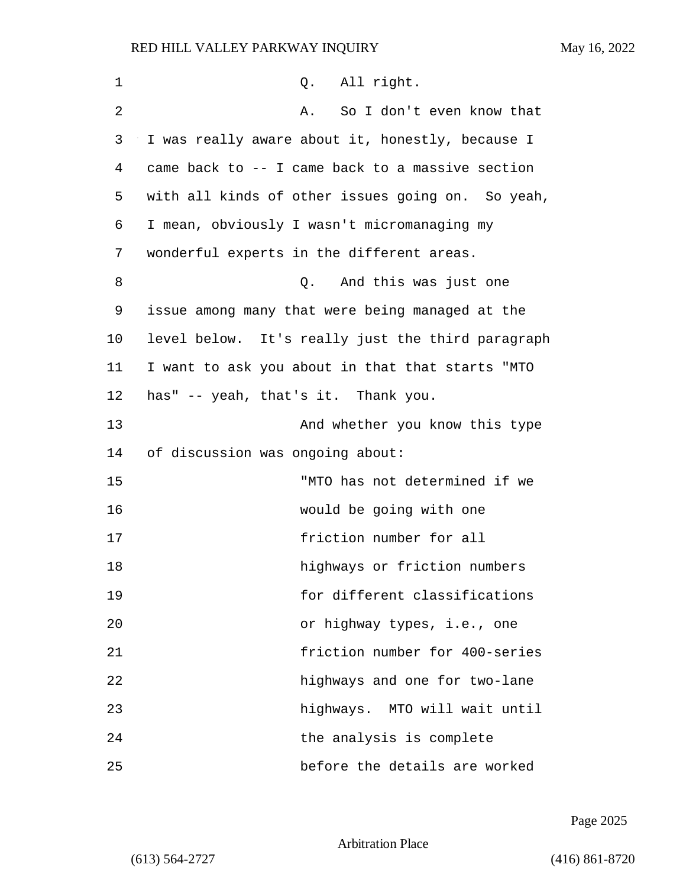Q. All right.

A. So I don't even know that I was really aware about it, honestly, because I came back to -- I came back to a massive section with all kinds of other issues going on. So yeah, I mean, obviously I wasn't micromanaging my wonderful experts in the different areas.

Q. And this was just one issue among many that were being managed at the level below. It's really just the third paragraph I want to ask you about in that that starts "MTO has" -- yeah, that's it. Thank you.

And whether you know this type of discussion was ongoing about:

> "MTO has not determined if we would be going with one friction number for all highways or friction numbers for different classifications or highway types, i.e., one friction number for 400-series highways and one for two-lane highways. MTO will wait until the analysis is complete before the details are worked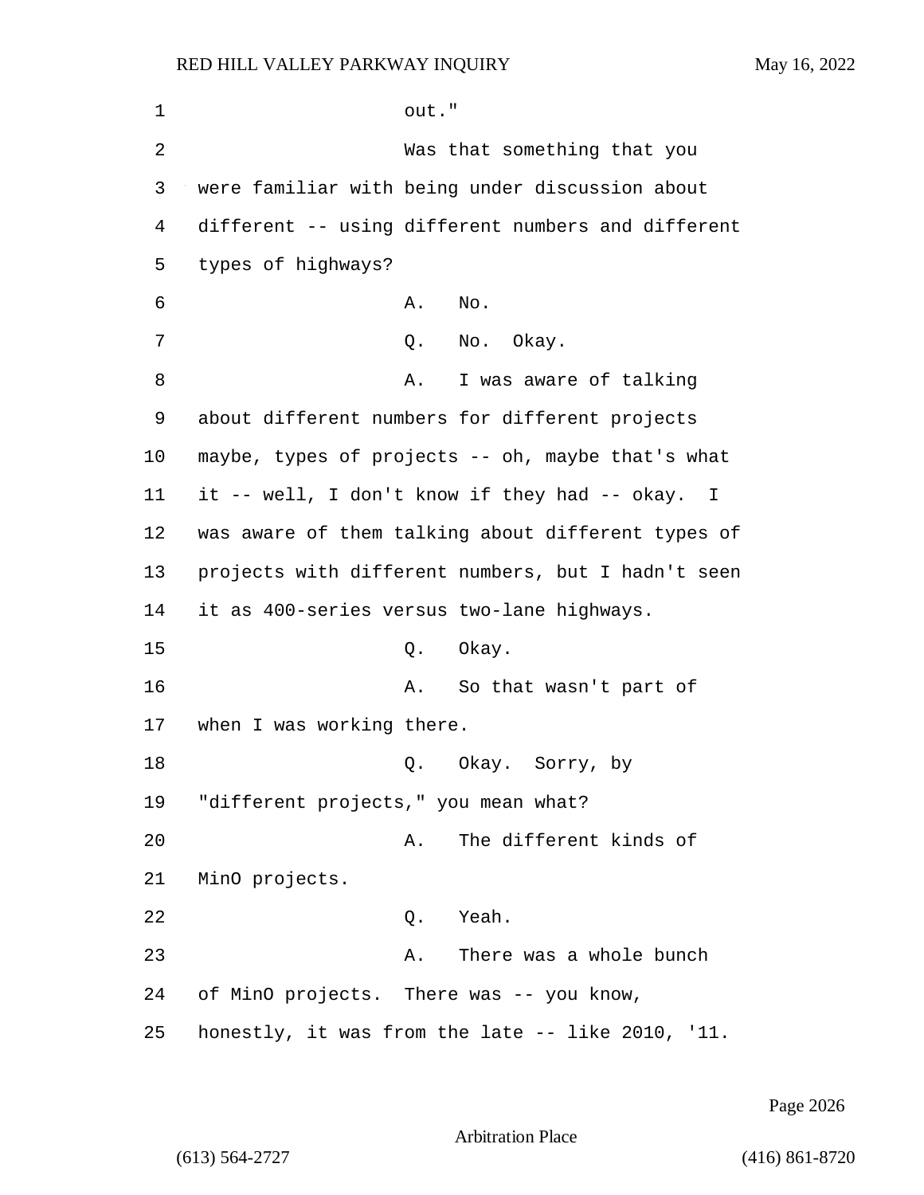out."

Was that something that you were familiar with being under discussion about different -- using different numbers and different types of highways?

A. No.

Q. No. Okay.

A. I was aware of talking about different numbers for different projects maybe, types of projects -- oh, maybe that's what it -- well, I don't know if they had -- okay. I was aware of them talking about different types of projects with different numbers, but I hadn't seen it as 400-series versus two-lane highways.

Q. Okay.

A. So that wasn't part of when I was working there.

Q. Okay. Sorry, by "different projects," you mean what?

A. The different kinds of MinO projects.

Q. Yeah.

A. There was a whole bunch of MinO projects. There was -- you know, honestly, it was from the late -- like 2010, '11.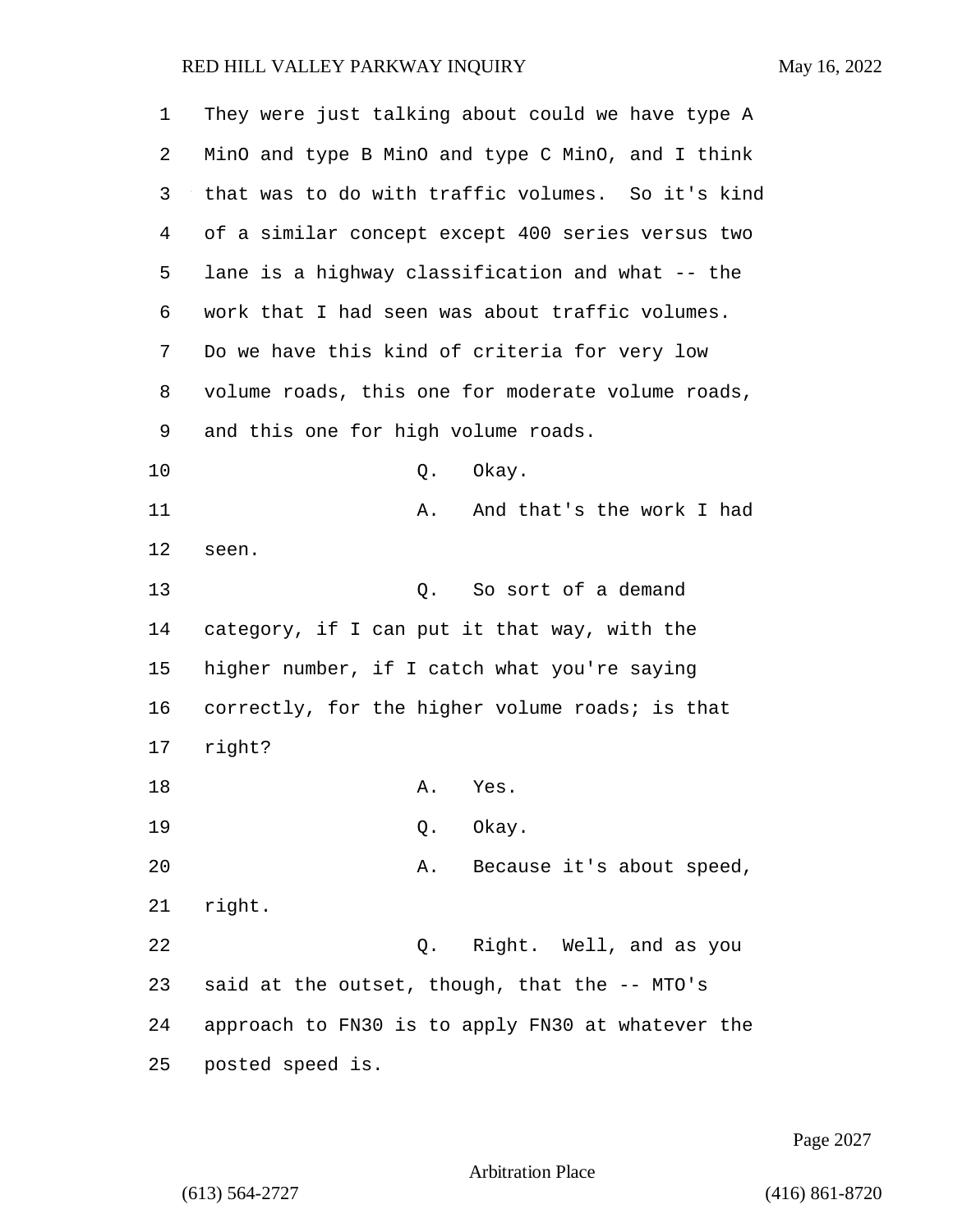They were just talking about could we have type A MinO and type B MinO and type C MinO, and I think that was to do with traffic volumes. So it's kind of a similar concept except 400 series versus two lane is a highway classification and what -- the work that I had seen was about traffic volumes. Do we have this kind of criteria for very low volume roads, this one for moderate volume roads, and this one for high volume roads.

Q. Okay.

A. And that's the work I had seen.

Q. So sort of a demand category, if I can put it that way, with the higher number, if I catch what you're saying correctly, for the higher volume roads; is that right?

A. Yes.

Q. Okay.

A. Because it's about speed, right.

Q. Right. Well, and as you said at the outset, though, that the -- MTO's approach to FN30 is to apply FN30 at whatever the posted speed is.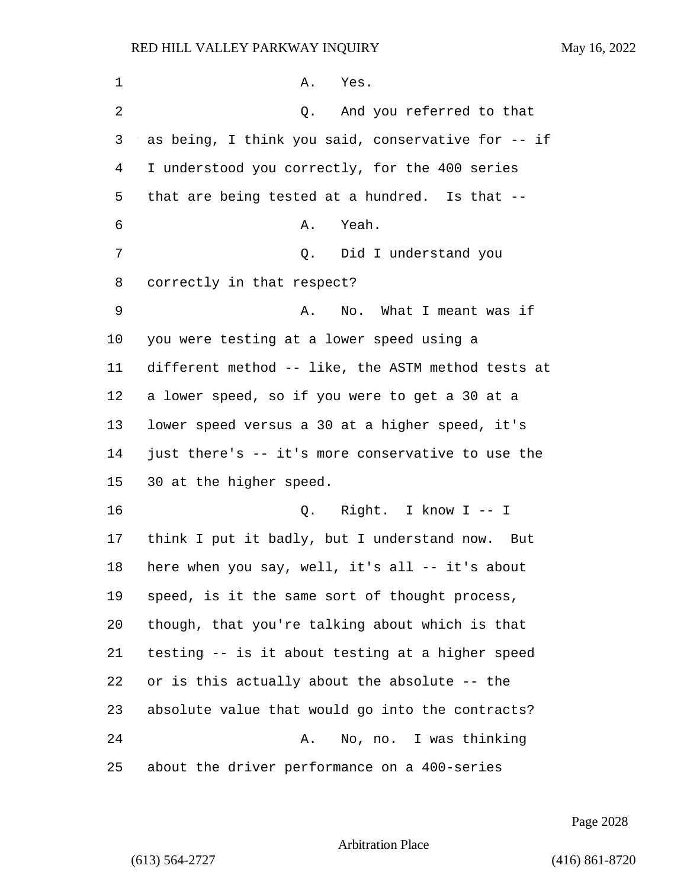A. Yes.

Q. And you referred to that as being, I think you said, conservative for -- if I understood you correctly, for the 400 series that are being tested at a hundred. Is that --

A. Yeah.

Q. Did I understand you correctly in that respect?

A. No. What I meant was if you were testing at a lower speed using a different method -- like, the ASTM method tests at a lower speed, so if you were to get a 30 at a lower speed versus a 30 at a higher speed, it's just there's -- it's more conservative to use the 30 at the higher speed.

Q. Right. I know I -- I think I put it badly, but I understand now. But here when you say, well, it's all -- it's about speed, is it the same sort of thought process, though, that you're talking about which is that testing -- is it about testing at a higher speed or is this actually about the absolute -- the absolute value that would go into the contracts?

A. No, no. I was thinking about the driver performance on a 400-series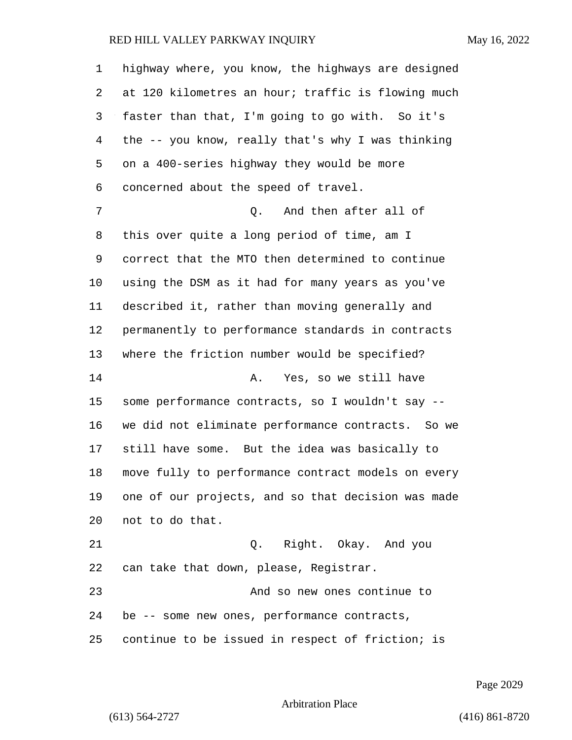highway where, you know, the highways are designed at 120 kilometres an hour; traffic is flowing much faster than that, I'm going to go with. So it's the -- you know, really that's why I was thinking on a 400-series highway they would be more concerned about the speed of travel.

Q. And then after all of this over quite a long period of time, am I correct that the MTO then determined to continue using the DSM as it had for many years as you've described it, rather than moving generally and permanently to performance standards in contracts where the friction number would be specified?

A. Yes, so we still have some performance contracts, so I wouldn't say -- we did not eliminate performance contracts. So we still have some. But the idea was basically to move fully to performance contract models on every one of our projects, and so that decision was made not to do that.

Q. Right. Okay. And you can take that down, please, Registrar.

And so new ones continue to be -- some new ones, performance contracts, continue to be issued in respect of friction; is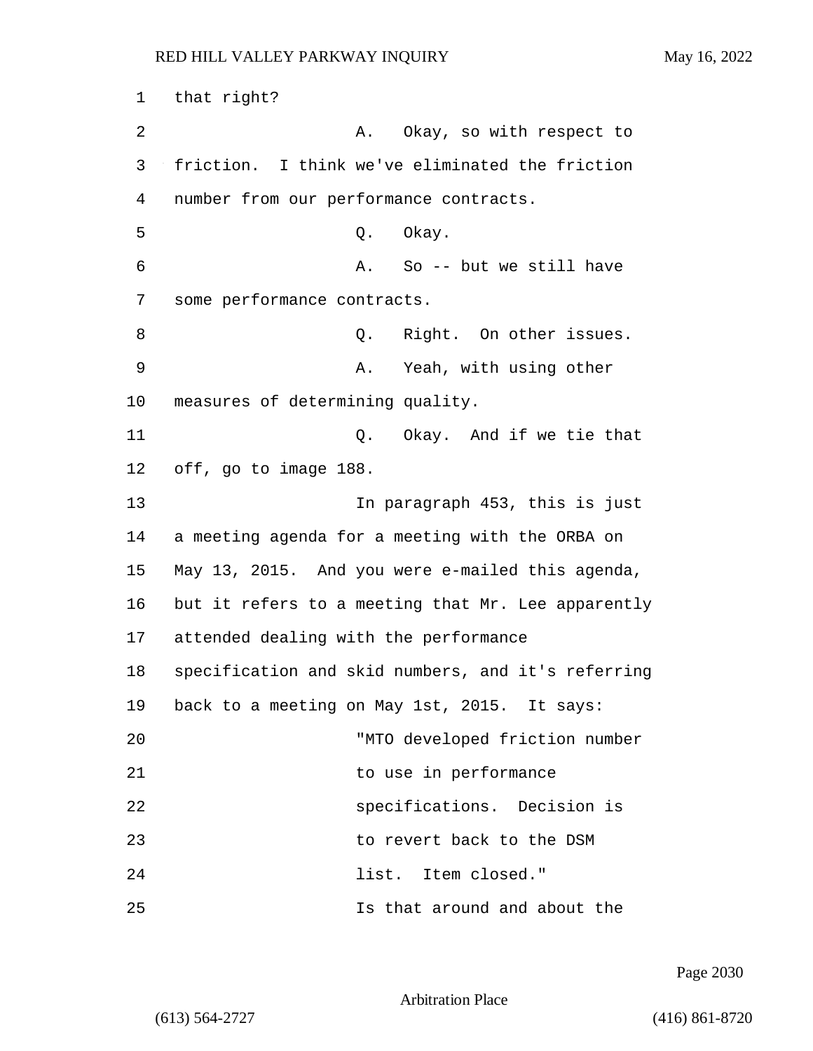that right?

A. Okay, so with respect to friction. I think we've eliminated the friction number from our performance contracts.

Q. Okay.

A. So -- but we still have some performance contracts.

Q. Right. On other issues.

A. Yeah, with using other measures of determining quality.

Q. Okay. And if we tie that off, go to image 188.

In paragraph 453, this is just a meeting agenda for a meeting with the ORBA on May 13, 2015. And you were e-mailed this agenda, but it refers to a meeting that Mr. Lee apparently attended dealing with the performance specification and skid numbers, and it's referring back to a meeting on May 1st, 2015. It says:

> "MTO developed friction number to use in performance specifications. Decision is to revert back to the DSM list. Item closed."

Is that around and about the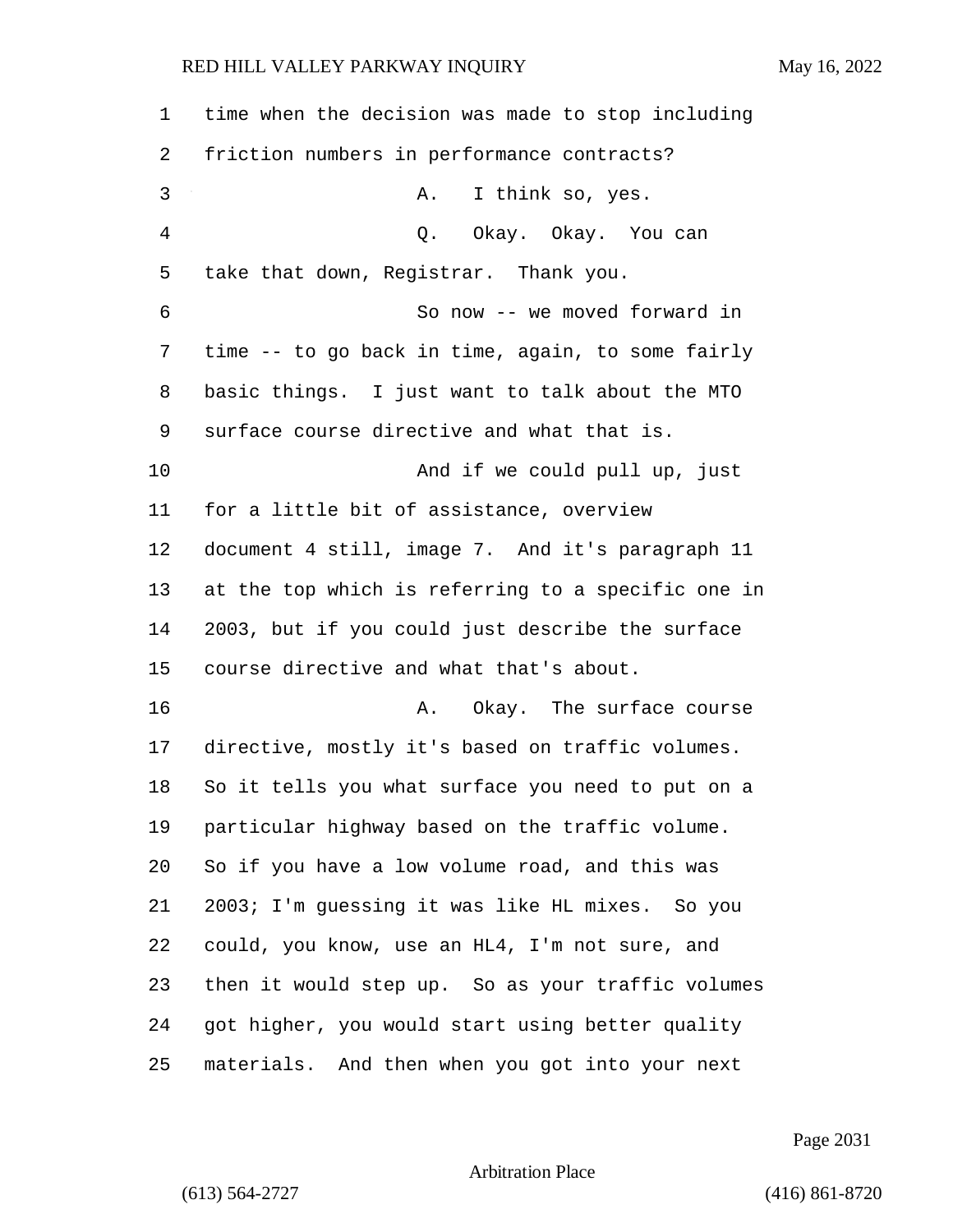time when the decision was made to stop including friction numbers in performance contracts?

A. I think so, yes.

Q. Okay. Okay. You can take that down, Registrar. Thank you.

So now -- we moved forward in time -- to go back in time, again, to some fairly basic things. I just want to talk about the MTO surface course directive and what that is.

And if we could pull up, just for a little bit of assistance, overview document 4 still, image 7. And it's paragraph 11 at the top which is referring to a specific one in 2003, but if you could just describe the surface course directive and what that's about.

A. Okay. The surface course directive, mostly it's based on traffic volumes. So it tells you what surface you need to put on a particular highway based on the traffic volume. So if you have a low volume road, and this was 2003; I'm guessing it was like HL mixes. So you could, you know, use an HL4, I'm not sure, and then it would step up. So as your traffic volumes got higher, you would start using better quality materials. And then when you got into your next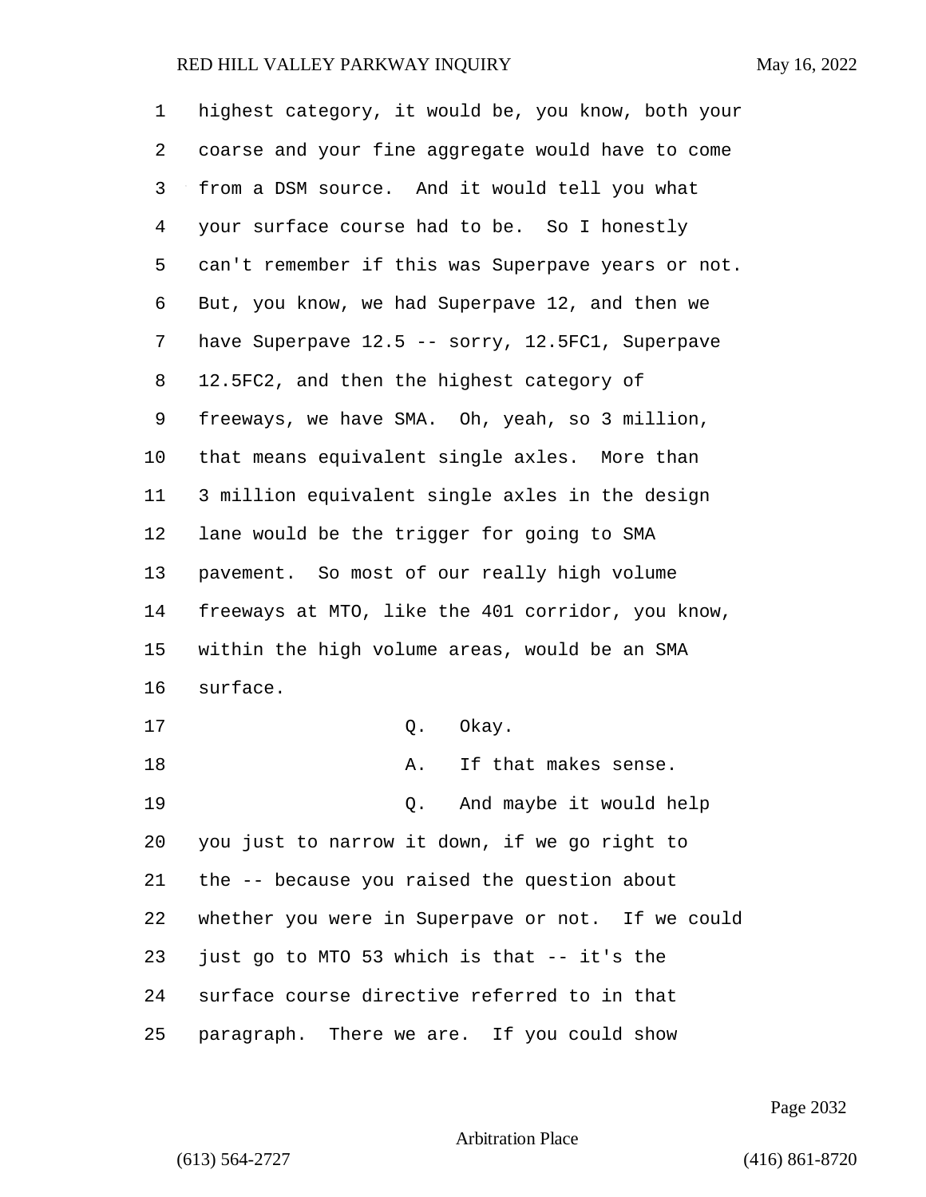highest category, it would be, you know, both your coarse and your fine aggregate would have to come from a DSM source. And it would tell you what your surface course had to be. So I honestly can't remember if this was Superpave years or not. But, you know, we had Superpave 12, and then we have Superpave 12.5 -- sorry, 12.5FC1, Superpave 12.5FC2, and then the highest category of freeways, we have SMA. Oh, yeah, so 3 million, that means equivalent single axles. More than 3 million equivalent single axles in the design lane would be the trigger for going to SMA pavement. So most of our really high volume freeways at MTO, like the 401 corridor, you know, within the high volume areas, would be an SMA surface.

Q. Okay.

A. If that makes sense.

Q. And maybe it would help you just to narrow it down, if we go right to the -- because you raised the question about whether you were in Superpave or not. If we could just go to MTO 53 which is that -- it's the surface course directive referred to in that paragraph. There we are. If you could show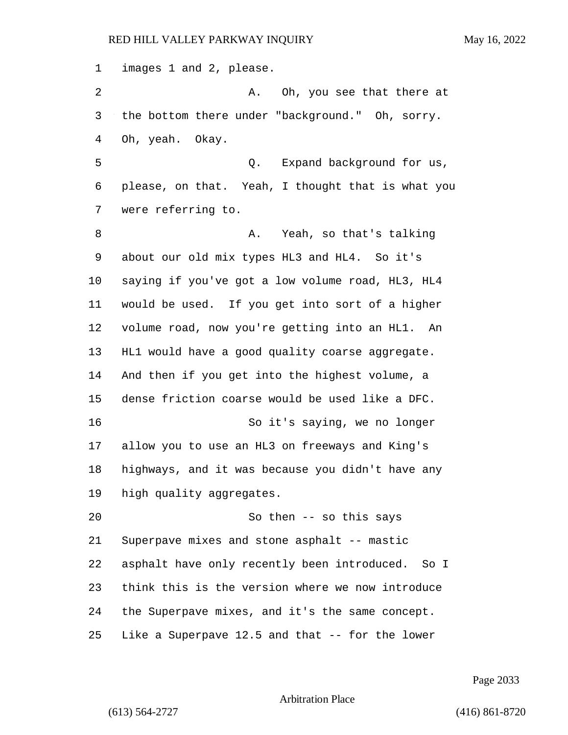1 images 1 and 2, please.

2 A. Oh, you see that there at

3 the bottom there under "background." Oh, sorry.

4 Oh, yeah. Okay.

5 Q. Expand background for us,

6 please, on that. Yeah, I thought that is what you

7 were referring to.

8 A. Yeah, so that's talking

9 about our old mix types HL3 and HL4. So it's

10 saying if you've got a low volume road, HL3, HL4

11 would be used. If you get into sort of a higher

12 volume road, now you're getting into an HL1. An

13 HL1 would have a good quality coarse aggregate.

14 And then if you get into the highest volume, a

15 dense friction coarse would be used like a DFC.

16 So it's saying, we no longer

17 allow you to use an HL3 on freeways and King's

18 highways, and it was because you didn't have any

19 high quality aggregates.

20 So then -- so this says

21 Superpave mixes and stone asphalt -- mastic

22 asphalt have only recently been introduced. So I

23 think this is the version where we now introduce

24 the Superpave mixes, and it's the same concept.

25 Like a Superpave 12.5 and that -- for the lower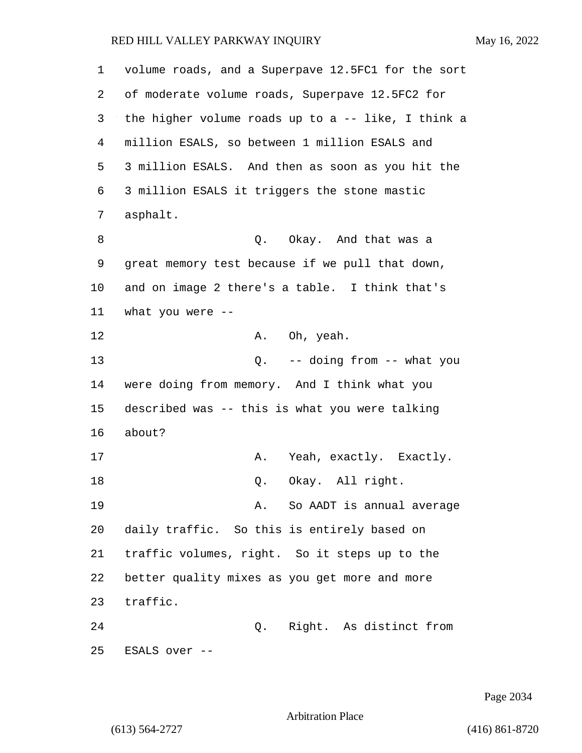volume roads, and a Superpave 12.5FC1 for the sort of moderate volume roads, Superpave 12.5FC2 for the higher volume roads up to a -- like, I think a million ESALS, so between 1 million ESALS and 3 million ESALS. And then as soon as you hit the 3 million ESALS it triggers the stone mastic asphalt.

Q. Okay. And that was a great memory test because if we pull that down, and on image 2 there's a table. I think that's what you were --

A. Oh, yeah.

Q. -- doing from -- what you were doing from memory. And I think what you described was -- this is what you were talking about?

A. Yeah, exactly. Exactly.

Q. Okay. All right.

A. So AADT is annual average daily traffic. So this is entirely based on traffic volumes, right. So it steps up to the better quality mixes as you get more and more traffic.

Q. Right. As distinct from ESALS over --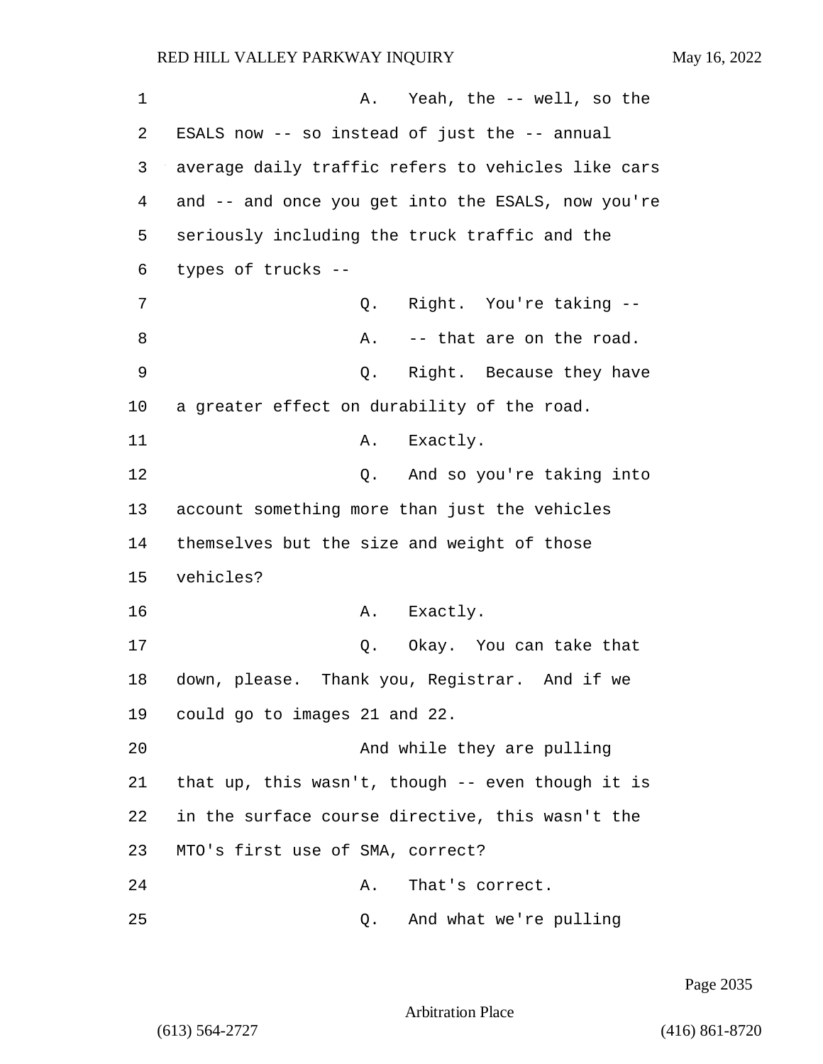1 A. Yeah, the -- well, so the
2 ESALS now -- so instead of just the -- annual
3 average daily traffic refers to vehicles like cars
4 and -- and once you get into the ESALS, now you're
5 seriously including the truck traffic and the
6 types of trucks --
7 Q. Right. You're taking --
8 A. -- that are on the road.
9 Q. Right. Because they have
10 a greater effect on durability of the road.
11 A. Exactly.
12 Q. And so you're taking into
13 account something more than just the vehicles
14 themselves but the size and weight of those
15 vehicles?
16 A. Exactly.
17 Q. Okay. You can take that
18 down, please. Thank you, Registrar. And if we
19 could go to images 21 and 22.
20 And while they are pulling
21 that up, this wasn't, though -- even though it is
22 in the surface course directive, this wasn't the
23 MTO's first use of SMA, correct?
24 A. That's correct.
25 Q. And what we're pulling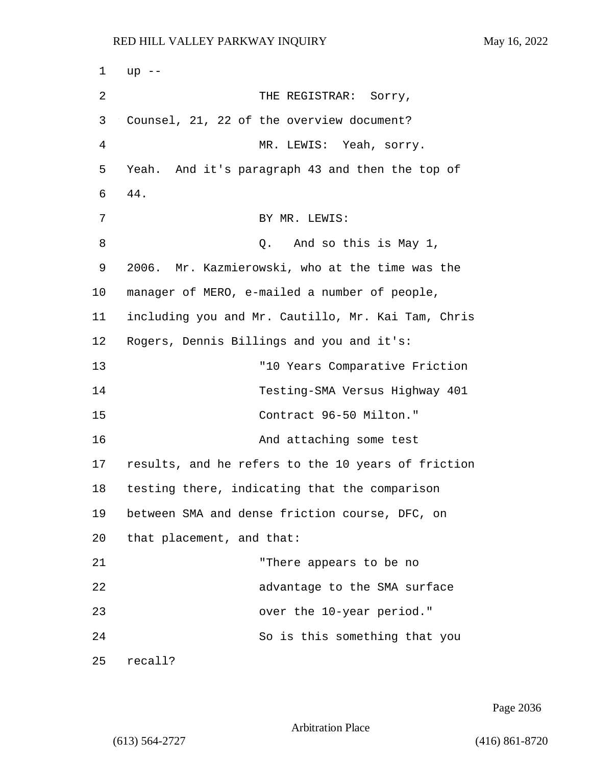up --

THE REGISTRAR: Sorry, Counsel, 21, 22 of the overview document?

MR. LEWIS: Yeah, sorry. Yeah. And it's paragraph 43 and then the top of 44.

BY MR. LEWIS:

Q. And so this is May 1, 2006. Mr. Kazmierowski, who at the time was the manager of MERO, e-mailed a number of people, including you and Mr. Cautillo, Mr. Kai Tam, Chris Rogers, Dennis Billings and you and it's:

"10 Years Comparative Friction Testing-SMA Versus Highway 401 Contract 96-50 Milton."

And attaching some test results, and he refers to the 10 years of friction testing there, indicating that the comparison between SMA and dense friction course, DFC, on that placement, and that:

"There appears to be no advantage to the SMA surface over the 10-year period."

So is this something that you recall?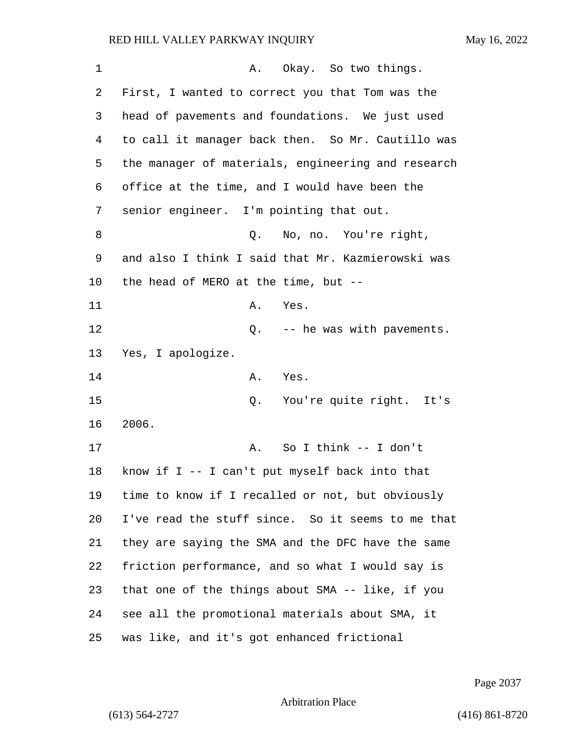A. Okay. So two things. First, I wanted to correct you that Tom was the head of pavements and foundations. We just used to call it manager back then. So Mr. Cautillo was the manager of materials, engineering and research office at the time, and I would have been the senior engineer. I'm pointing that out.

Q. No, no. You're right, and also I think I said that Mr. Kazmierowski was the head of MERO at the time, but --

A. Yes.

Q. -- he was with pavements. Yes, I apologize.

A. Yes.

Q. You're quite right. It's 2006.

A. So I think -- I don't know if I -- I can't put myself back into that time to know if I recalled or not, but obviously I've read the stuff since. So it seems to me that they are saying the SMA and the DFC have the same friction performance, and so what I would say is that one of the things about SMA -- like, if you see all the promotional materials about SMA, it was like, and it's got enhanced frictional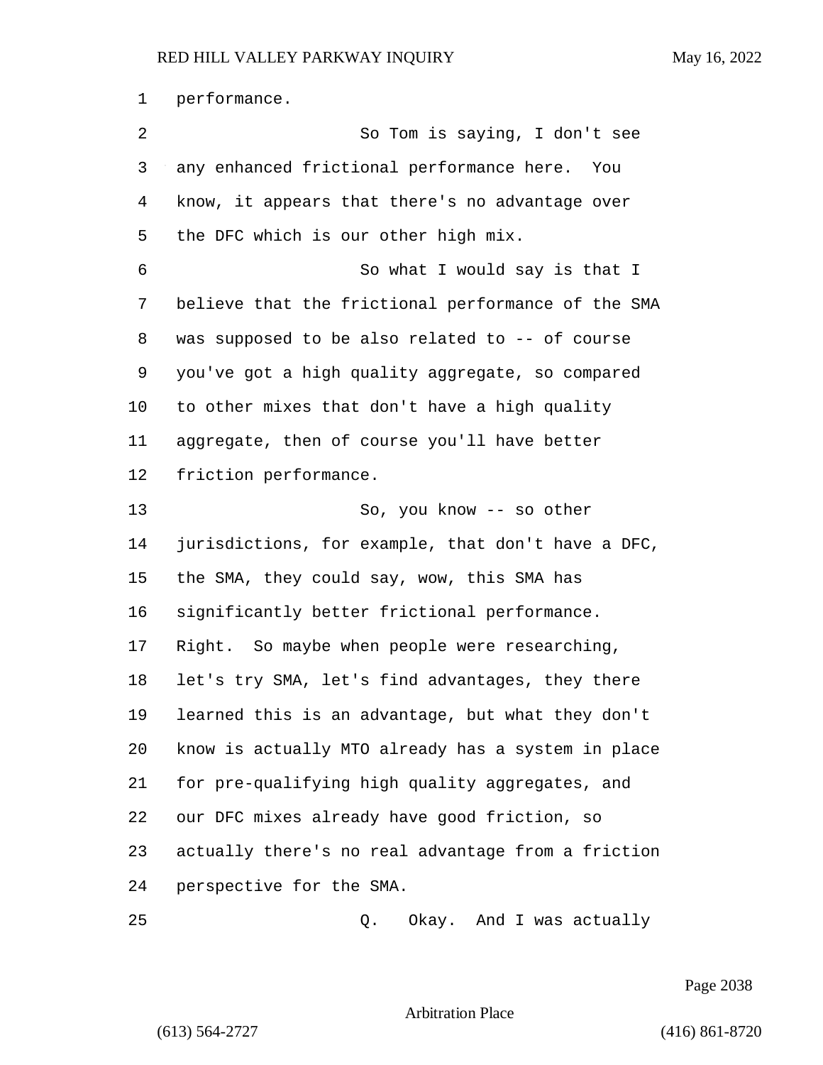performance.

So Tom is saying, I don't see any enhanced frictional performance here. You know, it appears that there's no advantage over the DFC which is our other high mix.

So what I would say is that I believe that the frictional performance of the SMA was supposed to be also related to -- of course you've got a high quality aggregate, so compared to other mixes that don't have a high quality aggregate, then of course you'll have better friction performance.

So, you know -- so other jurisdictions, for example, that don't have a DFC, the SMA, they could say, wow, this SMA has significantly better frictional performance. Right. So maybe when people were researching, let's try SMA, let's find advantages, they there learned this is an advantage, but what they don't know is actually MTO already has a system in place for pre-qualifying high quality aggregates, and our DFC mixes already have good friction, so actually there's no real advantage from a friction perspective for the SMA.

Q. Okay. And I was actually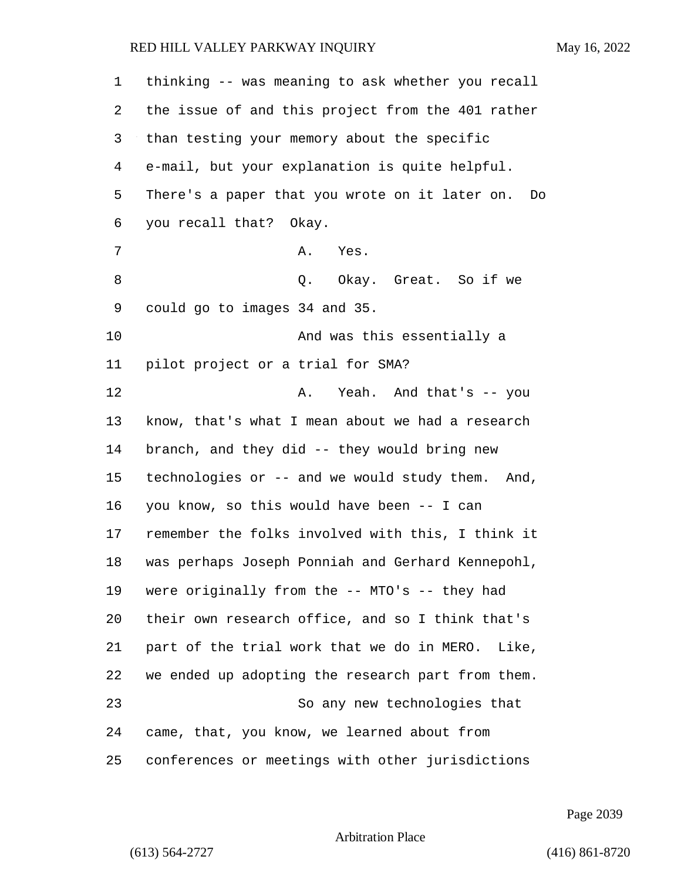thinking -- was meaning to ask whether you recall the issue of and this project from the 401 rather than testing your memory about the specific e-mail, but your explanation is quite helpful. There's a paper that you wrote on it later on. Do you recall that? Okay.

A. Yes.

Q. Okay. Great. So if we could go to images 34 and 35.

And was this essentially a pilot project or a trial for SMA?

A. Yeah. And that's -- you know, that's what I mean about we had a research branch, and they did -- they would bring new technologies or -- and we would study them. And, you know, so this would have been -- I can remember the folks involved with this, I think it was perhaps Joseph Ponniah and Gerhard Kennepohl, were originally from the -- MTO's -- they had their own research office, and so I think that's part of the trial work that we do in MERO. Like, we ended up adopting the research part from them.

So any new technologies that came, that, you know, we learned about from conferences or meetings with other jurisdictions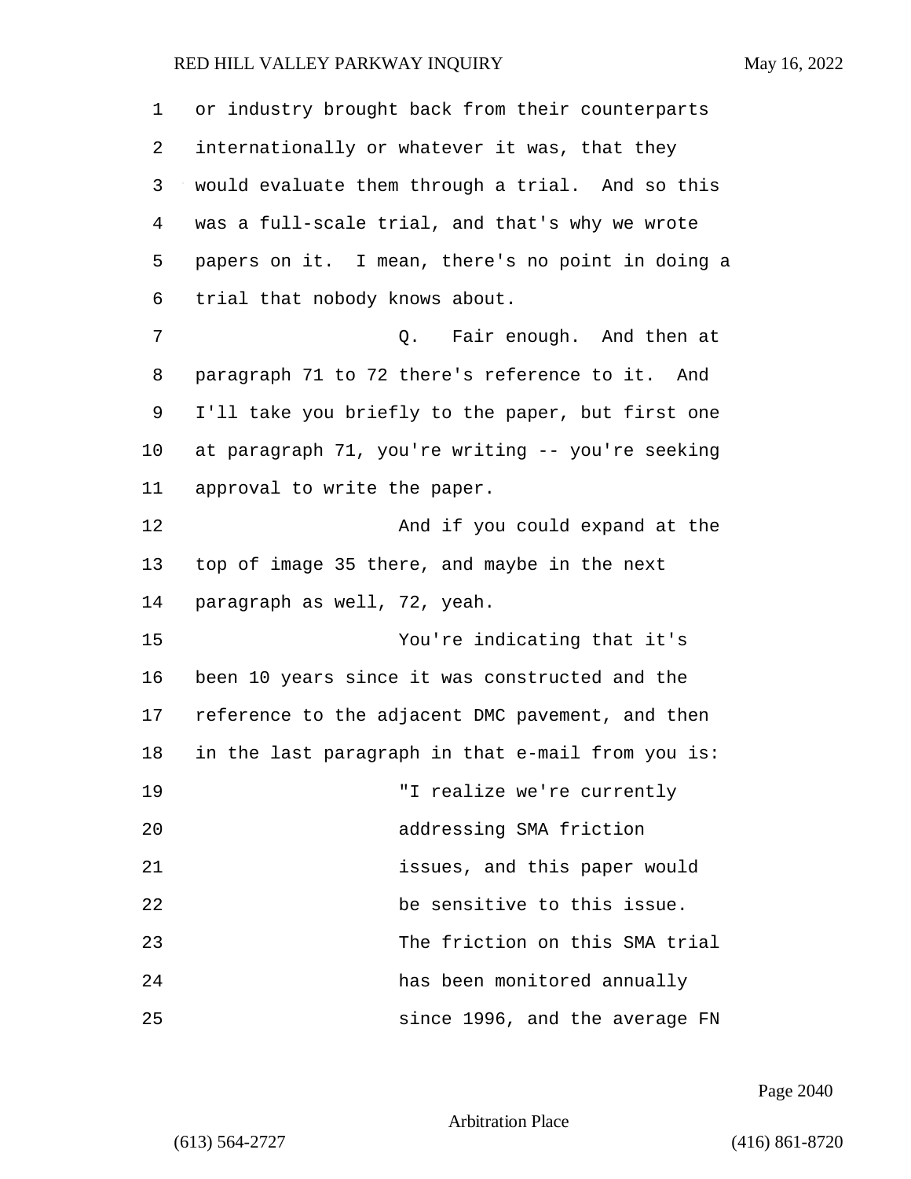or industry brought back from their counterparts internationally or whatever it was, that they would evaluate them through a trial. And so this was a full-scale trial, and that's why we wrote papers on it. I mean, there's no point in doing a trial that nobody knows about.

Q. Fair enough. And then at paragraph 71 to 72 there's reference to it. And I'll take you briefly to the paper, but first one at paragraph 71, you're writing -- you're seeking approval to write the paper.

And if you could expand at the top of image 35 there, and maybe in the next paragraph as well, 72, yeah.

You're indicating that it's been 10 years since it was constructed and the reference to the adjacent DMC pavement, and then in the last paragraph in that e-mail from you is:

"I realize we're currently addressing SMA friction issues, and this paper would be sensitive to this issue. The friction on this SMA trial has been monitored annually since 1996, and the average FN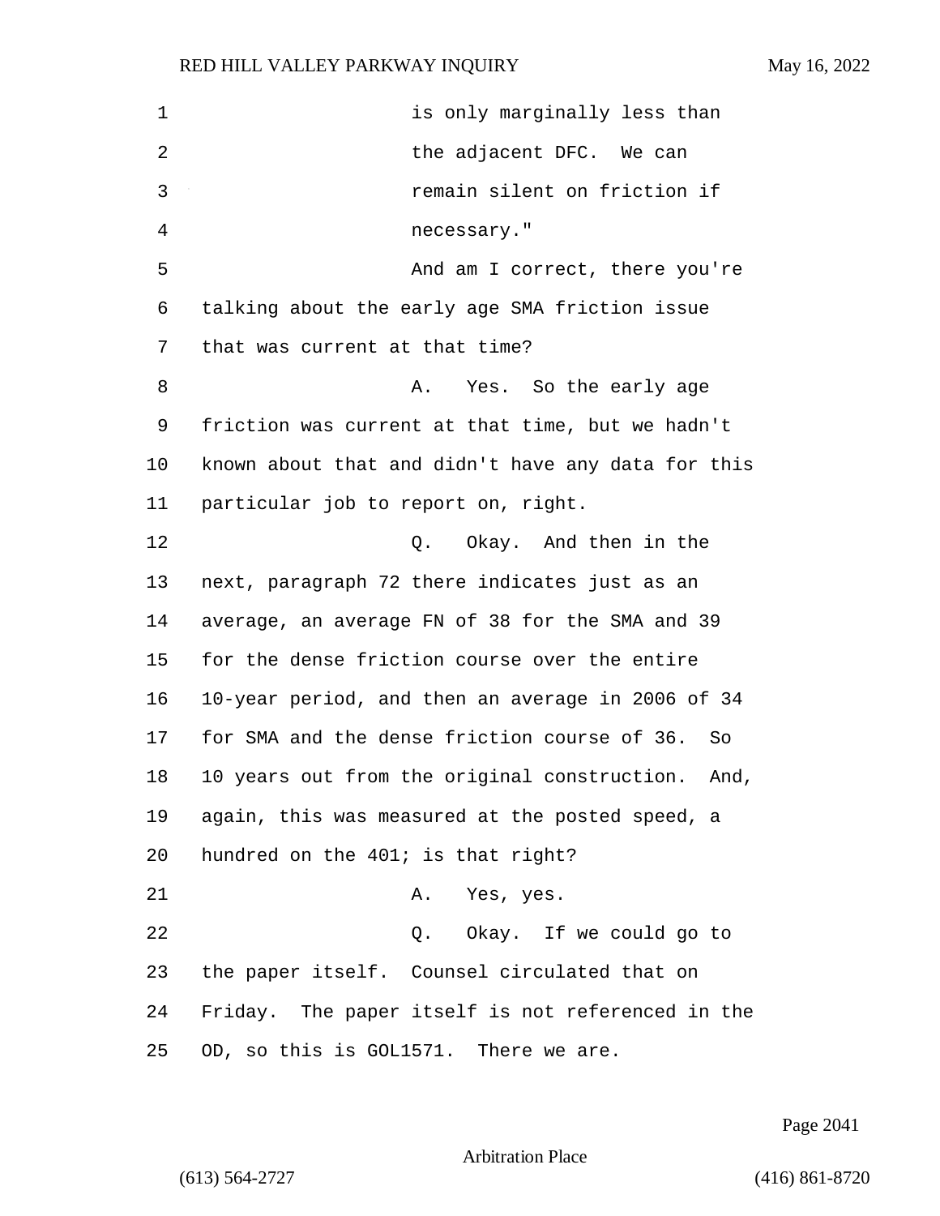is only marginally less than the adjacent DFC. We can remain silent on friction if necessary."

And am I correct, there you're talking about the early age SMA friction issue that was current at that time?

A. Yes. So the early age friction was current at that time, but we hadn't known about that and didn't have any data for this particular job to report on, right.

Q. Okay. And then in the next, paragraph 72 there indicates just as an average, an average FN of 38 for the SMA and 39 for the dense friction course over the entire 10-year period, and then an average in 2006 of 34 for SMA and the dense friction course of 36. So 10 years out from the original construction. And, again, this was measured at the posted speed, a hundred on the 401; is that right?

A. Yes, yes.

Q. Okay. If we could go to the paper itself. Counsel circulated that on Friday. The paper itself is not referenced in the OD, so this is GOL1571. There we are.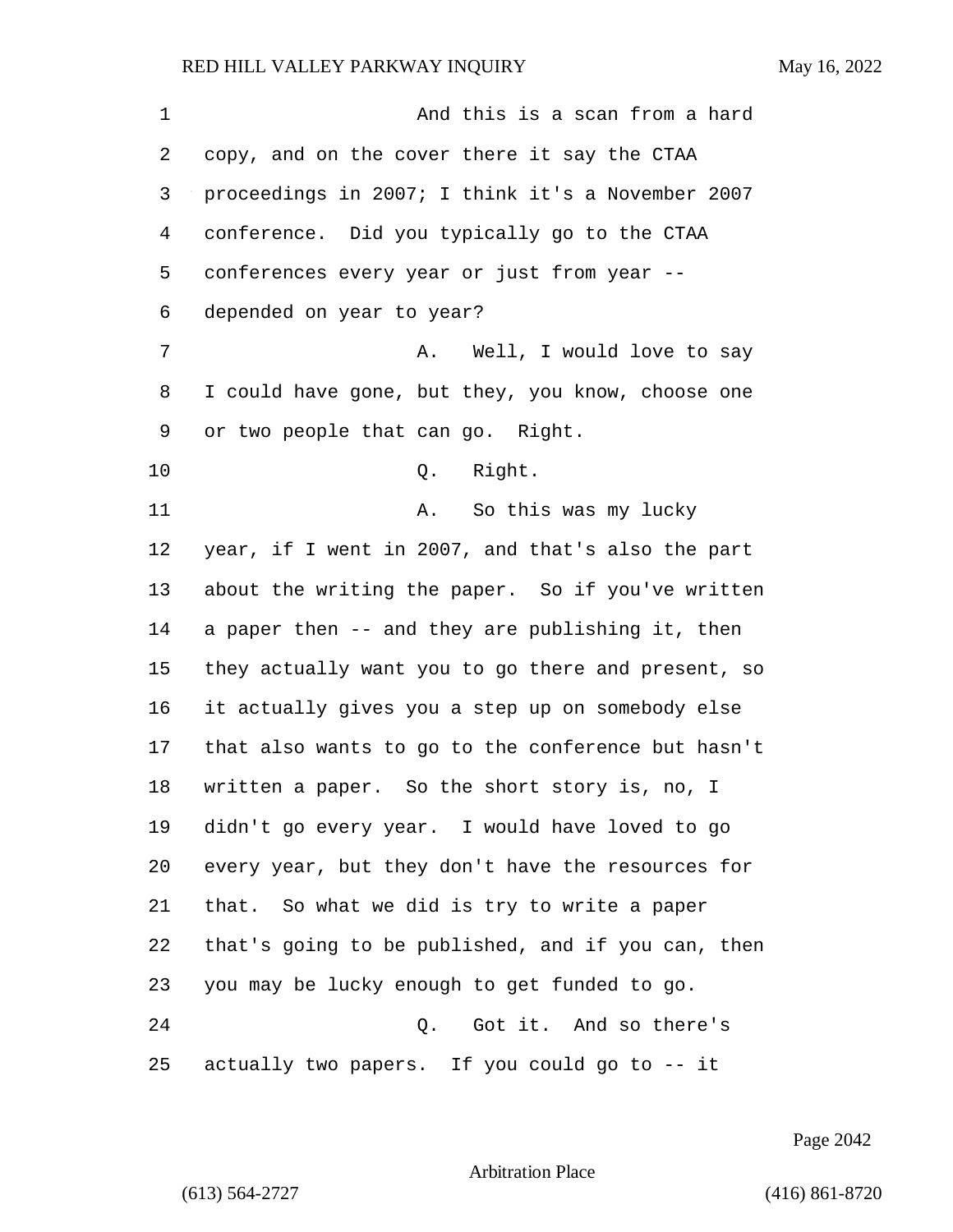And this is a scan from a hard copy, and on the cover there it say the CTAA proceedings in 2007; I think it's a November 2007 conference. Did you typically go to the CTAA conferences every year or just from year -- depended on year to year?

A. Well, I would love to say I could have gone, but they, you know, choose one or two people that can go. Right.

Q. Right.

A. So this was my lucky year, if I went in 2007, and that's also the part about the writing the paper. So if you've written a paper then -- and they are publishing it, then they actually want you to go there and present, so it actually gives you a step up on somebody else that also wants to go to the conference but hasn't written a paper. So the short story is, no, I didn't go every year. I would have loved to go every year, but they don't have the resources for that. So what we did is try to write a paper that's going to be published, and if you can, then you may be lucky enough to get funded to go.

Q. Got it. And so there's actually two papers. If you could go to -- it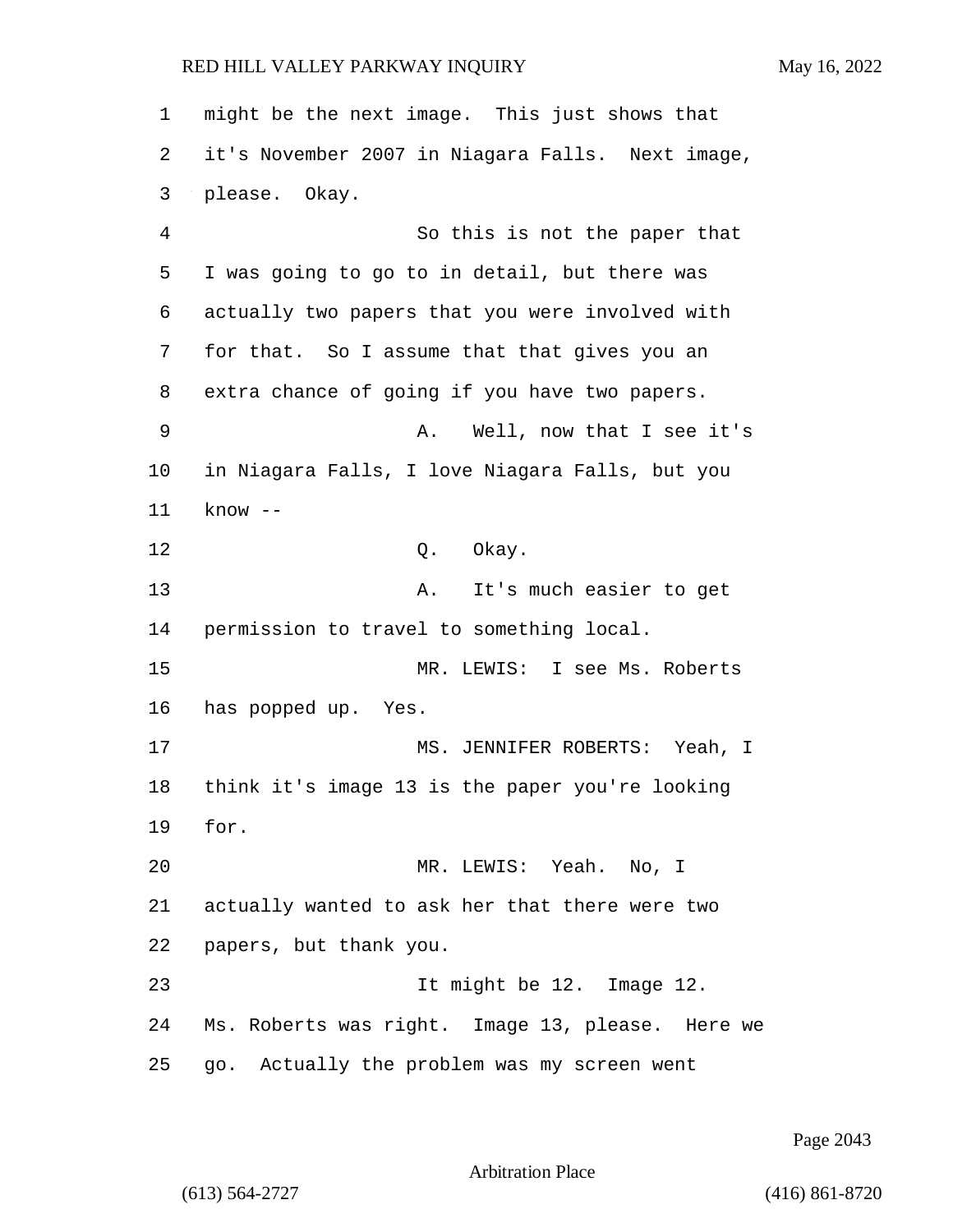might be the next image. This just shows that it's November 2007 in Niagara Falls. Next image, please. Okay.

So this is not the paper that I was going to go to in detail, but there was actually two papers that you were involved with for that. So I assume that that gives you an extra chance of going if you have two papers.

A. Well, now that I see it's in Niagara Falls, I love Niagara Falls, but you know --

Q. Okay.

A. It's much easier to get permission to travel to something local.

MR. LEWIS: I see Ms. Roberts has popped up. Yes.

MS. JENNIFER ROBERTS: Yeah, I think it's image 13 is the paper you're looking for.

MR. LEWIS: Yeah. No, I actually wanted to ask her that there were two papers, but thank you.

It might be 12. Image 12. Ms. Roberts was right. Image 13, please. Here we go. Actually the problem was my screen went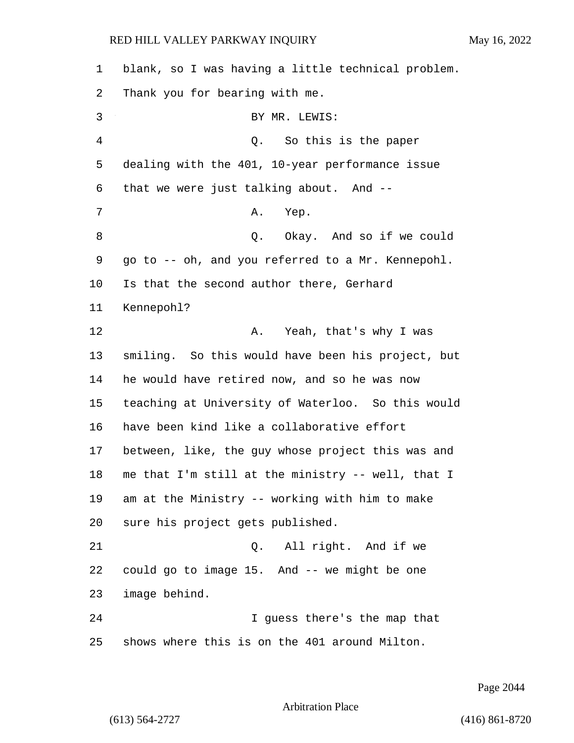blank, so I was having a little technical problem. Thank you for bearing with me.

BY MR. LEWIS:

Q. So this is the paper dealing with the 401, 10-year performance issue that we were just talking about. And --

A. Yep.

Q. Okay. And so if we could go to -- oh, and you referred to a Mr. Kennepohl. Is that the second author there, Gerhard Kennepohl?

A. Yeah, that's why I was smiling. So this would have been his project, but he would have retired now, and so he was now teaching at University of Waterloo. So this would have been kind like a collaborative effort between, like, the guy whose project this was and me that I'm still at the ministry -- well, that I am at the Ministry -- working with him to make sure his project gets published.

Q. All right. And if we could go to image 15. And -- we might be one image behind.

I guess there's the map that shows where this is on the 401 around Milton.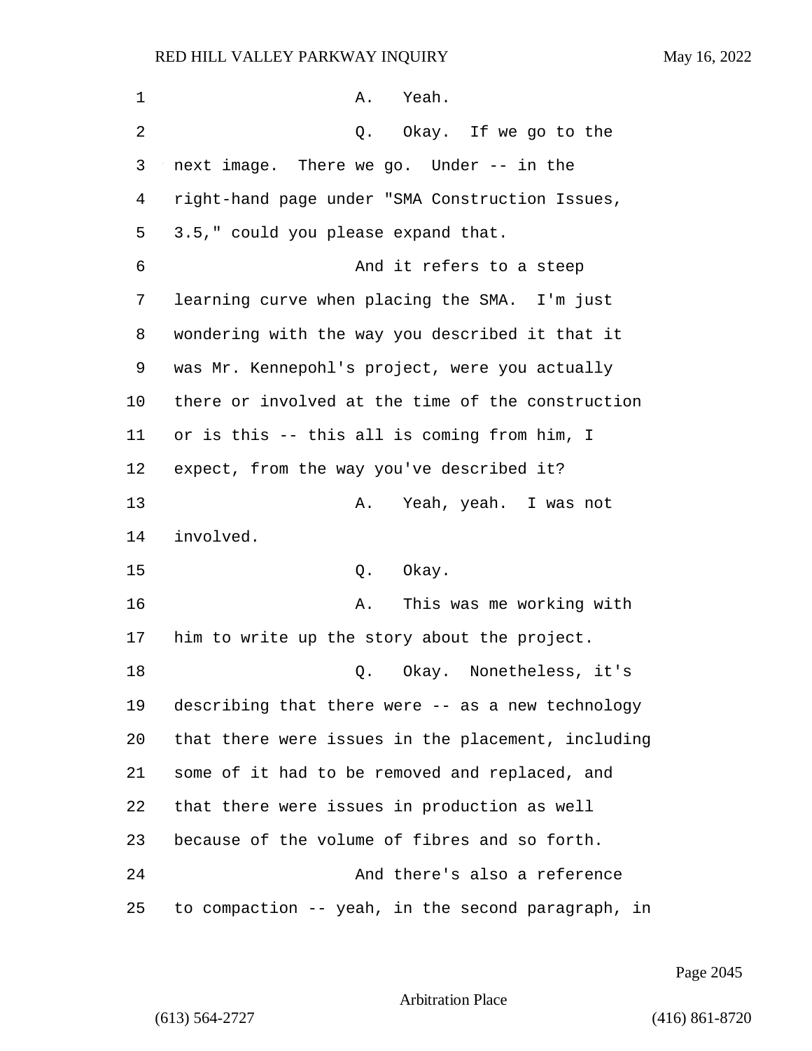A. Yeah.

Q. Okay. If we go to the next image. There we go. Under -- in the right-hand page under "SMA Construction Issues, 3.5," could you please expand that.

And it refers to a steep learning curve when placing the SMA. I'm just wondering with the way you described it that it was Mr. Kennepohl's project, were you actually there or involved at the time of the construction or is this -- this all is coming from him, I expect, from the way you've described it?

A. Yeah, yeah. I was not involved.

Q. Okay.

A. This was me working with him to write up the story about the project.

Q. Okay. Nonetheless, it's describing that there were -- as a new technology that there were issues in the placement, including some of it had to be removed and replaced, and that there were issues in production as well because of the volume of fibres and so forth.

And there's also a reference to compaction -- yeah, in the second paragraph, in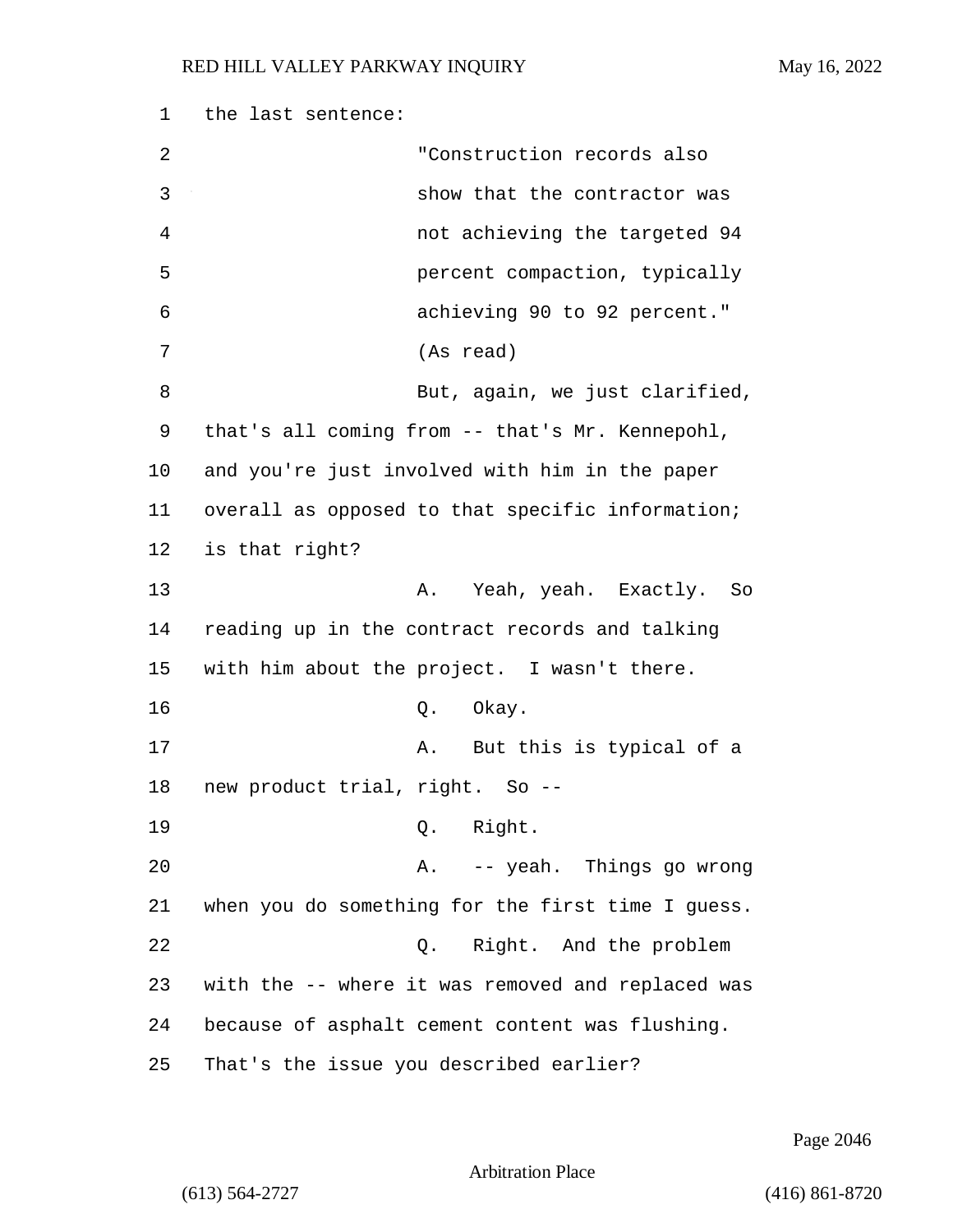the last sentence:

"Construction records also show that the contractor was not achieving the targeted 94 percent compaction, typically achieving 90 to 92 percent." (As read)

But, again, we just clarified, that's all coming from -- that's Mr. Kennepohl, and you're just involved with him in the paper overall as opposed to that specific information; is that right?

A. Yeah, yeah. Exactly. So reading up in the contract records and talking with him about the project. I wasn't there.

Q. Okay.

A. But this is typical of a new product trial, right. So --

Q. Right.

A. -- yeah. Things go wrong when you do something for the first time I guess.

Q. Right. And the problem with the -- where it was removed and replaced was because of asphalt cement content was flushing. That's the issue you described earlier?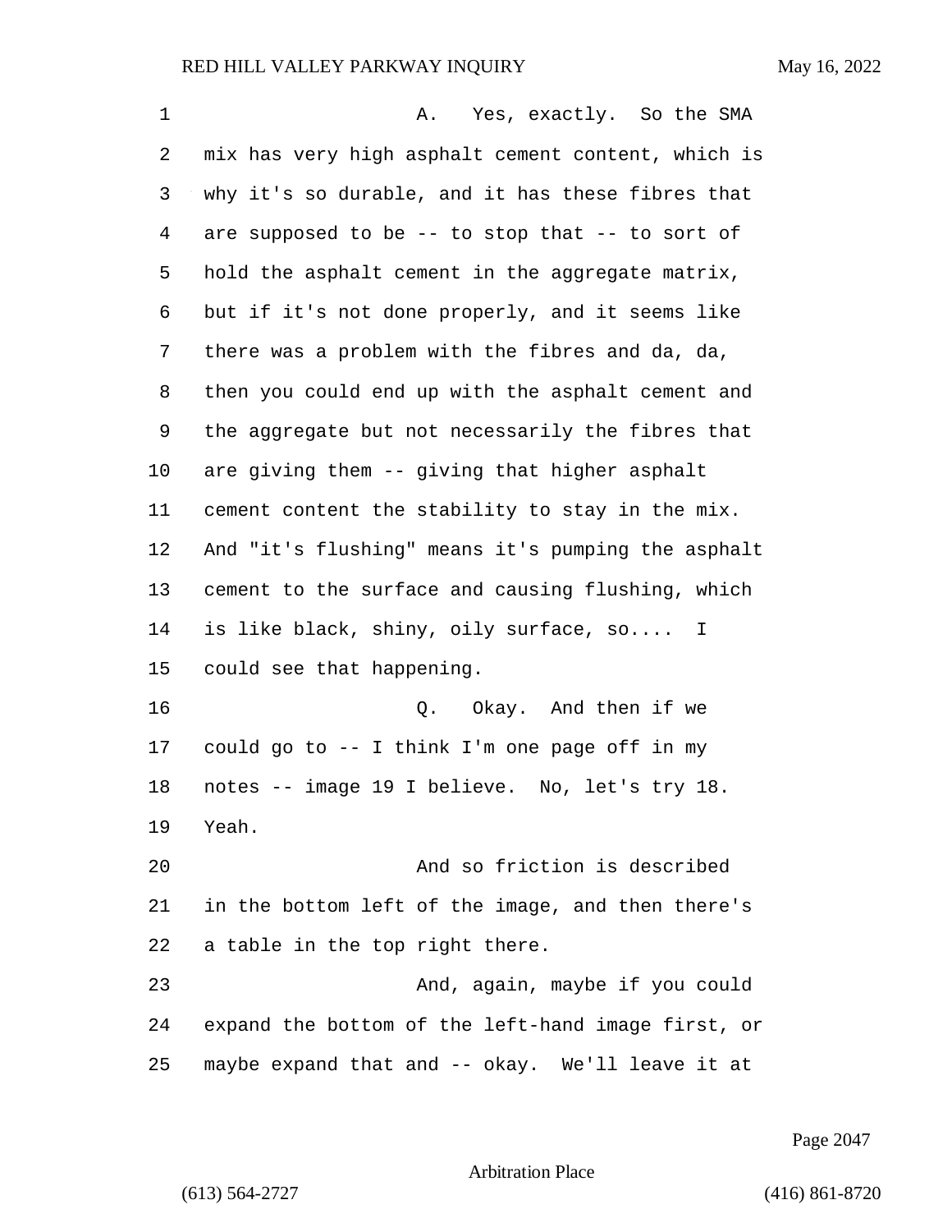A. Yes, exactly. So the SMA mix has very high asphalt cement content, which is why it's so durable, and it has these fibres that are supposed to be -- to stop that -- to sort of hold the asphalt cement in the aggregate matrix, but if it's not done properly, and it seems like there was a problem with the fibres and da, da, then you could end up with the asphalt cement and the aggregate but not necessarily the fibres that are giving them -- giving that higher asphalt cement content the stability to stay in the mix. And "it's flushing" means it's pumping the asphalt cement to the surface and causing flushing, which is like black, shiny, oily surface, so.... I could see that happening.

Q. Okay. And then if we could go to -- I think I'm one page off in my notes -- image 19 I believe. No, let's try 18. Yeah.

And so friction is described in the bottom left of the image, and then there's a table in the top right there.

And, again, maybe if you could expand the bottom of the left-hand image first, or maybe expand that and -- okay. We'll leave it at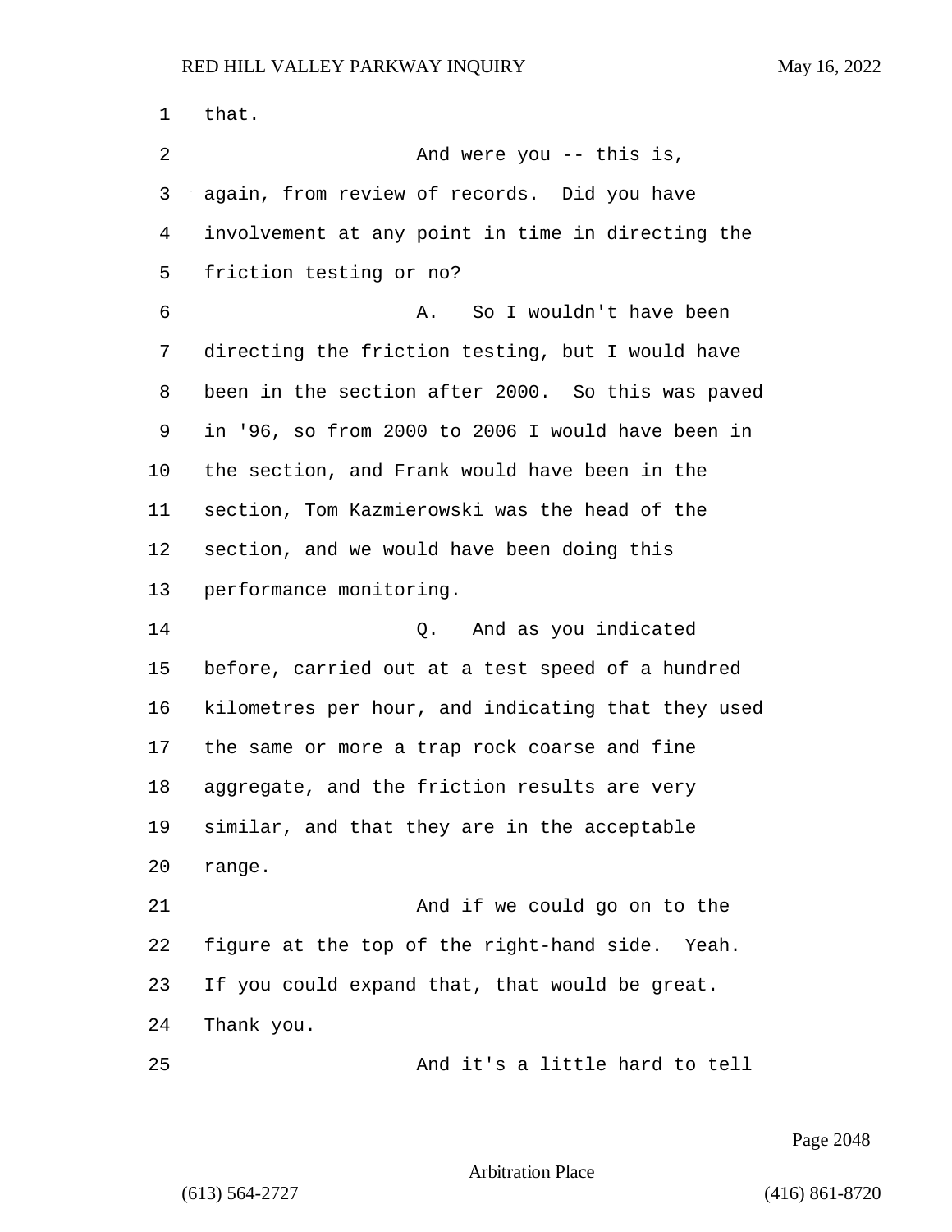that.

And were you -- this is, again, from review of records. Did you have involvement at any point in time in directing the friction testing or no?

A. So I wouldn't have been directing the friction testing, but I would have been in the section after 2000. So this was paved in '96, so from 2000 to 2006 I would have been in the section, and Frank would have been in the section, Tom Kazmierowski was the head of the section, and we would have been doing this performance monitoring.

Q. And as you indicated before, carried out at a test speed of a hundred kilometres per hour, and indicating that they used the same or more a trap rock coarse and fine aggregate, and the friction results are very similar, and that they are in the acceptable range.

And if we could go on to the figure at the top of the right-hand side. Yeah. If you could expand that, that would be great. Thank you.

And it's a little hard to tell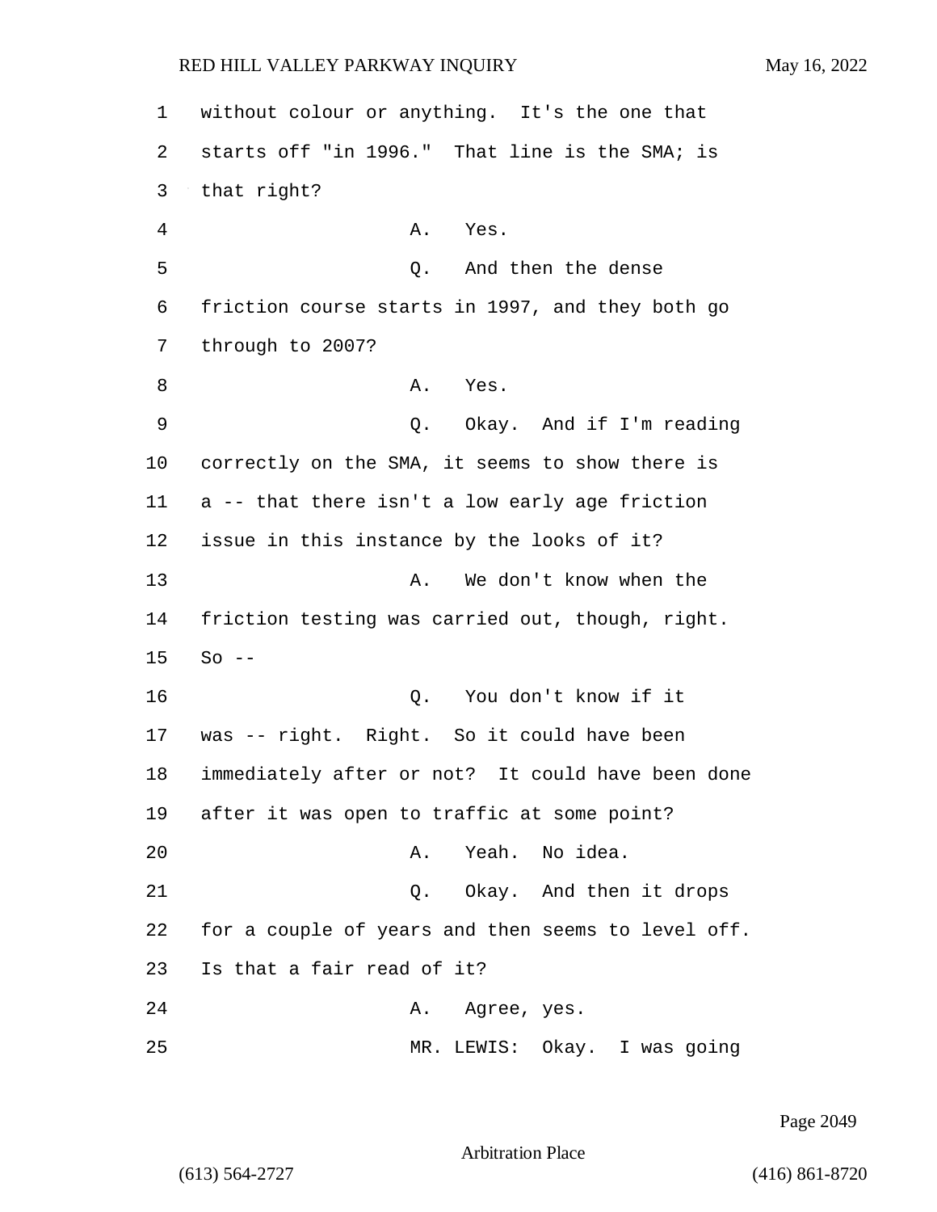without colour or anything. It's the one that starts off "in 1996." That line is the SMA; is that right?

A. Yes.

Q. And then the dense friction course starts in 1997, and they both go through to 2007?

A. Yes.

Q. Okay. And if I'm reading correctly on the SMA, it seems to show there is a -- that there isn't a low early age friction issue in this instance by the looks of it?

A. We don't know when the friction testing was carried out, though, right. So --

Q. You don't know if it was -- right. Right. So it could have been immediately after or not? It could have been done after it was open to traffic at some point?

A. Yeah. No idea.

Q. Okay. And then it drops for a couple of years and then seems to level off. Is that a fair read of it?

A. Agree, yes.

MR. LEWIS: Okay. I was going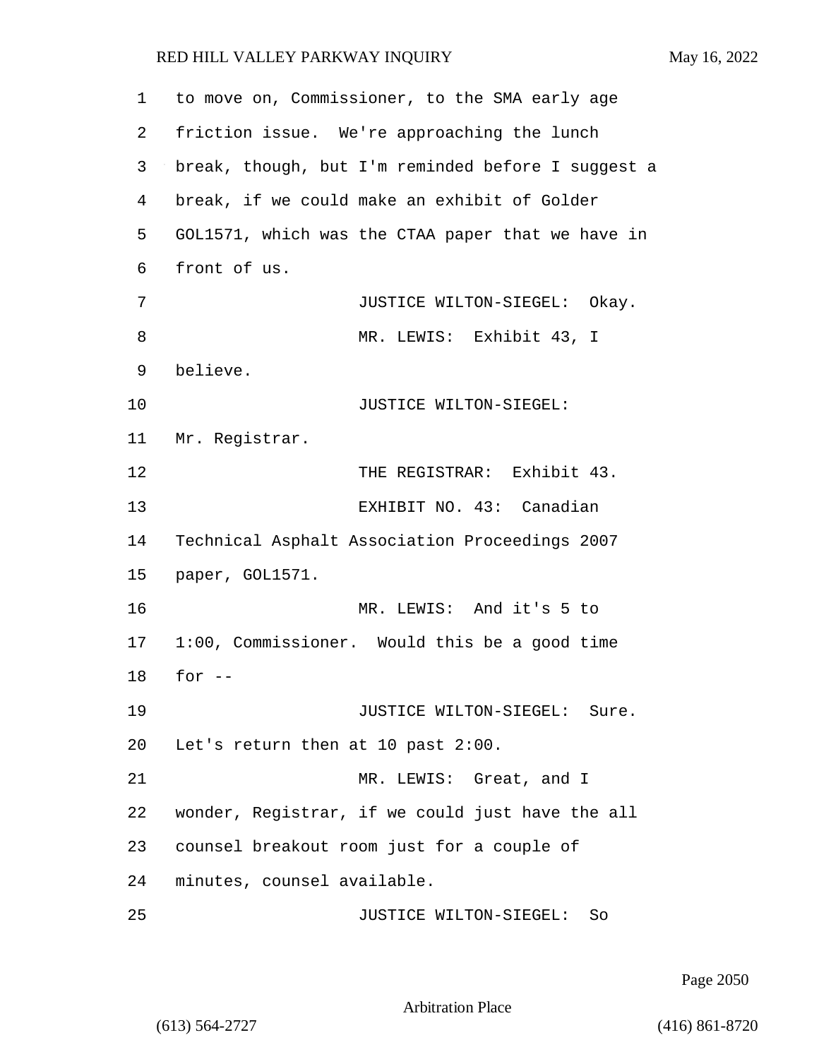to move on, Commissioner, to the SMA early age friction issue. We're approaching the lunch break, though, but I'm reminded before I suggest a break, if we could make an exhibit of Golder GOL1571, which was the CTAA paper that we have in front of us.

JUSTICE WILTON-SIEGEL: Okay.

MR. LEWIS: Exhibit 43, I believe.

JUSTICE WILTON-SIEGEL: Mr. Registrar.

THE REGISTRAR: Exhibit 43.

EXHIBIT NO. 43: Canadian Technical Asphalt Association Proceedings 2007 paper, GOL1571.

MR. LEWIS: And it's 5 to 1:00, Commissioner. Would this be a good time for --

JUSTICE WILTON-SIEGEL: Sure. Let's return then at 10 past 2:00.

MR. LEWIS: Great, and I wonder, Registrar, if we could just have the all counsel breakout room just for a couple of minutes, counsel available.

JUSTICE WILTON-SIEGEL: So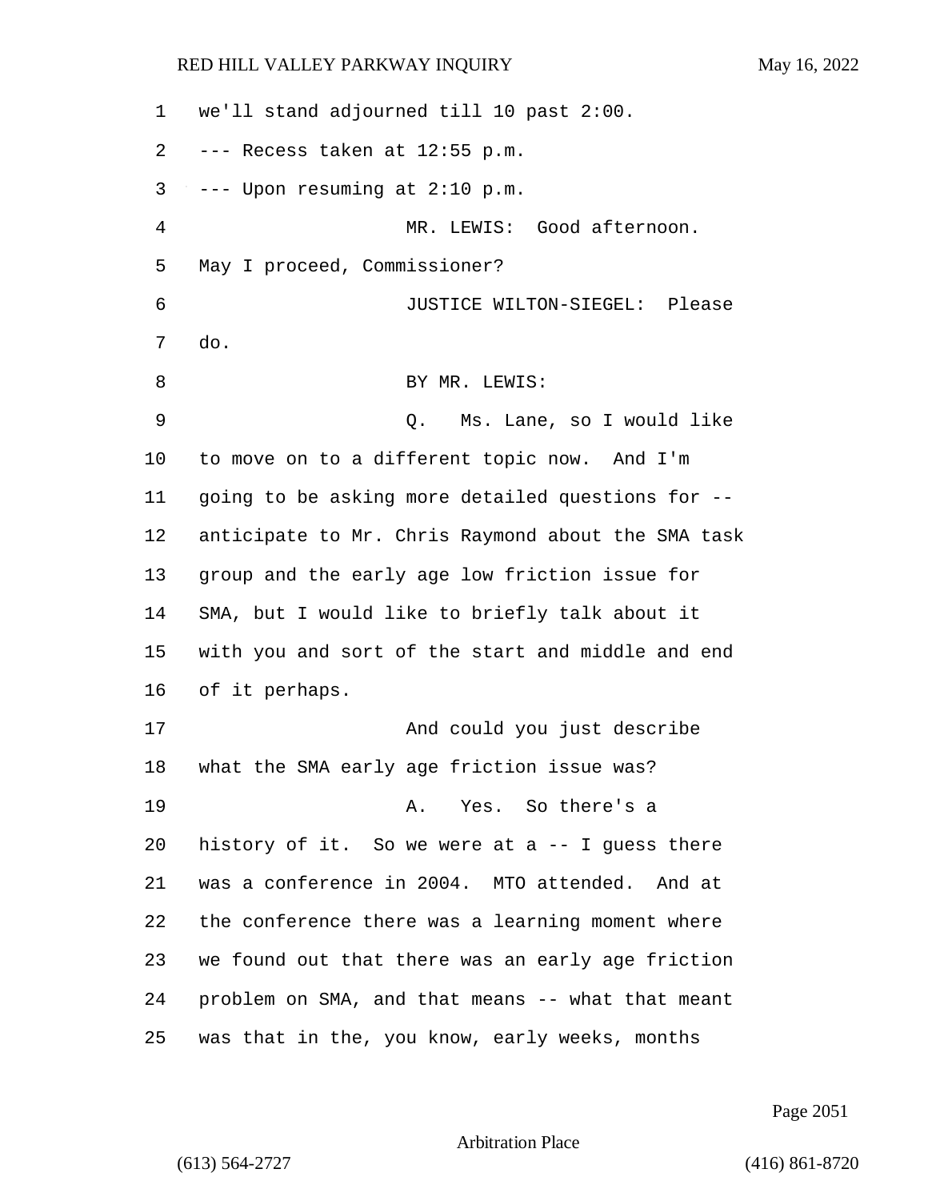we'll stand adjourned till 10 past 2:00.

--- Recess taken at 12:55 p.m.

--- Upon resuming at 2:10 p.m.

MR. LEWIS: Good afternoon. May I proceed, Commissioner?

JUSTICE WILTON-SIEGEL: Please do.

BY MR. LEWIS:

Q. Ms. Lane, so I would like to move on to a different topic now. And I'm going to be asking more detailed questions for -- anticipate to Mr. Chris Raymond about the SMA task group and the early age low friction issue for SMA, but I would like to briefly talk about it with you and sort of the start and middle and end of it perhaps.

And could you just describe what the SMA early age friction issue was?

A. Yes. So there's a history of it. So we were at a -- I guess there was a conference in 2004. MTO attended. And at the conference there was a learning moment where we found out that there was an early age friction problem on SMA, and that means -- what that meant was that in the, you know, early weeks, months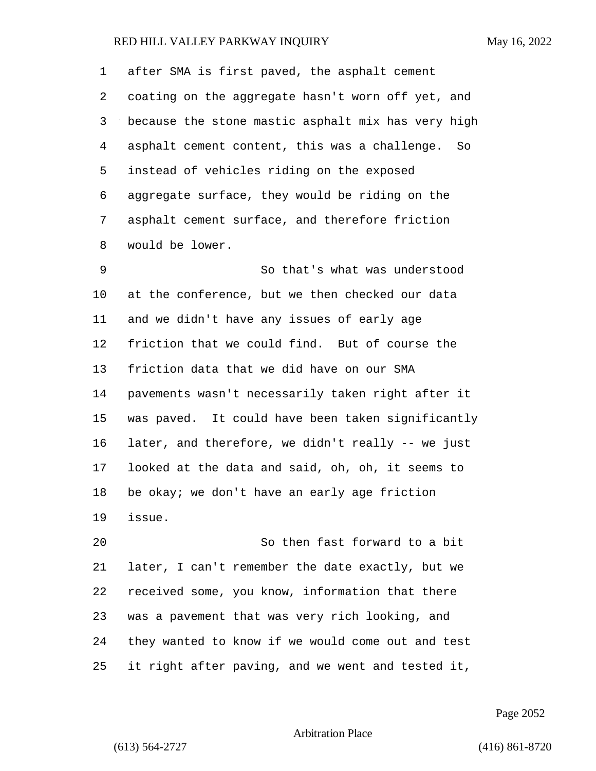after SMA is first paved, the asphalt cement coating on the aggregate hasn't worn off yet, and because the stone mastic asphalt mix has very high asphalt cement content, this was a challenge. So instead of vehicles riding on the exposed aggregate surface, they would be riding on the asphalt cement surface, and therefore friction would be lower.

So that's what was understood at the conference, but we then checked our data and we didn't have any issues of early age friction that we could find. But of course the friction data that we did have on our SMA pavements wasn't necessarily taken right after it was paved. It could have been taken significantly later, and therefore, we didn't really -- we just looked at the data and said, oh, oh, it seems to be okay; we don't have an early age friction issue.

So then fast forward to a bit later, I can't remember the date exactly, but we received some, you know, information that there was a pavement that was very rich looking, and they wanted to know if we would come out and test it right after paving, and we went and tested it,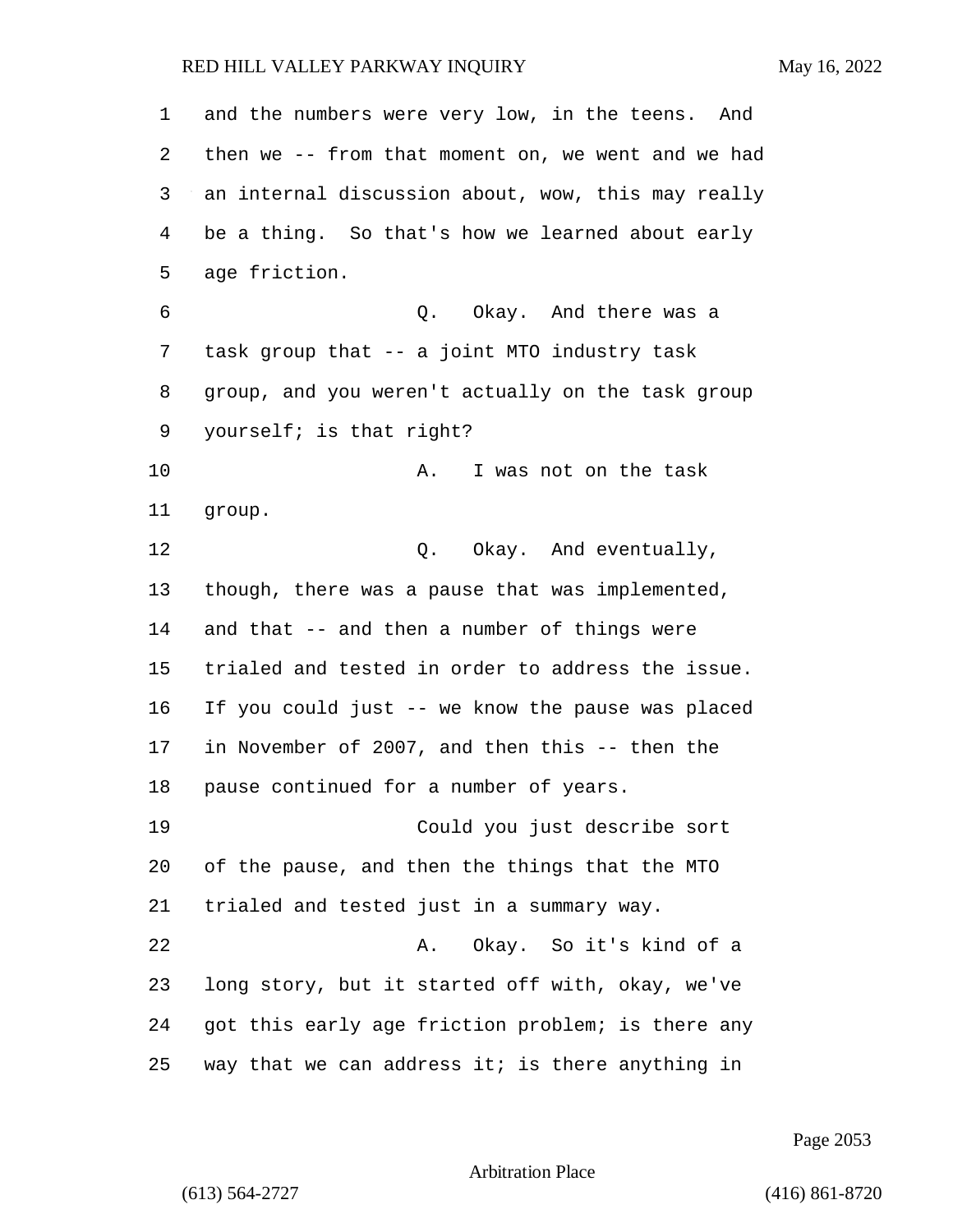and the numbers were very low, in the teens. And then we -- from that moment on, we went and we had an internal discussion about, wow, this may really be a thing. So that's how we learned about early age friction.

Q. Okay. And there was a task group that -- a joint MTO industry task group, and you weren't actually on the task group yourself; is that right?

A. I was not on the task group.

Q. Okay. And eventually, though, there was a pause that was implemented, and that -- and then a number of things were trialed and tested in order to address the issue. If you could just -- we know the pause was placed in November of 2007, and then this -- then the pause continued for a number of years.

Could you just describe sort of the pause, and then the things that the MTO trialed and tested just in a summary way.

A. Okay. So it's kind of a long story, but it started off with, okay, we've got this early age friction problem; is there any way that we can address it; is there anything in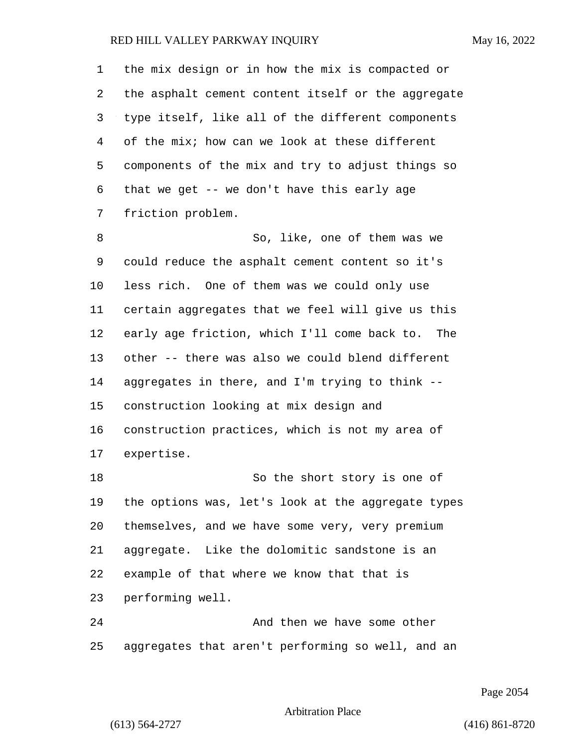the mix design or in how the mix is compacted or the asphalt cement content itself or the aggregate type itself, like all of the different components of the mix; how can we look at these different components of the mix and try to adjust things so that we get -- we don't have this early age friction problem.

So, like, one of them was we could reduce the asphalt cement content so it's less rich. One of them was we could only use certain aggregates that we feel will give us this early age friction, which I'll come back to. The other -- there was also we could blend different aggregates in there, and I'm trying to think -- construction looking at mix design and construction practices, which is not my area of expertise.

So the short story is one of the options was, let's look at the aggregate types themselves, and we have some very, very premium aggregate. Like the dolomitic sandstone is an example of that where we know that that is performing well.

And then we have some other aggregates that aren't performing so well, and an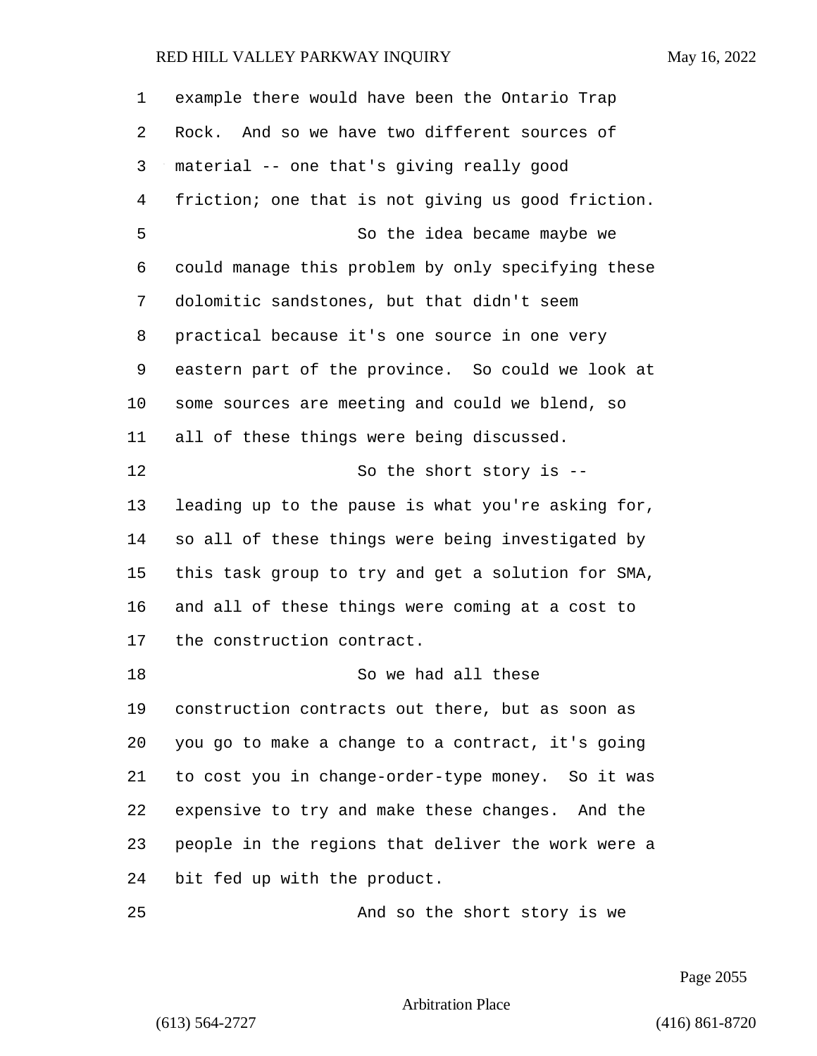example there would have been the Ontario Trap Rock. And so we have two different sources of material -- one that's giving really good friction; one that is not giving us good friction.

So the idea became maybe we could manage this problem by only specifying these dolomitic sandstones, but that didn't seem practical because it's one source in one very eastern part of the province. So could we look at some sources are meeting and could we blend, so all of these things were being discussed.

So the short story is -- leading up to the pause is what you're asking for, so all of these things were being investigated by this task group to try and get a solution for SMA, and all of these things were coming at a cost to the construction contract.

So we had all these construction contracts out there, but as soon as you go to make a change to a contract, it's going to cost you in change-order-type money. So it was expensive to try and make these changes. And the people in the regions that deliver the work were a bit fed up with the product.

And so the short story is we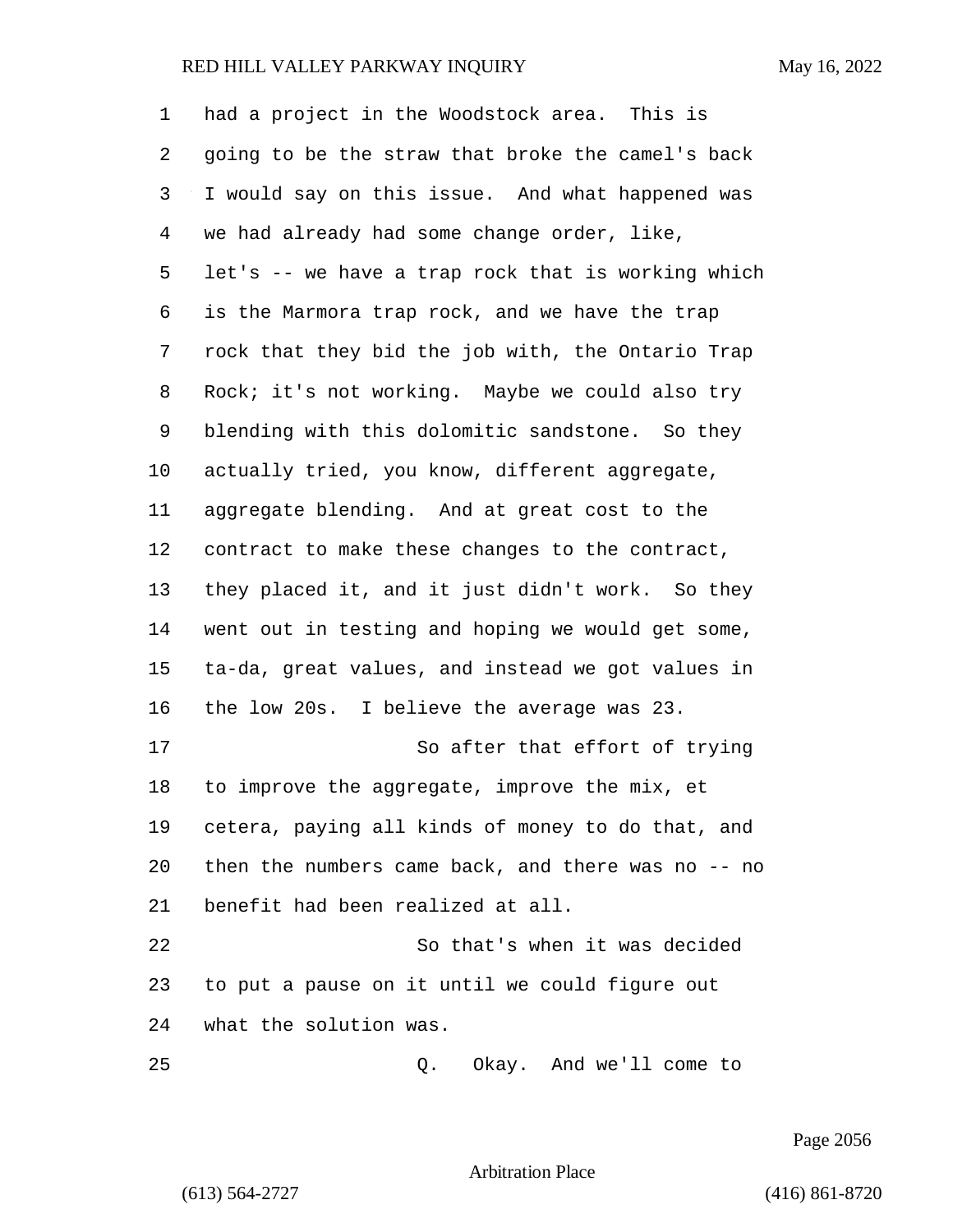had a project in the Woodstock area. This is going to be the straw that broke the camel's back I would say on this issue. And what happened was we had already had some change order, like, let's -- we have a trap rock that is working which is the Marmora trap rock, and we have the trap rock that they bid the job with, the Ontario Trap Rock; it's not working. Maybe we could also try blending with this dolomitic sandstone. So they actually tried, you know, different aggregate, aggregate blending. And at great cost to the contract to make these changes to the contract, they placed it, and it just didn't work. So they went out in testing and hoping we would get some, ta-da, great values, and instead we got values in the low 20s. I believe the average was 23.

So after that effort of trying to improve the aggregate, improve the mix, et cetera, paying all kinds of money to do that, and then the numbers came back, and there was no -- no benefit had been realized at all.

So that's when it was decided to put a pause on it until we could figure out what the solution was.

Q. Okay. And we'll come to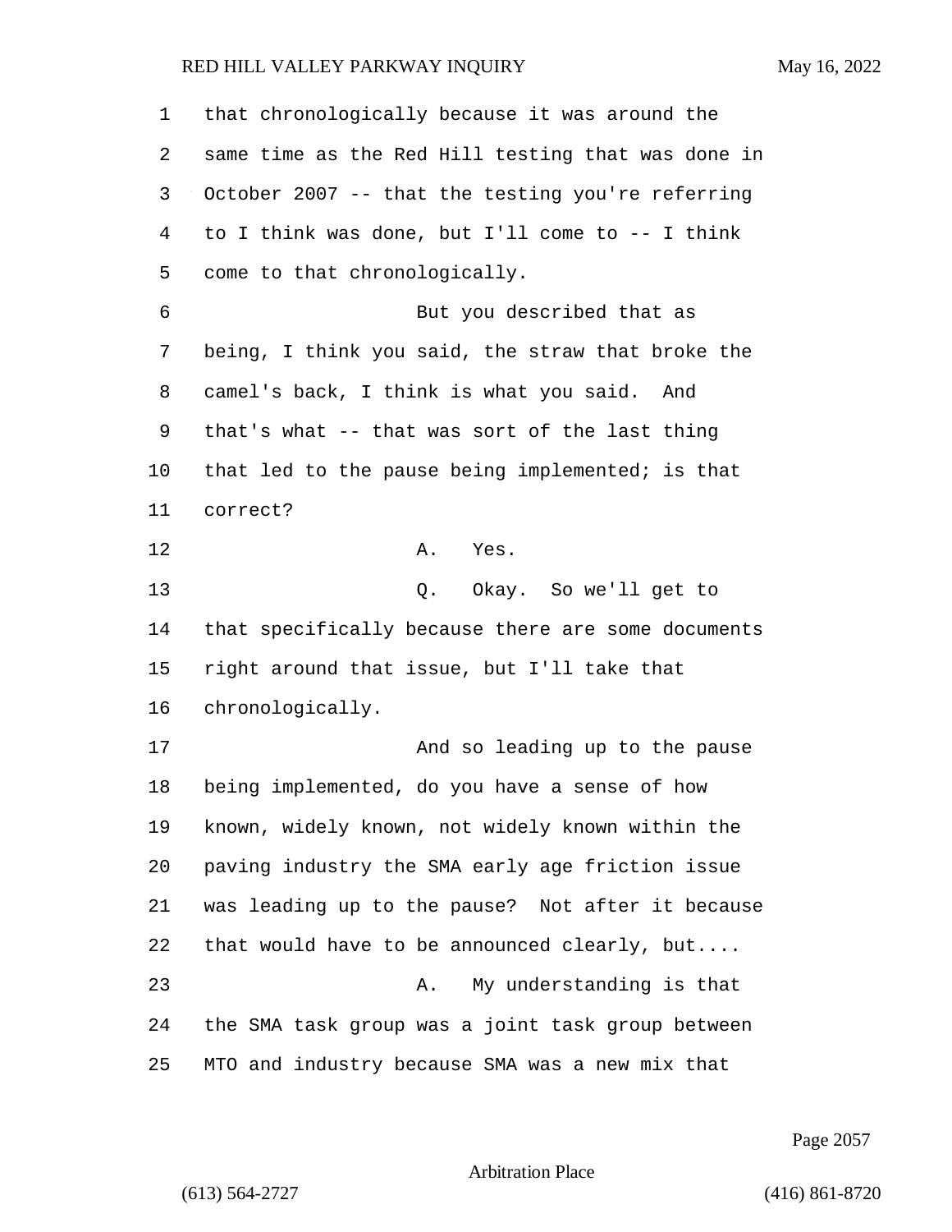that chronologically because it was around the same time as the Red Hill testing that was done in October 2007 -- that the testing you're referring to I think was done, but I'll come to -- I think come to that chronologically.

But you described that as being, I think you said, the straw that broke the camel's back, I think is what you said. And that's what -- that was sort of the last thing that led to the pause being implemented; is that correct?

A. Yes.

Q. Okay. So we'll get to that specifically because there are some documents right around that issue, but I'll take that chronologically.

And so leading up to the pause being implemented, do you have a sense of how known, widely known, not widely known within the paving industry the SMA early age friction issue was leading up to the pause? Not after it because that would have to be announced clearly, but....

A. My understanding is that the SMA task group was a joint task group between MTO and industry because SMA was a new mix that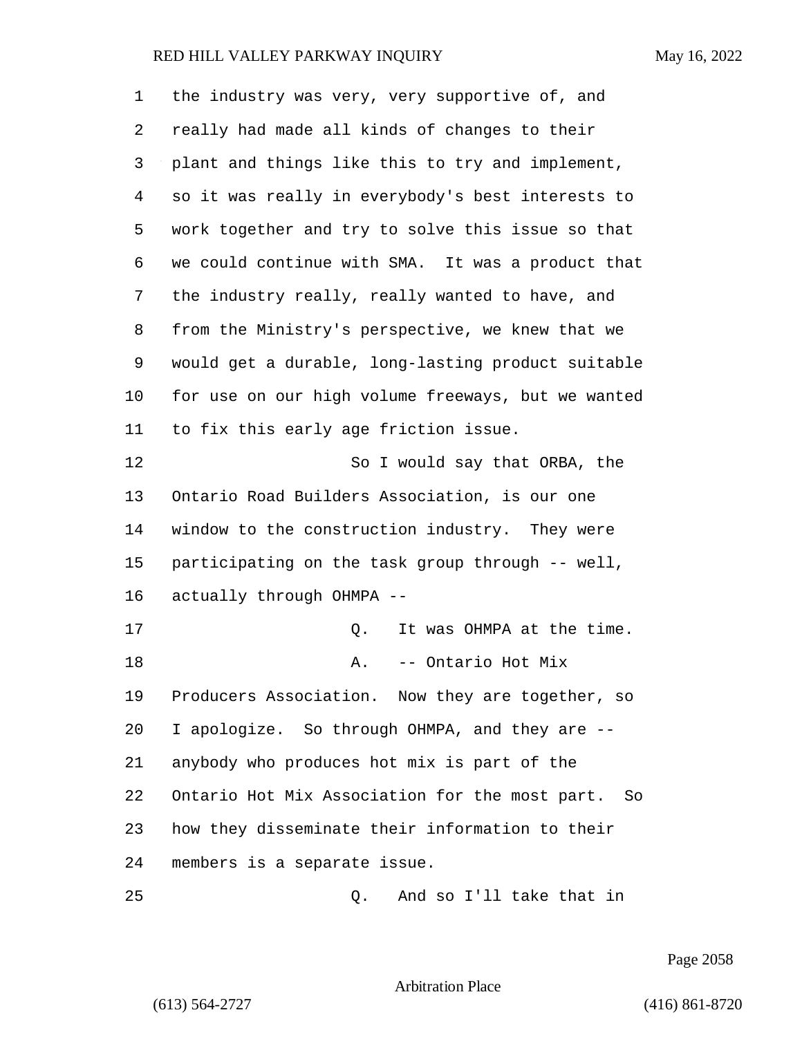the industry was very, very supportive of, and really had made all kinds of changes to their plant and things like this to try and implement, so it was really in everybody's best interests to work together and try to solve this issue so that we could continue with SMA. It was a product that the industry really, really wanted to have, and from the Ministry's perspective, we knew that we would get a durable, long-lasting product suitable for use on our high volume freeways, but we wanted to fix this early age friction issue.

So I would say that ORBA, the Ontario Road Builders Association, is our one window to the construction industry. They were participating on the task group through -- well, actually through OHMPA --

Q. It was OHMPA at the time.

A. -- Ontario Hot Mix Producers Association. Now they are together, so I apologize. So through OHMPA, and they are -- anybody who produces hot mix is part of the Ontario Hot Mix Association for the most part. So how they disseminate their information to their members is a separate issue.

Q. And so I'll take that in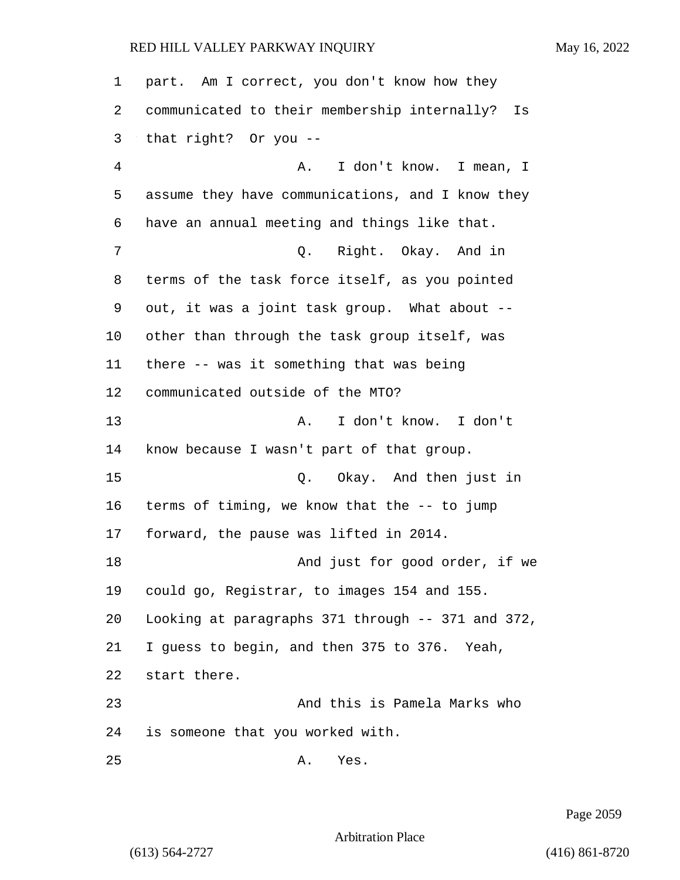part. Am I correct, you don't know how they communicated to their membership internally? Is that right? Or you --

A. I don't know. I mean, I assume they have communications, and I know they have an annual meeting and things like that.

Q. Right. Okay. And in terms of the task force itself, as you pointed out, it was a joint task group. What about -- other than through the task group itself, was there -- was it something that was being communicated outside of the MTO?

A. I don't know. I don't know because I wasn't part of that group.

Q. Okay. And then just in terms of timing, we know that the -- to jump forward, the pause was lifted in 2014.

And just for good order, if we could go, Registrar, to images 154 and 155. Looking at paragraphs 371 through -- 371 and 372, I guess to begin, and then 375 to 376. Yeah, start there.

And this is Pamela Marks who is someone that you worked with.

A. Yes.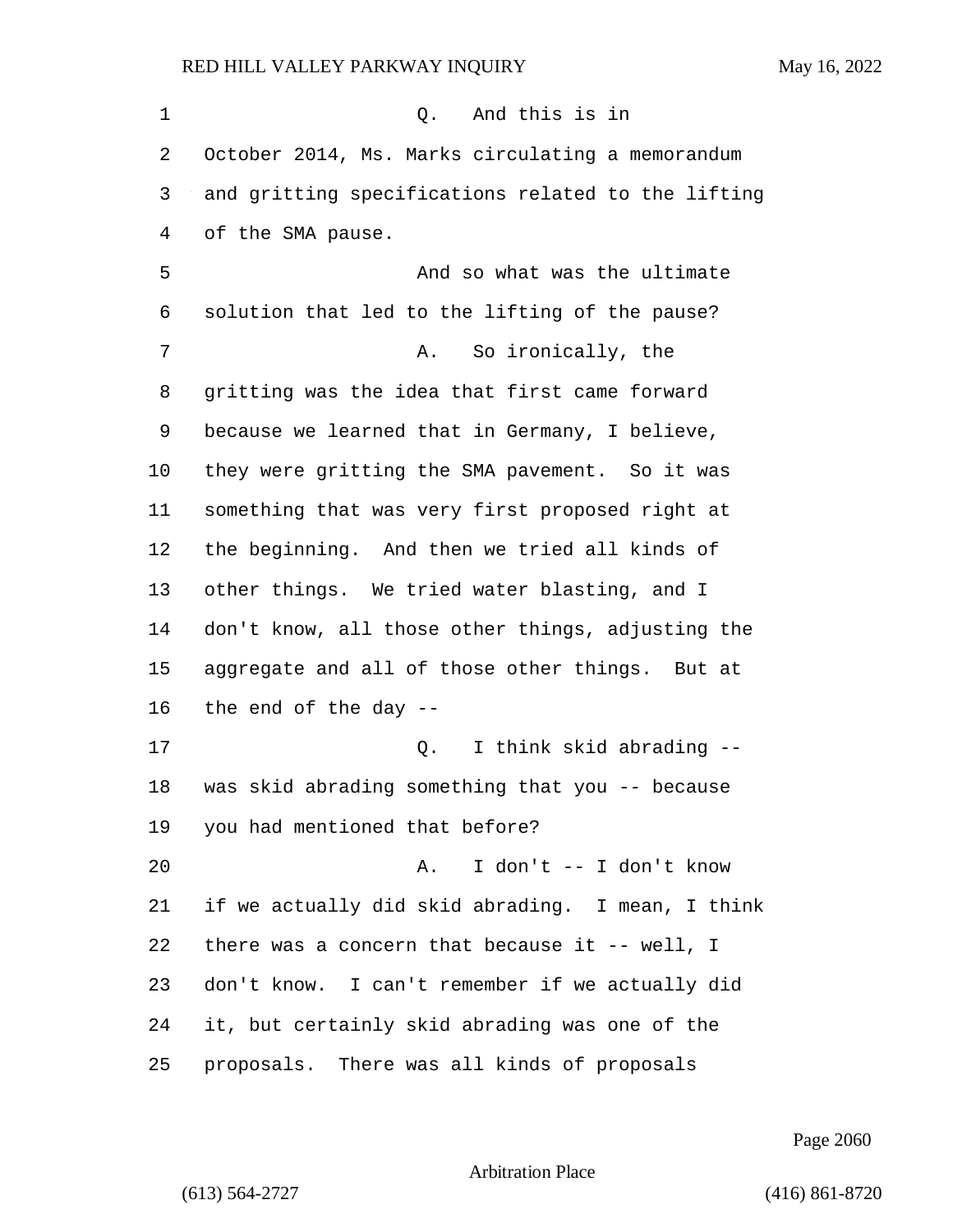Q. And this is in October 2014, Ms. Marks circulating a memorandum and gritting specifications related to the lifting of the SMA pause.

And so what was the ultimate solution that led to the lifting of the pause?

A. So ironically, the gritting was the idea that first came forward because we learned that in Germany, I believe, they were gritting the SMA pavement. So it was something that was very first proposed right at the beginning. And then we tried all kinds of other things. We tried water blasting, and I don't know, all those other things, adjusting the aggregate and all of those other things. But at the end of the day --

Q. I think skid abrading -- was skid abrading something that you -- because you had mentioned that before?

A. I don't -- I don't know if we actually did skid abrading. I mean, I think there was a concern that because it -- well, I don't know. I can't remember if we actually did it, but certainly skid abrading was one of the proposals. There was all kinds of proposals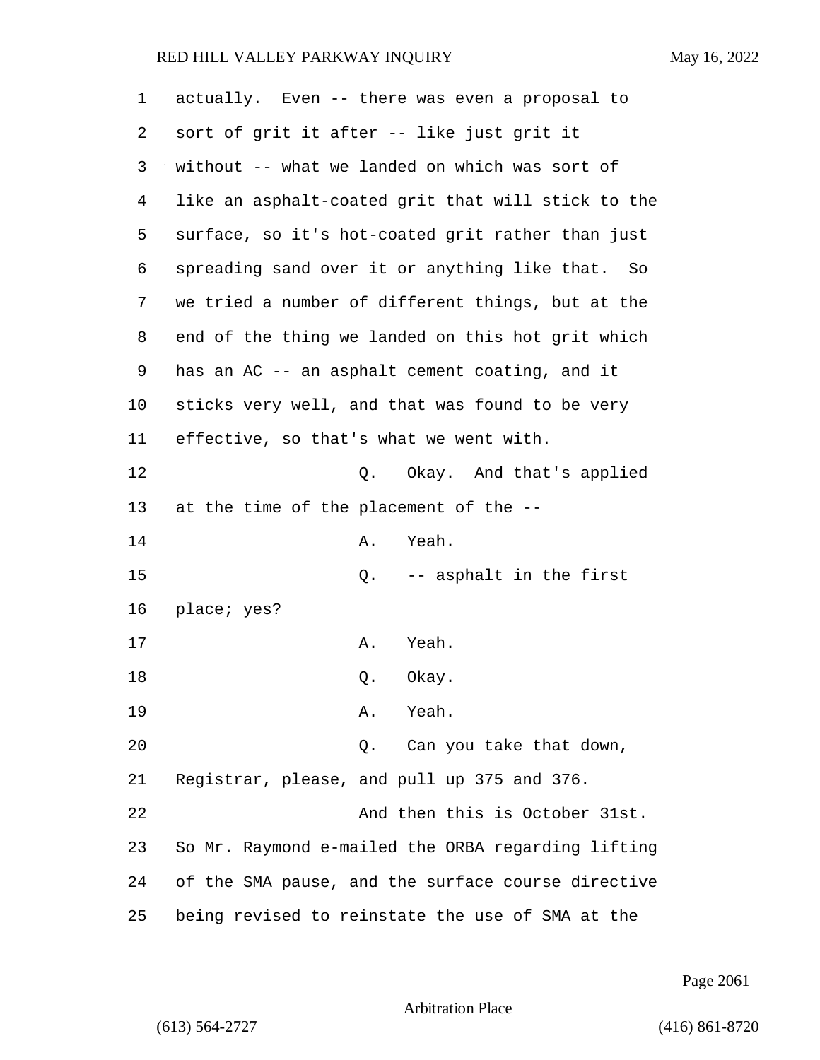actually. Even -- there was even a proposal to sort of grit it after -- like just grit it without -- what we landed on which was sort of like an asphalt-coated grit that will stick to the surface, so it's hot-coated grit rather than just spreading sand over it or anything like that. So we tried a number of different things, but at the end of the thing we landed on this hot grit which has an AC -- an asphalt cement coating, and it sticks very well, and that was found to be very effective, so that's what we went with.

Q. Okay. And that's applied at the time of the placement of the --

A. Yeah.

Q. -- asphalt in the first place; yes?

A. Yeah.

Q. Okay.

A. Yeah.

Q. Can you take that down, Registrar, please, and pull up 375 and 376.

And then this is October 31st. So Mr. Raymond e-mailed the ORBA regarding lifting of the SMA pause, and the surface course directive being revised to reinstate the use of SMA at the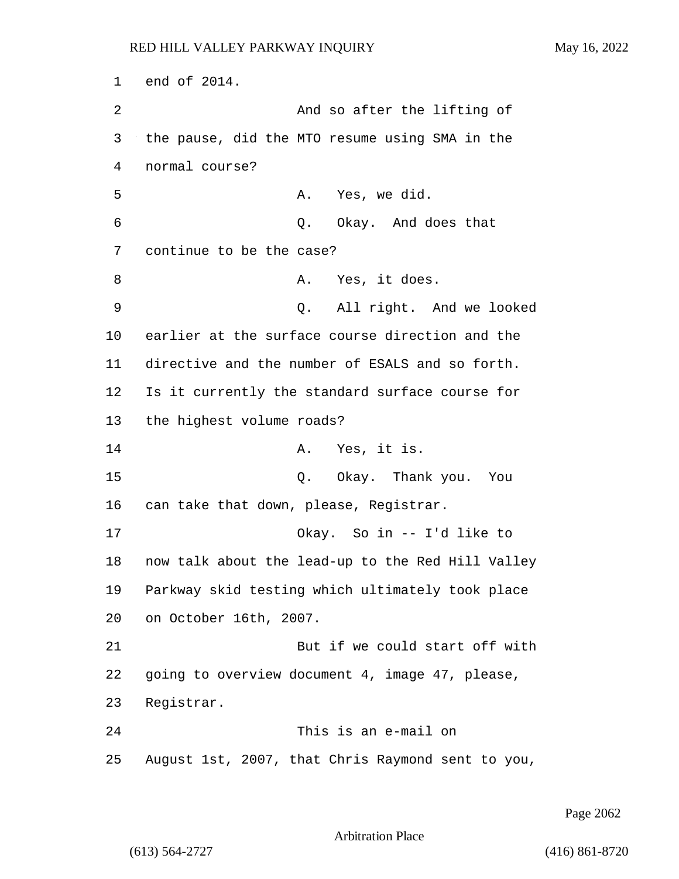end of 2014.

And so after the lifting of the pause, did the MTO resume using SMA in the normal course?

A. Yes, we did.

Q. Okay. And does that continue to be the case?

A. Yes, it does.

Q. All right. And we looked earlier at the surface course direction and the directive and the number of ESALS and so forth. Is it currently the standard surface course for the highest volume roads?

A. Yes, it is.

Q. Okay. Thank you. You can take that down, please, Registrar.

Okay. So in -- I'd like to now talk about the lead-up to the Red Hill Valley Parkway skid testing which ultimately took place on October 16th, 2007.

But if we could start off with going to overview document 4, image 47, please, Registrar.

This is an e-mail on August 1st, 2007, that Chris Raymond sent to you,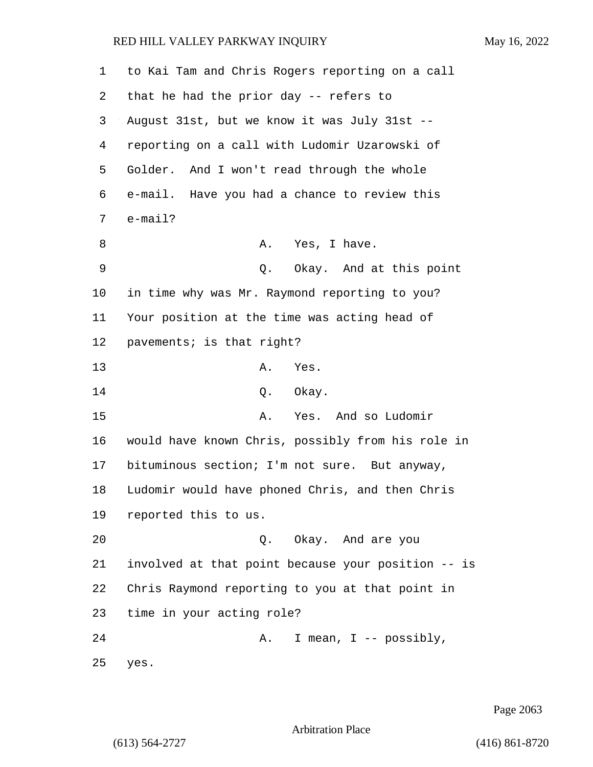to Kai Tam and Chris Rogers reporting on a call that he had the prior day -- refers to August 31st, but we know it was July 31st -- reporting on a call with Ludomir Uzarowski of Golder. And I won't read through the whole e-mail. Have you had a chance to review this e-mail?

A. Yes, I have.

Q. Okay. And at this point in time why was Mr. Raymond reporting to you? Your position at the time was acting head of pavements; is that right?

A. Yes.

Q. Okay.

A. Yes. And so Ludomir would have known Chris, possibly from his role in bituminous section; I'm not sure. But anyway, Ludomir would have phoned Chris, and then Chris reported this to us.

Q. Okay. And are you involved at that point because your position -- is Chris Raymond reporting to you at that point in time in your acting role?

A. I mean, I -- possibly, yes.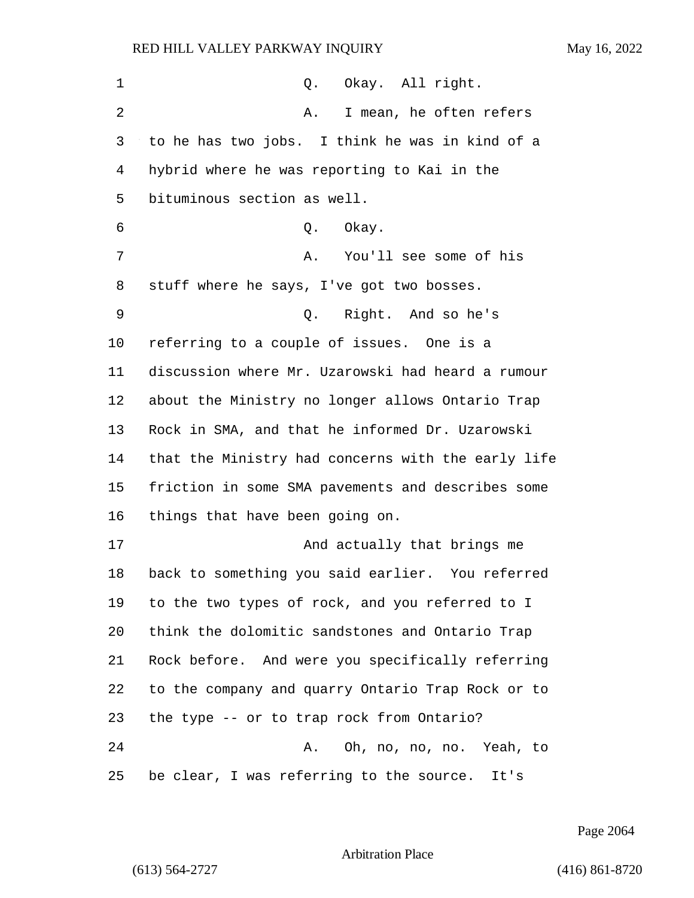Q. Okay. All right.

A. I mean, he often refers to he has two jobs. I think he was in kind of a hybrid where he was reporting to Kai in the bituminous section as well.

Q. Okay.

A. You'll see some of his stuff where he says, I've got two bosses.

Q. Right. And so he's referring to a couple of issues. One is a discussion where Mr. Uzarowski had heard a rumour about the Ministry no longer allows Ontario Trap Rock in SMA, and that he informed Dr. Uzarowski that the Ministry had concerns with the early life friction in some SMA pavements and describes some things that have been going on.

And actually that brings me back to something you said earlier. You referred to the two types of rock, and you referred to I think the dolomitic sandstones and Ontario Trap Rock before. And were you specifically referring to the company and quarry Ontario Trap Rock or to the type -- or to trap rock from Ontario?

A. Oh, no, no, no. Yeah, to be clear, I was referring to the source. It's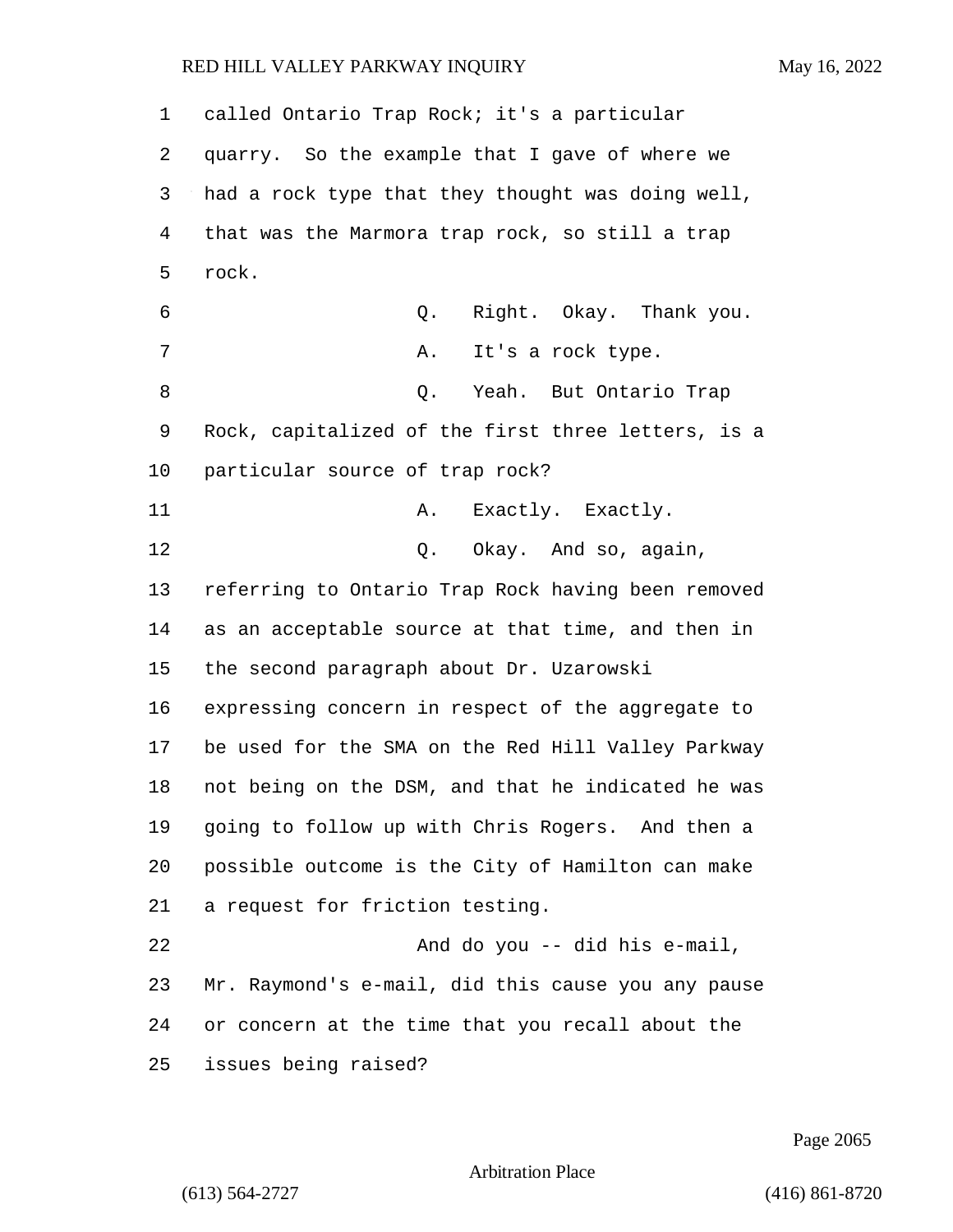called Ontario Trap Rock; it's a particular quarry. So the example that I gave of where we had a rock type that they thought was doing well, that was the Marmora trap rock, so still a trap rock.

Q. Right. Okay. Thank you.

A. It's a rock type.

Q. Yeah. But Ontario Trap Rock, capitalized of the first three letters, is a particular source of trap rock?

A. Exactly. Exactly.

Q. Okay. And so, again, referring to Ontario Trap Rock having been removed as an acceptable source at that time, and then in the second paragraph about Dr. Uzarowski expressing concern in respect of the aggregate to be used for the SMA on the Red Hill Valley Parkway not being on the DSM, and that he indicated he was going to follow up with Chris Rogers. And then a possible outcome is the City of Hamilton can make a request for friction testing.

And do you -- did his e-mail, Mr. Raymond's e-mail, did this cause you any pause or concern at the time that you recall about the issues being raised?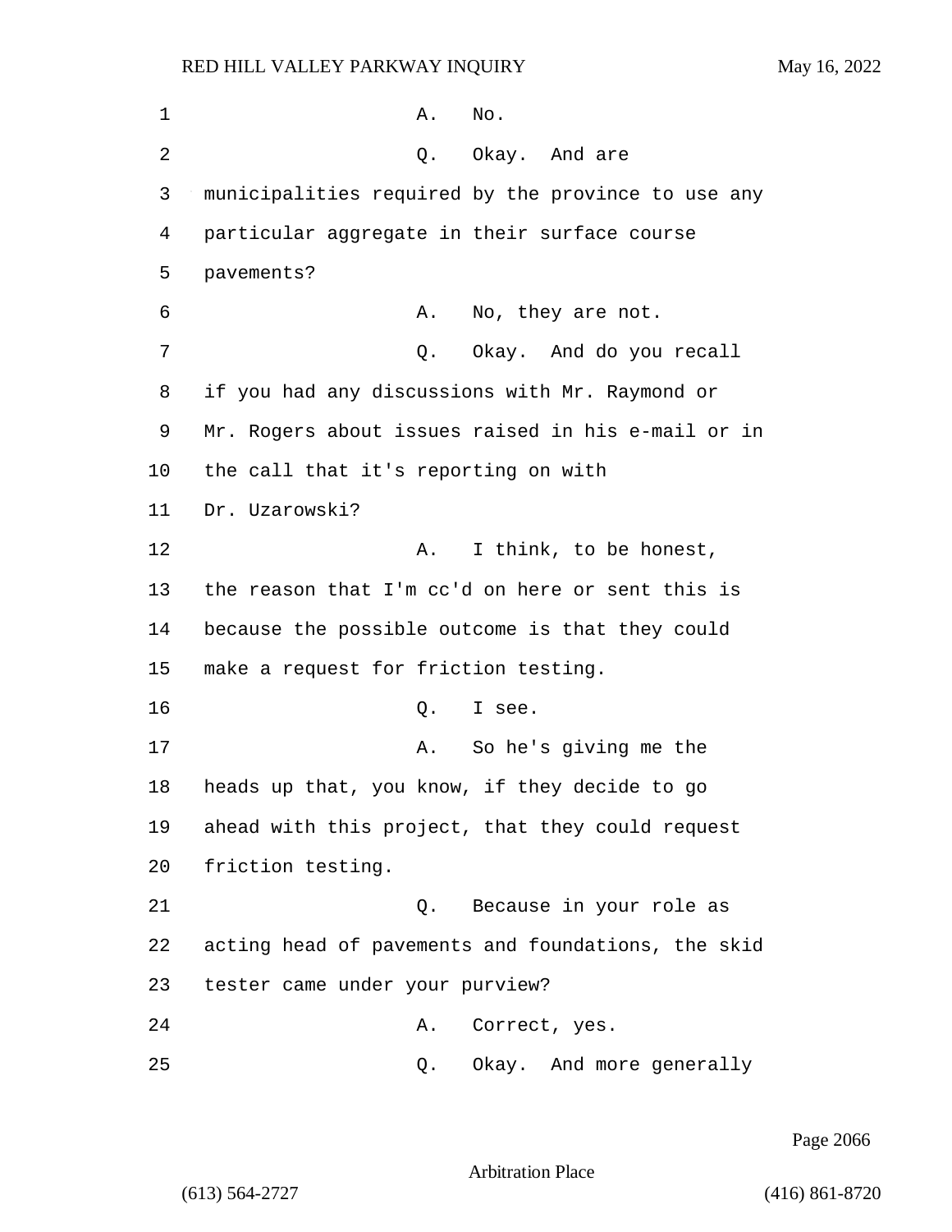A. No.

Q. Okay. And are municipalities required by the province to use any particular aggregate in their surface course pavements?

A. No, they are not.

Q. Okay. And do you recall if you had any discussions with Mr. Raymond or Mr. Rogers about issues raised in his e-mail or in the call that it's reporting on with Dr. Uzarowski?

A. I think, to be honest, the reason that I'm cc'd on here or sent this is because the possible outcome is that they could make a request for friction testing.

Q. I see.

A. So he's giving me the heads up that, you know, if they decide to go ahead with this project, that they could request friction testing.

Q. Because in your role as acting head of pavements and foundations, the skid tester came under your purview?

A. Correct, yes.

Q. Okay. And more generally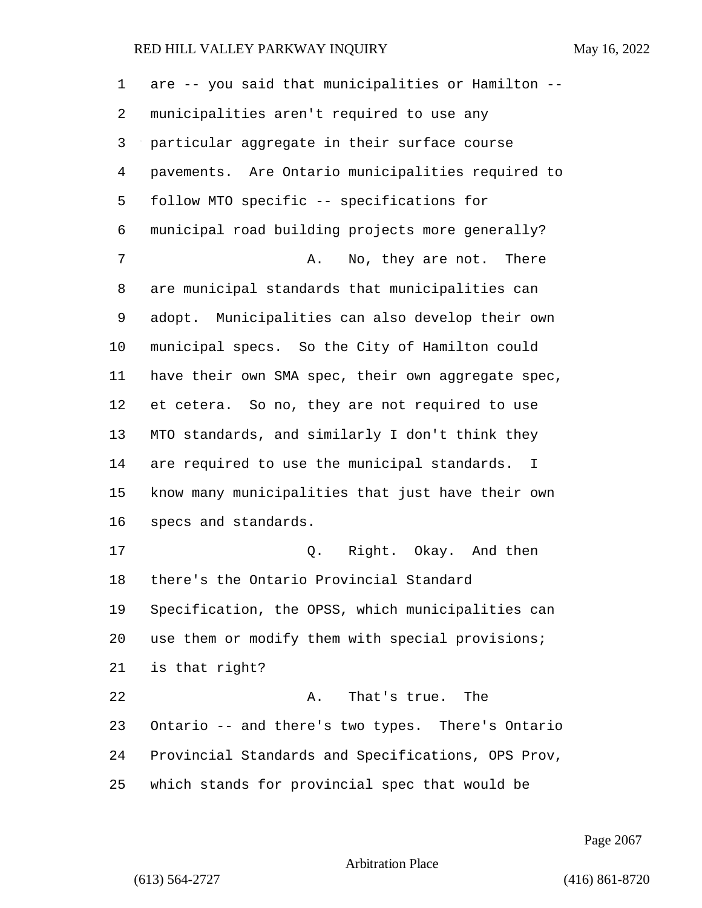are -- you said that municipalities or Hamilton -- municipalities aren't required to use any particular aggregate in their surface course pavements. Are Ontario municipalities required to follow MTO specific -- specifications for municipal road building projects more generally?

A. No, they are not. There are municipal standards that municipalities can adopt. Municipalities can also develop their own municipal specs. So the City of Hamilton could have their own SMA spec, their own aggregate spec, et cetera. So no, they are not required to use MTO standards, and similarly I don't think they are required to use the municipal standards. I know many municipalities that just have their own specs and standards.

Q. Right. Okay. And then there's the Ontario Provincial Standard Specification, the OPSS, which municipalities can use them or modify them with special provisions; is that right?

A. That's true. The Ontario -- and there's two types. There's Ontario Provincial Standards and Specifications, OPS Prov, which stands for provincial spec that would be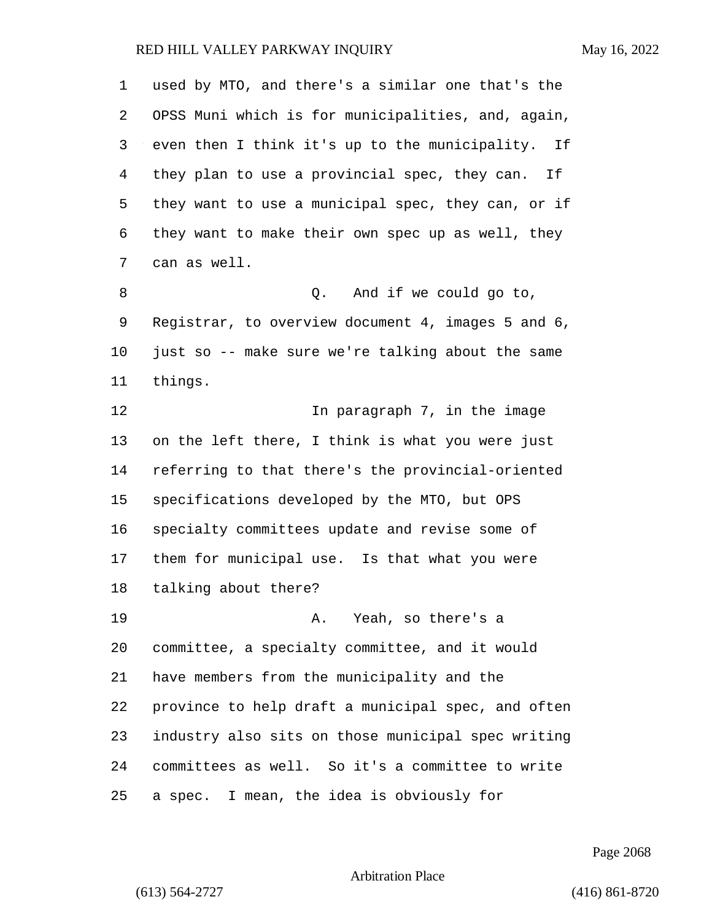used by MTO, and there's a similar one that's the OPSS Muni which is for municipalities, and, again, even then I think it's up to the municipality. If they plan to use a provincial spec, they can. If they want to use a municipal spec, they can, or if they want to make their own spec up as well, they can as well.

Q. And if we could go to, Registrar, to overview document 4, images 5 and 6, just so -- make sure we're talking about the same things.

In paragraph 7, in the image on the left there, I think is what you were just referring to that there's the provincial-oriented specifications developed by the MTO, but OPS specialty committees update and revise some of them for municipal use. Is that what you were talking about there?

A. Yeah, so there's a committee, a specialty committee, and it would have members from the municipality and the province to help draft a municipal spec, and often industry also sits on those municipal spec writing committees as well. So it's a committee to write a spec. I mean, the idea is obviously for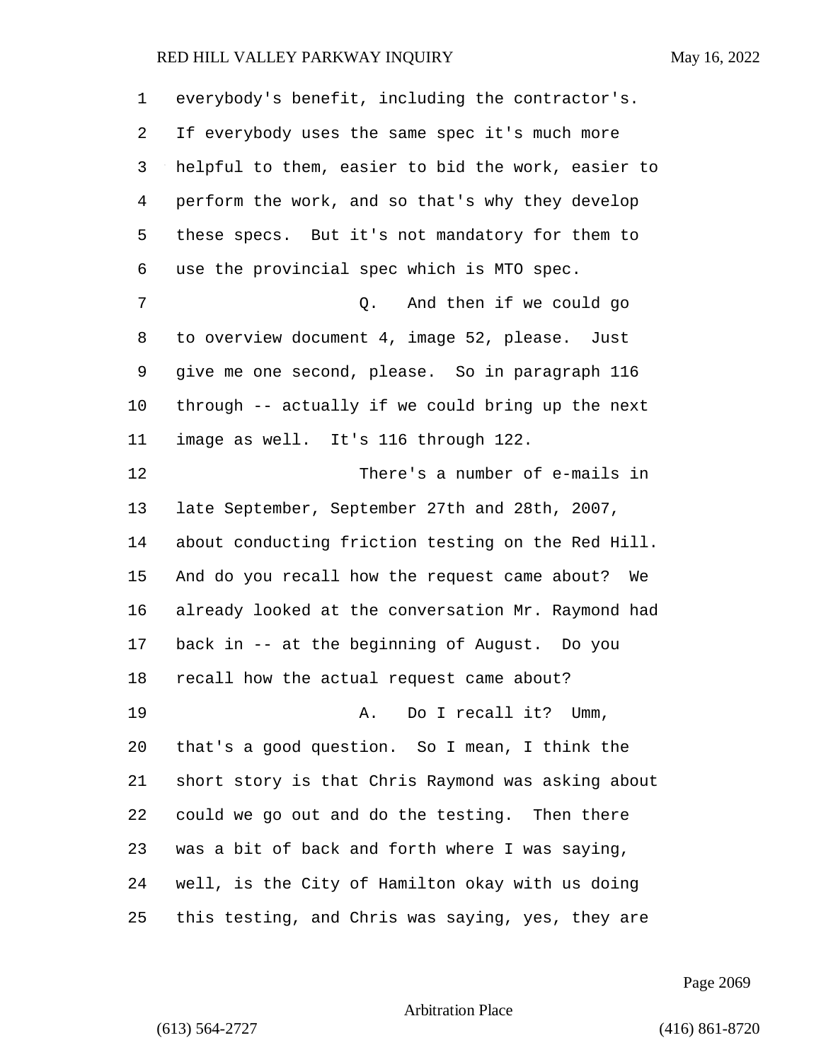everybody's benefit, including the contractor's. If everybody uses the same spec it's much more helpful to them, easier to bid the work, easier to perform the work, and so that's why they develop these specs. But it's not mandatory for them to use the provincial spec which is MTO spec.

Q. And then if we could go to overview document 4, image 52, please. Just give me one second, please. So in paragraph 116 through -- actually if we could bring up the next image as well. It's 116 through 122.

There's a number of e-mails in late September, September 27th and 28th, 2007, about conducting friction testing on the Red Hill. And do you recall how the request came about? We already looked at the conversation Mr. Raymond had back in -- at the beginning of August. Do you recall how the actual request came about?

A. Do I recall it? Umm, that's a good question. So I mean, I think the short story is that Chris Raymond was asking about could we go out and do the testing. Then there was a bit of back and forth where I was saying, well, is the City of Hamilton okay with us doing this testing, and Chris was saying, yes, they are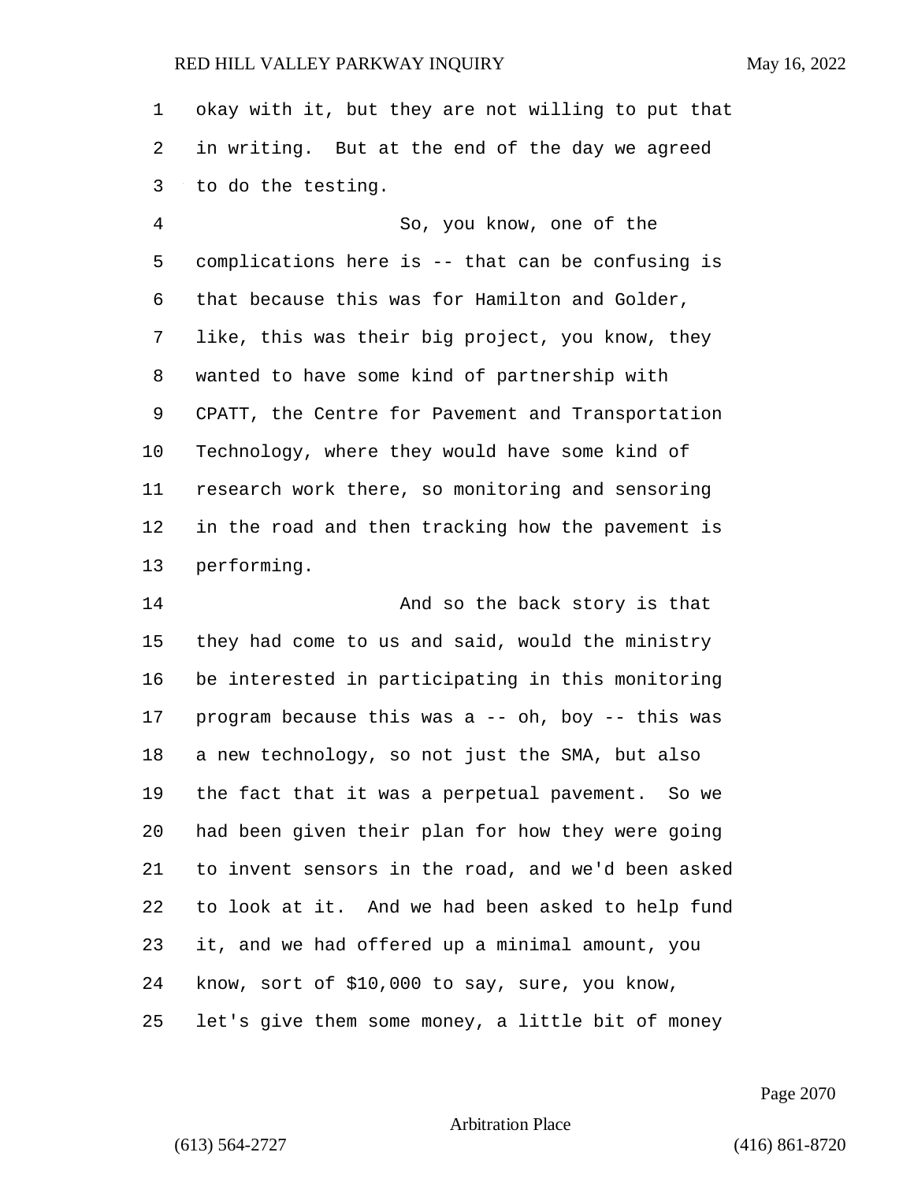okay with it, but they are not willing to put that in writing. But at the end of the day we agreed to do the testing.

So, you know, one of the complications here is -- that can be confusing is that because this was for Hamilton and Golder, like, this was their big project, you know, they wanted to have some kind of partnership with CPATT, the Centre for Pavement and Transportation Technology, where they would have some kind of research work there, so monitoring and sensoring in the road and then tracking how the pavement is performing.

And so the back story is that they had come to us and said, would the ministry be interested in participating in this monitoring program because this was a -- oh, boy -- this was a new technology, so not just the SMA, but also the fact that it was a perpetual pavement. So we had been given their plan for how they were going to invent sensors in the road, and we'd been asked to look at it. And we had been asked to help fund it, and we had offered up a minimal amount, you know, sort of $10,000 to say, sure, you know, let's give them some money, a little bit of money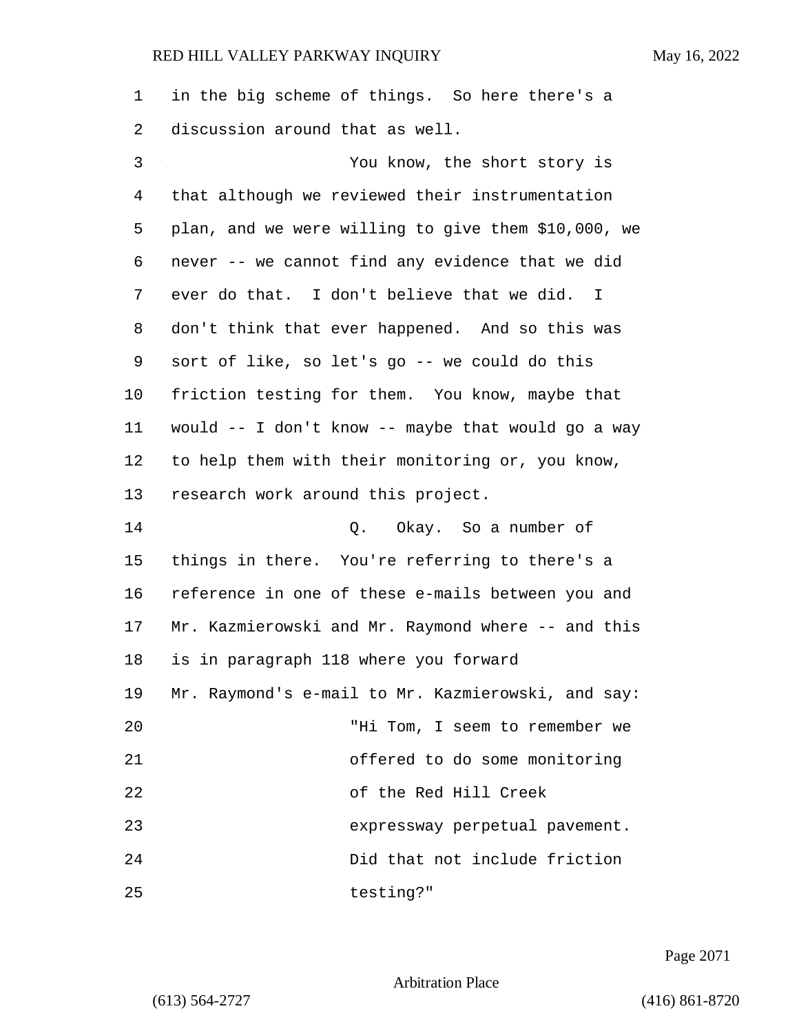in the big scheme of things. So here there's a discussion around that as well.

You know, the short story is that although we reviewed their instrumentation plan, and we were willing to give them $10,000, we never -- we cannot find any evidence that we did ever do that. I don't believe that we did. I don't think that ever happened. And so this was sort of like, so let's go -- we could do this friction testing for them. You know, maybe that would -- I don't know -- maybe that would go a way to help them with their monitoring or, you know, research work around this project.

Q. Okay. So a number of things in there. You're referring to there's a reference in one of these e-mails between you and Mr. Kazmierowski and Mr. Raymond where -- and this is in paragraph 118 where you forward Mr. Raymond's e-mail to Mr. Kazmierowski, and say:

> "Hi Tom, I seem to remember we offered to do some monitoring of the Red Hill Creek expressway perpetual pavement. Did that not include friction testing?"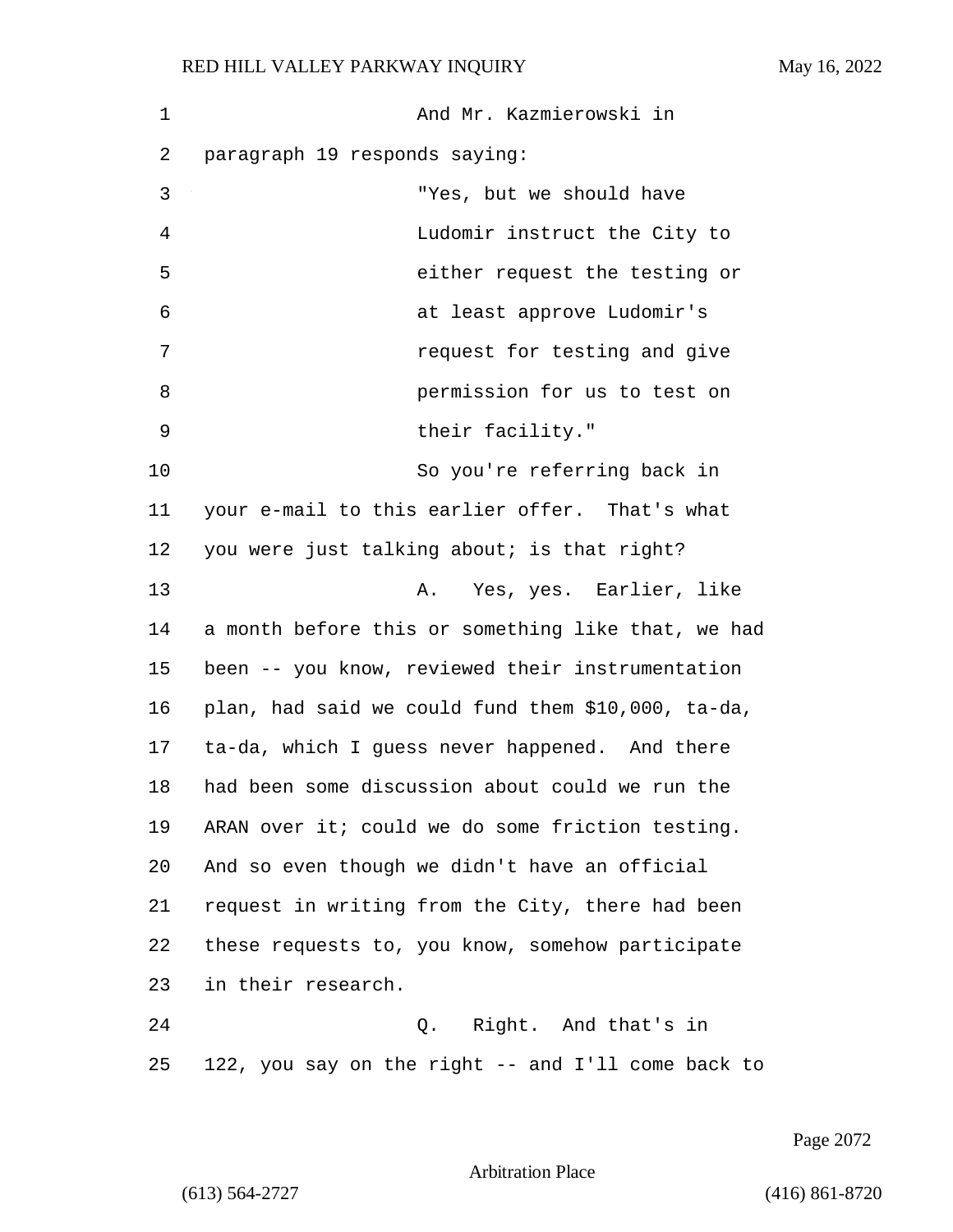And Mr. Kazmierowski in paragraph 19 responds saying:

> "Yes, but we should have Ludomir instruct the City to either request the testing or at least approve Ludomir's request for testing and give permission for us to test on their facility."

So you're referring back in your e-mail to this earlier offer. That's what you were just talking about; is that right?

A. Yes, yes. Earlier, like a month before this or something like that, we had been -- you know, reviewed their instrumentation plan, had said we could fund them $10,000, ta-da, ta-da, which I guess never happened. And there had been some discussion about could we run the ARAN over it; could we do some friction testing. And so even though we didn't have an official request in writing from the City, there had been these requests to, you know, somehow participate in their research.

Q. Right. And that's in 122, you say on the right -- and I'll come back to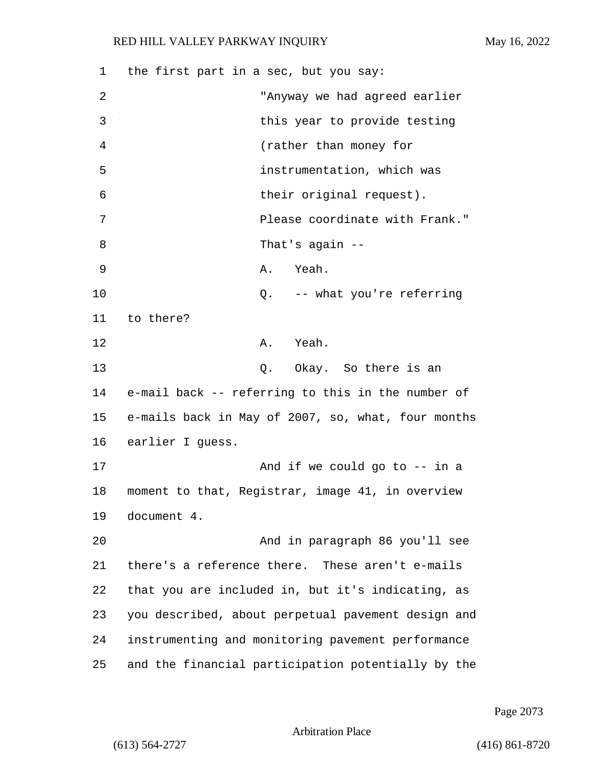the first part in a sec, but you say:

"Anyway we had agreed earlier this year to provide testing (rather than money for instrumentation, which was their original request). Please coordinate with Frank."

That's again --

A. Yeah.

Q. -- what you're referring to there?

A. Yeah.

Q. Okay. So there is an e-mail back -- referring to this in the number of e-mails back in May of 2007, so, what, four months earlier I guess.

And if we could go to -- in a moment to that, Registrar, image 41, in overview document 4.

And in paragraph 86 you'll see there's a reference there. These aren't e-mails that you are included in, but it's indicating, as you described, about perpetual pavement design and instrumenting and monitoring pavement performance and the financial participation potentially by the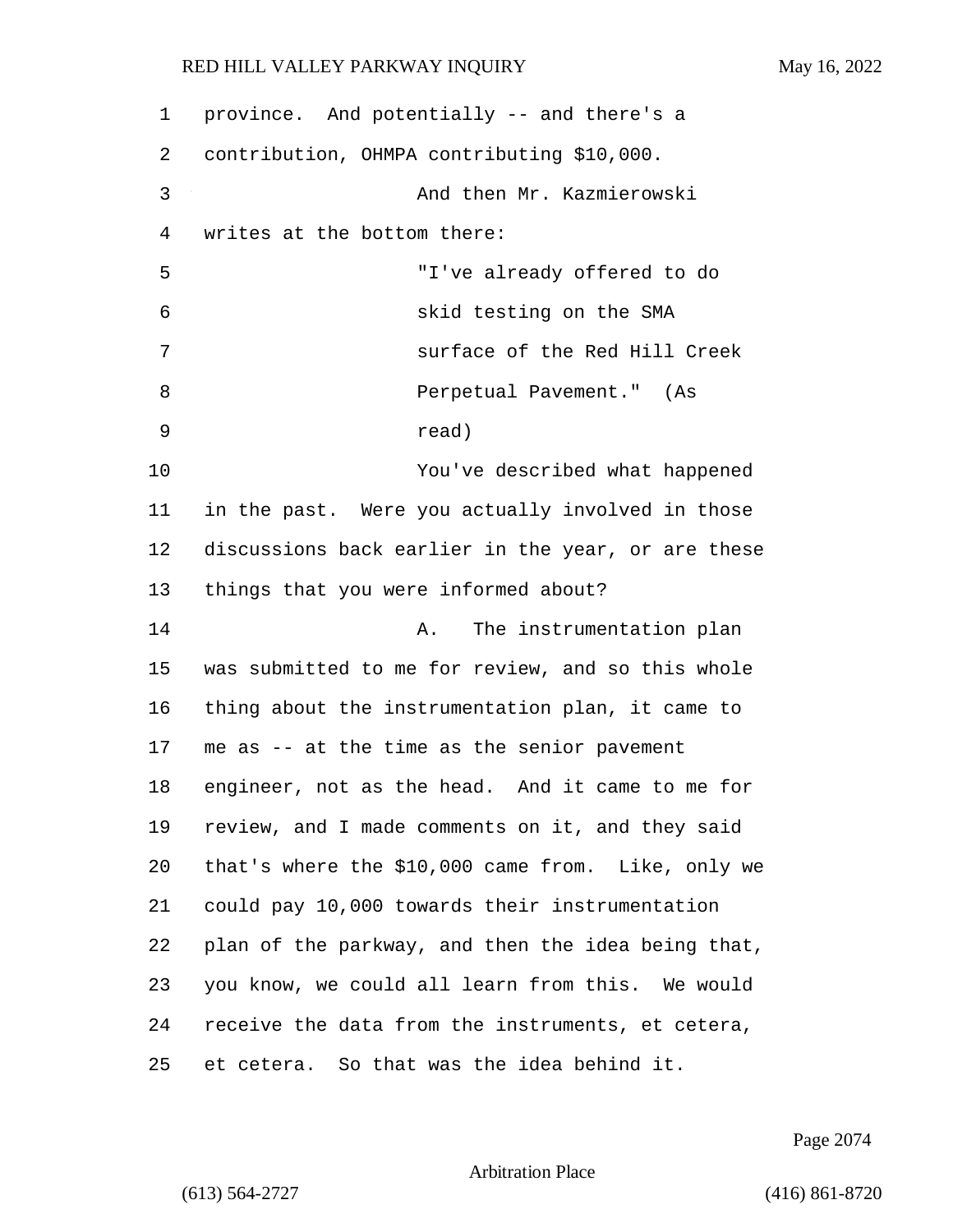province. And potentially -- and there's a contribution, OHMPA contributing $10,000.

And then Mr. Kazmierowski writes at the bottom there:

> "I've already offered to do skid testing on the SMA surface of the Red Hill Creek Perpetual Pavement." (As read)

You've described what happened in the past. Were you actually involved in those discussions back earlier in the year, or are these things that you were informed about?

A. The instrumentation plan was submitted to me for review, and so this whole thing about the instrumentation plan, it came to me as -- at the time as the senior pavement engineer, not as the head. And it came to me for review, and I made comments on it, and they said that's where the $10,000 came from. Like, only we could pay 10,000 towards their instrumentation plan of the parkway, and then the idea being that, you know, we could all learn from this. We would receive the data from the instruments, et cetera, et cetera. So that was the idea behind it.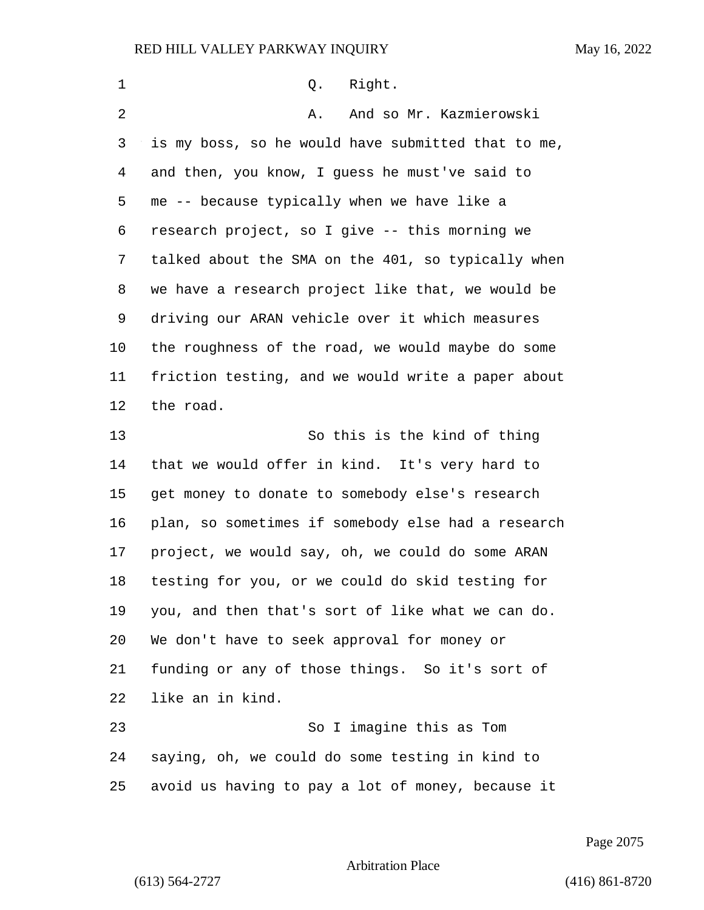Q. Right.

A. And so Mr. Kazmierowski is my boss, so he would have submitted that to me, and then, you know, I guess he must've said to me -- because typically when we have like a research project, so I give -- this morning we talked about the SMA on the 401, so typically when we have a research project like that, we would be driving our ARAN vehicle over it which measures the roughness of the road, we would maybe do some friction testing, and we would write a paper about the road.

So this is the kind of thing that we would offer in kind. It's very hard to get money to donate to somebody else's research plan, so sometimes if somebody else had a research project, we would say, oh, we could do some ARAN testing for you, or we could do skid testing for you, and then that's sort of like what we can do. We don't have to seek approval for money or funding or any of those things. So it's sort of like an in kind.

So I imagine this as Tom saying, oh, we could do some testing in kind to avoid us having to pay a lot of money, because it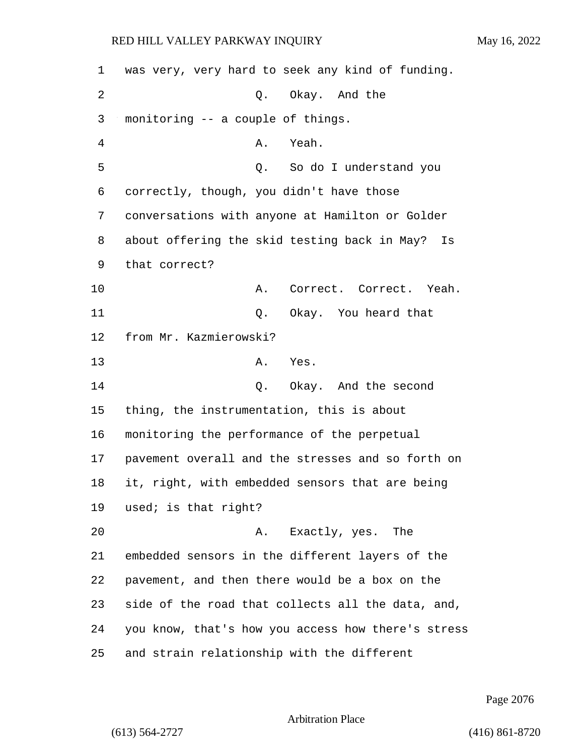1 was very, very hard to seek any kind of funding.

2 Q. Okay. And the

3 monitoring -- a couple of things.

4 A. Yeah.

5 Q. So do I understand you

6 correctly, though, you didn't have those

7 conversations with anyone at Hamilton or Golder

8 about offering the skid testing back in May? Is

9 that correct?

10 A. Correct. Correct. Yeah.

11 Q. Okay. You heard that

12 from Mr. Kazmierowski?

13 A. Yes.

14 Q. Okay. And the second

15 thing, the instrumentation, this is about

16 monitoring the performance of the perpetual

17 pavement overall and the stresses and so forth on

18 it, right, with embedded sensors that are being

19 used; is that right?

20 A. Exactly, yes. The

21 embedded sensors in the different layers of the

22 pavement, and then there would be a box on the

23 side of the road that collects all the data, and,

24 you know, that's how you access how there's stress

25 and strain relationship with the different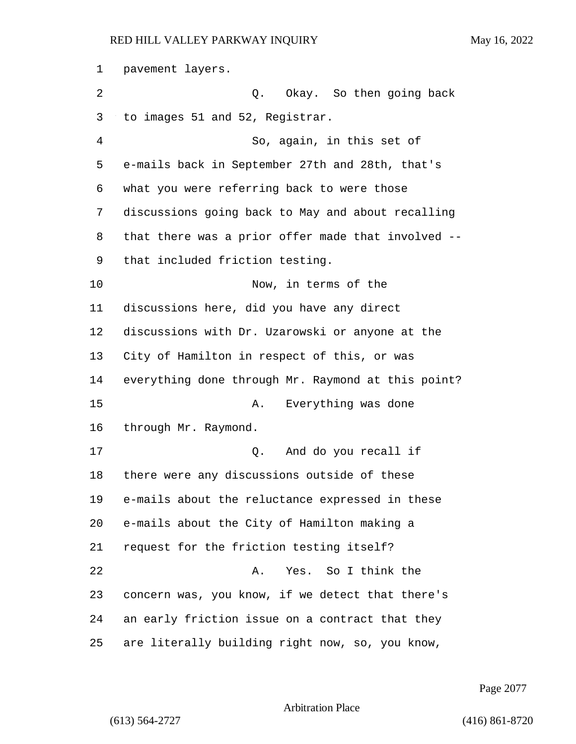pavement layers.

Q. Okay. So then going back to images 51 and 52, Registrar.

So, again, in this set of e-mails back in September 27th and 28th, that's what you were referring back to were those discussions going back to May and about recalling that there was a prior offer made that involved -- that included friction testing.

Now, in terms of the discussions here, did you have any direct discussions with Dr. Uzarowski or anyone at the City of Hamilton in respect of this, or was everything done through Mr. Raymond at this point?

A. Everything was done through Mr. Raymond.

Q. And do you recall if there were any discussions outside of these e-mails about the reluctance expressed in these e-mails about the City of Hamilton making a request for the friction testing itself?

A. Yes. So I think the concern was, you know, if we detect that there's an early friction issue on a contract that they are literally building right now, so, you know,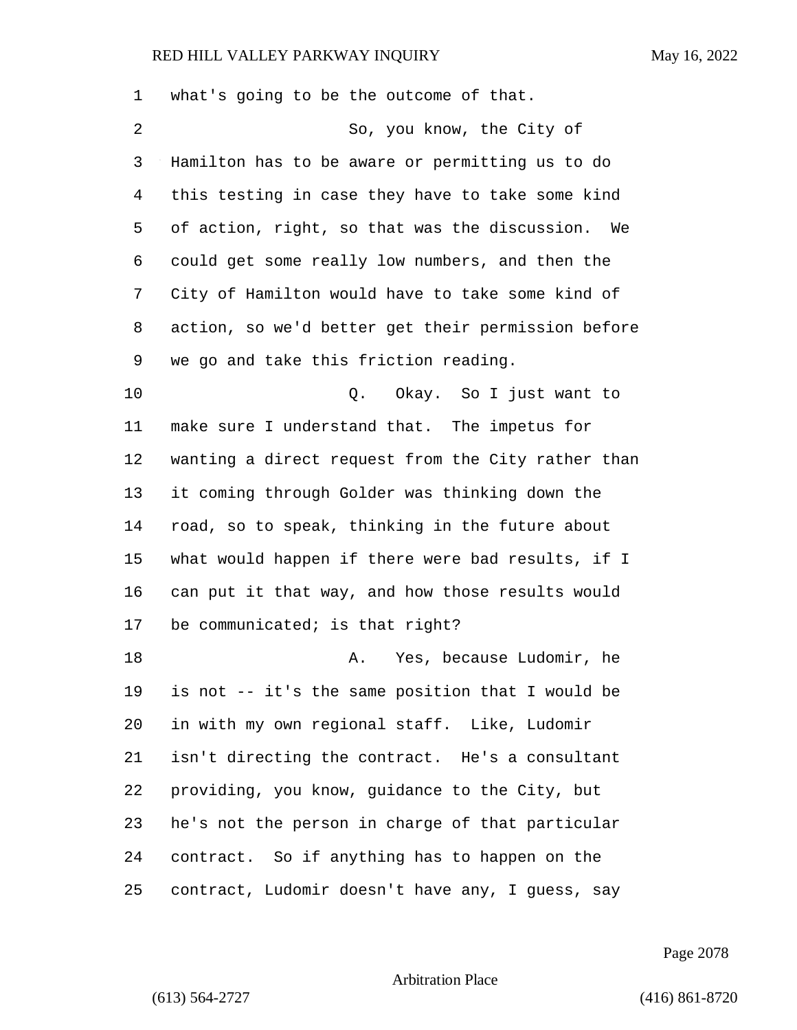what's going to be the outcome of that.

So, you know, the City of Hamilton has to be aware or permitting us to do this testing in case they have to take some kind of action, right, so that was the discussion. We could get some really low numbers, and then the City of Hamilton would have to take some kind of action, so we'd better get their permission before we go and take this friction reading.

Q. Okay. So I just want to make sure I understand that. The impetus for wanting a direct request from the City rather than it coming through Golder was thinking down the road, so to speak, thinking in the future about what would happen if there were bad results, if I can put it that way, and how those results would be communicated; is that right?

A. Yes, because Ludomir, he is not -- it's the same position that I would be in with my own regional staff. Like, Ludomir isn't directing the contract. He's a consultant providing, you know, guidance to the City, but he's not the person in charge of that particular contract. So if anything has to happen on the contract, Ludomir doesn't have any, I guess, say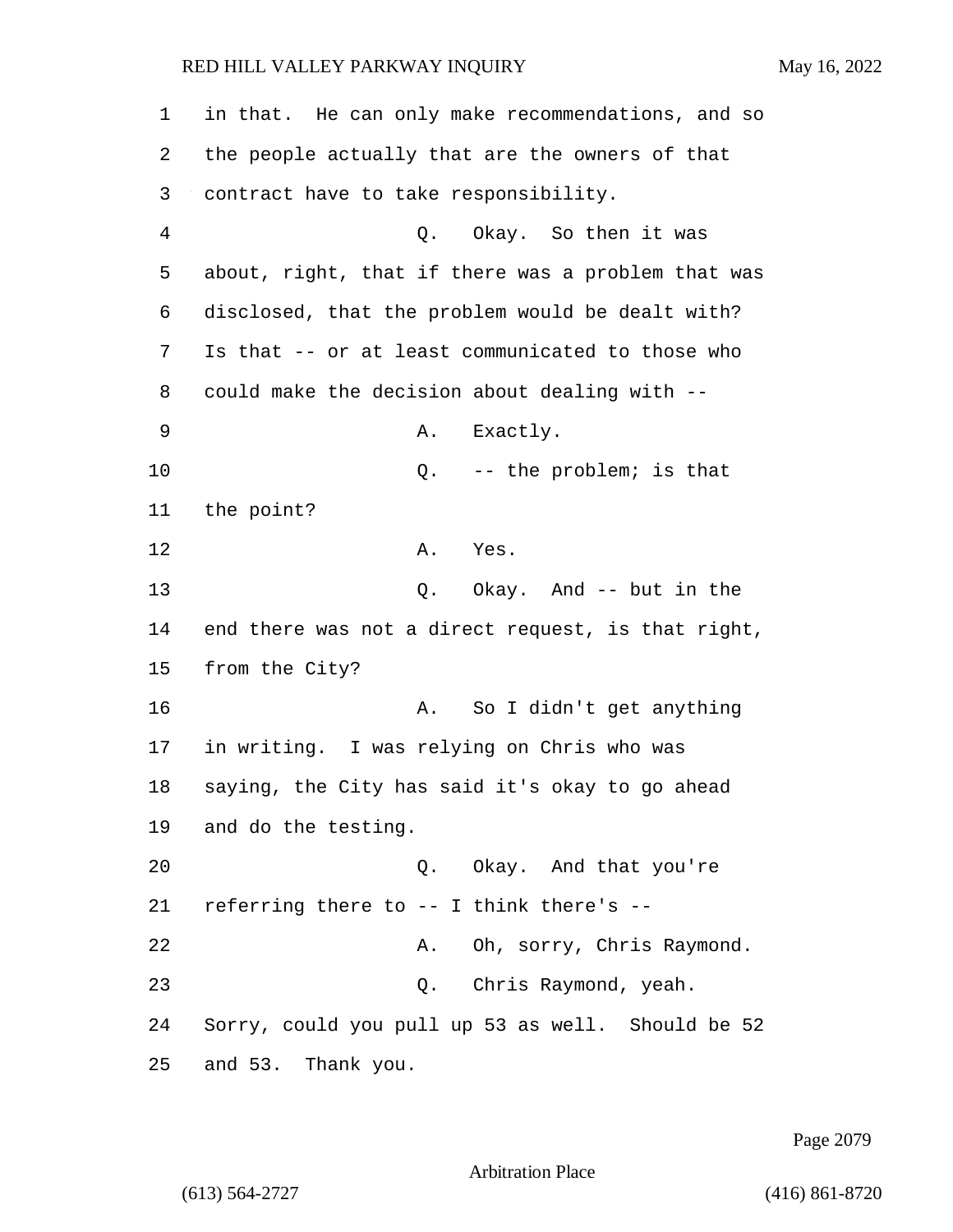in that. He can only make recommendations, and so the people actually that are the owners of that contract have to take responsibility.

Q. Okay. So then it was about, right, that if there was a problem that was disclosed, that the problem would be dealt with? Is that -- or at least communicated to those who could make the decision about dealing with --

A. Exactly.

Q. -- the problem; is that the point?

A. Yes.

Q. Okay. And -- but in the end there was not a direct request, is that right, from the City?

A. So I didn't get anything in writing. I was relying on Chris who was saying, the City has said it's okay to go ahead and do the testing.

Q. Okay. And that you're referring there to -- I think there's --

A. Oh, sorry, Chris Raymond.

Q. Chris Raymond, yeah. Sorry, could you pull up 53 as well. Should be 52 and 53. Thank you.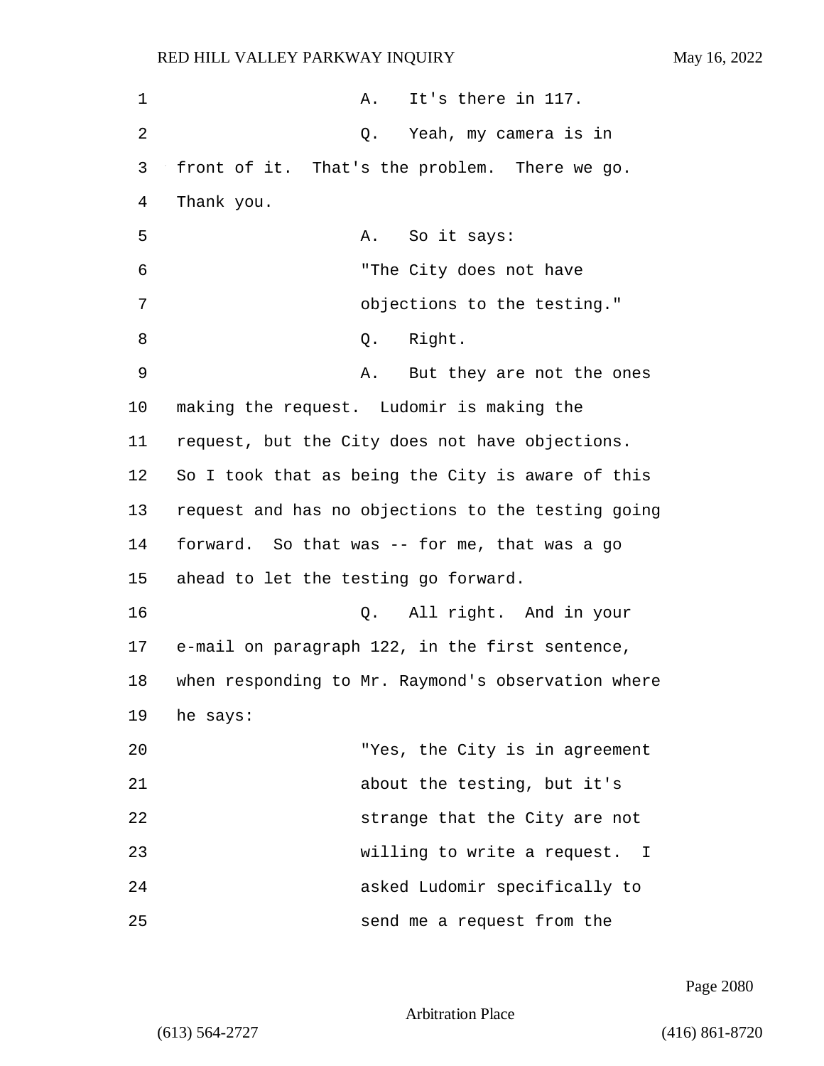A. It's there in 117.

Q. Yeah, my camera is in front of it. That's the problem. There we go. Thank you.

A. So it says:

"The City does not have objections to the testing."

Q. Right.

A. But they are not the ones making the request. Ludomir is making the request, but the City does not have objections. So I took that as being the City is aware of this request and has no objections to the testing going forward. So that was -- for me, that was a go ahead to let the testing go forward.

Q. All right. And in your e-mail on paragraph 122, in the first sentence, when responding to Mr. Raymond's observation where he says:

"Yes, the City is in agreement about the testing, but it's strange that the City are not willing to write a request. I asked Ludomir specifically to send me a request from the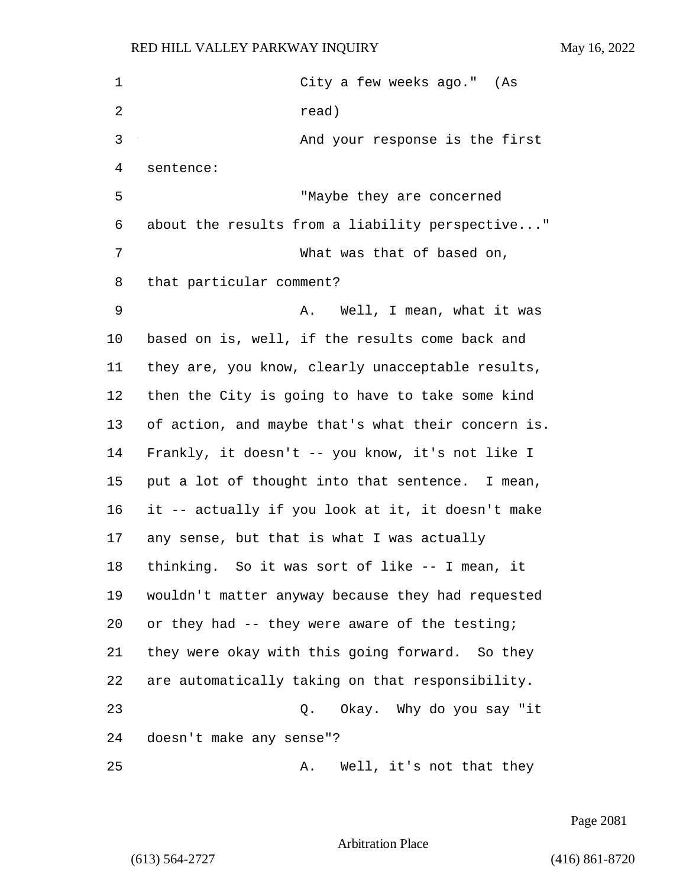City a few weeks ago." (As read)

And your response is the first sentence:

"Maybe they are concerned about the results from a liability perspective..."

What was that of based on, that particular comment?

A. Well, I mean, what it was based on is, well, if the results come back and they are, you know, clearly unacceptable results, then the City is going to have to take some kind of action, and maybe that's what their concern is. Frankly, it doesn't -- you know, it's not like I put a lot of thought into that sentence. I mean, it -- actually if you look at it, it doesn't make any sense, but that is what I was actually thinking. So it was sort of like -- I mean, it wouldn't matter anyway because they had requested or they had -- they were aware of the testing; they were okay with this going forward. So they are automatically taking on that responsibility.

Q. Okay. Why do you say "it doesn't make any sense"?

A. Well, it's not that they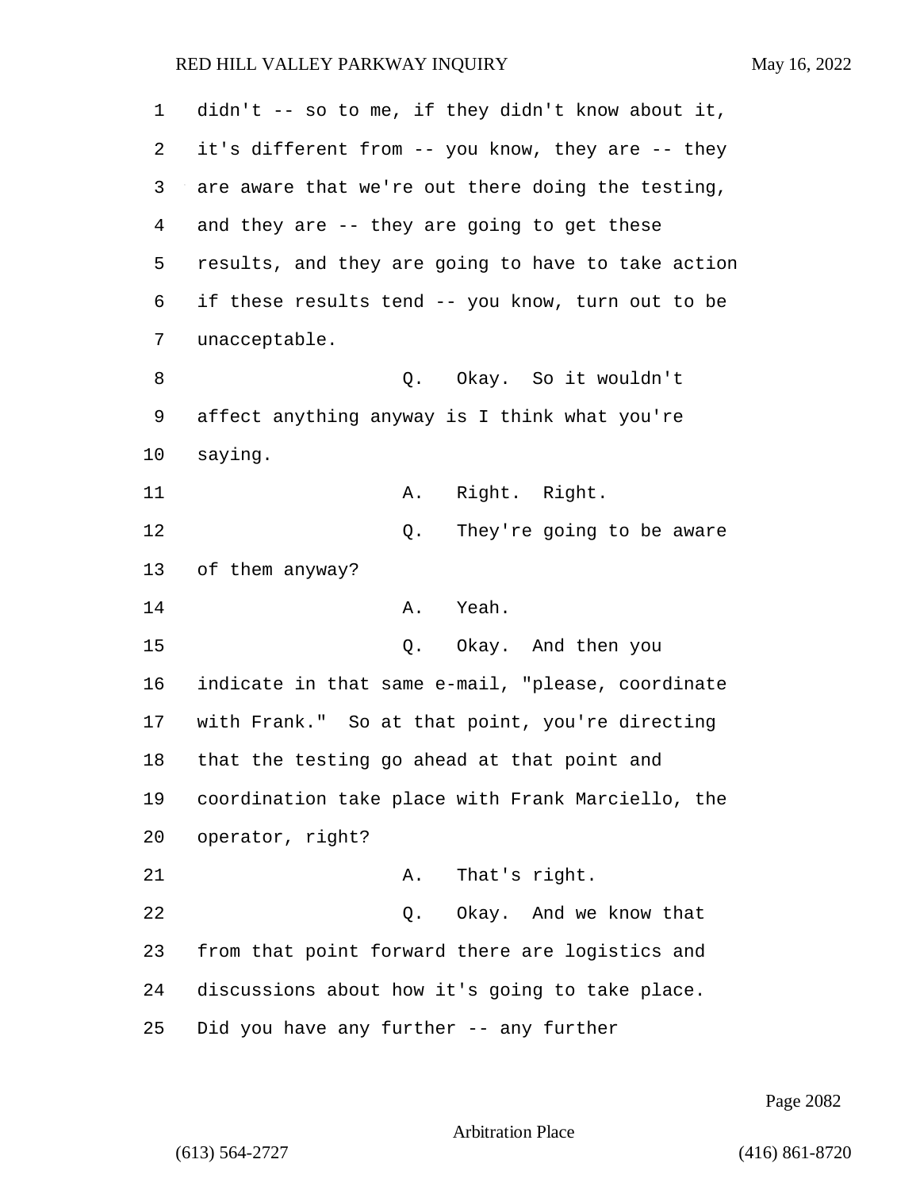didn't -- so to me, if they didn't know about it, it's different from -- you know, they are -- they are aware that we're out there doing the testing, and they are -- they are going to get these results, and they are going to have to take action if these results tend -- you know, turn out to be unacceptable.

Q. Okay. So it wouldn't affect anything anyway is I think what you're saying.

A. Right. Right.

Q. They're going to be aware of them anyway?

A. Yeah.

Q. Okay. And then you indicate in that same e-mail, "please, coordinate with Frank." So at that point, you're directing that the testing go ahead at that point and coordination take place with Frank Marciello, the operator, right?

A. That's right.

Q. Okay. And we know that from that point forward there are logistics and discussions about how it's going to take place. Did you have any further -- any further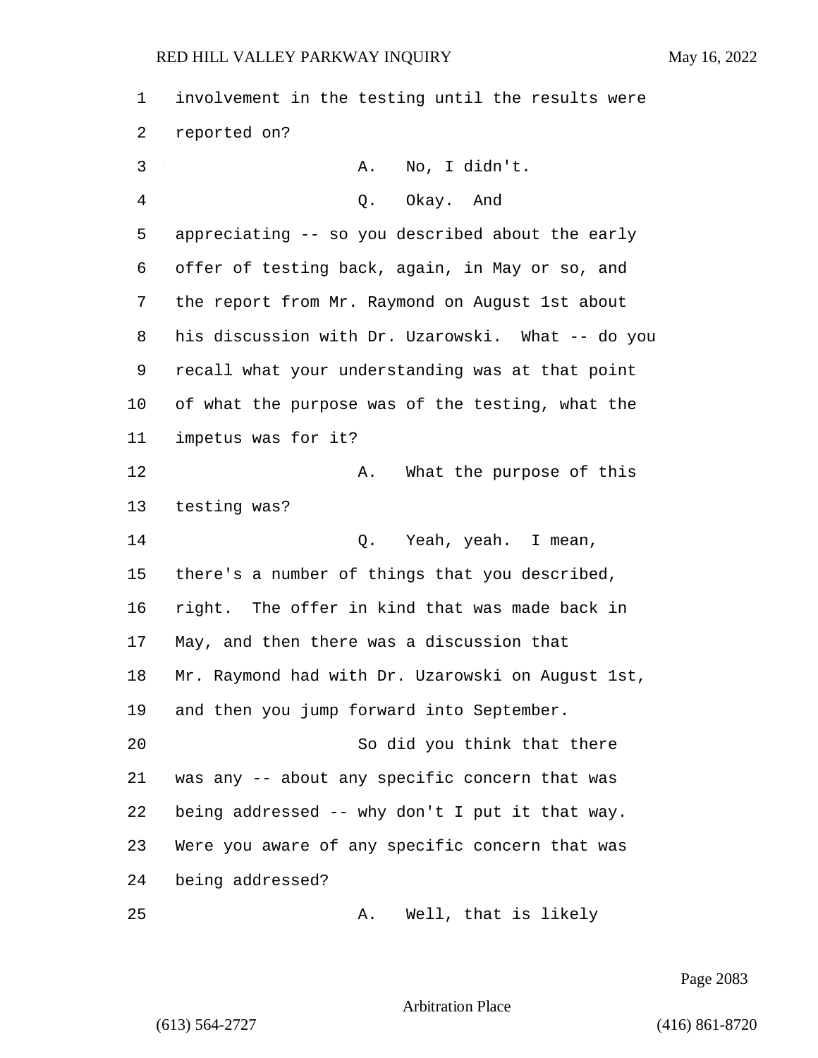involvement in the testing until the results were reported on?

A. No, I didn't.

Q. Okay. And appreciating -- so you described about the early offer of testing back, again, in May or so, and the report from Mr. Raymond on August 1st about his discussion with Dr. Uzarowski. What -- do you recall what your understanding was at that point of what the purpose was of the testing, what the impetus was for it?

A. What the purpose of this testing was?

Q. Yeah, yeah. I mean, there's a number of things that you described, right. The offer in kind that was made back in May, and then there was a discussion that Mr. Raymond had with Dr. Uzarowski on August 1st, and then you jump forward into September.

So did you think that there was any -- about any specific concern that was being addressed -- why don't I put it that way. Were you aware of any specific concern that was being addressed?

A. Well, that is likely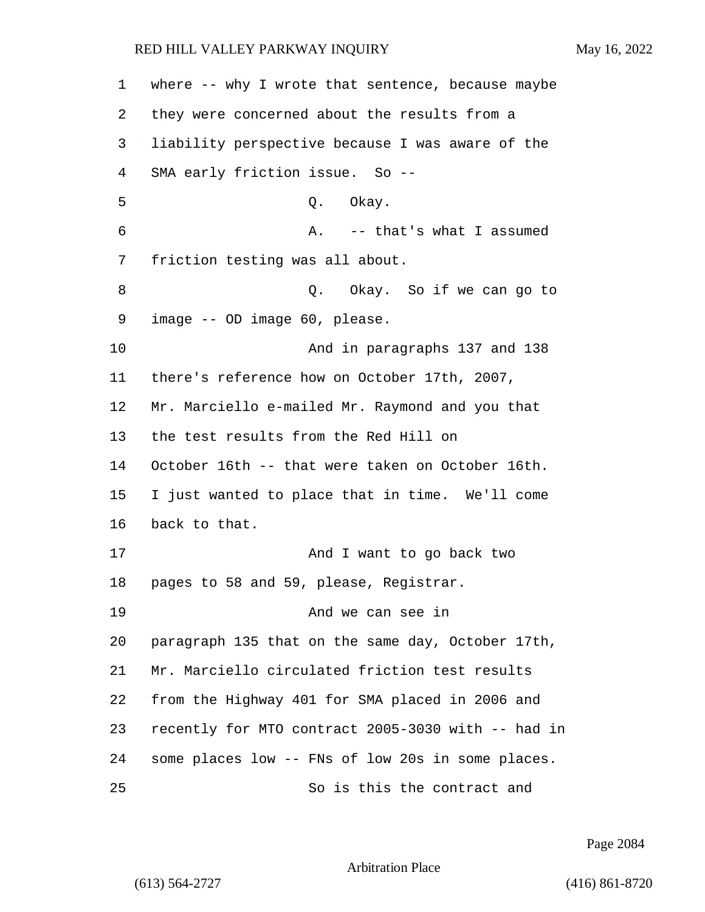where -- why I wrote that sentence, because maybe they were concerned about the results from a liability perspective because I was aware of the SMA early friction issue. So --

Q. Okay.

A. -- that's what I assumed friction testing was all about.

Q. Okay. So if we can go to image -- OD image 60, please.

And in paragraphs 137 and 138 there's reference how on October 17th, 2007, Mr. Marciello e-mailed Mr. Raymond and you that the test results from the Red Hill on October 16th -- that were taken on October 16th. I just wanted to place that in time. We'll come back to that.

And I want to go back two pages to 58 and 59, please, Registrar.

And we can see in paragraph 135 that on the same day, October 17th, Mr. Marciello circulated friction test results from the Highway 401 for SMA placed in 2006 and recently for MTO contract 2005-3030 with -- had in some places low -- FNs of low 20s in some places.

So is this the contract and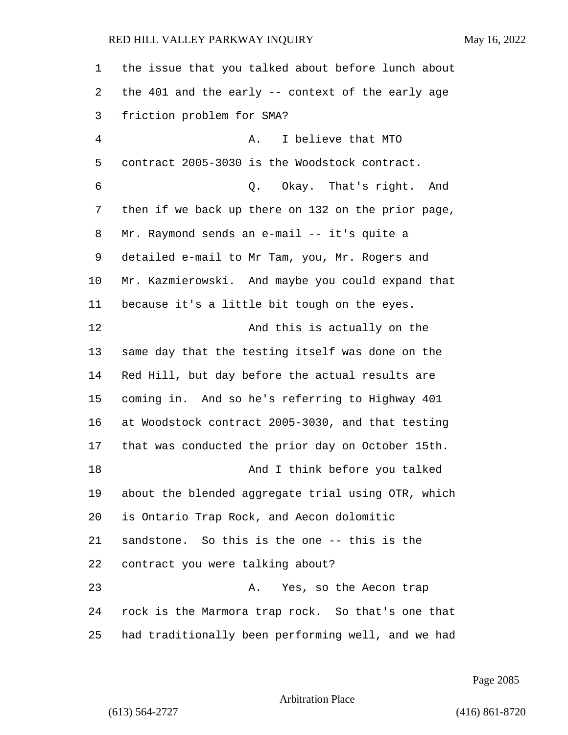the issue that you talked about before lunch about the 401 and the early -- context of the early age friction problem for SMA?

A. I believe that MTO contract 2005-3030 is the Woodstock contract.

Q. Okay. That's right. And then if we back up there on 132 on the prior page, Mr. Raymond sends an e-mail -- it's quite a detailed e-mail to Mr Tam, you, Mr. Rogers and Mr. Kazmierowski. And maybe you could expand that because it's a little bit tough on the eyes.

And this is actually on the same day that the testing itself was done on the Red Hill, but day before the actual results are coming in. And so he's referring to Highway 401 at Woodstock contract 2005-3030, and that testing that was conducted the prior day on October 15th.

And I think before you talked about the blended aggregate trial using OTR, which is Ontario Trap Rock, and Aecon dolomitic sandstone. So this is the one -- this is the contract you were talking about?

A. Yes, so the Aecon trap rock is the Marmora trap rock. So that's one that had traditionally been performing well, and we had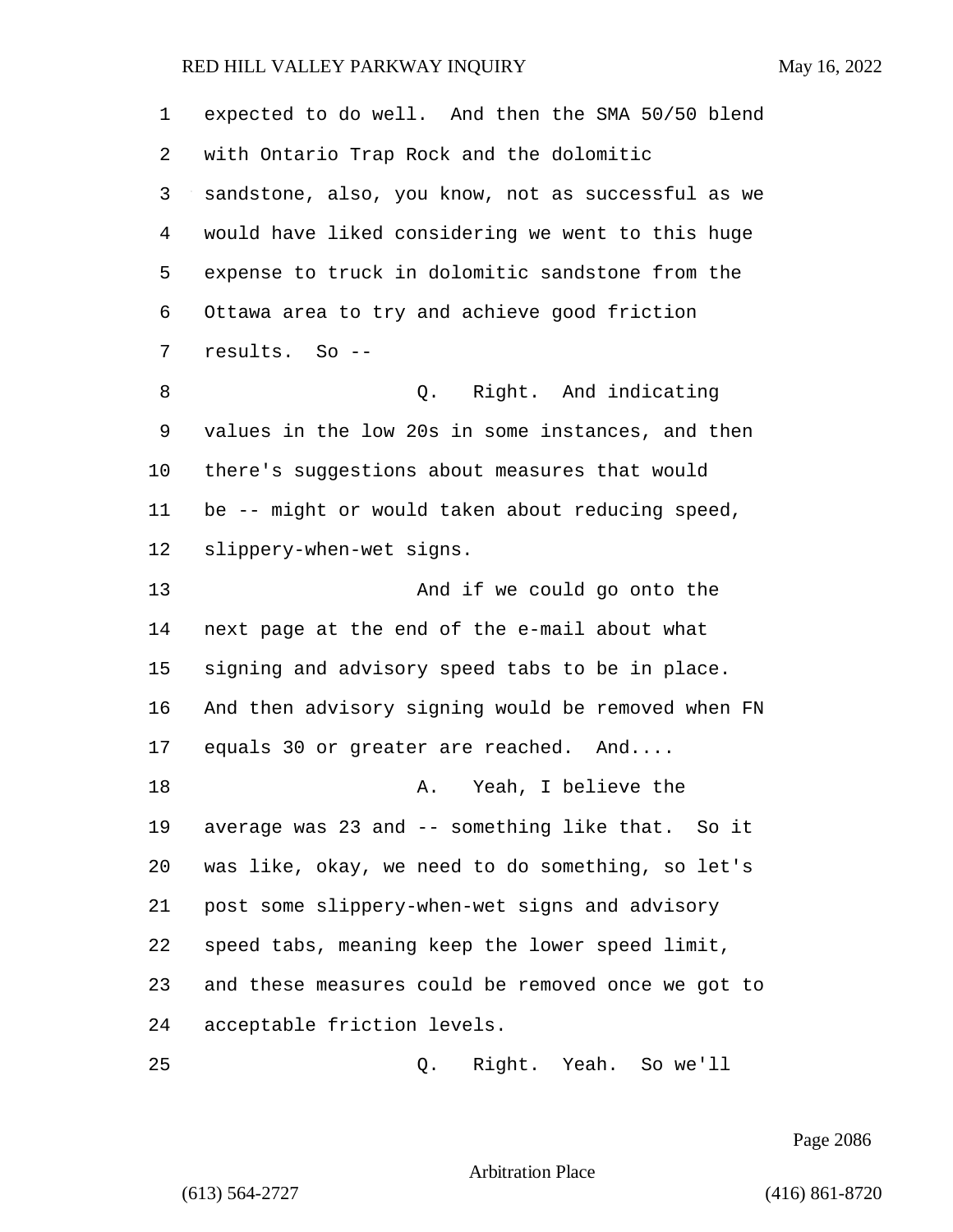expected to do well. And then the SMA 50/50 blend with Ontario Trap Rock and the dolomitic sandstone, also, you know, not as successful as we would have liked considering we went to this huge expense to truck in dolomitic sandstone from the Ottawa area to try and achieve good friction results. So --

Q. Right. And indicating values in the low 20s in some instances, and then there's suggestions about measures that would be -- might or would taken about reducing speed, slippery-when-wet signs.

And if we could go onto the next page at the end of the e-mail about what signing and advisory speed tabs to be in place. And then advisory signing would be removed when FN equals 30 or greater are reached. And....

A. Yeah, I believe the average was 23 and -- something like that. So it was like, okay, we need to do something, so let's post some slippery-when-wet signs and advisory speed tabs, meaning keep the lower speed limit, and these measures could be removed once we got to acceptable friction levels.

Q. Right. Yeah. So we'll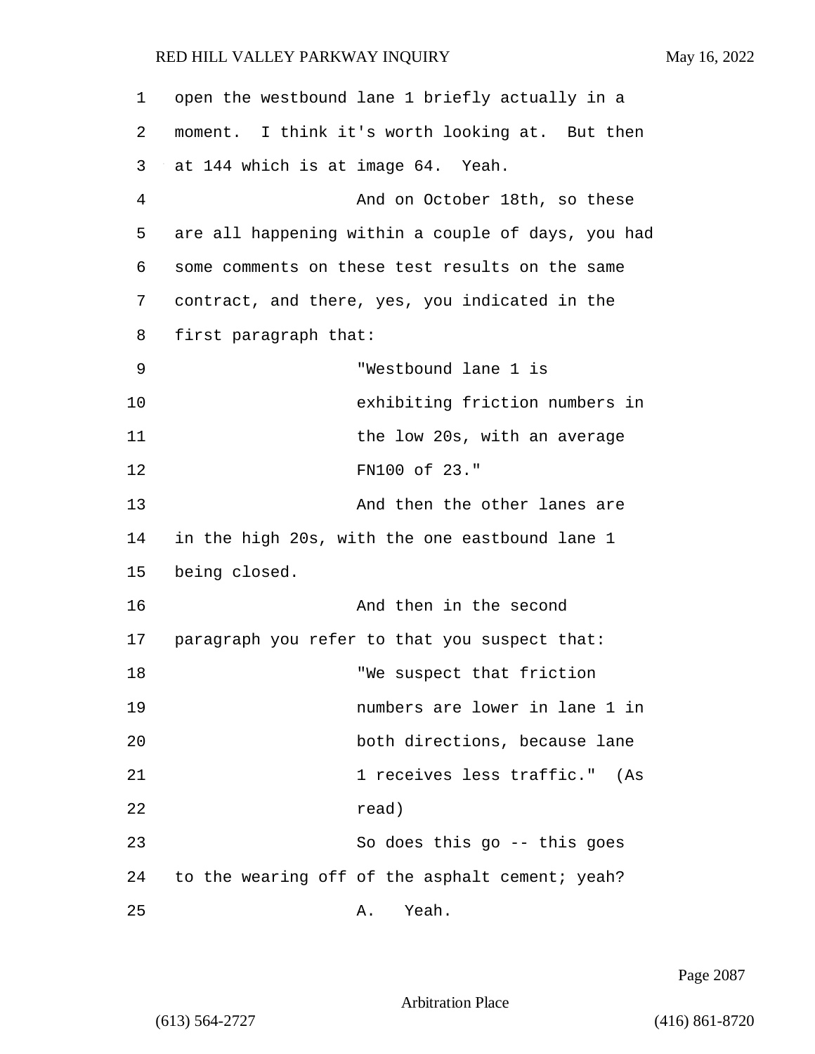open the westbound lane 1 briefly actually in a moment. I think it's worth looking at. But then at 144 which is at image 64. Yeah.

And on October 18th, so these are all happening within a couple of days, you had some comments on these test results on the same contract, and there, yes, you indicated in the first paragraph that:

> "Westbound lane 1 is exhibiting friction numbers in the low 20s, with an average FN100 of 23."

And then the other lanes are in the high 20s, with the one eastbound lane 1 being closed.

And then in the second paragraph you refer to that you suspect that:

> "We suspect that friction numbers are lower in lane 1 in both directions, because lane 1 receives less traffic." (As read)

So does this go -- this goes to the wearing off of the asphalt cement; yeah?

A. Yeah.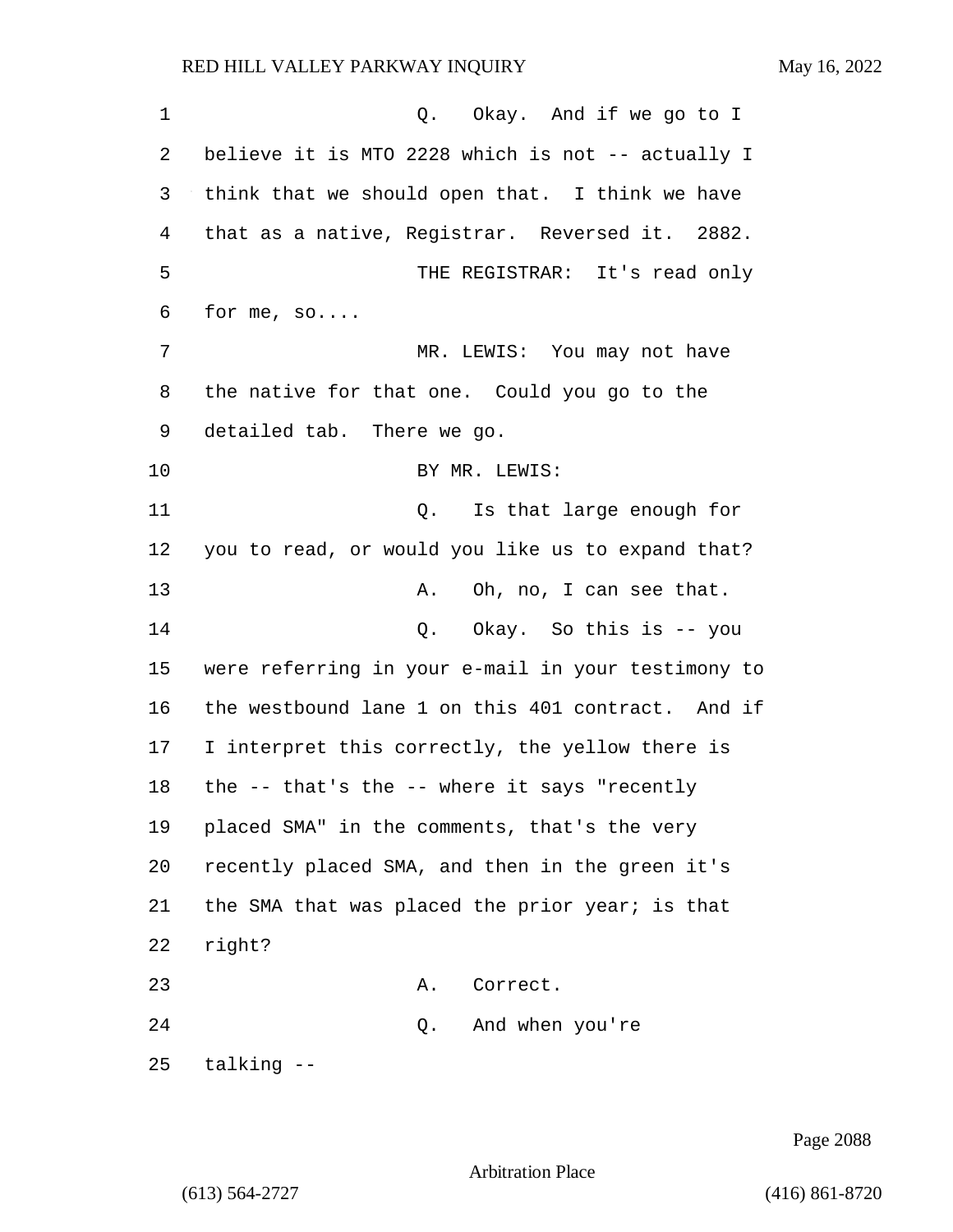Q. Okay. And if we go to I believe it is MTO 2228 which is not -- actually I think that we should open that. I think we have that as a native, Registrar. Reversed it. 2882.

THE REGISTRAR: It's read only for me, so....

MR. LEWIS: You may not have the native for that one. Could you go to the detailed tab. There we go.

BY MR. LEWIS:

Q. Is that large enough for you to read, or would you like us to expand that?

A. Oh, no, I can see that.

Q. Okay. So this is -- you were referring in your e-mail in your testimony to the westbound lane 1 on this 401 contract. And if I interpret this correctly, the yellow there is the -- that's the -- where it says "recently placed SMA" in the comments, that's the very recently placed SMA, and then in the green it's the SMA that was placed the prior year; is that right?

A. Correct.

Q. And when you're talking --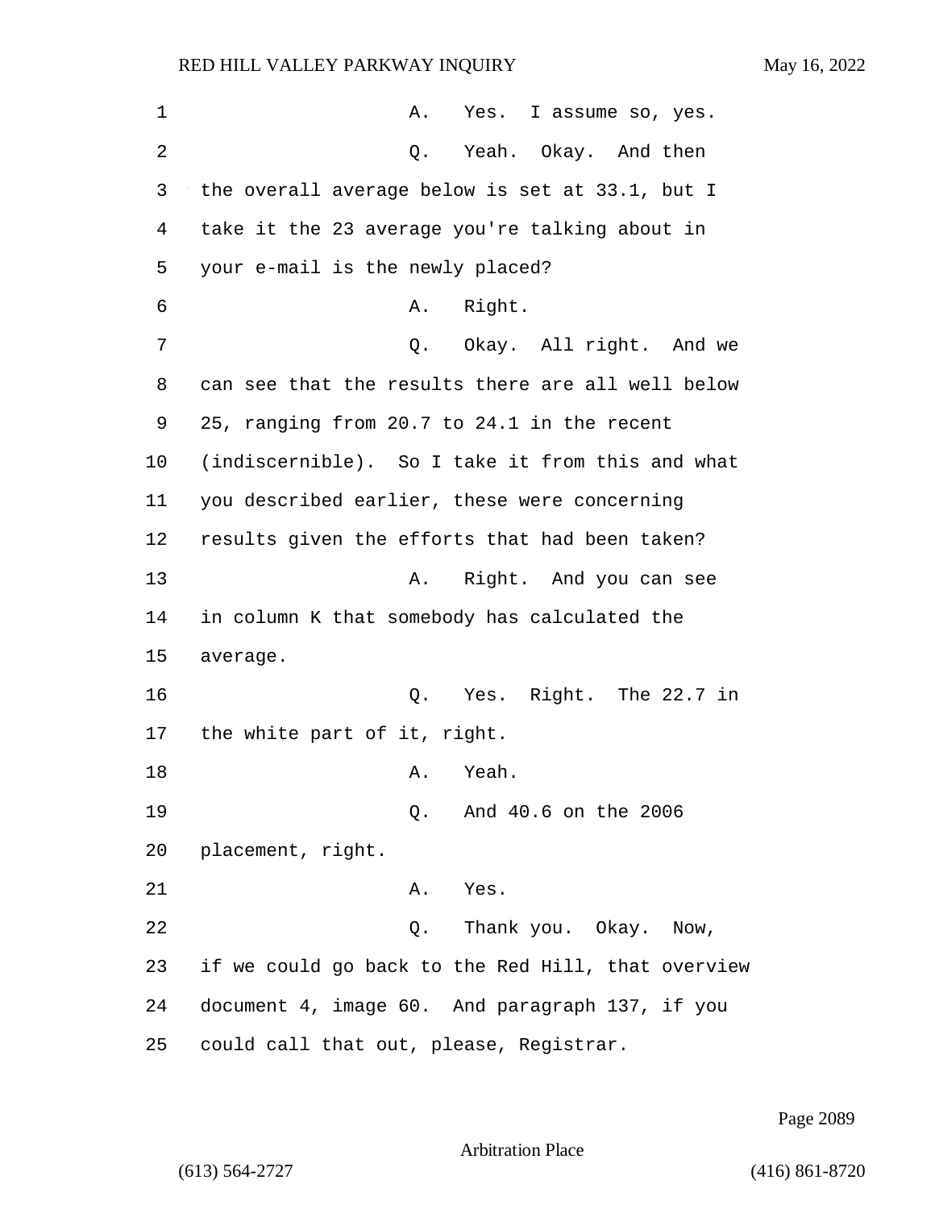A. Yes. I assume so, yes.

Q. Yeah. Okay. And then the overall average below is set at 33.1, but I take it the 23 average you're talking about in your e-mail is the newly placed?

A. Right.

Q. Okay. All right. And we can see that the results there are all well below 25, ranging from 20.7 to 24.1 in the recent (indiscernible). So I take it from this and what you described earlier, these were concerning results given the efforts that had been taken?

A. Right. And you can see in column K that somebody has calculated the average.

Q. Yes. Right. The 22.7 in the white part of it, right.

A. Yeah.

Q. And 40.6 on the 2006 placement, right.

A. Yes.

Q. Thank you. Okay. Now, if we could go back to the Red Hill, that overview document 4, image 60. And paragraph 137, if you could call that out, please, Registrar.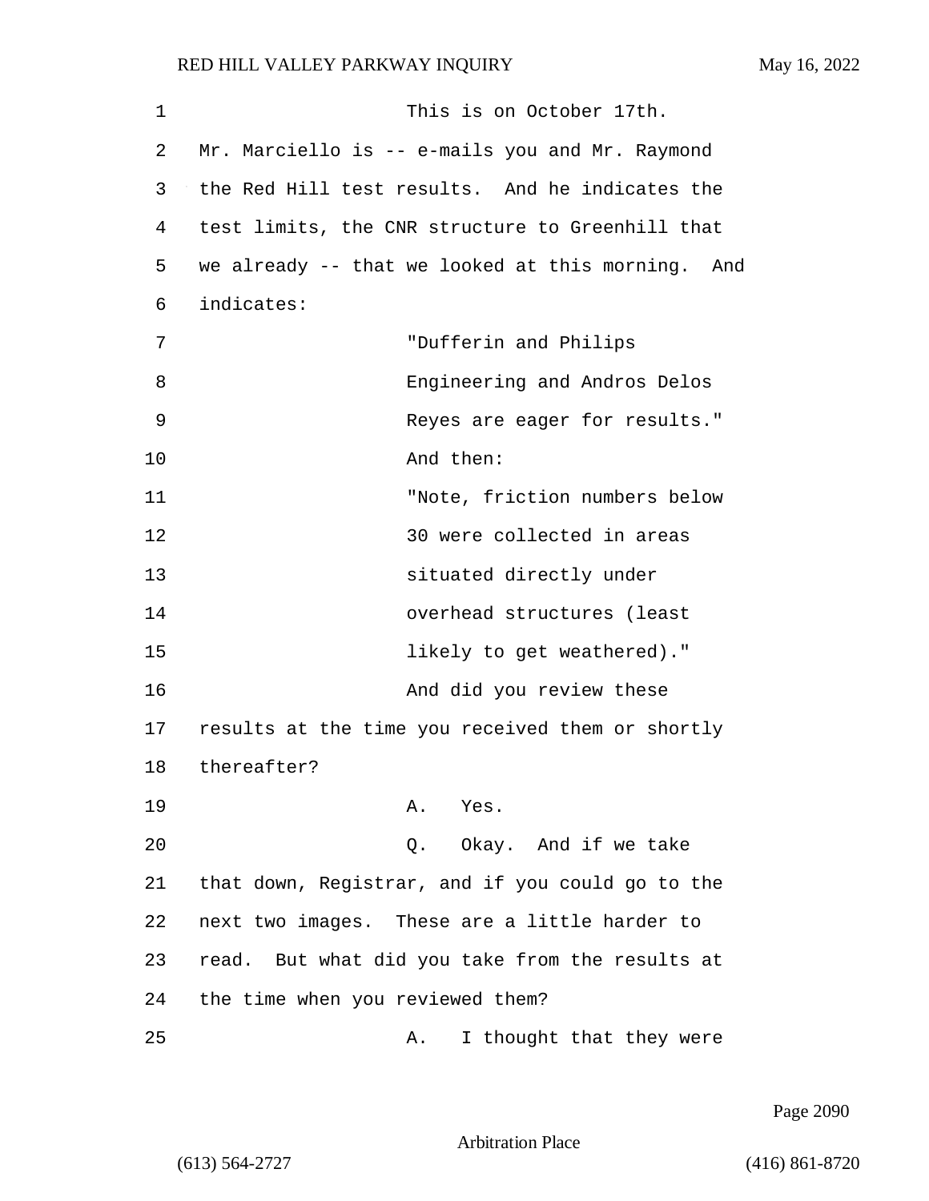This is on October 17th. Mr. Marciello is -- e-mails you and Mr. Raymond the Red Hill test results. And he indicates the test limits, the CNR structure to Greenhill that we already -- that we looked at this morning. And indicates:

> "Dufferin and Philips Engineering and Andros Delos Reyes are eager for results."

And then:

> "Note, friction numbers below 30 were collected in areas situated directly under overhead structures (least likely to get weathered)."

And did you review these results at the time you received them or shortly thereafter?

A. Yes.

Q. Okay. And if we take that down, Registrar, and if you could go to the next two images. These are a little harder to read. But what did you take from the results at the time when you reviewed them?

A. I thought that they were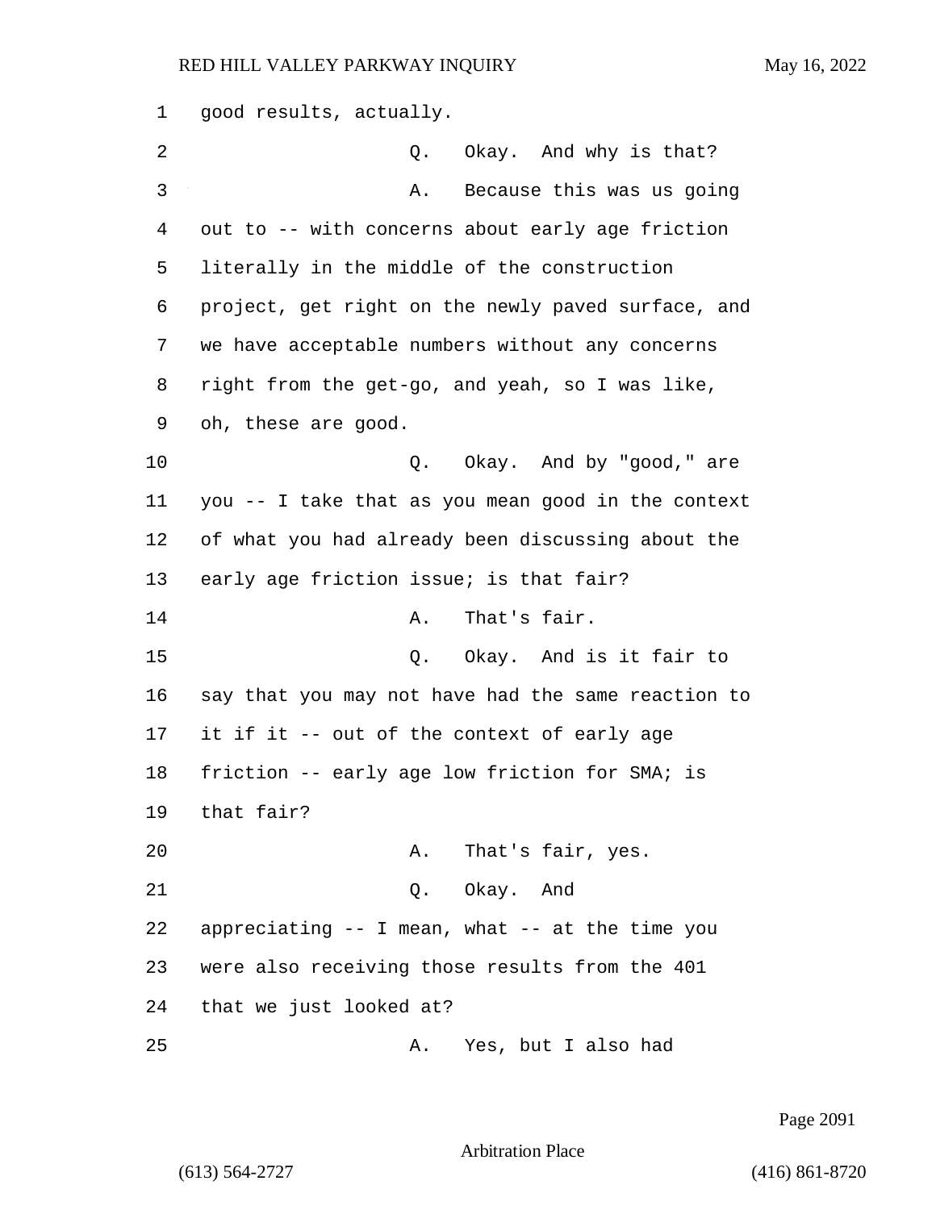good results, actually.

Q. Okay. And why is that?

A. Because this was us going out to -- with concerns about early age friction literally in the middle of the construction project, get right on the newly paved surface, and we have acceptable numbers without any concerns right from the get-go, and yeah, so I was like, oh, these are good.

Q. Okay. And by "good," are you -- I take that as you mean good in the context of what you had already been discussing about the early age friction issue; is that fair?

A. That's fair.

Q. Okay. And is it fair to say that you may not have had the same reaction to it if it -- out of the context of early age friction -- early age low friction for SMA; is that fair?

A. That's fair, yes.

Q. Okay. And appreciating -- I mean, what -- at the time you were also receiving those results from the 401 that we just looked at?

A. Yes, but I also had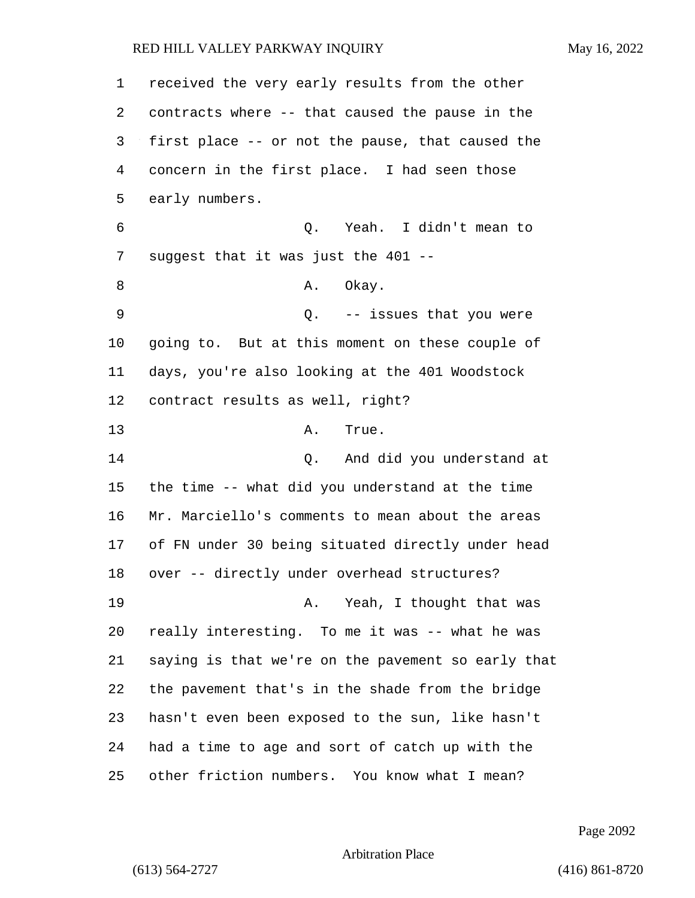received the very early results from the other contracts where -- that caused the pause in the first place -- or not the pause, that caused the concern in the first place. I had seen those early numbers.

Q. Yeah. I didn't mean to suggest that it was just the 401 --

A. Okay.

Q. -- issues that you were going to. But at this moment on these couple of days, you're also looking at the 401 Woodstock contract results as well, right?

A. True.

Q. And did you understand at the time -- what did you understand at the time Mr. Marciello's comments to mean about the areas of FN under 30 being situated directly under head over -- directly under overhead structures?

A. Yeah, I thought that was really interesting. To me it was -- what he was saying is that we're on the pavement so early that the pavement that's in the shade from the bridge hasn't even been exposed to the sun, like hasn't had a time to age and sort of catch up with the other friction numbers. You know what I mean?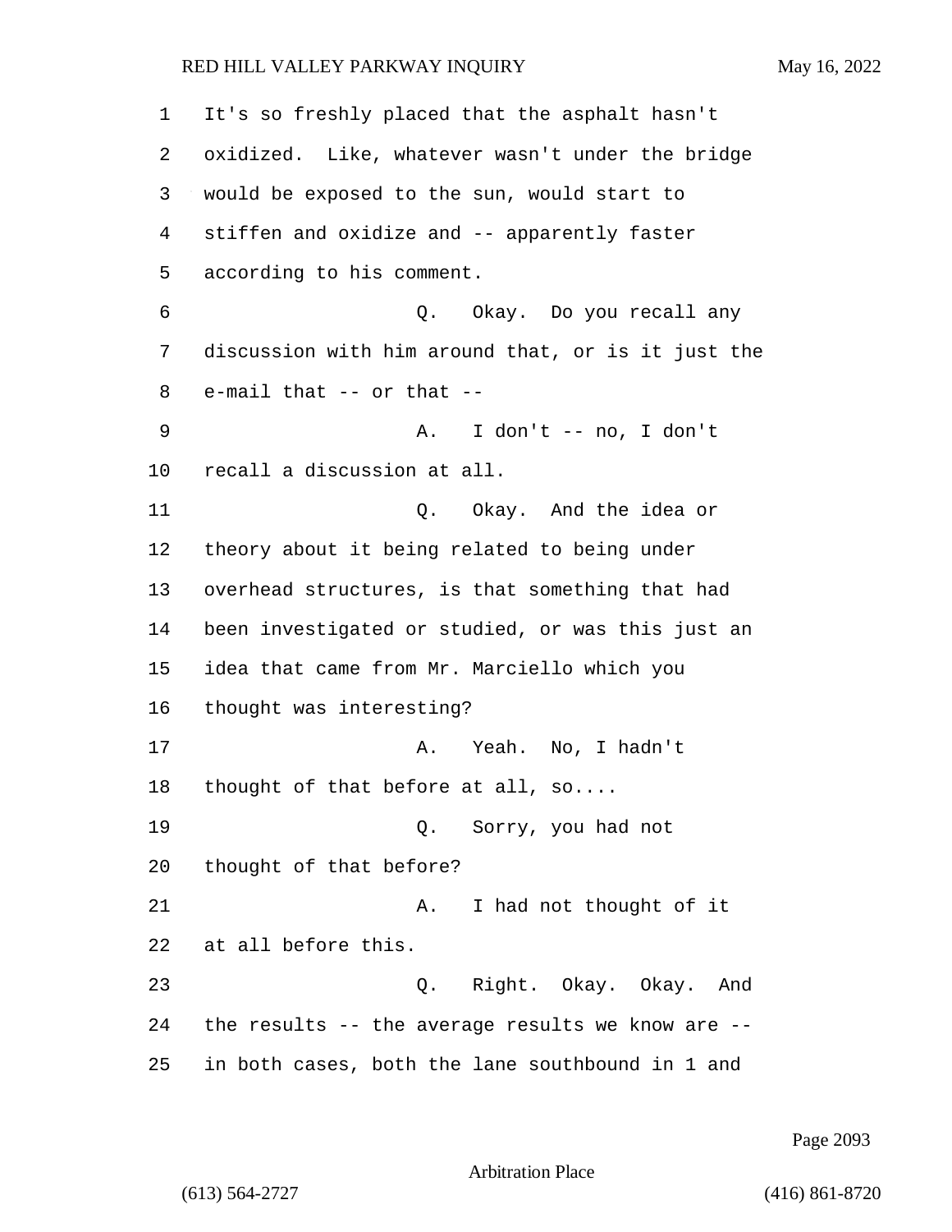1 It's so freshly placed that the asphalt hasn't
2 oxidized. Like, whatever wasn't under the bridge
3 would be exposed to the sun, would start to
4 stiffen and oxidize and -- apparently faster
5 according to his comment.
6 Q. Okay. Do you recall any
7 discussion with him around that, or is it just the
8 e-mail that -- or that --
9 A. I don't -- no, I don't
10 recall a discussion at all.
11 Q. Okay. And the idea or
12 theory about it being related to being under
13 overhead structures, is that something that had
14 been investigated or studied, or was this just an
15 idea that came from Mr. Marciello which you
16 thought was interesting?
17 A. Yeah. No, I hadn't
18 thought of that before at all, so....
19 Q. Sorry, you had not
20 thought of that before?
21 A. I had not thought of it
22 at all before this.
23 Q. Right. Okay. Okay. And
24 the results -- the average results we know are --
25 in both cases, both the lane southbound in 1 and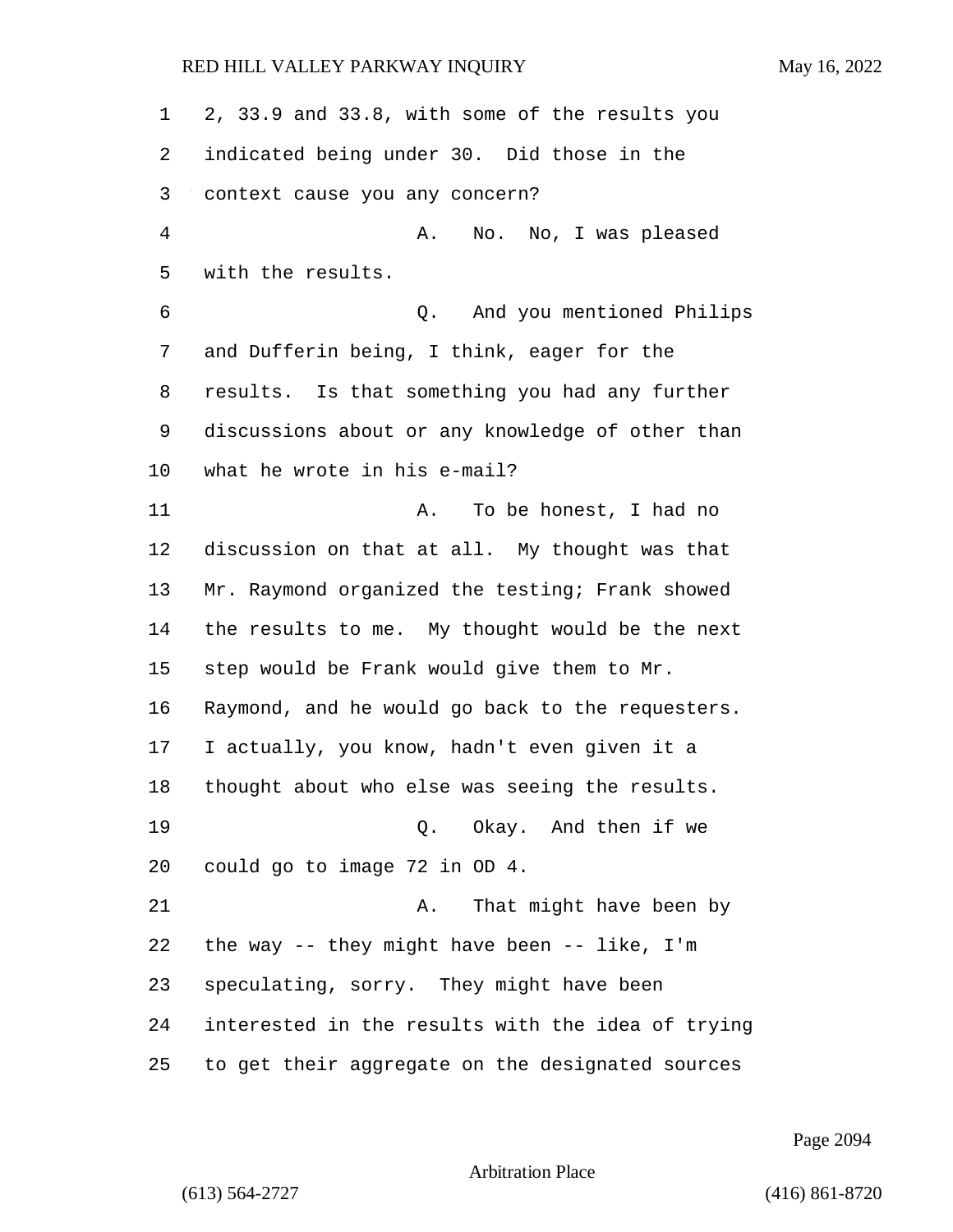2, 33.9 and 33.8, with some of the results you indicated being under 30. Did those in the context cause you any concern?

A. No. No, I was pleased with the results.

Q. And you mentioned Philips and Dufferin being, I think, eager for the results. Is that something you had any further discussions about or any knowledge of other than what he wrote in his e-mail?

A. To be honest, I had no discussion on that at all. My thought was that Mr. Raymond organized the testing; Frank showed the results to me. My thought would be the next step would be Frank would give them to Mr. Raymond, and he would go back to the requesters. I actually, you know, hadn't even given it a thought about who else was seeing the results.

Q. Okay. And then if we could go to image 72 in OD 4.

A. That might have been by the way -- they might have been -- like, I'm speculating, sorry. They might have been interested in the results with the idea of trying to get their aggregate on the designated sources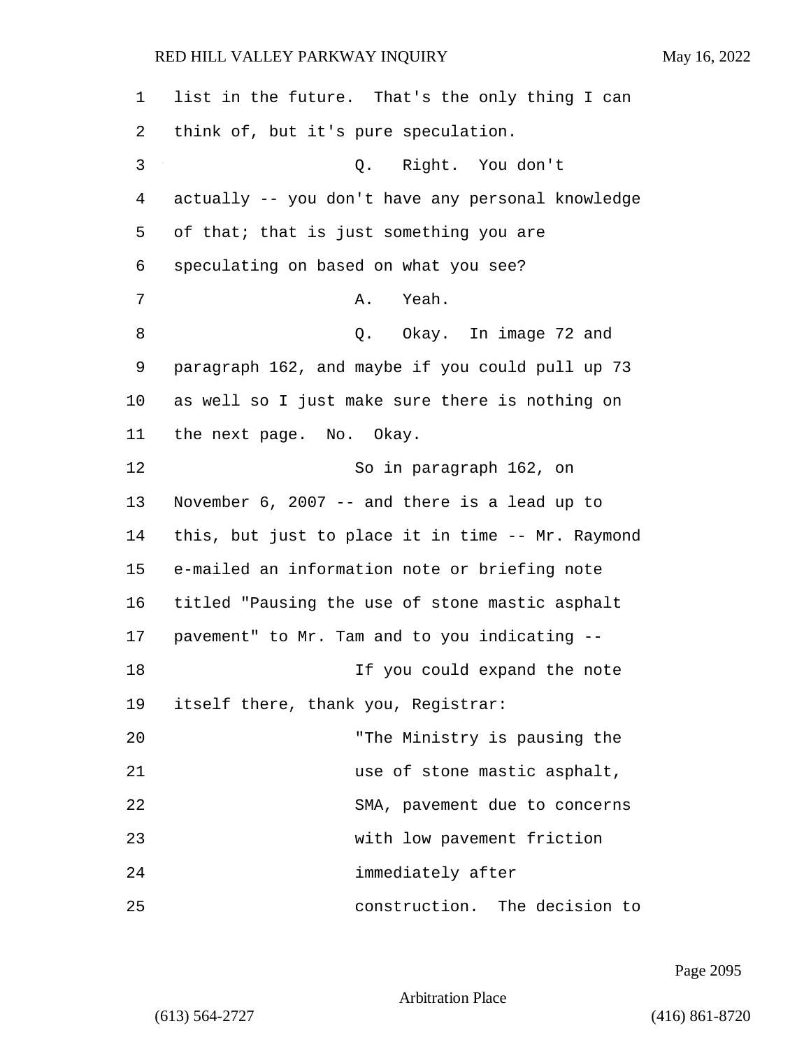list in the future. That's the only thing I can think of, but it's pure speculation.

Q. Right. You don't actually -- you don't have any personal knowledge of that; that is just something you are speculating on based on what you see?

A. Yeah.

Q. Okay. In image 72 and paragraph 162, and maybe if you could pull up 73 as well so I just make sure there is nothing on the next page. No. Okay.

So in paragraph 162, on November 6, 2007 -- and there is a lead up to this, but just to place it in time -- Mr. Raymond e-mailed an information note or briefing note titled "Pausing the use of stone mastic asphalt pavement" to Mr. Tam and to you indicating --

If you could expand the note itself there, thank you, Registrar:

"The Ministry is pausing the use of stone mastic asphalt, SMA, pavement due to concerns with low pavement friction immediately after construction. The decision to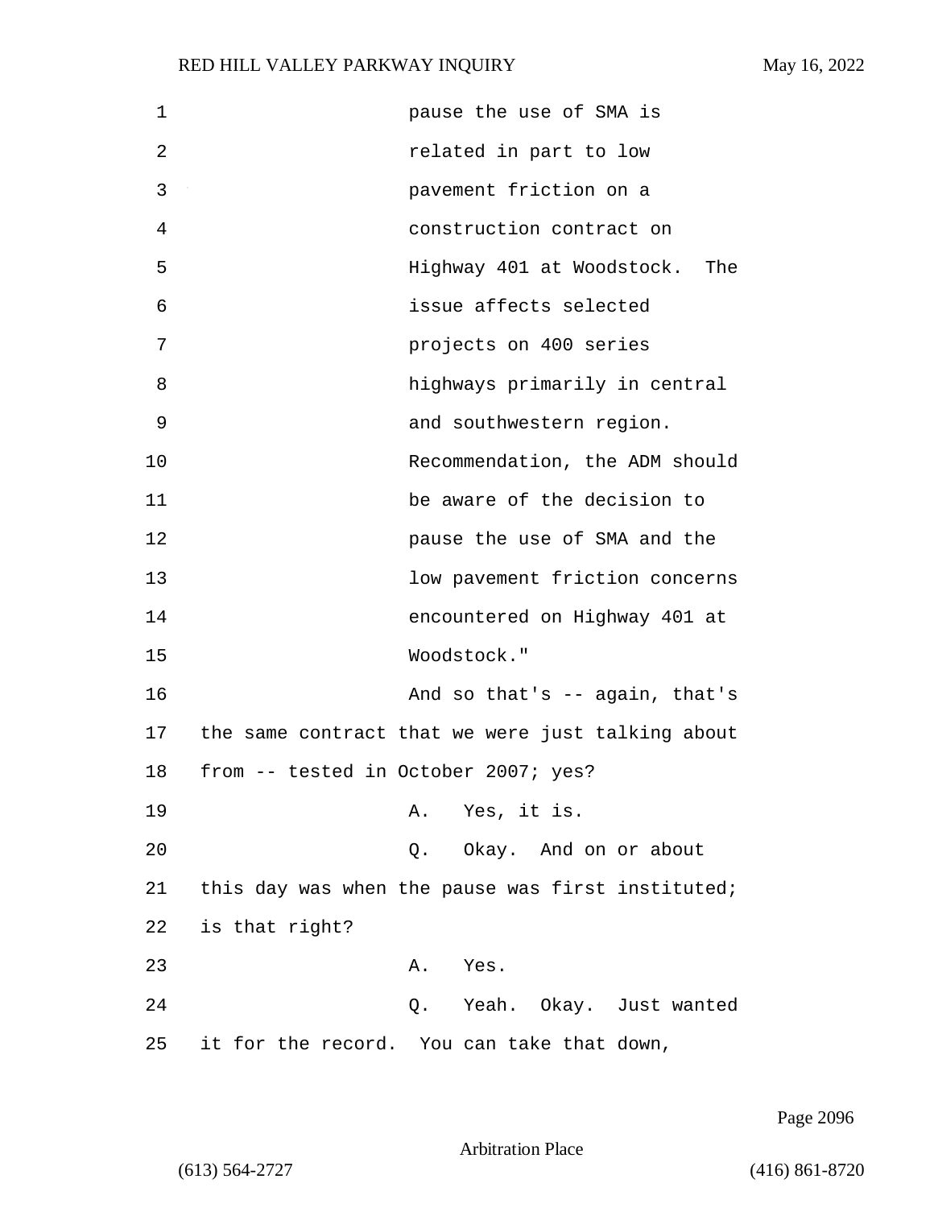pause the use of SMA is related in part to low pavement friction on a construction contract on Highway 401 at Woodstock. The issue affects selected projects on 400 series highways primarily in central and southwestern region. Recommendation, the ADM should be aware of the decision to pause the use of SMA and the low pavement friction concerns encountered on Highway 401 at Woodstock."

And so that's -- again, that's the same contract that we were just talking about from -- tested in October 2007; yes?

A. Yes, it is.

Q. Okay. And on or about this day was when the pause was first instituted; is that right?

A. Yes.

Q. Yeah. Okay. Just wanted it for the record. You can take that down,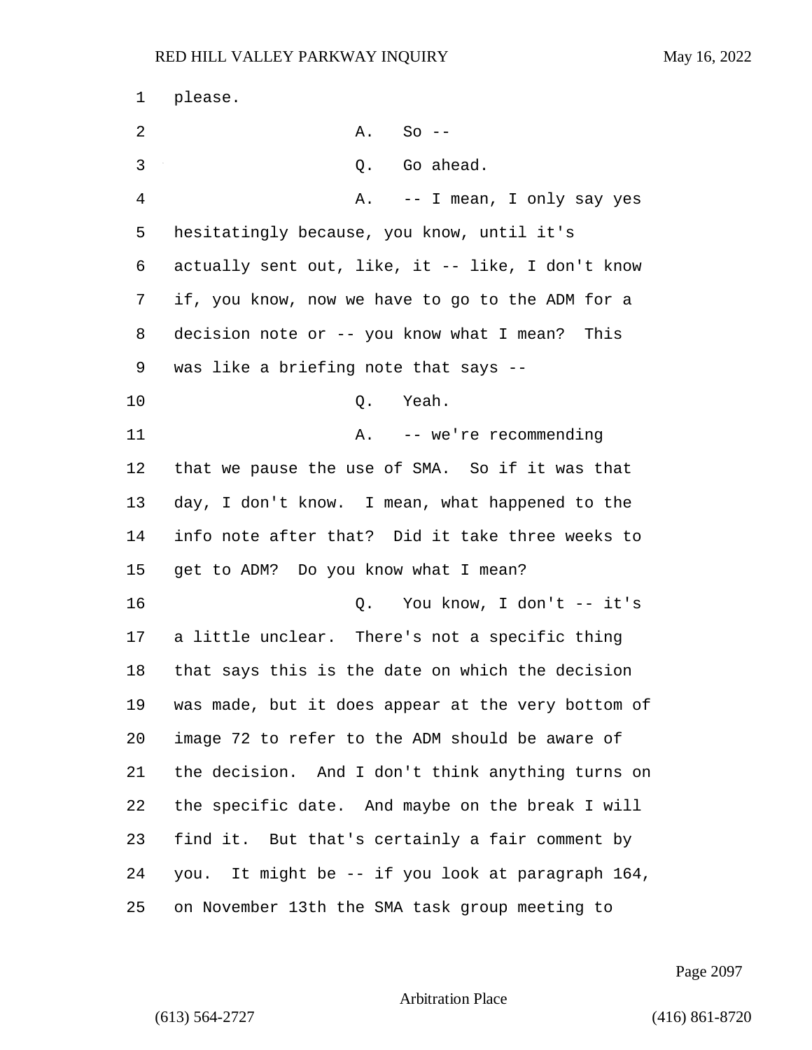please.

A. So --

Q. Go ahead.

A. -- I mean, I only say yes hesitatingly because, you know, until it's actually sent out, like, it -- like, I don't know if, you know, now we have to go to the ADM for a decision note or -- you know what I mean? This was like a briefing note that says --

Q. Yeah.

A. -- we're recommending that we pause the use of SMA. So if it was that day, I don't know. I mean, what happened to the info note after that? Did it take three weeks to get to ADM? Do you know what I mean?

Q. You know, I don't -- it's a little unclear. There's not a specific thing that says this is the date on which the decision was made, but it does appear at the very bottom of image 72 to refer to the ADM should be aware of the decision. And I don't think anything turns on the specific date. And maybe on the break I will find it. But that's certainly a fair comment by you. It might be -- if you look at paragraph 164, on November 13th the SMA task group meeting to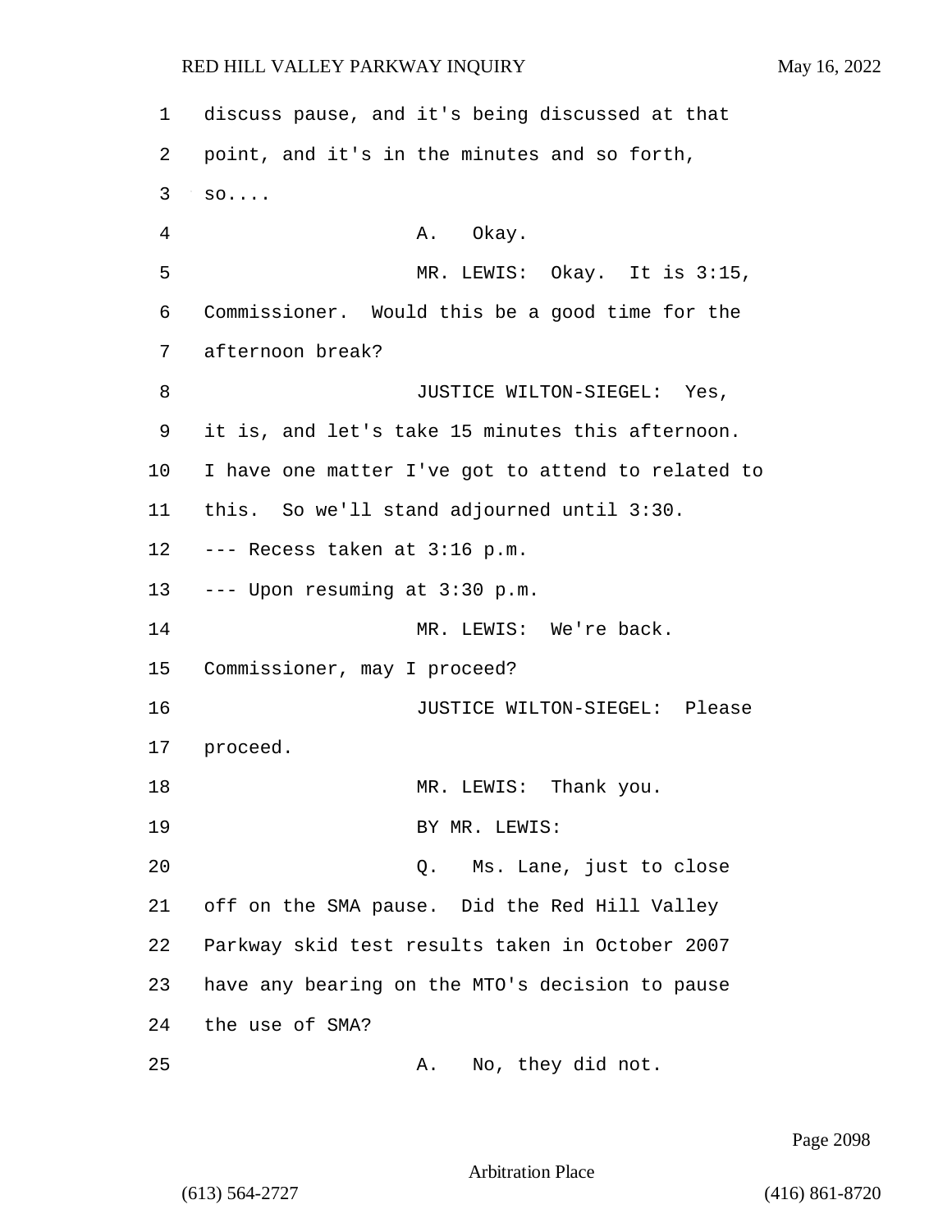discuss pause, and it's being discussed at that point, and it's in the minutes and so forth, so....

A. Okay.

MR. LEWIS: Okay. It is 3:15, Commissioner. Would this be a good time for the afternoon break?

JUSTICE WILTON-SIEGEL: Yes, it is, and let's take 15 minutes this afternoon. I have one matter I've got to attend to related to this. So we'll stand adjourned until 3:30.

--- Recess taken at 3:16 p.m.

--- Upon resuming at 3:30 p.m.

MR. LEWIS: We're back. Commissioner, may I proceed?

JUSTICE WILTON-SIEGEL: Please proceed.

MR. LEWIS: Thank you.

BY MR. LEWIS:

Q. Ms. Lane, just to close off on the SMA pause. Did the Red Hill Valley Parkway skid test results taken in October 2007 have any bearing on the MTO's decision to pause the use of SMA?

A. No, they did not.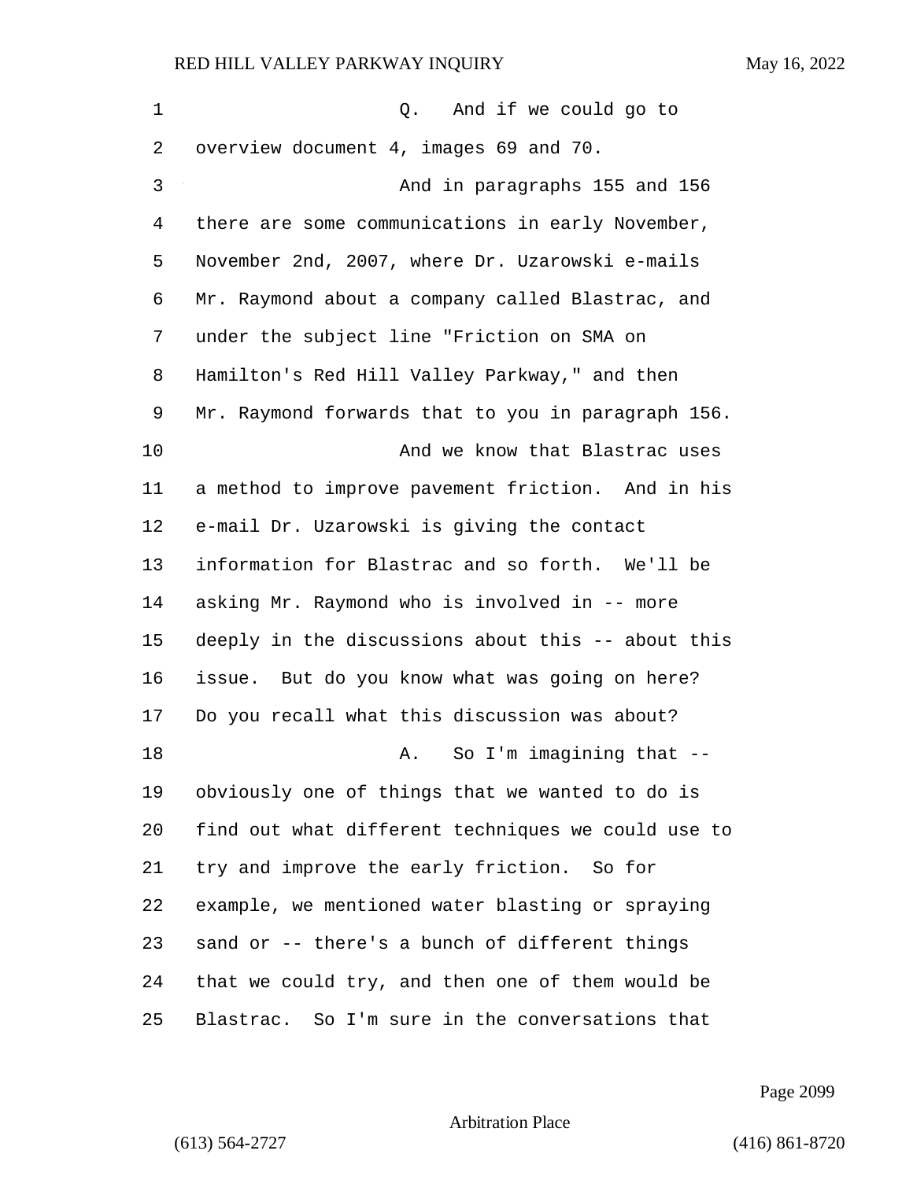Q. And if we could go to overview document 4, images 69 and 70.

And in paragraphs 155 and 156 there are some communications in early November, November 2nd, 2007, where Dr. Uzarowski e-mails Mr. Raymond about a company called Blastrac, and under the subject line "Friction on SMA on Hamilton's Red Hill Valley Parkway," and then Mr. Raymond forwards that to you in paragraph 156.

And we know that Blastrac uses a method to improve pavement friction. And in his e-mail Dr. Uzarowski is giving the contact information for Blastrac and so forth. We'll be asking Mr. Raymond who is involved in -- more deeply in the discussions about this -- about this issue. But do you know what was going on here? Do you recall what this discussion was about?

A. So I'm imagining that -- obviously one of things that we wanted to do is find out what different techniques we could use to try and improve the early friction. So for example, we mentioned water blasting or spraying sand or -- there's a bunch of different things that we could try, and then one of them would be Blastrac. So I'm sure in the conversations that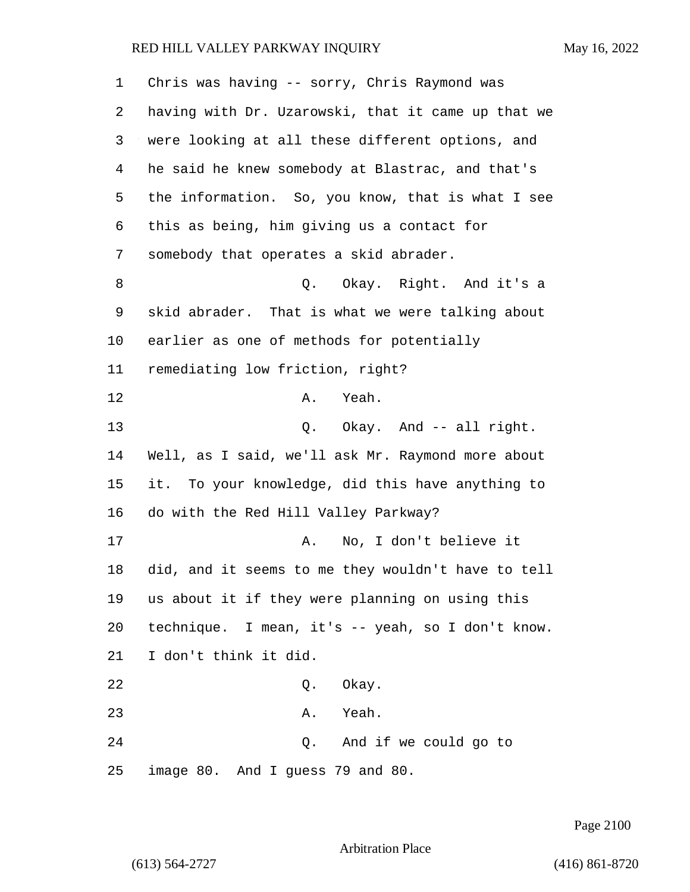1 Chris was having -- sorry, Chris Raymond was
2 having with Dr. Uzarowski, that it came up that we
3 were looking at all these different options, and
4 he said he knew somebody at Blastrac, and that's
5 the information. So, you know, that is what I see
6 this as being, him giving us a contact for
7 somebody that operates a skid abrader.
8 Q. Okay. Right. And it's a
9 skid abrader. That is what we were talking about
10 earlier as one of methods for potentially
11 remediating low friction, right?
12 A. Yeah.
13 Q. Okay. And -- all right.
14 Well, as I said, we'll ask Mr. Raymond more about
15 it. To your knowledge, did this have anything to
16 do with the Red Hill Valley Parkway?
17 A. No, I don't believe it
18 did, and it seems to me they wouldn't have to tell
19 us about it if they were planning on using this
20 technique. I mean, it's -- yeah, so I don't know.
21 I don't think it did.
22 Q. Okay.
23 A. Yeah.
24 Q. And if we could go to
25 image 80. And I guess 79 and 80.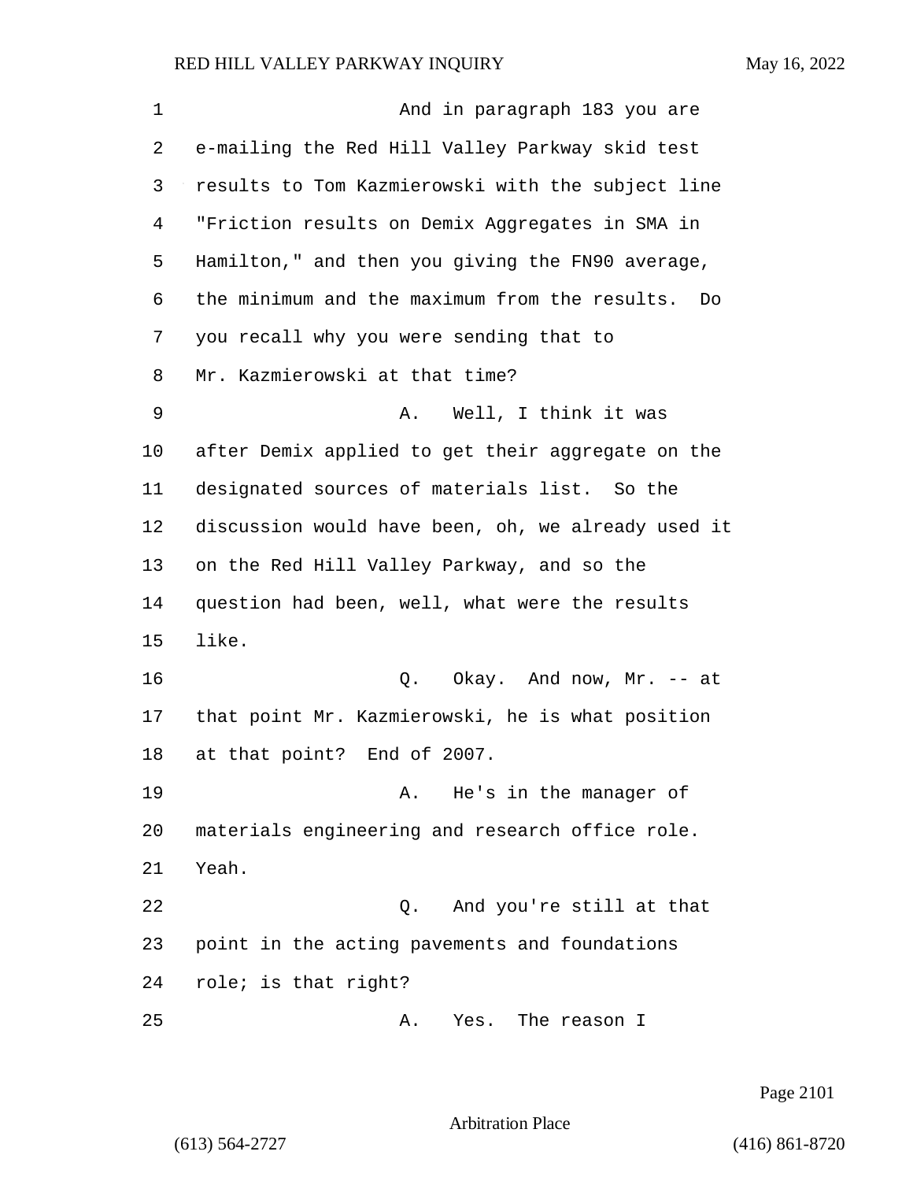And in paragraph 183 you are e-mailing the Red Hill Valley Parkway skid test results to Tom Kazmierowski with the subject line "Friction results on Demix Aggregates in SMA in Hamilton," and then you giving the FN90 average, the minimum and the maximum from the results. Do you recall why you were sending that to Mr. Kazmierowski at that time?

A. Well, I think it was after Demix applied to get their aggregate on the designated sources of materials list. So the discussion would have been, oh, we already used it on the Red Hill Valley Parkway, and so the question had been, well, what were the results like.

Q. Okay. And now, Mr. -- at that point Mr. Kazmierowski, he is what position at that point? End of 2007.

A. He's in the manager of materials engineering and research office role. Yeah.

Q. And you're still at that point in the acting pavements and foundations role; is that right?

A. Yes. The reason I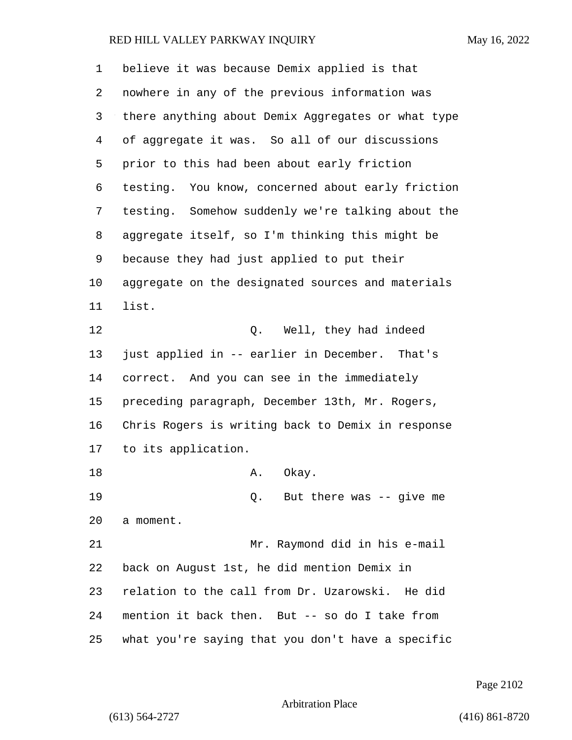believe it was because Demix applied is that nowhere in any of the previous information was there anything about Demix Aggregates or what type of aggregate it was. So all of our discussions prior to this had been about early friction testing. You know, concerned about early friction testing. Somehow suddenly we're talking about the aggregate itself, so I'm thinking this might be because they had just applied to put their aggregate on the designated sources and materials list.

Q. Well, they had indeed just applied in -- earlier in December. That's correct. And you can see in the immediately preceding paragraph, December 13th, Mr. Rogers, Chris Rogers is writing back to Demix in response to its application.

A. Okay.

Q. But there was -- give me a moment.

Mr. Raymond did in his e-mail back on August 1st, he did mention Demix in relation to the call from Dr. Uzarowski. He did mention it back then. But -- so do I take from what you're saying that you don't have a specific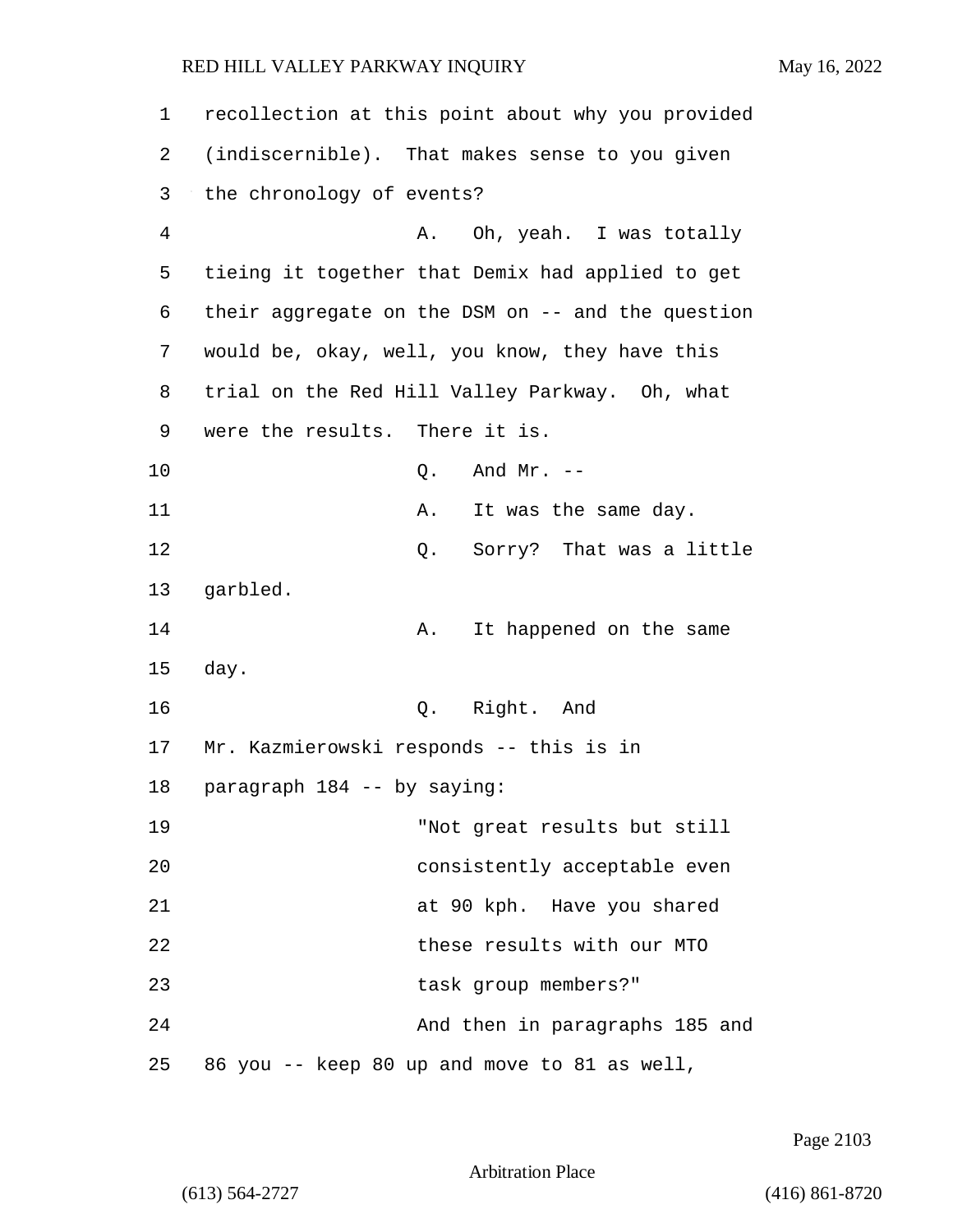recollection at this point about why you provided (indiscernible). That makes sense to you given the chronology of events?

A. Oh, yeah. I was totally tieing it together that Demix had applied to get their aggregate on the DSM on -- and the question would be, okay, well, you know, they have this trial on the Red Hill Valley Parkway. Oh, what were the results. There it is.

Q. And Mr. --

A. It was the same day.

Q. Sorry? That was a little garbled.

A. It happened on the same day.

Q. Right. And Mr. Kazmierowski responds -- this is in paragraph 184 -- by saying:

> "Not great results but still consistently acceptable even at 90 kph. Have you shared these results with our MTO task group members?"

And then in paragraphs 185 and 86 you -- keep 80 up and move to 81 as well,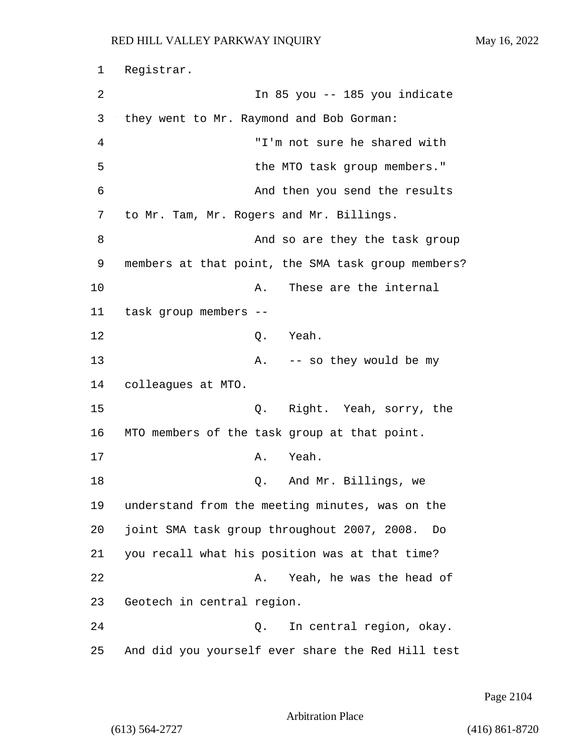1 Registrar.

2 In 85 you -- 185 you indicate

3 they went to Mr. Raymond and Bob Gorman:

4 "I'm not sure he shared with

5 the MTO task group members."

6 And then you send the results

7 to Mr. Tam, Mr. Rogers and Mr. Billings.

8 And so are they the task group

9 members at that point, the SMA task group members?

10 A. These are the internal

11 task group members --

12 Q. Yeah.

13 A. -- so they would be my

14 colleagues at MTO.

15 Q. Right. Yeah, sorry, the

16 MTO members of the task group at that point.

17 A. Yeah.

18 Q. And Mr. Billings, we

19 understand from the meeting minutes, was on the

20 joint SMA task group throughout 2007, 2008. Do

21 you recall what his position was at that time?

22 A. Yeah, he was the head of

23 Geotech in central region.

24 Q. In central region, okay.

25 And did you yourself ever share the Red Hill test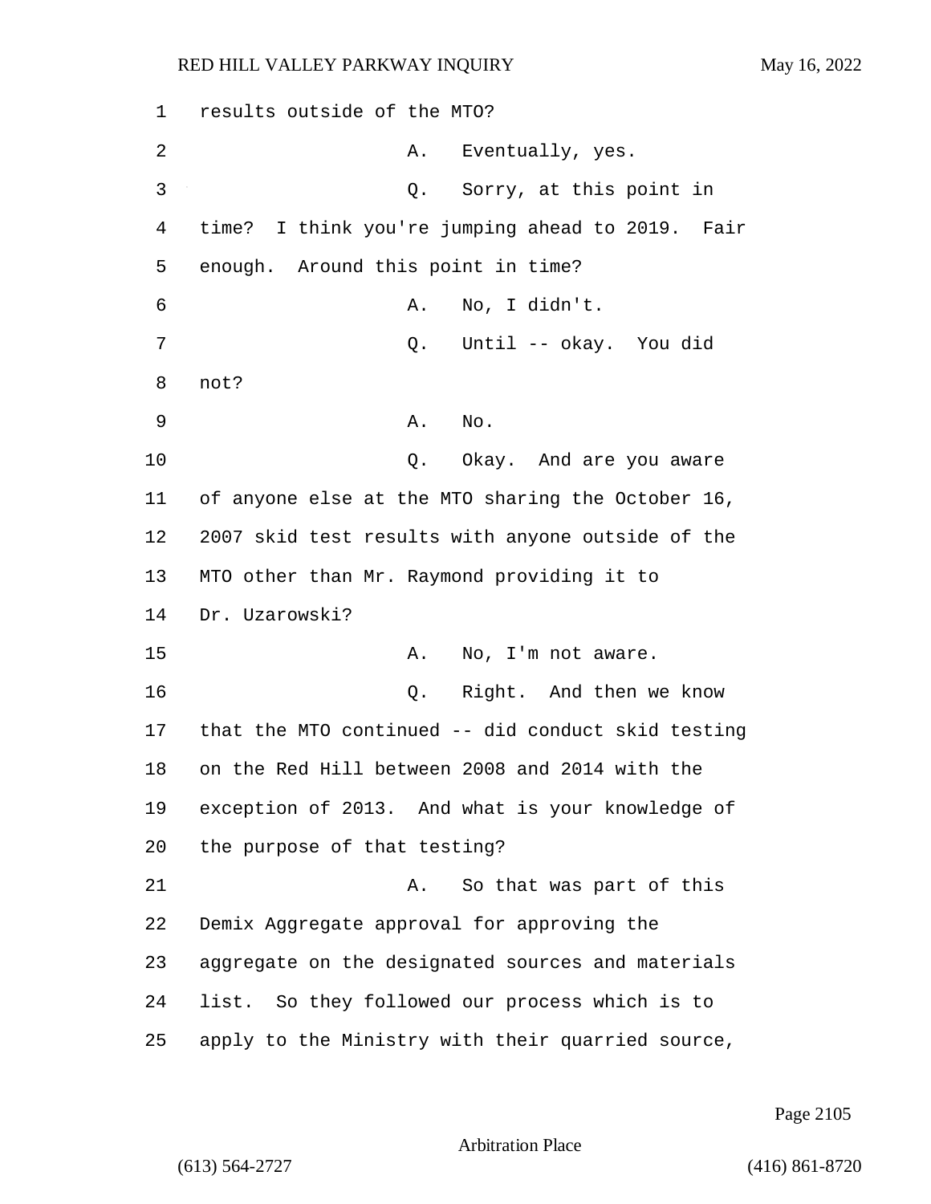results outside of the MTO?

A. Eventually, yes.

Q. Sorry, at this point in time? I think you're jumping ahead to 2019. Fair enough. Around this point in time?

A. No, I didn't.

Q. Until -- okay. You did not?

A. No.

Q. Okay. And are you aware of anyone else at the MTO sharing the October 16, 2007 skid test results with anyone outside of the MTO other than Mr. Raymond providing it to Dr. Uzarowski?

A. No, I'm not aware.

Q. Right. And then we know that the MTO continued -- did conduct skid testing on the Red Hill between 2008 and 2014 with the exception of 2013. And what is your knowledge of the purpose of that testing?

A. So that was part of this Demix Aggregate approval for approving the aggregate on the designated sources and materials list. So they followed our process which is to apply to the Ministry with their quarried source,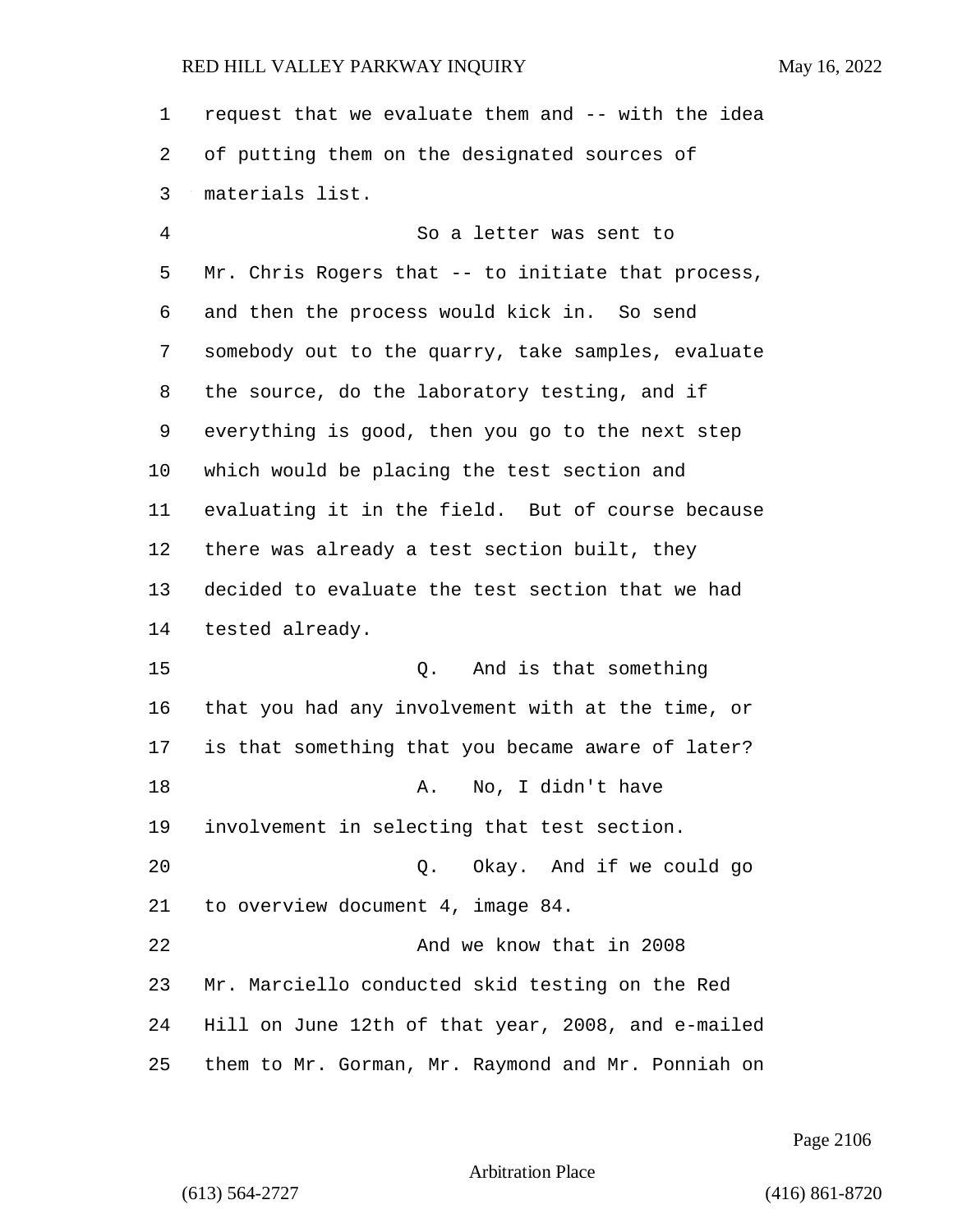request that we evaluate them and -- with the idea of putting them on the designated sources of materials list.

So a letter was sent to Mr. Chris Rogers that -- to initiate that process, and then the process would kick in. So send somebody out to the quarry, take samples, evaluate the source, do the laboratory testing, and if everything is good, then you go to the next step which would be placing the test section and evaluating it in the field. But of course because there was already a test section built, they decided to evaluate the test section that we had tested already.

Q. And is that something that you had any involvement with at the time, or is that something that you became aware of later?

A. No, I didn't have involvement in selecting that test section.

Q. Okay. And if we could go to overview document 4, image 84.

And we know that in 2008 Mr. Marciello conducted skid testing on the Red Hill on June 12th of that year, 2008, and e-mailed them to Mr. Gorman, Mr. Raymond and Mr. Ponniah on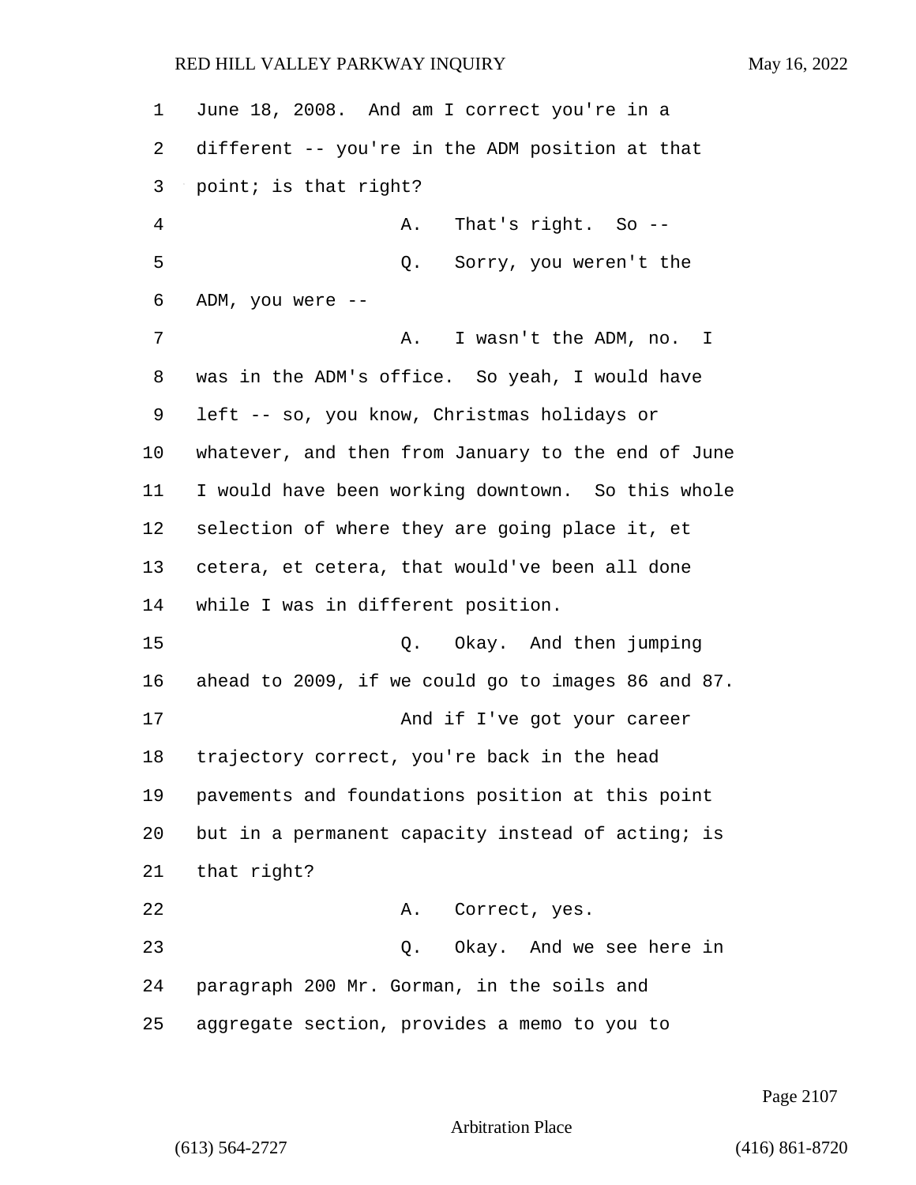June 18, 2008. And am I correct you're in a different -- you're in the ADM position at that point; is that right?

A. That's right. So --

Q. Sorry, you weren't the ADM, you were --

A. I wasn't the ADM, no. I was in the ADM's office. So yeah, I would have left -- so, you know, Christmas holidays or whatever, and then from January to the end of June I would have been working downtown. So this whole selection of where they are going place it, et cetera, et cetera, that would've been all done while I was in different position.

Q. Okay. And then jumping ahead to 2009, if we could go to images 86 and 87.

And if I've got your career trajectory correct, you're back in the head pavements and foundations position at this point but in a permanent capacity instead of acting; is that right?

A. Correct, yes.

Q. Okay. And we see here in paragraph 200 Mr. Gorman, in the soils and aggregate section, provides a memo to you to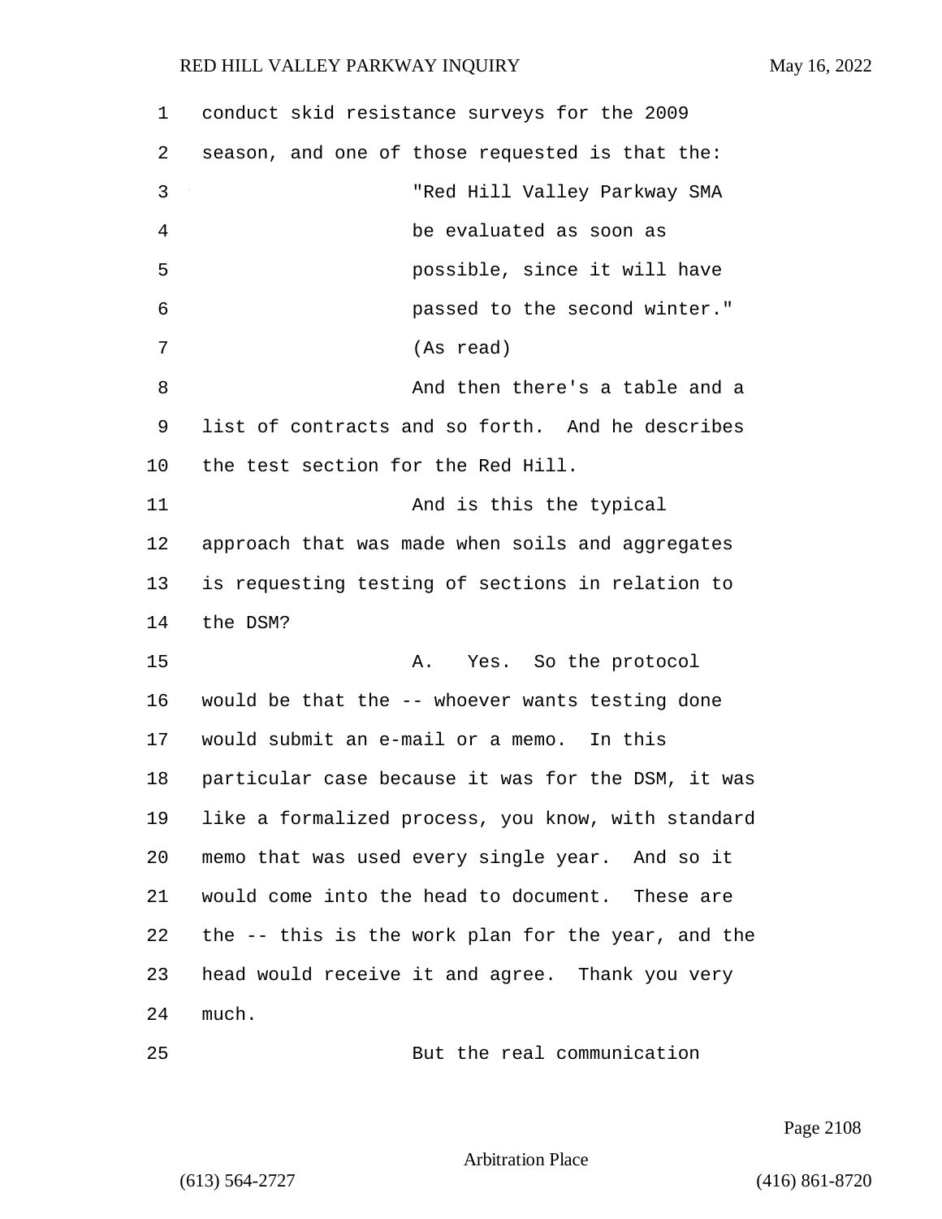conduct skid resistance surveys for the 2009 season, and one of those requested is that the:

"Red Hill Valley Parkway SMA be evaluated as soon as possible, since it will have passed to the second winter." (As read)

And then there's a table and a list of contracts and so forth. And he describes the test section for the Red Hill.

And is this the typical approach that was made when soils and aggregates is requesting testing of sections in relation to the DSM?

A. Yes. So the protocol would be that the -- whoever wants testing done would submit an e-mail or a memo. In this particular case because it was for the DSM, it was like a formalized process, you know, with standard memo that was used every single year. And so it would come into the head to document. These are the -- this is the work plan for the year, and the head would receive it and agree. Thank you very much.

But the real communication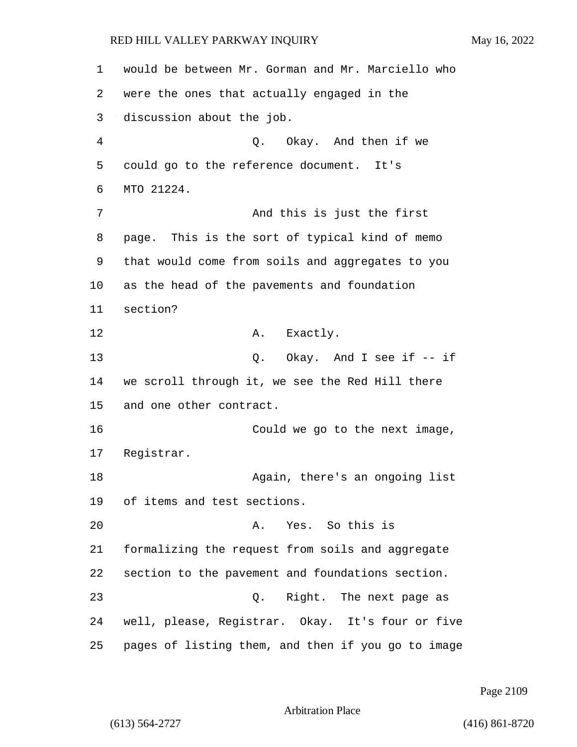would be between Mr. Gorman and Mr. Marciello who were the ones that actually engaged in the discussion about the job.

Q. Okay. And then if we could go to the reference document. It's MTO 21224.

And this is just the first page. This is the sort of typical kind of memo that would come from soils and aggregates to you as the head of the pavements and foundation section?

A. Exactly.

Q. Okay. And I see if -- if we scroll through it, we see the Red Hill there and one other contract.

Could we go to the next image, Registrar.

Again, there's an ongoing list of items and test sections.

A. Yes. So this is formalizing the request from soils and aggregate section to the pavement and foundations section.

Q. Right. The next page as well, please, Registrar. Okay. It's four or five pages of listing them, and then if you go to image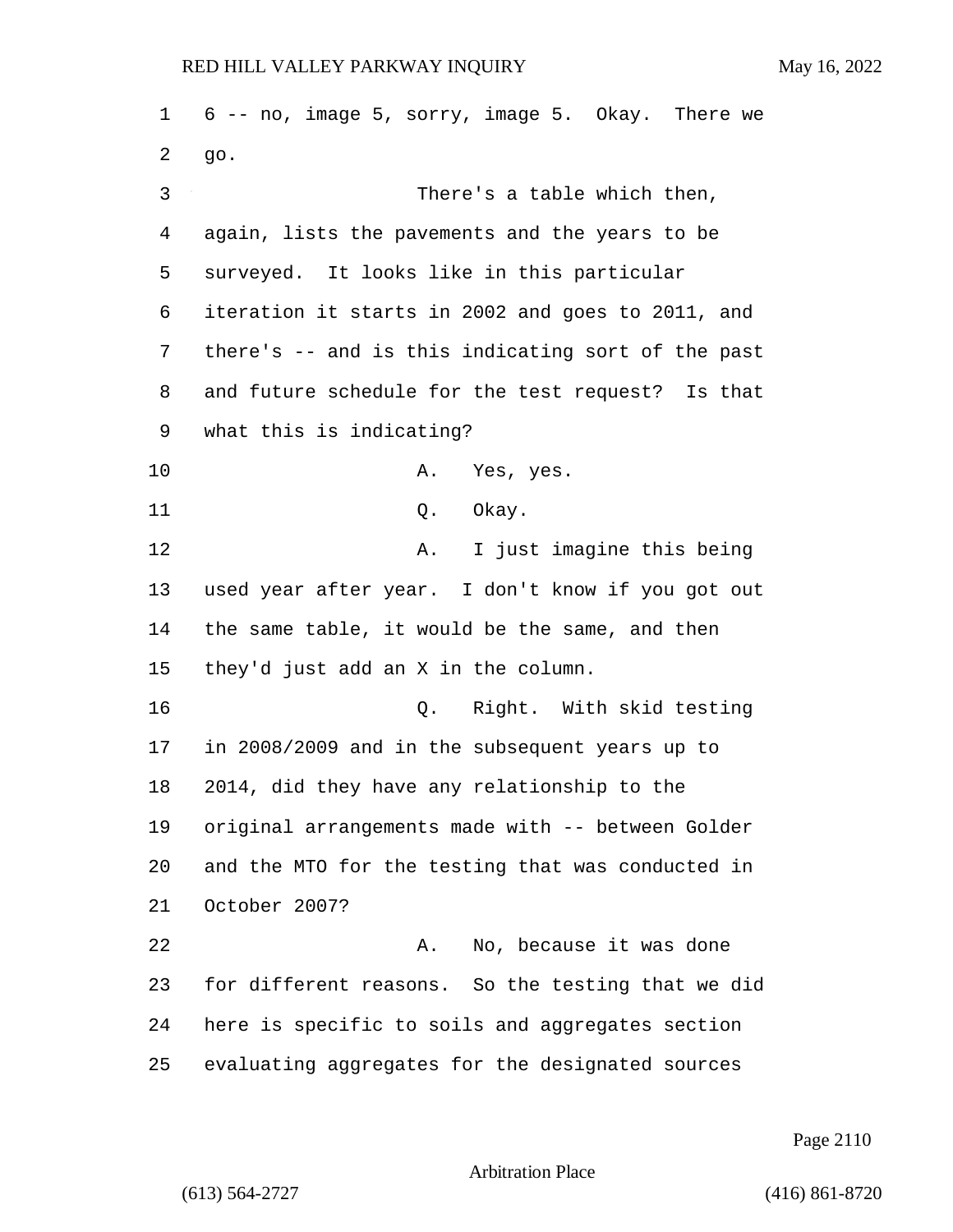6 -- no, image 5, sorry, image 5. Okay. There we go.

There's a table which then, again, lists the pavements and the years to be surveyed. It looks like in this particular iteration it starts in 2002 and goes to 2011, and there's -- and is this indicating sort of the past and future schedule for the test request? Is that what this is indicating?

A. Yes, yes.

Q. Okay.

A. I just imagine this being used year after year. I don't know if you got out the same table, it would be the same, and then they'd just add an X in the column.

Q. Right. With skid testing in 2008/2009 and in the subsequent years up to 2014, did they have any relationship to the original arrangements made with -- between Golder and the MTO for the testing that was conducted in October 2007?

A. No, because it was done for different reasons. So the testing that we did here is specific to soils and aggregates section evaluating aggregates for the designated sources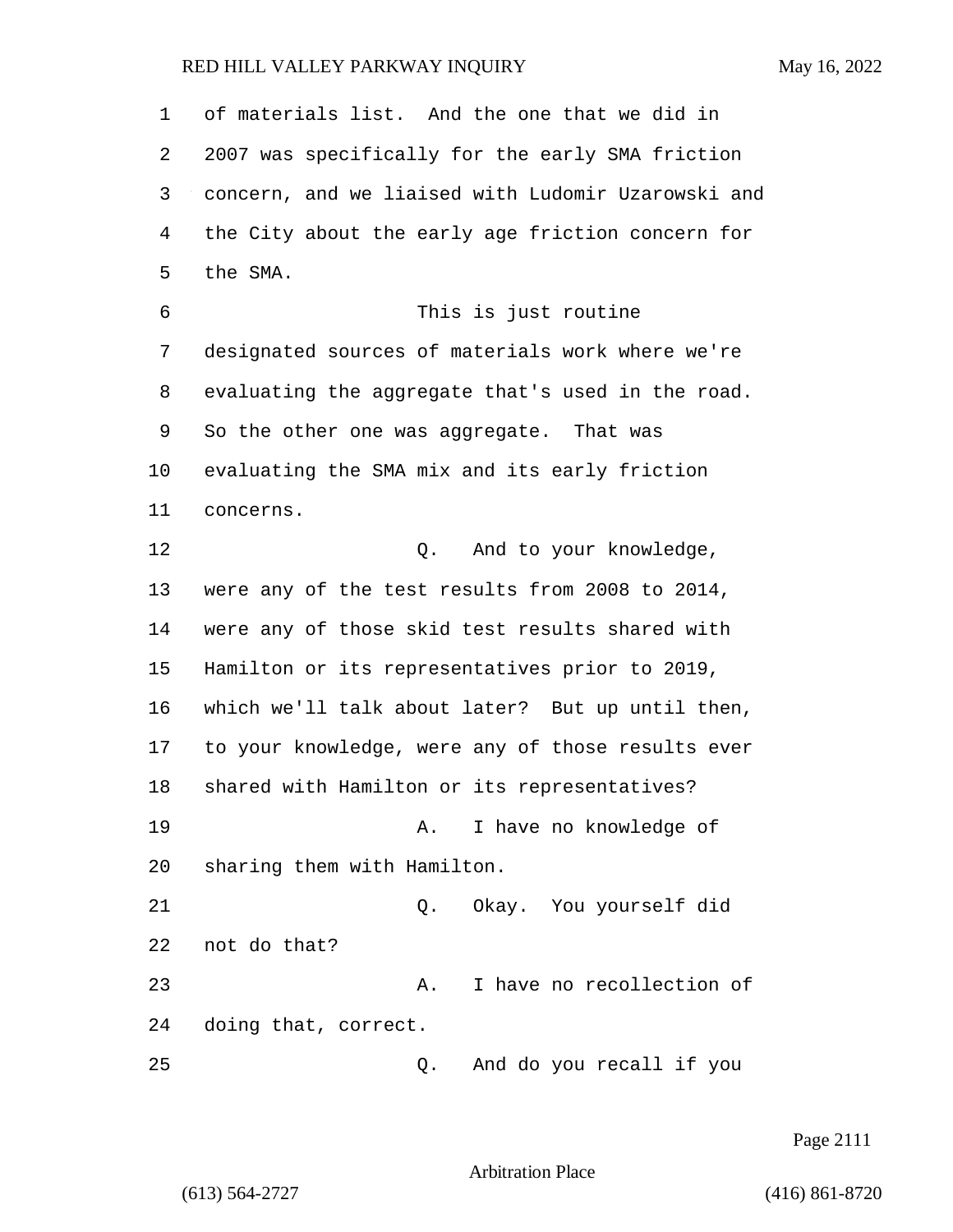of materials list. And the one that we did in 2007 was specifically for the early SMA friction concern, and we liaised with Ludomir Uzarowski and the City about the early age friction concern for the SMA.

This is just routine designated sources of materials work where we're evaluating the aggregate that's used in the road. So the other one was aggregate. That was evaluating the SMA mix and its early friction concerns.

Q. And to your knowledge, were any of the test results from 2008 to 2014, were any of those skid test results shared with Hamilton or its representatives prior to 2019, which we'll talk about later? But up until then, to your knowledge, were any of those results ever shared with Hamilton or its representatives?

A. I have no knowledge of sharing them with Hamilton.

Q. Okay. You yourself did not do that?

A. I have no recollection of doing that, correct.

Q. And do you recall if you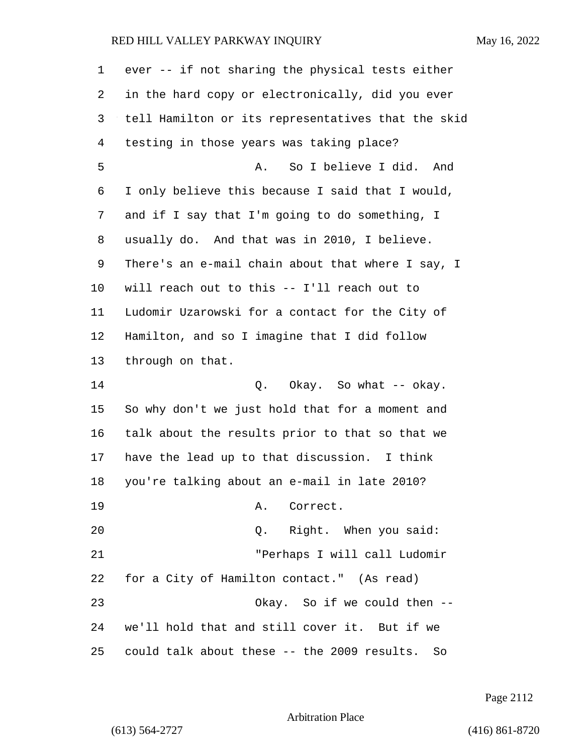ever -- if not sharing the physical tests either in the hard copy or electronically, did you ever tell Hamilton or its representatives that the skid testing in those years was taking place?

A. So I believe I did. And I only believe this because I said that I would, and if I say that I'm going to do something, I usually do. And that was in 2010, I believe. There's an e-mail chain about that where I say, I will reach out to this -- I'll reach out to Ludomir Uzarowski for a contact for the City of Hamilton, and so I imagine that I did follow through on that.

Q. Okay. So what -- okay. So why don't we just hold that for a moment and talk about the results prior to that so that we have the lead up to that discussion. I think you're talking about an e-mail in late 2010?

A. Correct.

Q. Right. When you said:

"Perhaps I will call Ludomir for a City of Hamilton contact." (As read)

Okay. So if we could then -- we'll hold that and still cover it. But if we could talk about these -- the 2009 results. So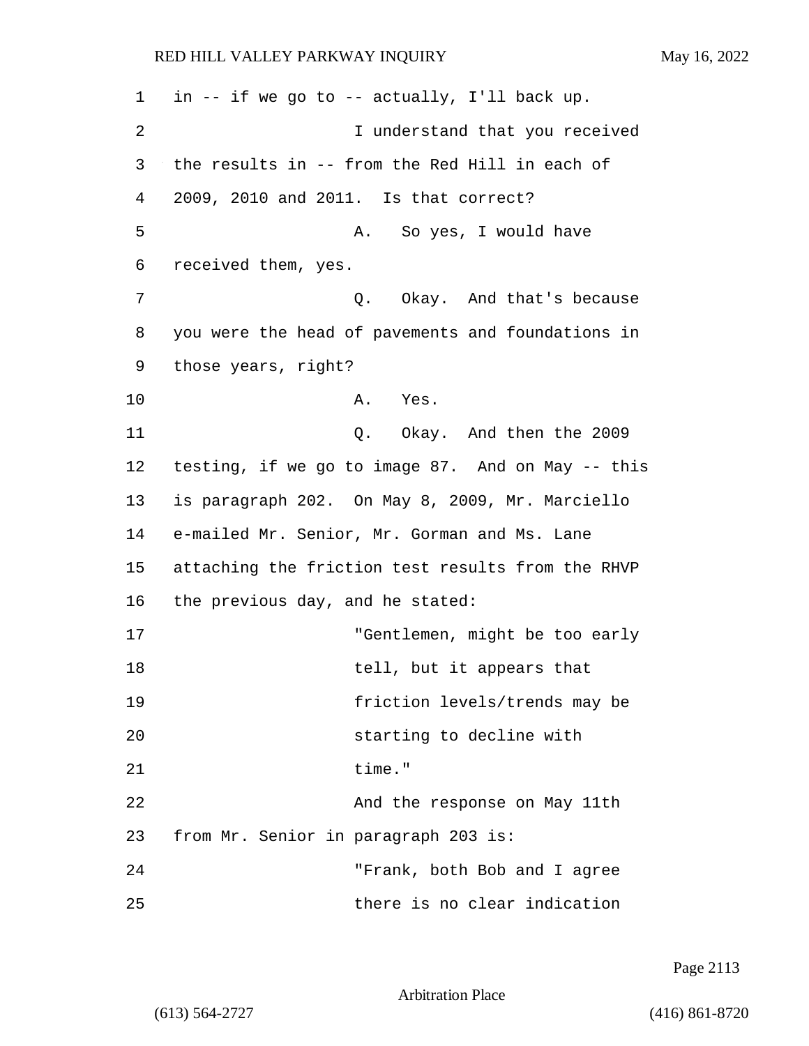1 in -- if we go to -- actually, I'll back up.

2 I understand that you received

3 the results in -- from the Red Hill in each of

4 2009, 2010 and 2011. Is that correct?

5 A. So yes, I would have

6 received them, yes.

7 Q. Okay. And that's because

8 you were the head of pavements and foundations in

9 those years, right?

10 A. Yes.

11 Q. Okay. And then the 2009

12 testing, if we go to image 87. And on May -- this

13 is paragraph 202. On May 8, 2009, Mr. Marciello

14 e-mailed Mr. Senior, Mr. Gorman and Ms. Lane

15 attaching the friction test results from the RHVP

16 the previous day, and he stated:

17 "Gentlemen, might be too early

18 tell, but it appears that

19 friction levels/trends may be

20 starting to decline with

21 time."

22 And the response on May 11th

23 from Mr. Senior in paragraph 203 is:

24 "Frank, both Bob and I agree

25 there is no clear indication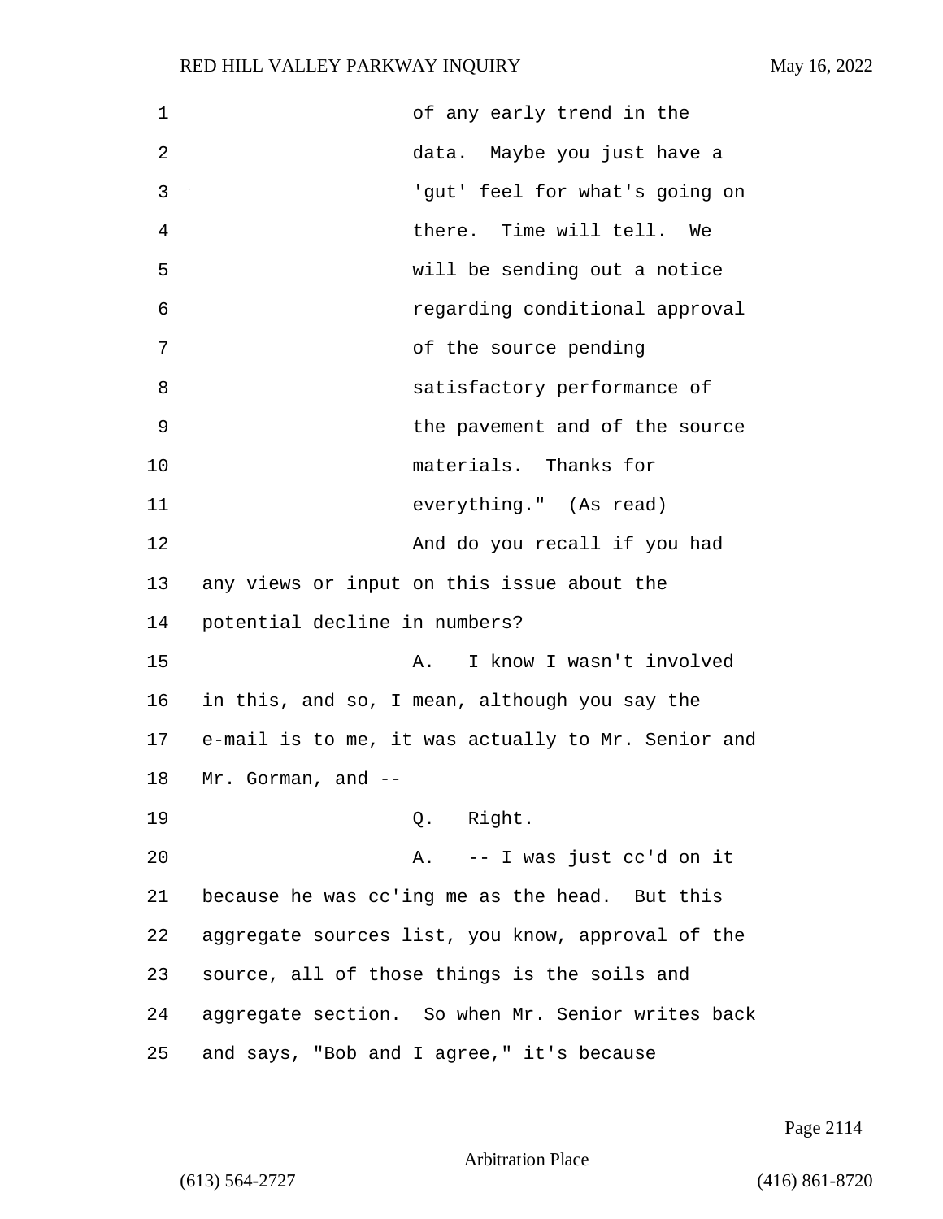of any early trend in the data. Maybe you just have a 'gut' feel for what's going on there. Time will tell. We will be sending out a notice regarding conditional approval of the source pending satisfactory performance of the pavement and of the source materials. Thanks for everything." (As read)

And do you recall if you had any views or input on this issue about the potential decline in numbers?

A. I know I wasn't involved in this, and so, I mean, although you say the e-mail is to me, it was actually to Mr. Senior and Mr. Gorman, and --

Q. Right.

A. -- I was just cc'd on it because he was cc'ing me as the head. But this aggregate sources list, you know, approval of the source, all of those things is the soils and aggregate section. So when Mr. Senior writes back and says, "Bob and I agree," it's because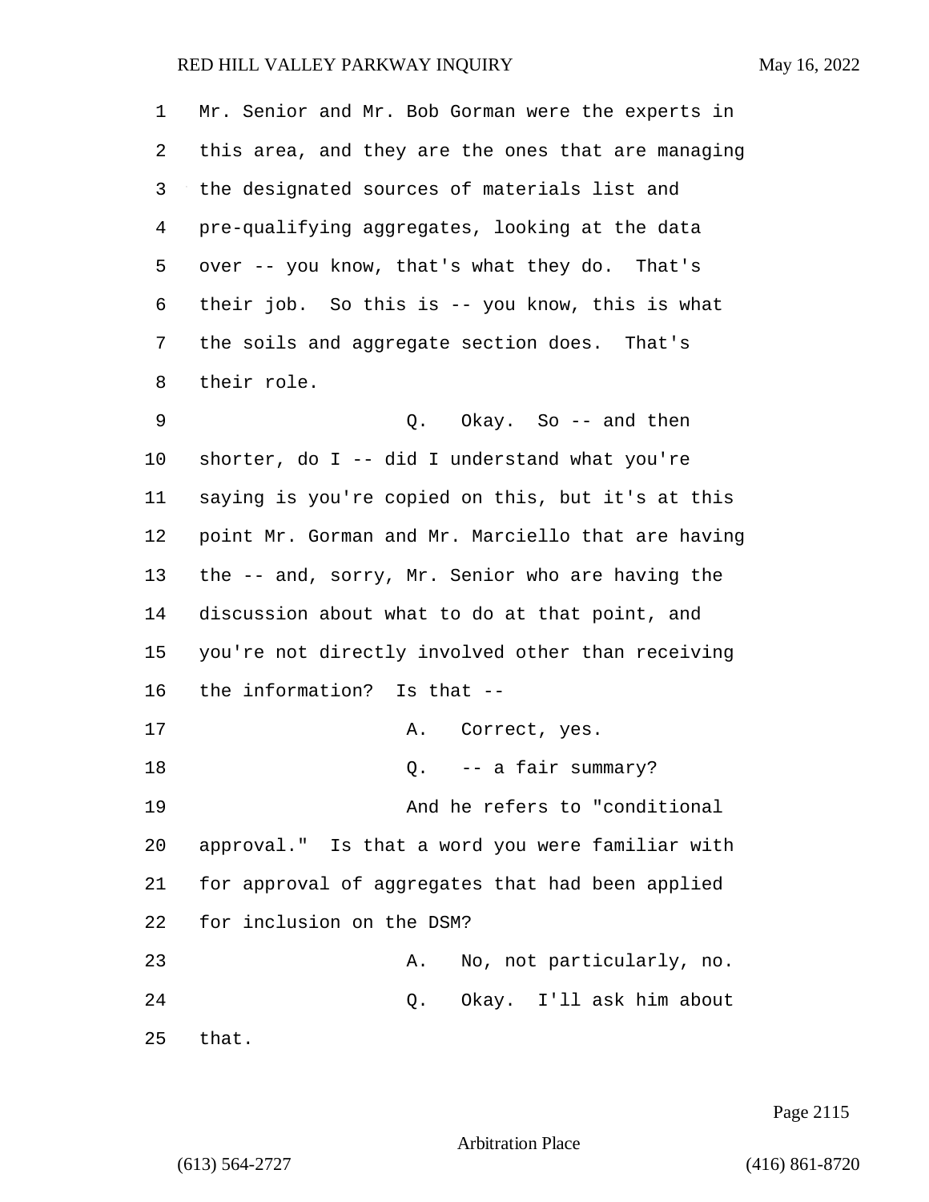Mr. Senior and Mr. Bob Gorman were the experts in this area, and they are the ones that are managing the designated sources of materials list and pre-qualifying aggregates, looking at the data over -- you know, that's what they do. That's their job. So this is -- you know, this is what the soils and aggregate section does. That's their role.

Q. Okay. So -- and then shorter, do I -- did I understand what you're saying is you're copied on this, but it's at this point Mr. Gorman and Mr. Marciello that are having the -- and, sorry, Mr. Senior who are having the discussion about what to do at that point, and you're not directly involved other than receiving the information? Is that --

A. Correct, yes.

Q. -- a fair summary?

And he refers to "conditional approval." Is that a word you were familiar with for approval of aggregates that had been applied for inclusion on the DSM?

A. No, not particularly, no.

Q. Okay. I'll ask him about that.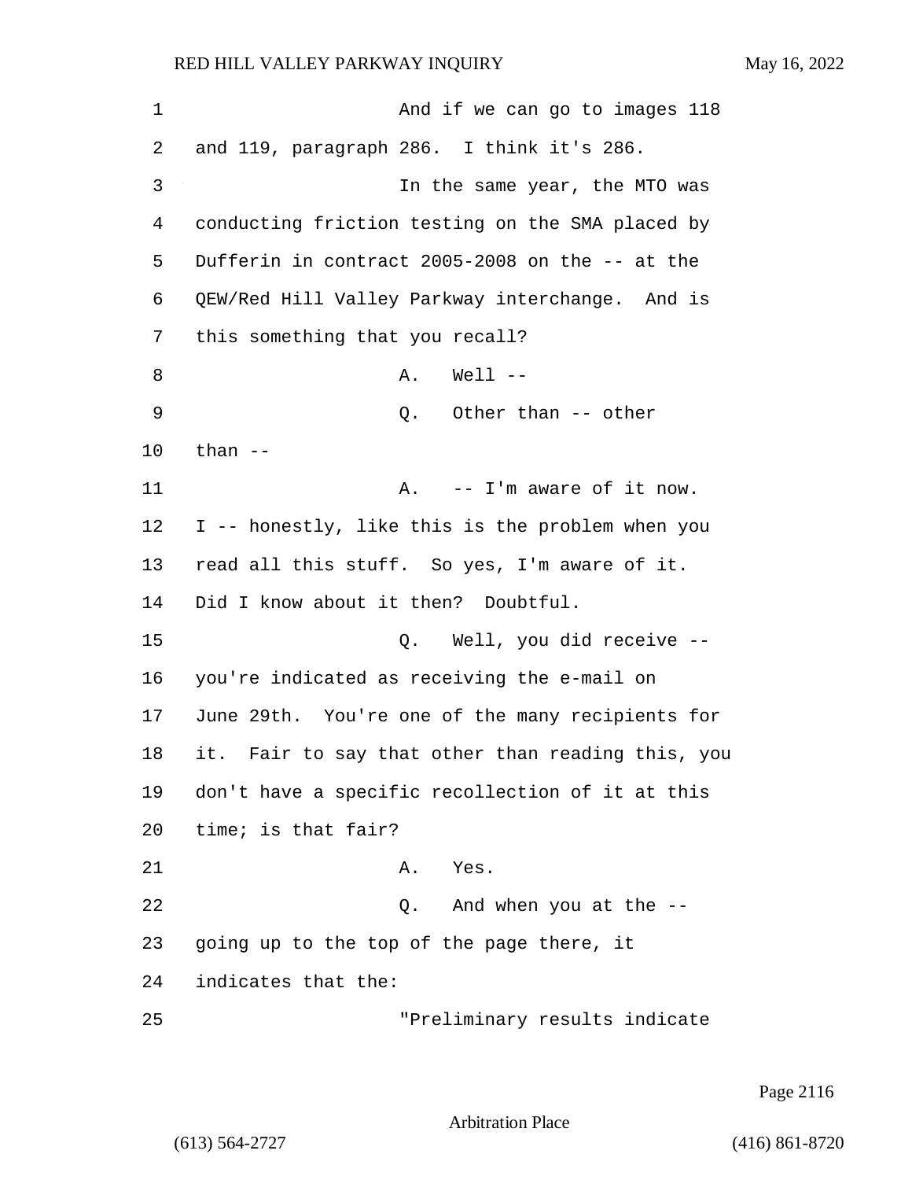And if we can go to images 118 and 119, paragraph 286. I think it's 286.

In the same year, the MTO was conducting friction testing on the SMA placed by Dufferin in contract 2005-2008 on the -- at the QEW/Red Hill Valley Parkway interchange. And is this something that you recall?

A. Well --

Q. Other than -- other than --

A. -- I'm aware of it now. I -- honestly, like this is the problem when you read all this stuff. So yes, I'm aware of it. Did I know about it then? Doubtful.

Q. Well, you did receive -- you're indicated as receiving the e-mail on June 29th. You're one of the many recipients for it. Fair to say that other than reading this, you don't have a specific recollection of it at this time; is that fair?

A. Yes.

Q. And when you at the -- going up to the top of the page there, it indicates that the:

"Preliminary results indicate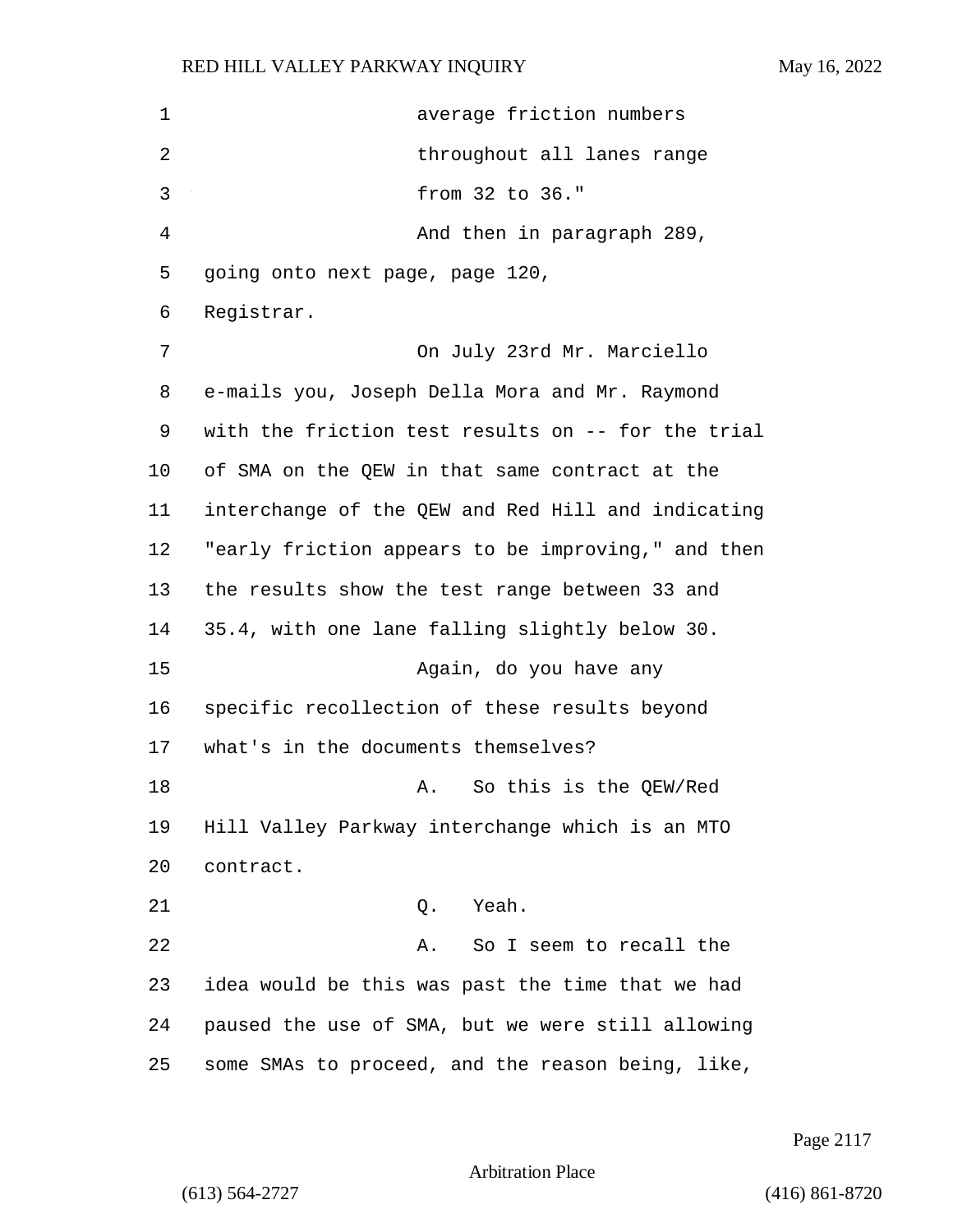average friction numbers throughout all lanes range from 32 to 36."

And then in paragraph 289, going onto next page, page 120, Registrar.

On July 23rd Mr. Marciello e-mails you, Joseph Della Mora and Mr. Raymond with the friction test results on -- for the trial of SMA on the QEW in that same contract at the interchange of the QEW and Red Hill and indicating "early friction appears to be improving," and then the results show the test range between 33 and 35.4, with one lane falling slightly below 30.

Again, do you have any specific recollection of these results beyond what's in the documents themselves?

A. So this is the QEW/Red Hill Valley Parkway interchange which is an MTO contract.

Q. Yeah.

A. So I seem to recall the idea would be this was past the time that we had paused the use of SMA, but we were still allowing some SMAs to proceed, and the reason being, like,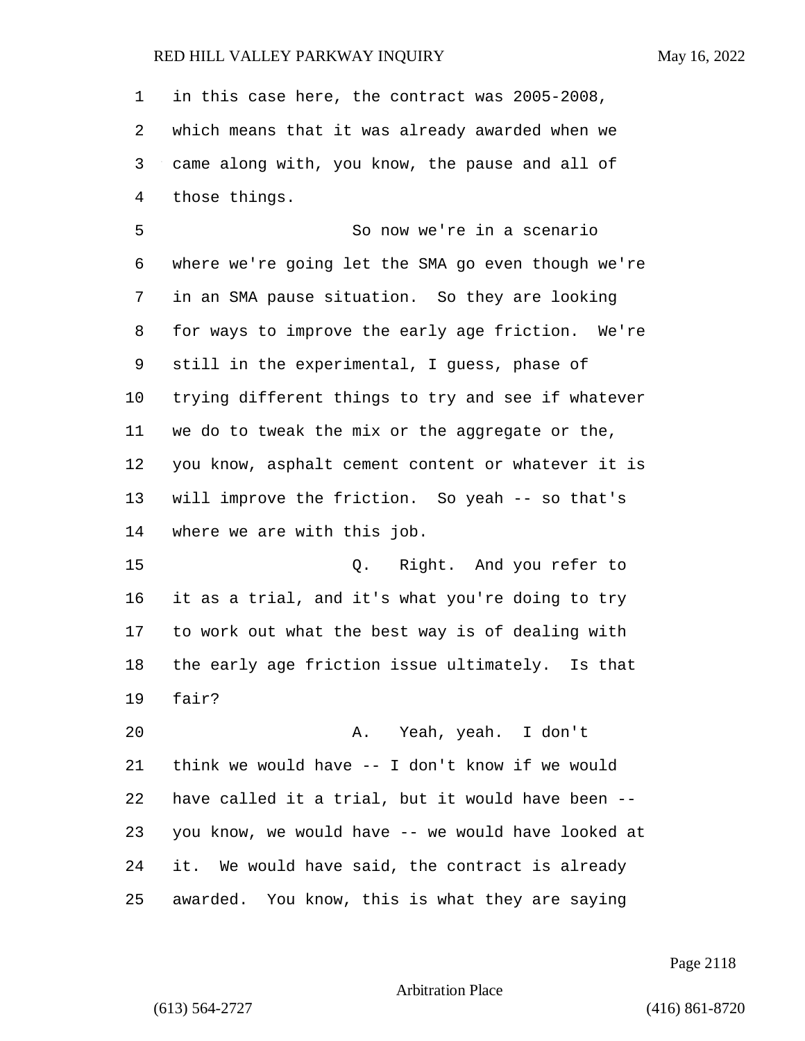in this case here, the contract was 2005-2008, which means that it was already awarded when we came along with, you know, the pause and all of those things.

So now we're in a scenario where we're going let the SMA go even though we're in an SMA pause situation. So they are looking for ways to improve the early age friction. We're still in the experimental, I guess, phase of trying different things to try and see if whatever we do to tweak the mix or the aggregate or the, you know, asphalt cement content or whatever it is will improve the friction. So yeah -- so that's where we are with this job.

Q. Right. And you refer to it as a trial, and it's what you're doing to try to work out what the best way is of dealing with the early age friction issue ultimately. Is that fair?

A. Yeah, yeah. I don't think we would have -- I don't know if we would have called it a trial, but it would have been -- you know, we would have -- we would have looked at it. We would have said, the contract is already awarded. You know, this is what they are saying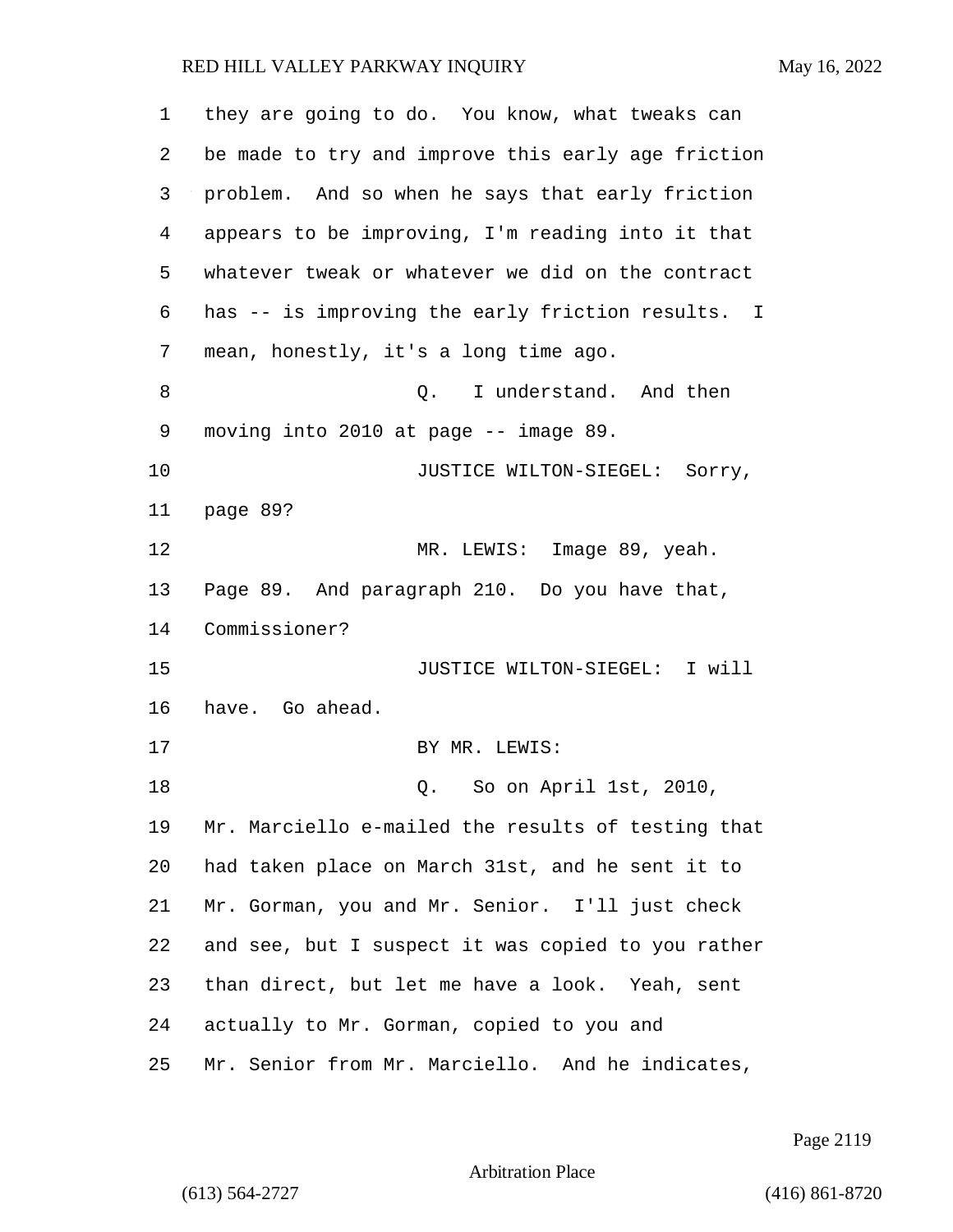they are going to do. You know, what tweaks can be made to try and improve this early age friction problem. And so when he says that early friction appears to be improving, I'm reading into it that whatever tweak or whatever we did on the contract has -- is improving the early friction results. I mean, honestly, it's a long time ago.

Q. I understand. And then moving into 2010 at page -- image 89.

JUSTICE WILTON-SIEGEL: Sorry, page 89?

MR. LEWIS: Image 89, yeah. Page 89. And paragraph 210. Do you have that, Commissioner?

JUSTICE WILTON-SIEGEL: I will have. Go ahead.

BY MR. LEWIS:

Q. So on April 1st, 2010, Mr. Marciello e-mailed the results of testing that had taken place on March 31st, and he sent it to Mr. Gorman, you and Mr. Senior. I'll just check and see, but I suspect it was copied to you rather than direct, but let me have a look. Yeah, sent actually to Mr. Gorman, copied to you and Mr. Senior from Mr. Marciello. And he indicates,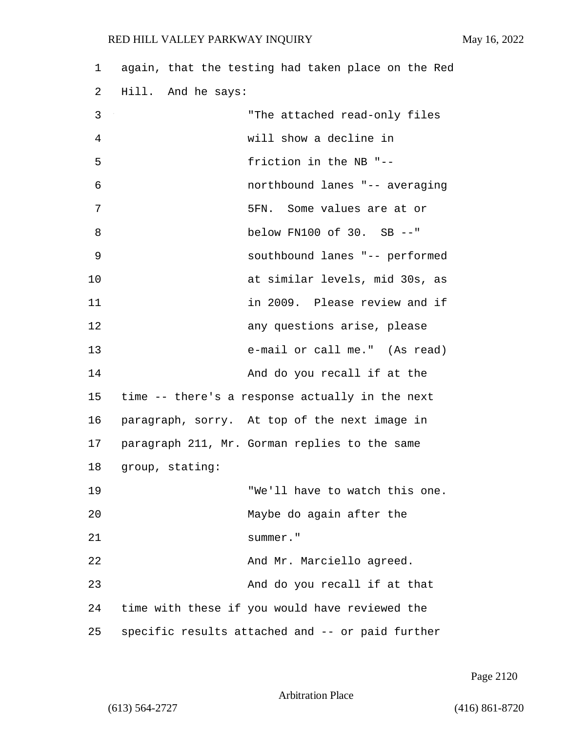again, that the testing had taken place on the Red Hill. And he says:

> "The attached read-only files will show a decline in friction in the NB "-- northbound lanes "-- averaging 5FN. Some values are at or below FN100 of 30. SB --" southbound lanes "-- performed at similar levels, mid 30s, as in 2009. Please review and if any questions arise, please e-mail or call me." (As read)

And do you recall if at the time -- there's a response actually in the next paragraph, sorry. At top of the next image in paragraph 211, Mr. Gorman replies to the same group, stating:

> "We'll have to watch this one. Maybe do again after the summer."

And Mr. Marciello agreed.

And do you recall if at that time with these if you would have reviewed the specific results attached and -- or paid further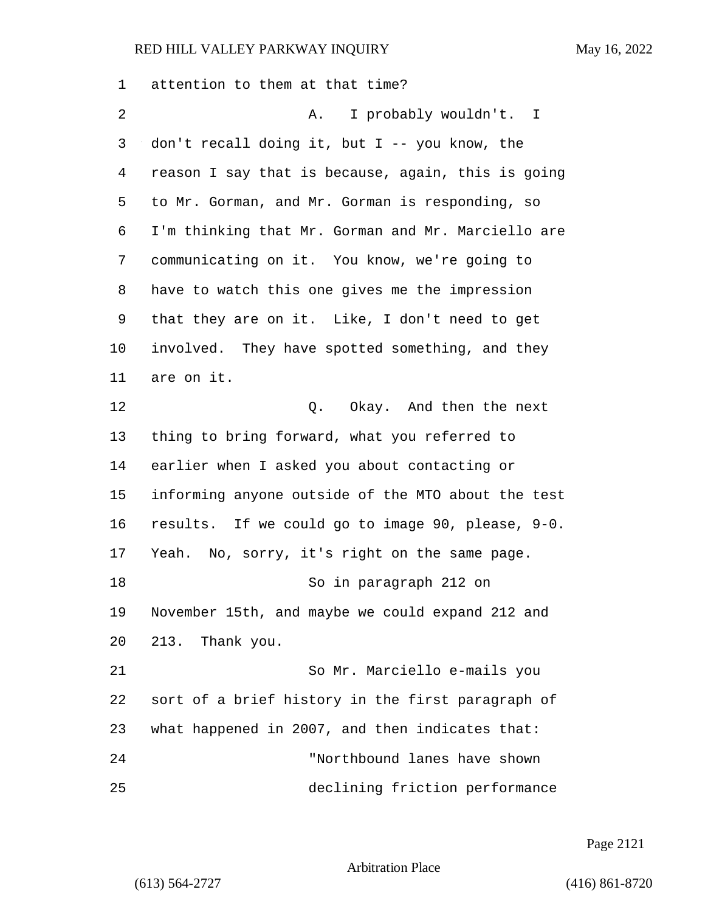1 attention to them at that time?

2 A. I probably wouldn't. I

3 don't recall doing it, but I -- you know, the

4 reason I say that is because, again, this is going

5 to Mr. Gorman, and Mr. Gorman is responding, so

6 I'm thinking that Mr. Gorman and Mr. Marciello are

7 communicating on it. You know, we're going to

8 have to watch this one gives me the impression

9 that they are on it. Like, I don't need to get

10 involved. They have spotted something, and they

11 are on it.

12 Q. Okay. And then the next

13 thing to bring forward, what you referred to

14 earlier when I asked you about contacting or

15 informing anyone outside of the MTO about the test

16 results. If we could go to image 90, please, 9-0.

17 Yeah. No, sorry, it's right on the same page.

18 So in paragraph 212 on

19 November 15th, and maybe we could expand 212 and

20 213. Thank you.

21 So Mr. Marciello e-mails you

22 sort of a brief history in the first paragraph of

23 what happened in 2007, and then indicates that:

24 "Northbound lanes have shown

25 declining friction performance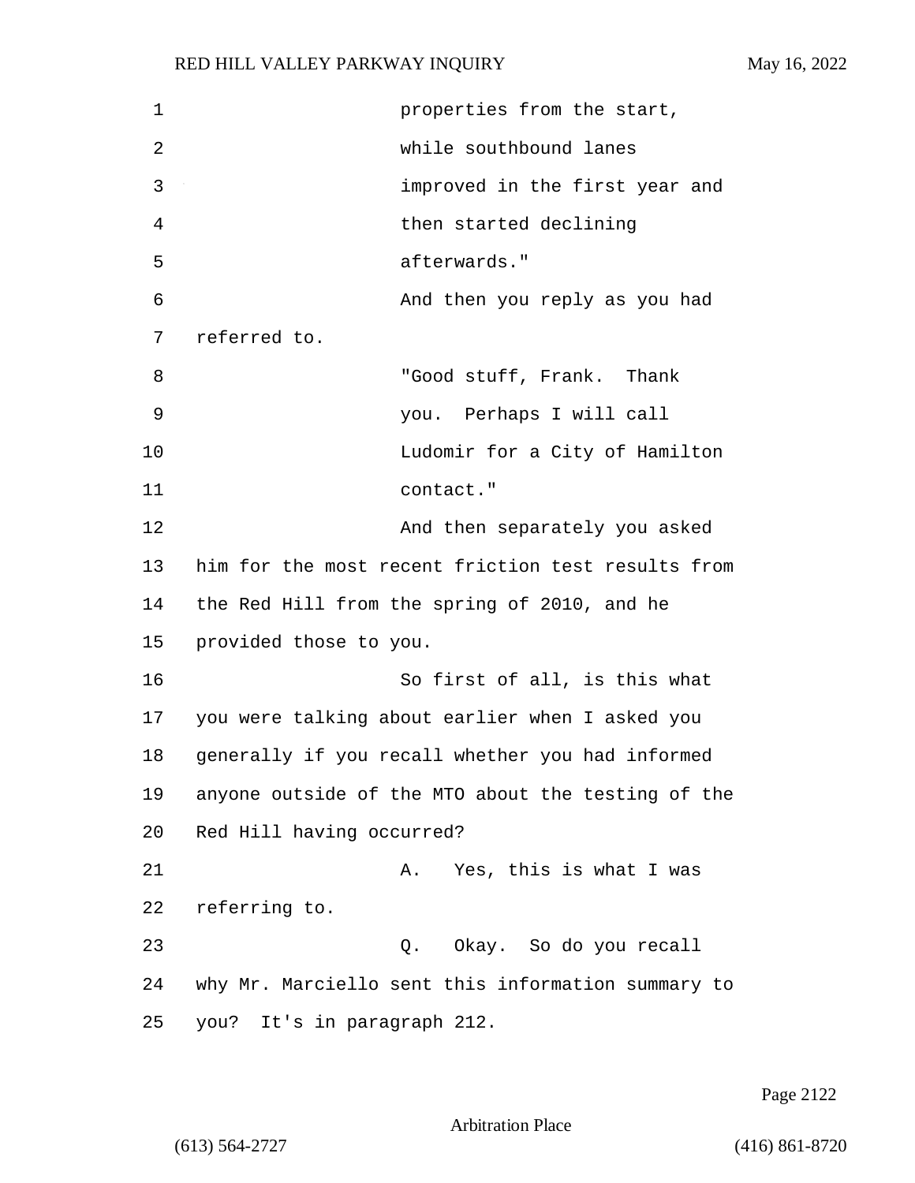properties from the start, while southbound lanes improved in the first year and then started declining afterwards."

And then you reply as you had referred to.

"Good stuff, Frank. Thank you. Perhaps I will call Ludomir for a City of Hamilton contact."

And then separately you asked him for the most recent friction test results from the Red Hill from the spring of 2010, and he provided those to you.

So first of all, is this what you were talking about earlier when I asked you generally if you recall whether you had informed anyone outside of the MTO about the testing of the Red Hill having occurred?

A. Yes, this is what I was referring to.

Q. Okay. So do you recall why Mr. Marciello sent this information summary to you? It's in paragraph 212.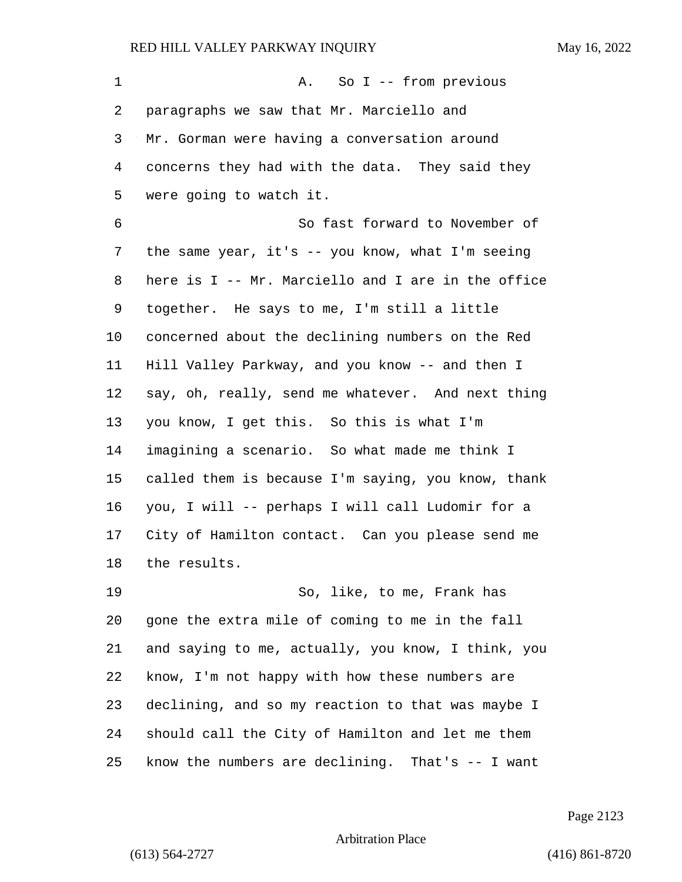A. So I -- from previous paragraphs we saw that Mr. Marciello and Mr. Gorman were having a conversation around concerns they had with the data. They said they were going to watch it.

So fast forward to November of the same year, it's -- you know, what I'm seeing here is I -- Mr. Marciello and I are in the office together. He says to me, I'm still a little concerned about the declining numbers on the Red Hill Valley Parkway, and you know -- and then I say, oh, really, send me whatever. And next thing you know, I get this. So this is what I'm imagining a scenario. So what made me think I called them is because I'm saying, you know, thank you, I will -- perhaps I will call Ludomir for a City of Hamilton contact. Can you please send me the results.

So, like, to me, Frank has gone the extra mile of coming to me in the fall and saying to me, actually, you know, I think, you know, I'm not happy with how these numbers are declining, and so my reaction to that was maybe I should call the City of Hamilton and let me them know the numbers are declining. That's -- I want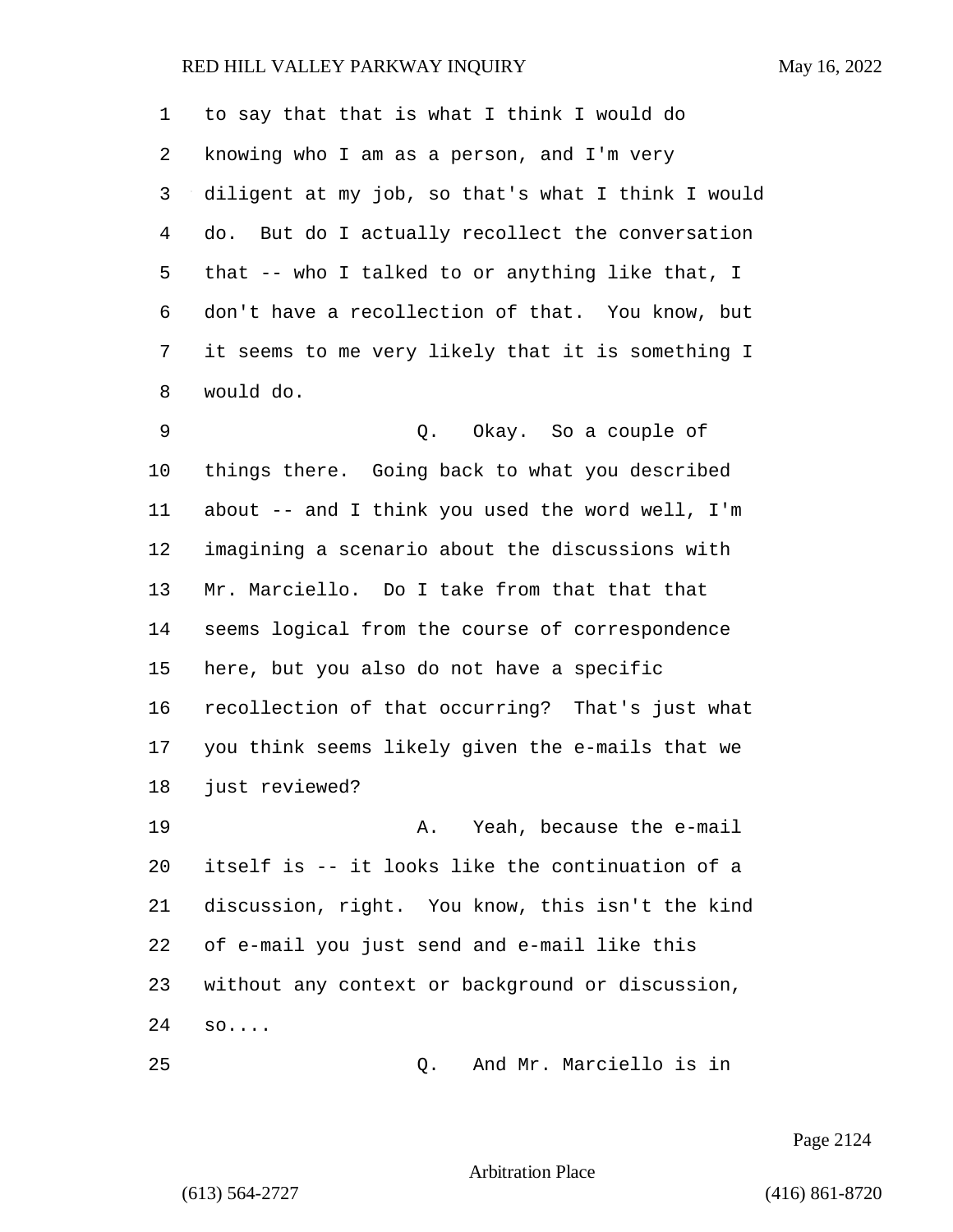to say that that is what I think I would do knowing who I am as a person, and I'm very diligent at my job, so that's what I think I would do. But do I actually recollect the conversation that -- who I talked to or anything like that, I don't have a recollection of that. You know, but it seems to me very likely that it is something I would do.

Q. Okay. So a couple of things there. Going back to what you described about -- and I think you used the word well, I'm imagining a scenario about the discussions with Mr. Marciello. Do I take from that that that seems logical from the course of correspondence here, but you also do not have a specific recollection of that occurring? That's just what you think seems likely given the e-mails that we just reviewed?

A. Yeah, because the e-mail itself is -- it looks like the continuation of a discussion, right. You know, this isn't the kind of e-mail you just send and e-mail like this without any context or background or discussion, so....

Q. And Mr. Marciello is in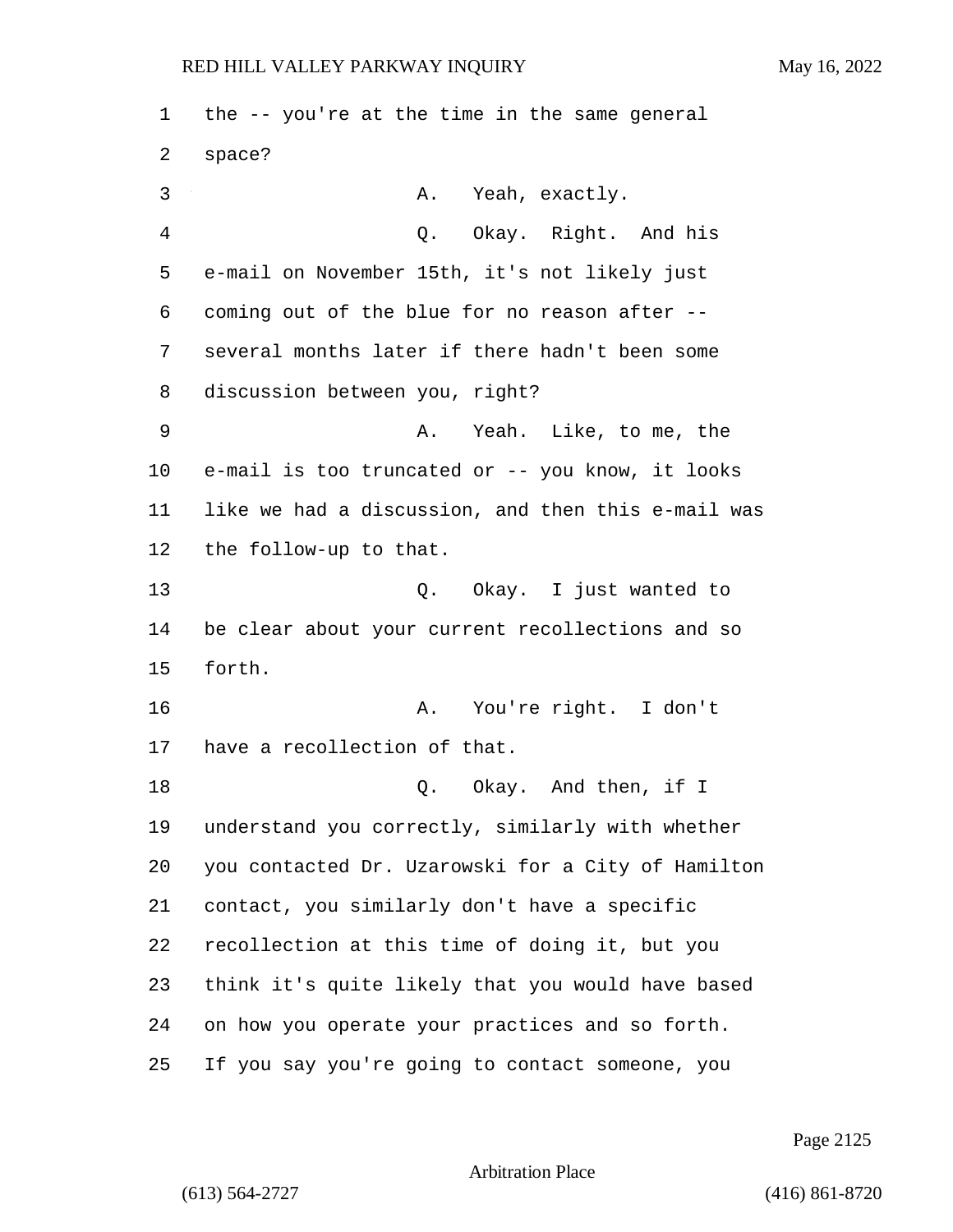the -- you're at the time in the same general space?

A. Yeah, exactly.

Q. Okay. Right. And his e-mail on November 15th, it's not likely just coming out of the blue for no reason after -- several months later if there hadn't been some discussion between you, right?

A. Yeah. Like, to me, the e-mail is too truncated or -- you know, it looks like we had a discussion, and then this e-mail was the follow-up to that.

Q. Okay. I just wanted to be clear about your current recollections and so forth.

A. You're right. I don't have a recollection of that.

Q. Okay. And then, if I understand you correctly, similarly with whether you contacted Dr. Uzarowski for a City of Hamilton contact, you similarly don't have a specific recollection at this time of doing it, but you think it's quite likely that you would have based on how you operate your practices and so forth. If you say you're going to contact someone, you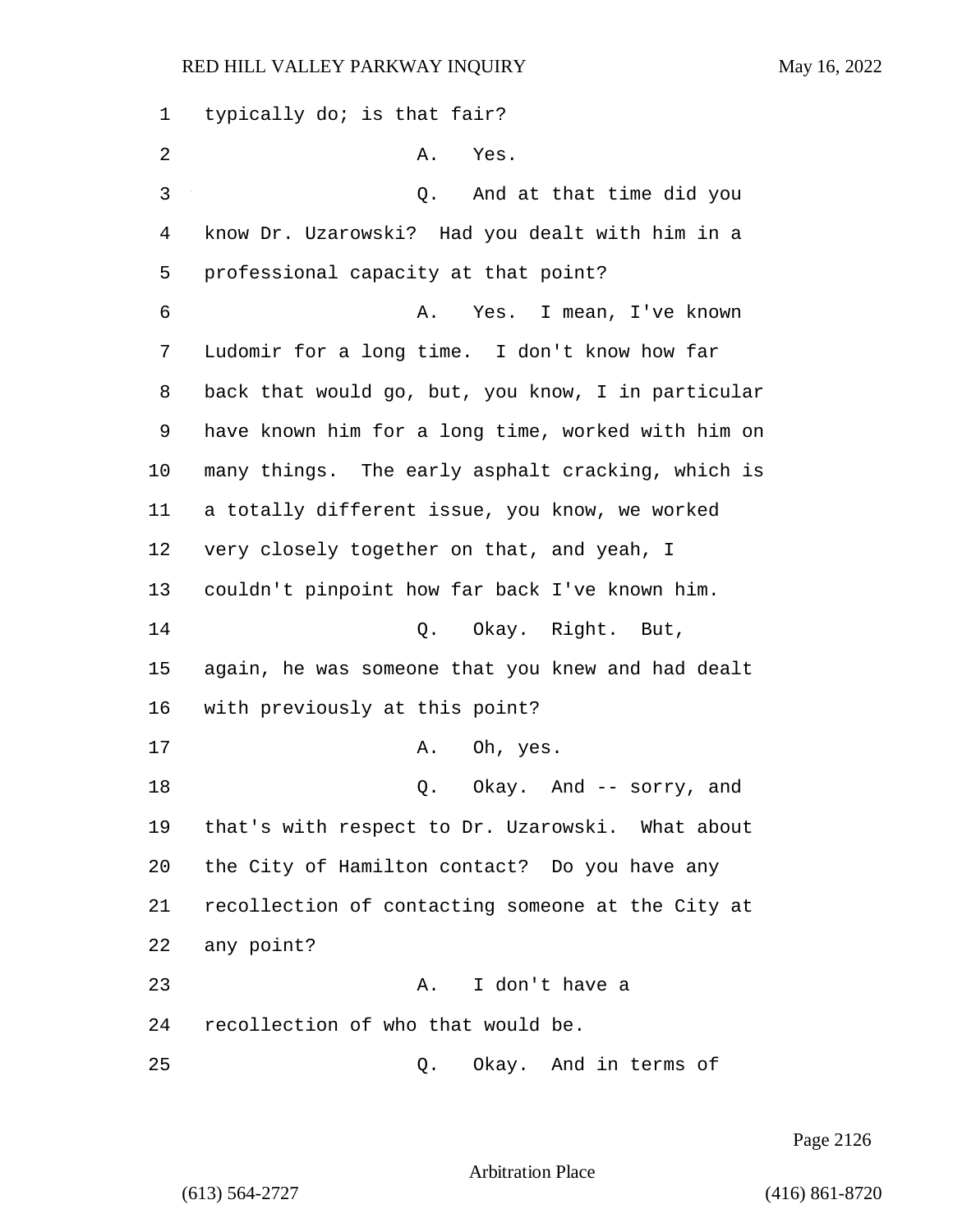typically do; is that fair?

A. Yes.

Q. And at that time did you know Dr. Uzarowski? Had you dealt with him in a professional capacity at that point?

A. Yes. I mean, I've known Ludomir for a long time. I don't know how far back that would go, but, you know, I in particular have known him for a long time, worked with him on many things. The early asphalt cracking, which is a totally different issue, you know, we worked very closely together on that, and yeah, I couldn't pinpoint how far back I've known him.

Q. Okay. Right. But, again, he was someone that you knew and had dealt with previously at this point?

A. Oh, yes.

Q. Okay. And -- sorry, and that's with respect to Dr. Uzarowski. What about the City of Hamilton contact? Do you have any recollection of contacting someone at the City at any point?

A. I don't have a recollection of who that would be.

Q. Okay. And in terms of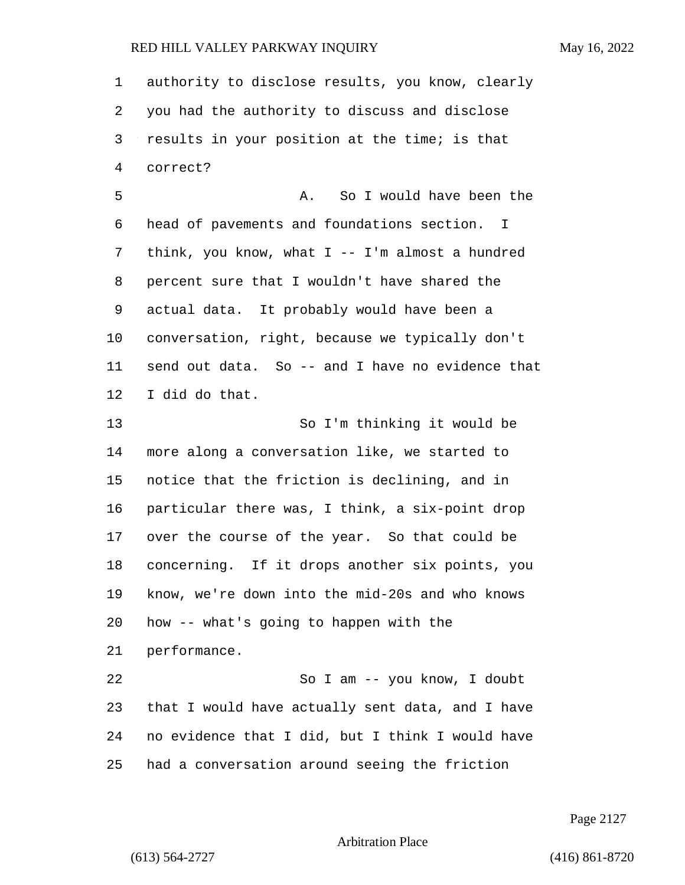authority to disclose results, you know, clearly you had the authority to discuss and disclose results in your position at the time; is that correct?

A. So I would have been the head of pavements and foundations section. I think, you know, what I -- I'm almost a hundred percent sure that I wouldn't have shared the actual data. It probably would have been a conversation, right, because we typically don't send out data. So -- and I have no evidence that I did do that.

So I'm thinking it would be more along a conversation like, we started to notice that the friction is declining, and in particular there was, I think, a six-point drop over the course of the year. So that could be concerning. If it drops another six points, you know, we're down into the mid-20s and who knows how -- what's going to happen with the performance.

So I am -- you know, I doubt that I would have actually sent data, and I have no evidence that I did, but I think I would have had a conversation around seeing the friction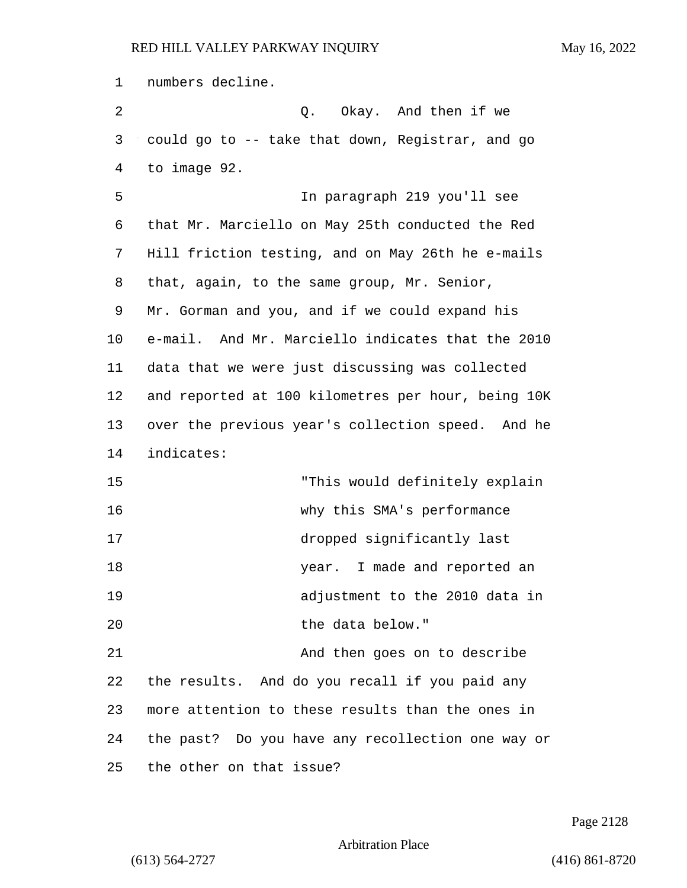numbers decline.

Q. Okay. And then if we could go to -- take that down, Registrar, and go to image 92.

In paragraph 219 you'll see that Mr. Marciello on May 25th conducted the Red Hill friction testing, and on May 26th he e-mails that, again, to the same group, Mr. Senior, Mr. Gorman and you, and if we could expand his e-mail. And Mr. Marciello indicates that the 2010 data that we were just discussing was collected and reported at 100 kilometres per hour, being 10K over the previous year's collection speed. And he indicates:

> "This would definitely explain why this SMA's performance dropped significantly last year. I made and reported an adjustment to the 2010 data in the data below."

And then goes on to describe the results. And do you recall if you paid any more attention to these results than the ones in the past? Do you have any recollection one way or the other on that issue?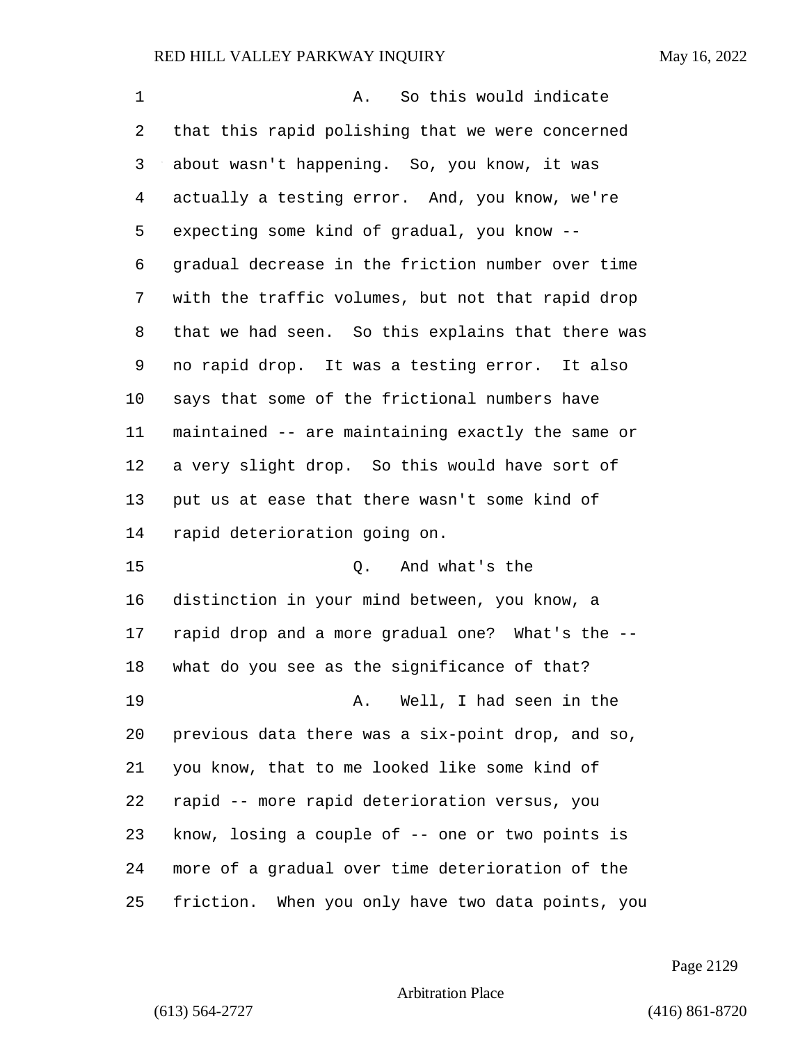A. So this would indicate that this rapid polishing that we were concerned about wasn't happening. So, you know, it was actually a testing error. And, you know, we're expecting some kind of gradual, you know -- gradual decrease in the friction number over time with the traffic volumes, but not that rapid drop that we had seen. So this explains that there was no rapid drop. It was a testing error. It also says that some of the frictional numbers have maintained -- are maintaining exactly the same or a very slight drop. So this would have sort of put us at ease that there wasn't some kind of rapid deterioration going on.

Q. And what's the distinction in your mind between, you know, a rapid drop and a more gradual one? What's the -- what do you see as the significance of that?

A. Well, I had seen in the previous data there was a six-point drop, and so, you know, that to me looked like some kind of rapid -- more rapid deterioration versus, you know, losing a couple of -- one or two points is more of a gradual over time deterioration of the friction. When you only have two data points, you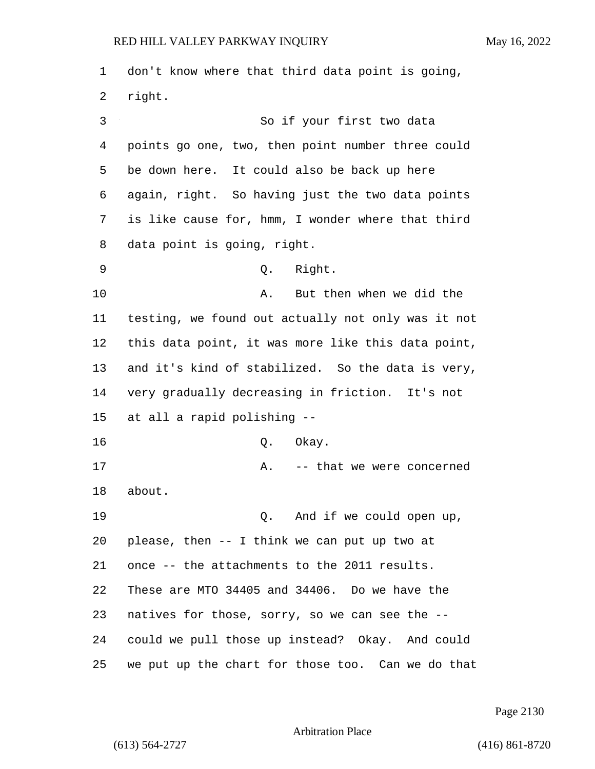don't know where that third data point is going, right.

So if your first two data points go one, two, then point number three could be down here. It could also be back up here again, right. So having just the two data points is like cause for, hmm, I wonder where that third data point is going, right.

Q. Right.

A. But then when we did the testing, we found out actually not only was it not this data point, it was more like this data point, and it's kind of stabilized. So the data is very, very gradually decreasing in friction. It's not at all a rapid polishing --

Q. Okay.

A. -- that we were concerned about.

Q. And if we could open up, please, then -- I think we can put up two at once -- the attachments to the 2011 results. These are MTO 34405 and 34406. Do we have the natives for those, sorry, so we can see the -- could we pull those up instead? Okay. And could we put up the chart for those too. Can we do that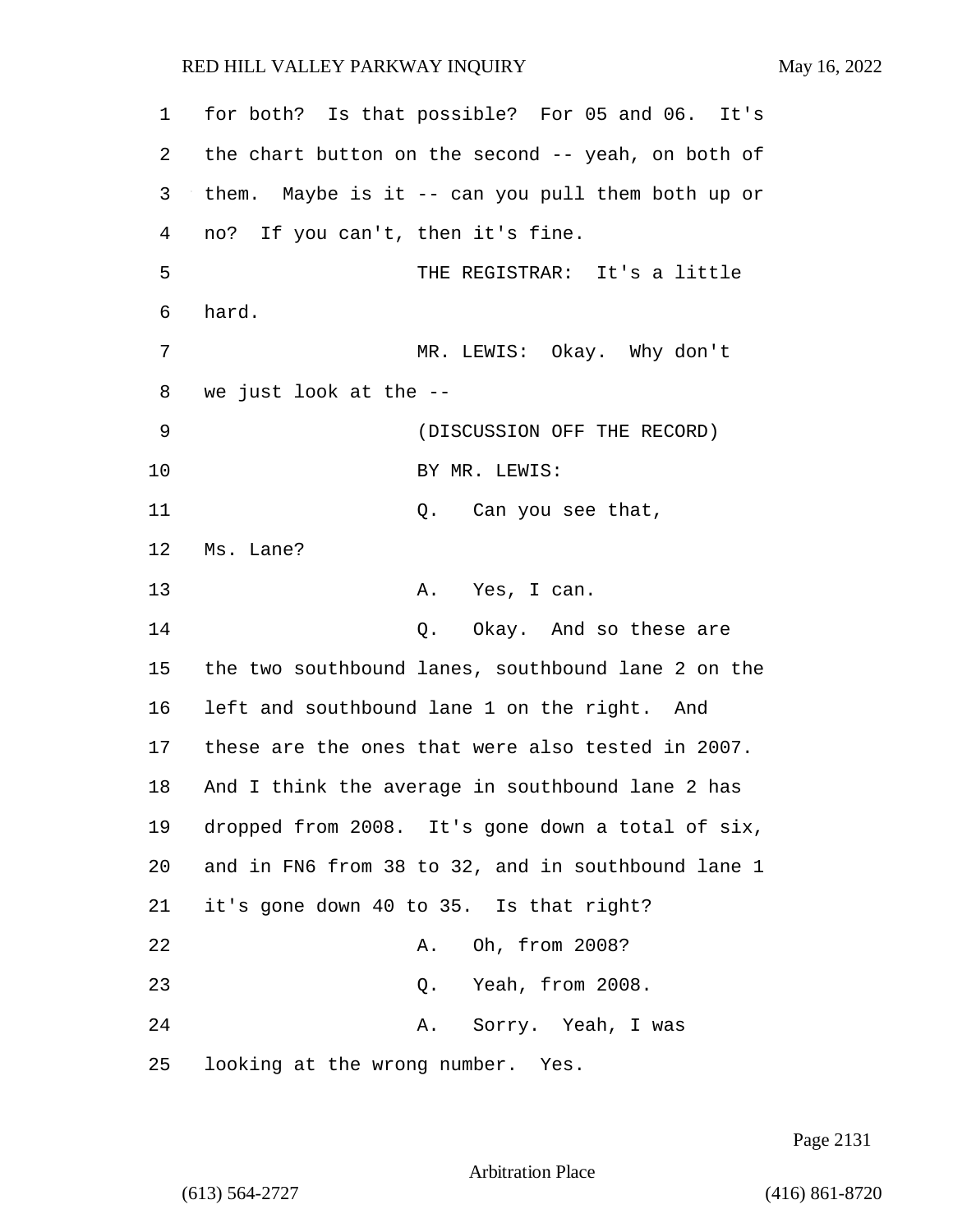1 for both? Is that possible? For 05 and 06. It's
2 the chart button on the second -- yeah, on both of
3 them. Maybe is it -- can you pull them both up or
4 no? If you can't, then it's fine.

5 THE REGISTRAR: It's a little
6 hard.

7 MR. LEWIS: Okay. Why don't
8 we just look at the --

9 (DISCUSSION OFF THE RECORD)

10 BY MR. LEWIS:

11 Q. Can you see that,
12 Ms. Lane?

13 A. Yes, I can.

14 Q. Okay. And so these are
15 the two southbound lanes, southbound lane 2 on the
16 left and southbound lane 1 on the right. And
17 these are the ones that were also tested in 2007.
18 And I think the average in southbound lane 2 has
19 dropped from 2008. It's gone down a total of six,
20 and in FN6 from 38 to 32, and in southbound lane 1
21 it's gone down 40 to 35. Is that right?

22 A. Oh, from 2008?

23 Q. Yeah, from 2008.

24 A. Sorry. Yeah, I was
25 looking at the wrong number. Yes.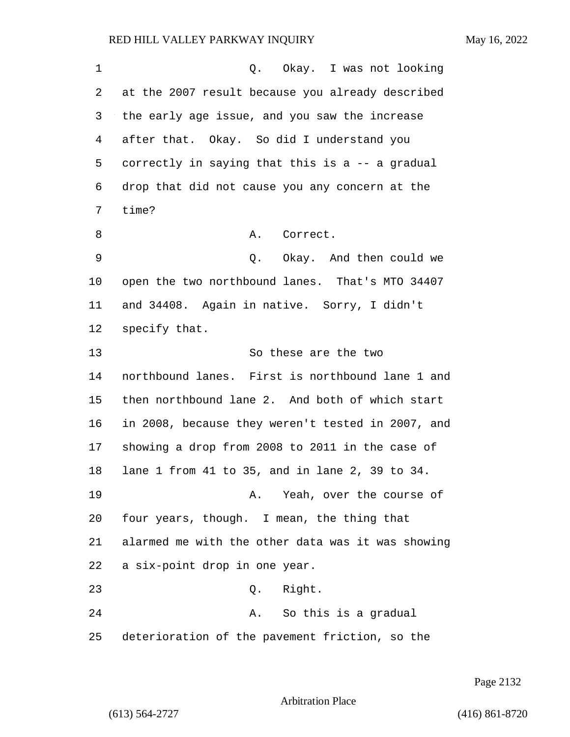Q. Okay. I was not looking at the 2007 result because you already described the early age issue, and you saw the increase after that. Okay. So did I understand you correctly in saying that this is a -- a gradual drop that did not cause you any concern at the time?

A. Correct.

Q. Okay. And then could we open the two northbound lanes. That's MTO 34407 and 34408. Again in native. Sorry, I didn't specify that.

So these are the two northbound lanes. First is northbound lane 1 and then northbound lane 2. And both of which start in 2008, because they weren't tested in 2007, and showing a drop from 2008 to 2011 in the case of lane 1 from 41 to 35, and in lane 2, 39 to 34.

A. Yeah, over the course of four years, though. I mean, the thing that alarmed me with the other data was it was showing a six-point drop in one year.

Q. Right.

A. So this is a gradual deterioration of the pavement friction, so the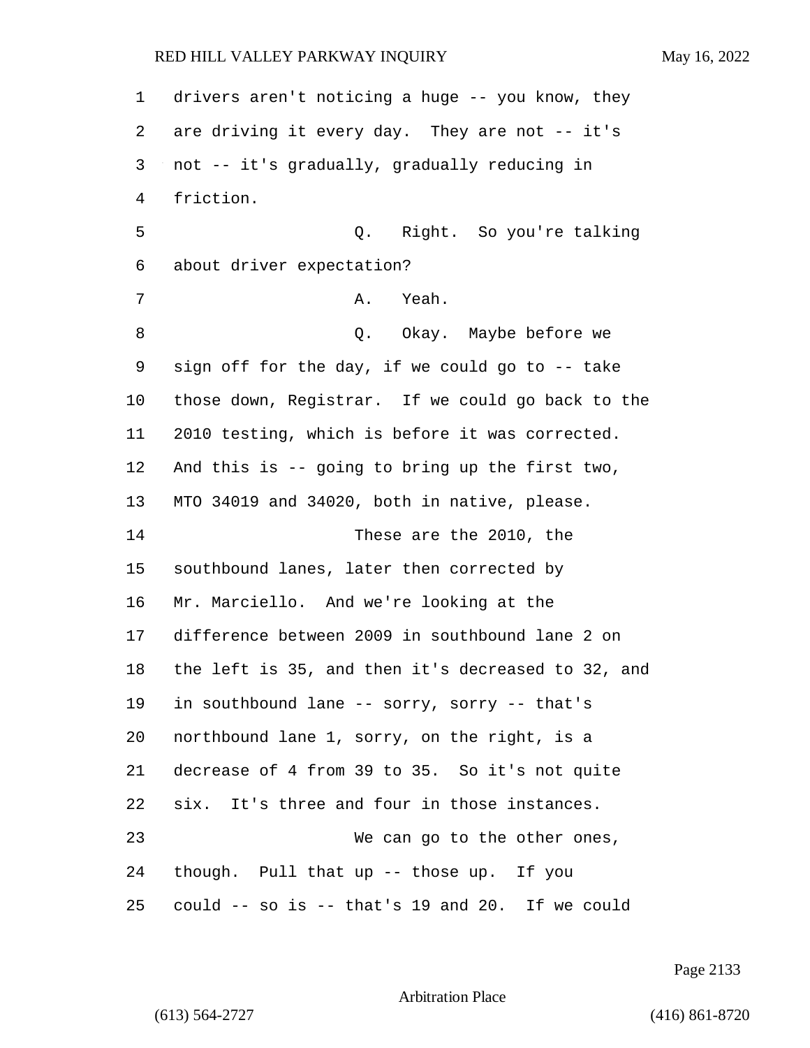drivers aren't noticing a huge -- you know, they are driving it every day. They are not -- it's not -- it's gradually, gradually reducing in friction.

Q. Right. So you're talking about driver expectation?

A. Yeah.

Q. Okay. Maybe before we sign off for the day, if we could go to -- take those down, Registrar. If we could go back to the 2010 testing, which is before it was corrected. And this is -- going to bring up the first two, MTO 34019 and 34020, both in native, please.

These are the 2010, the southbound lanes, later then corrected by Mr. Marciello. And we're looking at the difference between 2009 in southbound lane 2 on the left is 35, and then it's decreased to 32, and in southbound lane -- sorry, sorry -- that's northbound lane 1, sorry, on the right, is a decrease of 4 from 39 to 35. So it's not quite six. It's three and four in those instances.

We can go to the other ones, though. Pull that up -- those up. If you could -- so is -- that's 19 and 20. If we could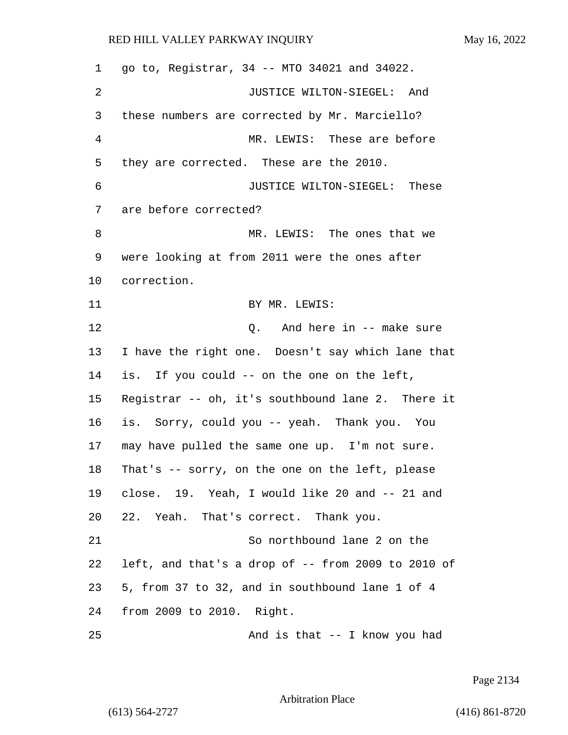1 go to, Registrar, 34 -- MTO 34021 and 34022.

2 JUSTICE WILTON-SIEGEL: And

3 these numbers are corrected by Mr. Marciello?

4 MR. LEWIS: These are before

5 they are corrected. These are the 2010.

6 JUSTICE WILTON-SIEGEL: These

7 are before corrected?

8 MR. LEWIS: The ones that we

9 were looking at from 2011 were the ones after

10 correction.

11 BY MR. LEWIS:

12 Q. And here in -- make sure

13 I have the right one. Doesn't say which lane that

14 is. If you could -- on the one on the left,

15 Registrar -- oh, it's southbound lane 2. There it

16 is. Sorry, could you -- yeah. Thank you. You

17 may have pulled the same one up. I'm not sure.

18 That's -- sorry, on the one on the left, please

19 close. 19. Yeah, I would like 20 and -- 21 and

20 22. Yeah. That's correct. Thank you.

21 So northbound lane 2 on the

22 left, and that's a drop of -- from 2009 to 2010 of

23 5, from 37 to 32, and in southbound lane 1 of 4

24 from 2009 to 2010. Right.

25 And is that -- I know you had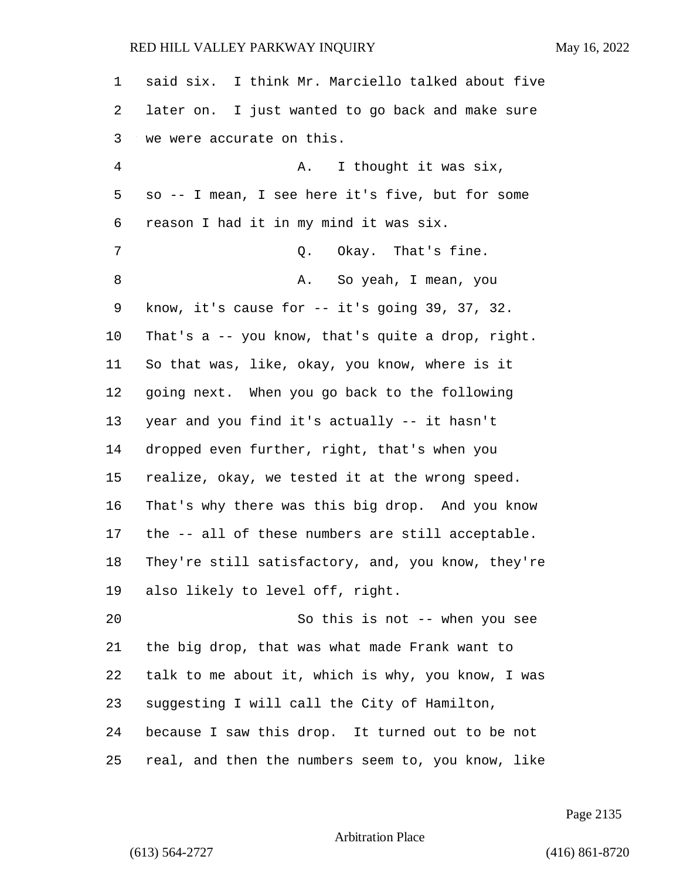said six. I think Mr. Marciello talked about five later on. I just wanted to go back and make sure we were accurate on this.

A. I thought it was six, so -- I mean, I see here it's five, but for some reason I had it in my mind it was six.

Q. Okay. That's fine.

A. So yeah, I mean, you know, it's cause for -- it's going 39, 37, 32. That's a -- you know, that's quite a drop, right. So that was, like, okay, you know, where is it going next. When you go back to the following year and you find it's actually -- it hasn't dropped even further, right, that's when you realize, okay, we tested it at the wrong speed. That's why there was this big drop. And you know the -- all of these numbers are still acceptable. They're still satisfactory, and, you know, they're also likely to level off, right.

So this is not -- when you see the big drop, that was what made Frank want to talk to me about it, which is why, you know, I was suggesting I will call the City of Hamilton, because I saw this drop. It turned out to be not real, and then the numbers seem to, you know, like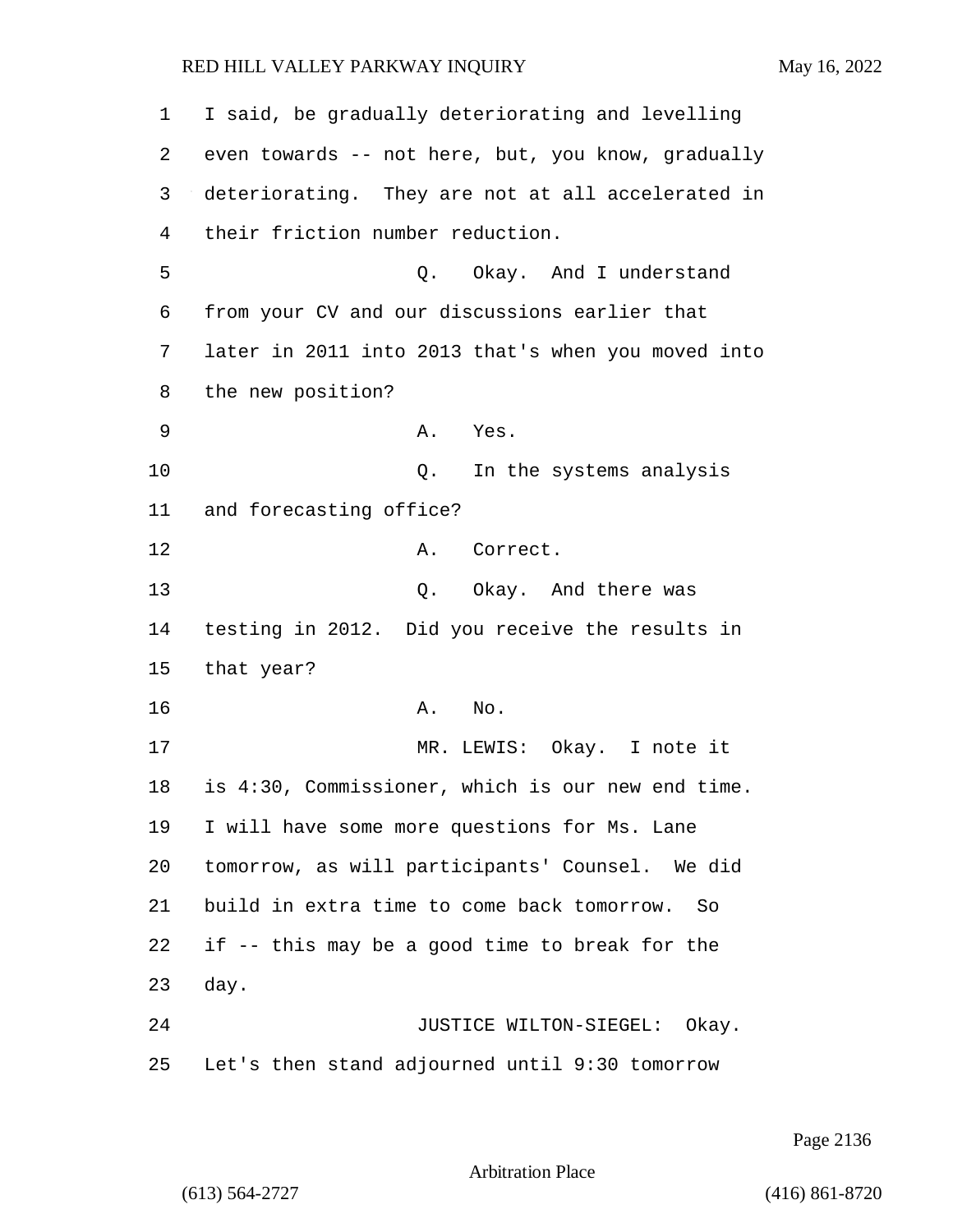I said, be gradually deteriorating and levelling even towards -- not here, but, you know, gradually deteriorating. They are not at all accelerated in their friction number reduction.

Q. Okay. And I understand from your CV and our discussions earlier that later in 2011 into 2013 that's when you moved into the new position?

A. Yes.

Q. In the systems analysis and forecasting office?

A. Correct.

Q. Okay. And there was testing in 2012. Did you receive the results in that year?

A. No.

MR. LEWIS: Okay. I note it is 4:30, Commissioner, which is our new end time. I will have some more questions for Ms. Lane tomorrow, as will participants' Counsel. We did build in extra time to come back tomorrow. So if -- this may be a good time to break for the day.

JUSTICE WILTON-SIEGEL: Okay. Let's then stand adjourned until 9:30 tomorrow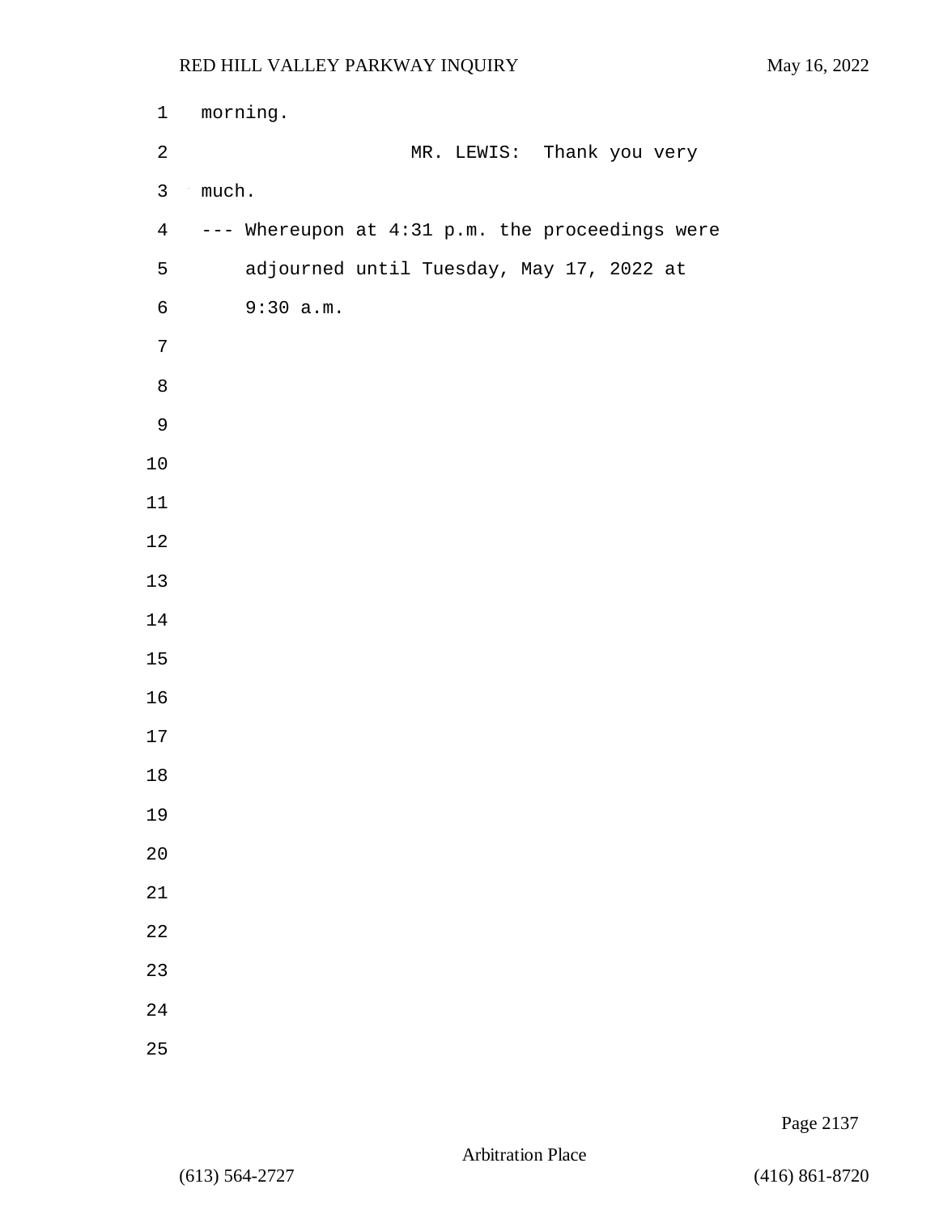morning.

MR. LEWIS: Thank you very much.

--- Whereupon at 4:31 p.m. the proceedings were adjourned until Tuesday, May 17, 2022 at 9:30 a.m.